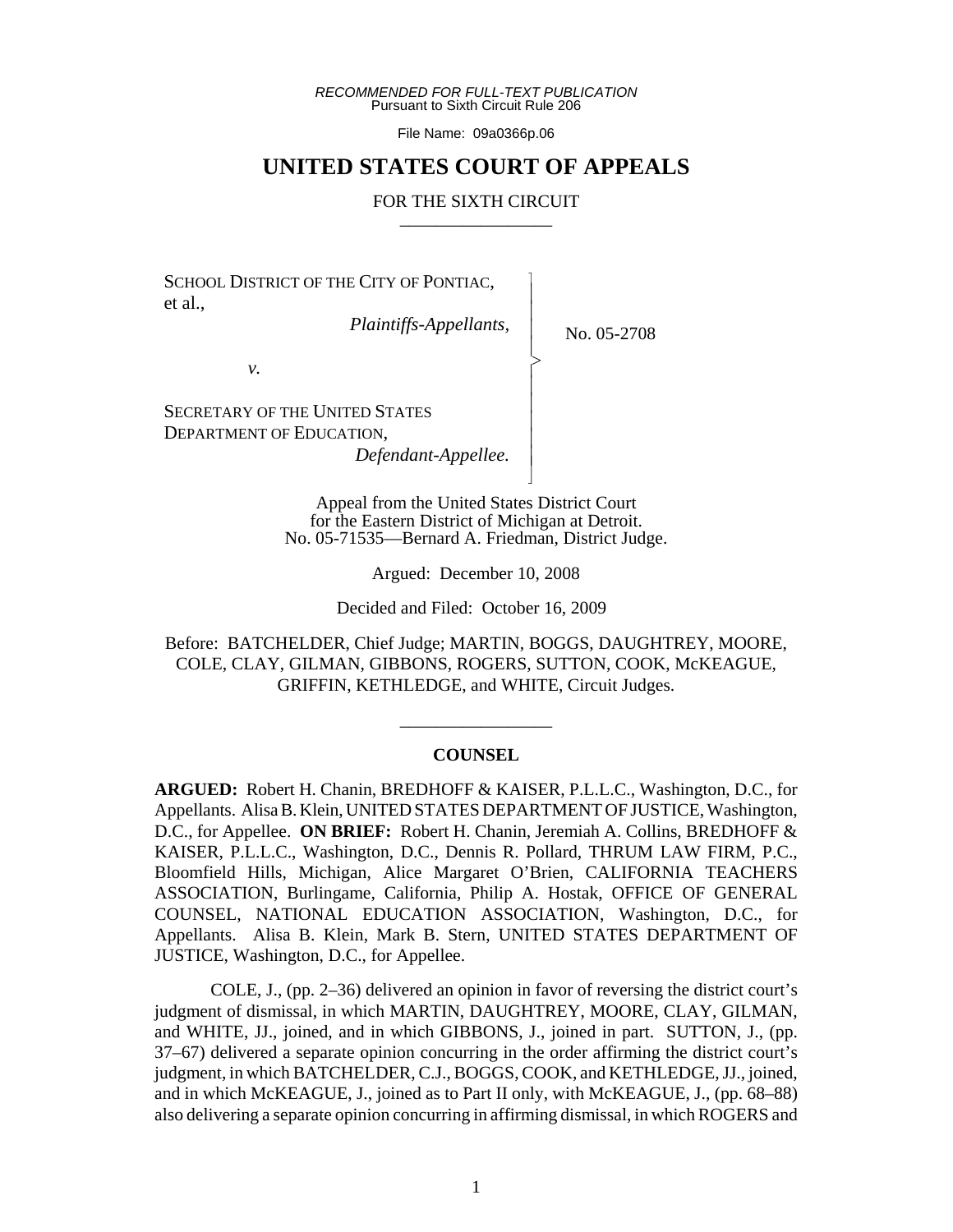*RECOMMENDED FOR FULL-TEXT PUBLICATION*
Pursuant to Sixth Circuit Rule 206

File Name: 09a0366p.06

# UNITED STATES COURT OF APPEALS

## FOR THE SIXTH CIRCUIT

---

SCHOOL DISTRICT OF THE CITY OF PONTIAC, et al.,
*Plaintiffs-Appellants*,

*v.*

SECRETARY OF THE UNITED STATES DEPARTMENT OF EDUCATION,
*Defendant-Appellee.*

No. 05-2708

Appeal from the United States District Court for the Eastern District of Michigan at Detroit.
No. 05-71535—Bernard A. Friedman, District Judge.

Argued: December 10, 2008

Decided and Filed: October 16, 2009

Before: BATCHELDER, Chief Judge; MARTIN, BOGGS, DAUGHTREY, MOORE, COLE, CLAY, GILMAN, GIBBONS, ROGERS, SUTTON, COOK, McKEAGUE, GRIFFIN, KETHLEDGE, and WHITE, Circuit Judges.

---

### COUNSEL

**ARGUED:** Robert H. Chanin, BREDHOFF & KAISER, P.L.L.C., Washington, D.C., for Appellants. Alisa B. Klein, UNITED STATES DEPARTMENT OF JUSTICE, Washington, D.C., for Appellee. **ON BRIEF:** Robert H. Chanin, Jeremiah A. Collins, BREDHOFF & KAISER, P.L.L.C., Washington, D.C., Dennis R. Pollard, THRUM LAW FIRM, P.C., Bloomfield Hills, Michigan, Alice Margaret O'Brien, CALIFORNIA TEACHERS ASSOCIATION, Burlingame, California, Philip A. Hostak, OFFICE OF GENERAL COUNSEL, NATIONAL EDUCATION ASSOCIATION, Washington, D.C., for Appellants. Alisa B. Klein, Mark B. Stern, UNITED STATES DEPARTMENT OF JUSTICE, Washington, D.C., for Appellee.

COLE, J., (pp. 2–36) delivered an opinion in favor of reversing the district court's judgment of dismissal, in which MARTIN, DAUGHTREY, MOORE, CLAY, GILMAN, and WHITE, JJ., joined, and in which GIBBONS, J., joined in part. SUTTON, J., (pp. 37–67) delivered a separate opinion concurring in the order affirming the district court's judgment, in which BATCHELDER, C.J., BOGGS, COOK, and KETHLEDGE, JJ., joined, and in which McKEAGUE, J., joined as to Part II only, with McKEAGUE, J., (pp. 68–88) also delivering a separate opinion concurring in affirming dismissal, in which ROGERS and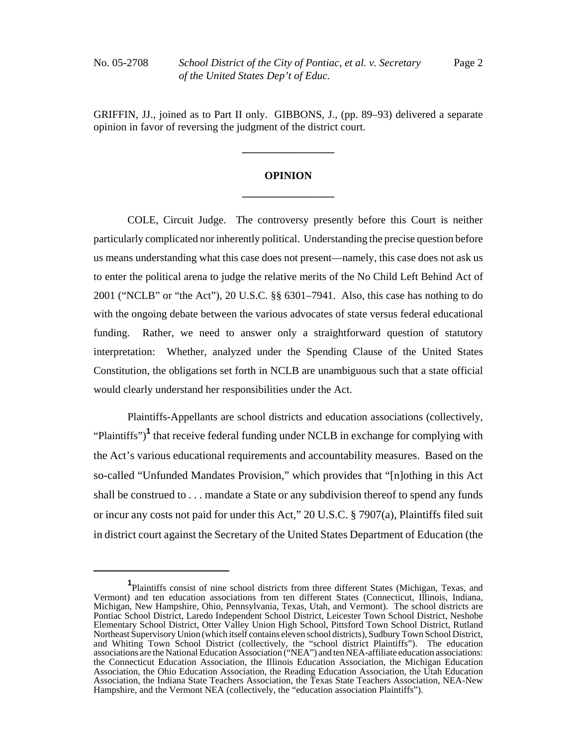GRIFFIN, JJ., joined as to Part II only. GIBBONS, J., (pp. 89–93) delivered a separate opinion in favor of reversing the judgment of the district court.

---

**OPINION**

---

COLE, Circuit Judge. The controversy presently before this Court is neither particularly complicated nor inherently political. Understanding the precise question before us means understanding what this case does not present—namely, this case does not ask us to enter the political arena to judge the relative merits of the No Child Left Behind Act of 2001 ("NCLB" or "the Act"), 20 U.S.C. §§ 6301–7941. Also, this case has nothing to do with the ongoing debate between the various advocates of state versus federal educational funding. Rather, we need to answer only a straightforward question of statutory interpretation: Whether, analyzed under the Spending Clause of the United States Constitution, the obligations set forth in NCLB are unambiguous such that a state official would clearly understand her responsibilities under the Act.

Plaintiffs-Appellants are school districts and education associations (collectively, "Plaintiffs")[1] that receive federal funding under NCLB in exchange for complying with the Act's various educational requirements and accountability measures. Based on the so-called "Unfunded Mandates Provision," which provides that "[n]othing in this Act shall be construed to . . . mandate a State or any subdivision thereof to spend any funds or incur any costs not paid for under this Act," 20 U.S.C. § 7907(a), Plaintiffs filed suit in district court against the Secretary of the United States Department of Education (the

---

[1] Plaintiffs consist of nine school districts from three different States (Michigan, Texas, and Vermont) and ten education associations from ten different States (Connecticut, Illinois, Indiana, Michigan, New Hampshire, Ohio, Pennsylvania, Texas, Utah, and Vermont). The school districts are Pontiac School District, Laredo Independent School District, Leicester Town School District, Neshobe Elementary School District, Otter Valley Union High School, Pittsford Town School District, Rutland Northeast Supervisory Union (which itself contains eleven school districts), Sudbury Town School District, and Whiting Town School District (collectively, the "school district Plaintiffs"). The education associations are the National Education Association ("NEA") and ten NEA-affiliate education associations: the Connecticut Education Association, the Illinois Education Association, the Michigan Education Association, the Ohio Education Association, the Reading Education Association, the Utah Education Association, the Indiana State Teachers Association, the Texas State Teachers Association, NEA-New Hampshire, and the Vermont NEA (collectively, the "education association Plaintiffs").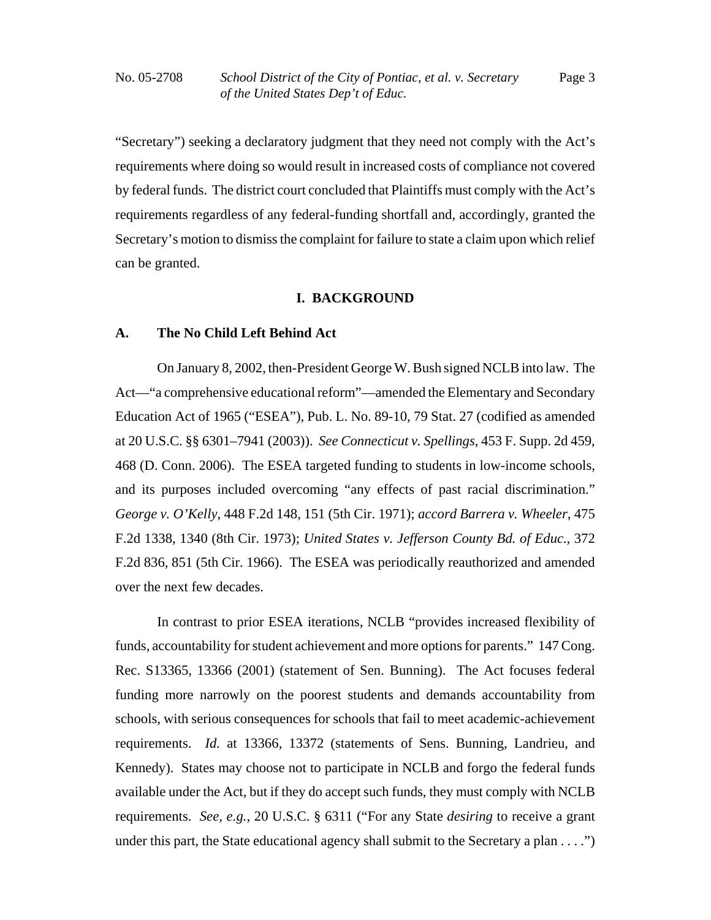"Secretary") seeking a declaratory judgment that they need not comply with the Act's requirements where doing so would result in increased costs of compliance not covered by federal funds. The district court concluded that Plaintiffs must comply with the Act's requirements regardless of any federal-funding shortfall and, accordingly, granted the Secretary's motion to dismiss the complaint for failure to state a claim upon which relief can be granted.

## I. BACKGROUND

### A. The No Child Left Behind Act

On January 8, 2002, then-President George W. Bush signed NCLB into law. The Act—"a comprehensive educational reform"—amended the Elementary and Secondary Education Act of 1965 ("ESEA"), Pub. L. No. 89-10, 79 Stat. 27 (codified as amended at 20 U.S.C. §§ 6301–7941 (2003)). *See Connecticut v. Spellings*, 453 F. Supp. 2d 459, 468 (D. Conn. 2006). The ESEA targeted funding to students in low-income schools, and its purposes included overcoming "any effects of past racial discrimination." *George v. O'Kelly*, 448 F.2d 148, 151 (5th Cir. 1971); *accord Barrera v. Wheeler*, 475 F.2d 1338, 1340 (8th Cir. 1973); *United States v. Jefferson County Bd. of Educ.*, 372 F.2d 836, 851 (5th Cir. 1966). The ESEA was periodically reauthorized and amended over the next few decades.

In contrast to prior ESEA iterations, NCLB "provides increased flexibility of funds, accountability for student achievement and more options for parents." 147 Cong. Rec. S13365, 13366 (2001) (statement of Sen. Bunning). The Act focuses federal funding more narrowly on the poorest students and demands accountability from schools, with serious consequences for schools that fail to meet academic-achievement requirements. *Id.* at 13366, 13372 (statements of Sens. Bunning, Landrieu, and Kennedy). States may choose not to participate in NCLB and forgo the federal funds available under the Act, but if they do accept such funds, they must comply with NCLB requirements. *See, e.g.*, 20 U.S.C. § 6311 ("For any State *desiring* to receive a grant under this part, the State educational agency shall submit to the Secretary a plan . . . .")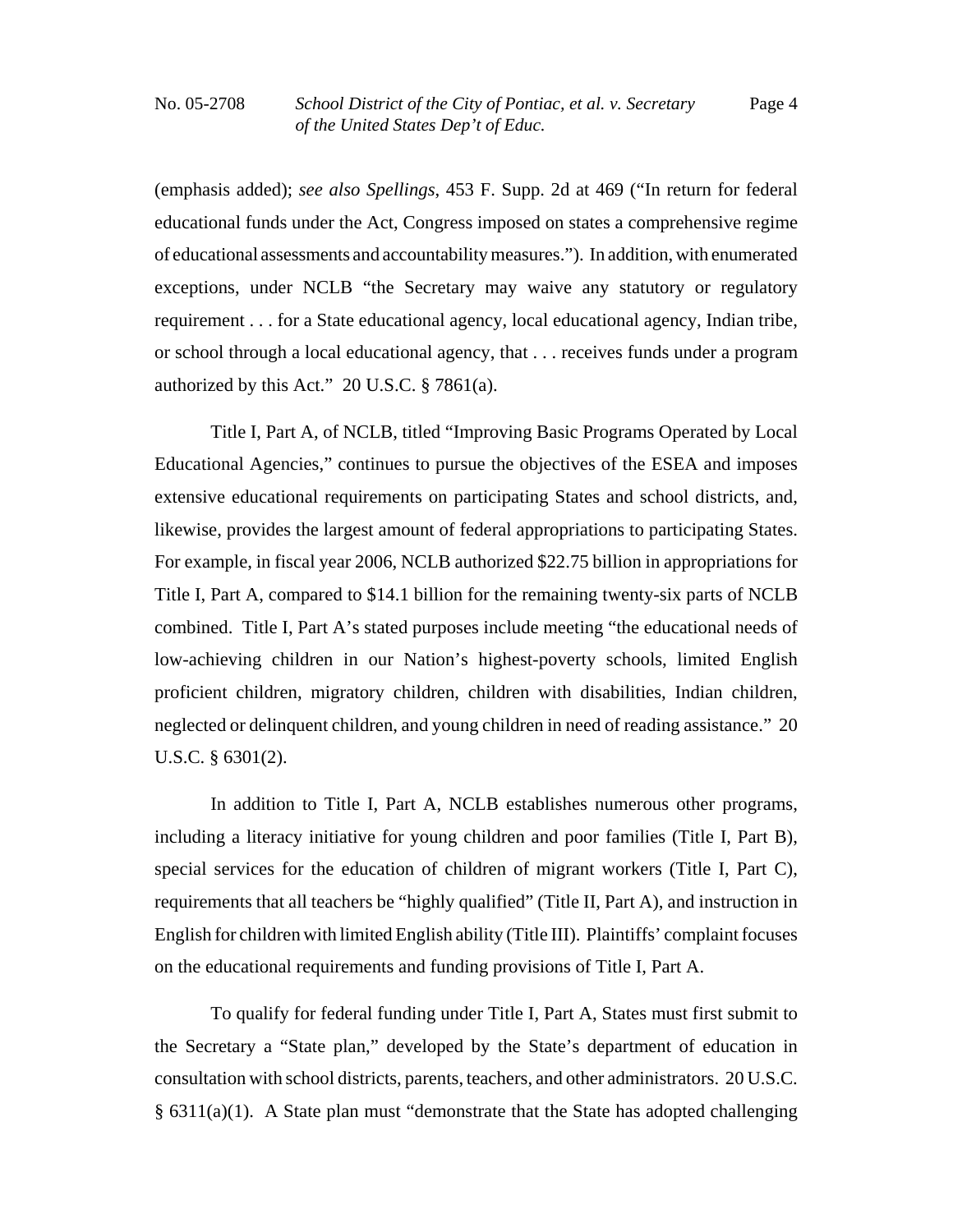(emphasis added); *see also Spellings*, 453 F. Supp. 2d at 469 ("In return for federal educational funds under the Act, Congress imposed on states a comprehensive regime of educational assessments and accountability measures."). In addition, with enumerated exceptions, under NCLB "the Secretary may waive any statutory or regulatory requirement . . . for a State educational agency, local educational agency, Indian tribe, or school through a local educational agency, that . . . receives funds under a program authorized by this Act." 20 U.S.C. § 7861(a).

Title I, Part A, of NCLB, titled "Improving Basic Programs Operated by Local Educational Agencies," continues to pursue the objectives of the ESEA and imposes extensive educational requirements on participating States and school districts, and, likewise, provides the largest amount of federal appropriations to participating States. For example, in fiscal year 2006, NCLB authorized $22.75 billion in appropriations for Title I, Part A, compared to $14.1 billion for the remaining twenty-six parts of NCLB combined. Title I, Part A's stated purposes include meeting "the educational needs of low-achieving children in our Nation's highest-poverty schools, limited English proficient children, migratory children, children with disabilities, Indian children, neglected or delinquent children, and young children in need of reading assistance." 20 U.S.C. § 6301(2).

In addition to Title I, Part A, NCLB establishes numerous other programs, including a literacy initiative for young children and poor families (Title I, Part B), special services for the education of children of migrant workers (Title I, Part C), requirements that all teachers be "highly qualified" (Title II, Part A), and instruction in English for children with limited English ability (Title III). Plaintiffs' complaint focuses on the educational requirements and funding provisions of Title I, Part A.

To qualify for federal funding under Title I, Part A, States must first submit to the Secretary a "State plan," developed by the State's department of education in consultation with school districts, parents, teachers, and other administrators. 20 U.S.C. § 6311(a)(1). A State plan must "demonstrate that the State has adopted challenging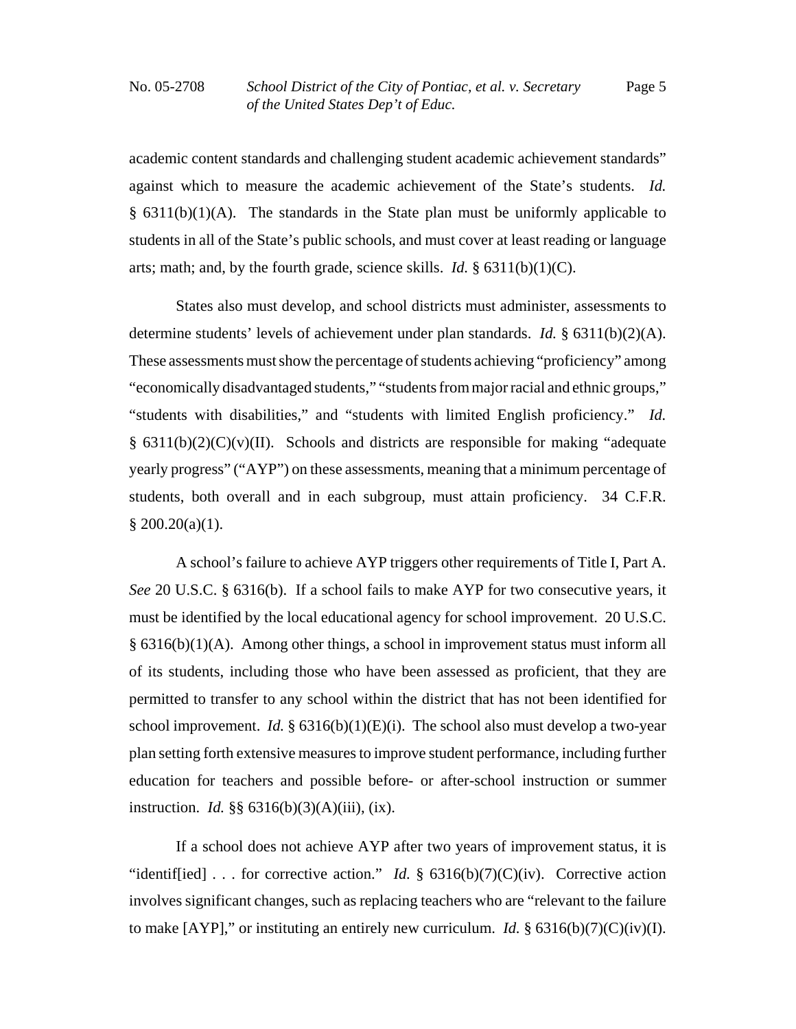academic content standards and challenging student academic achievement standards" against which to measure the academic achievement of the State's students. *Id.* § 6311(b)(1)(A). The standards in the State plan must be uniformly applicable to students in all of the State's public schools, and must cover at least reading or language arts; math; and, by the fourth grade, science skills. *Id.* § 6311(b)(1)(C).

States also must develop, and school districts must administer, assessments to determine students' levels of achievement under plan standards. *Id.* § 6311(b)(2)(A). These assessments must show the percentage of students achieving "proficiency" among "economically disadvantaged students," "students from major racial and ethnic groups," "students with disabilities," and "students with limited English proficiency." *Id.* § 6311(b)(2)(C)(v)(II). Schools and districts are responsible for making "adequate yearly progress" ("AYP") on these assessments, meaning that a minimum percentage of students, both overall and in each subgroup, must attain proficiency. 34 C.F.R. § 200.20(a)(1).

A school's failure to achieve AYP triggers other requirements of Title I, Part A. *See* 20 U.S.C. § 6316(b). If a school fails to make AYP for two consecutive years, it must be identified by the local educational agency for school improvement. 20 U.S.C. § 6316(b)(1)(A). Among other things, a school in improvement status must inform all of its students, including those who have been assessed as proficient, that they are permitted to transfer to any school within the district that has not been identified for school improvement. *Id.* § 6316(b)(1)(E)(i). The school also must develop a two-year plan setting forth extensive measures to improve student performance, including further education for teachers and possible before- or after-school instruction or summer instruction. *Id.* §§ 6316(b)(3)(A)(iii), (ix).

If a school does not achieve AYP after two years of improvement status, it is "identif[ied] . . . for corrective action." *Id.* § 6316(b)(7)(C)(iv). Corrective action involves significant changes, such as replacing teachers who are "relevant to the failure to make [AYP]," or instituting an entirely new curriculum. *Id.* § 6316(b)(7)(C)(iv)(I).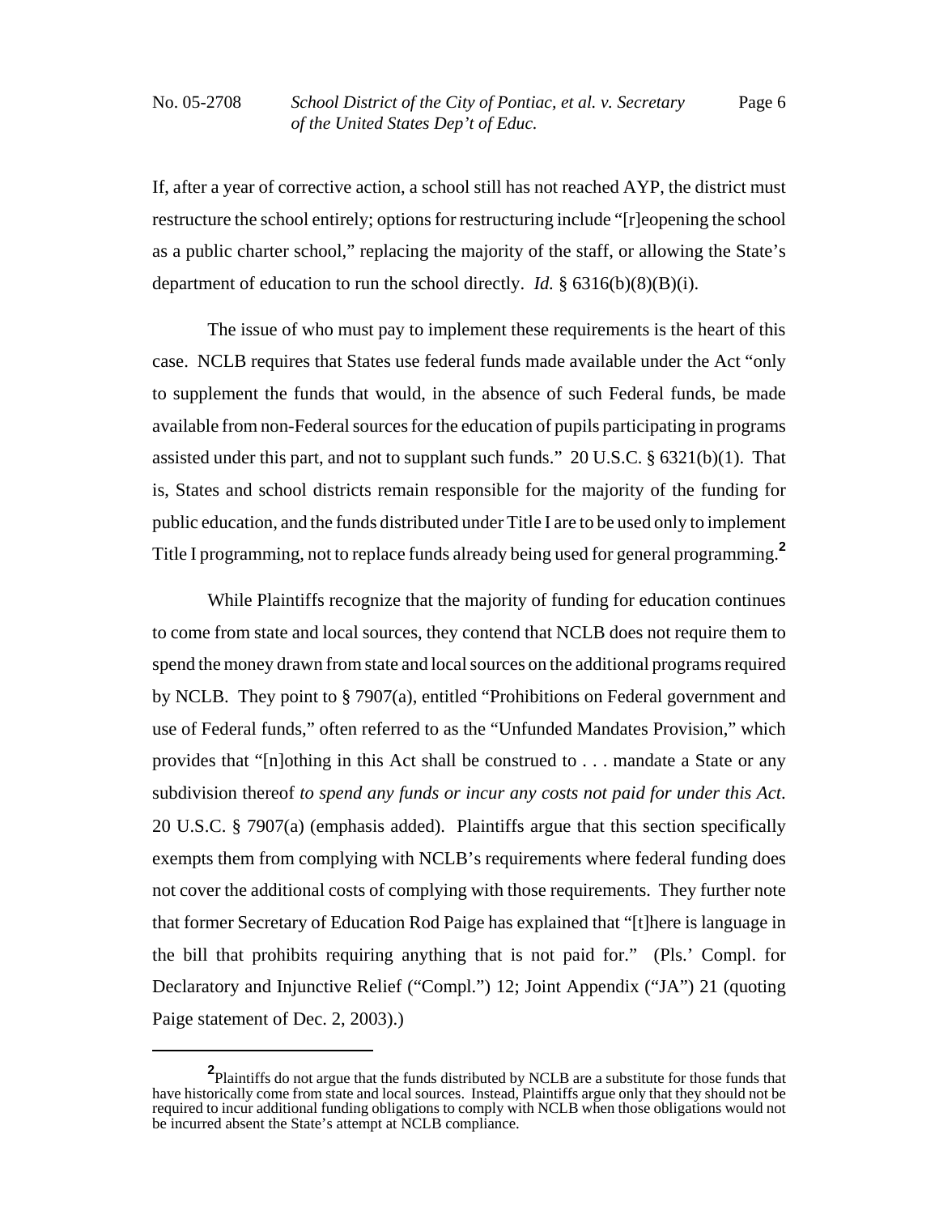If, after a year of corrective action, a school still has not reached AYP, the district must restructure the school entirely; options for restructuring include "[r]eopening the school as a public charter school," replacing the majority of the staff, or allowing the State's department of education to run the school directly. *Id.* § 6316(b)(8)(B)(i).

The issue of who must pay to implement these requirements is the heart of this case. NCLB requires that States use federal funds made available under the Act "only to supplement the funds that would, in the absence of such Federal funds, be made available from non-Federal sources for the education of pupils participating in programs assisted under this part, and not to supplant such funds." 20 U.S.C. § 6321(b)(1). That is, States and school districts remain responsible for the majority of the funding for public education, and the funds distributed under Title I are to be used only to implement Title I programming, not to replace funds already being used for general programming.[2]

While Plaintiffs recognize that the majority of funding for education continues to come from state and local sources, they contend that NCLB does not require them to spend the money drawn from state and local sources on the additional programs required by NCLB. They point to § 7907(a), entitled "Prohibitions on Federal government and use of Federal funds," often referred to as the "Unfunded Mandates Provision," which provides that "[n]othing in this Act shall be construed to . . . mandate a State or any subdivision thereof *to spend any funds or incur any costs not paid for under this Act*. 20 U.S.C. § 7907(a) (emphasis added). Plaintiffs argue that this section specifically exempts them from complying with NCLB's requirements where federal funding does not cover the additional costs of complying with those requirements. They further note that former Secretary of Education Rod Paige has explained that "[t]here is language in the bill that prohibits requiring anything that is not paid for." (Pls.' Compl. for Declaratory and Injunctive Relief ("Compl.") 12; Joint Appendix ("JA") 21 (quoting Paige statement of Dec. 2, 2003).)

---

[2] Plaintiffs do not argue that the funds distributed by NCLB are a substitute for those funds that have historically come from state and local sources. Instead, Plaintiffs argue only that they should not be required to incur additional funding obligations to comply with NCLB when those obligations would not be incurred absent the State's attempt at NCLB compliance.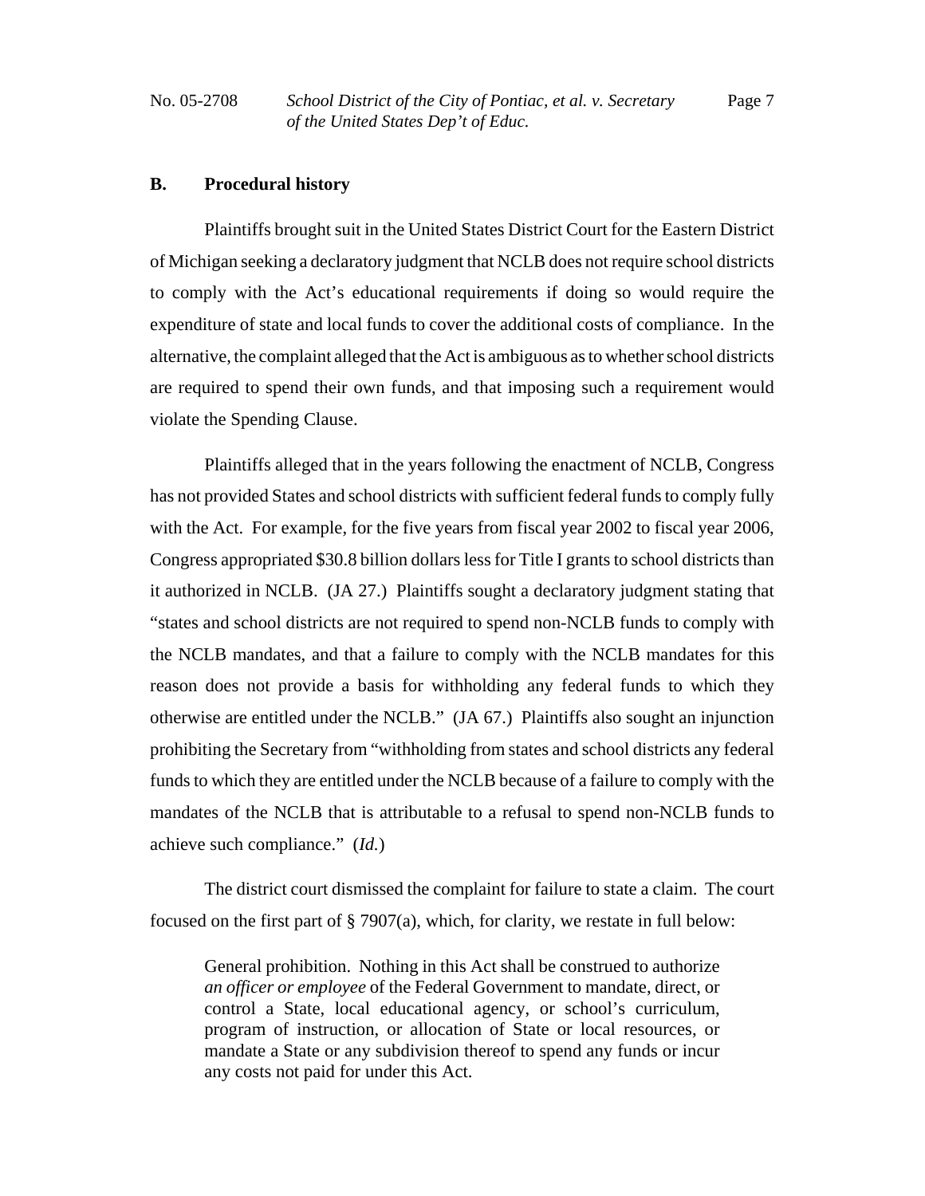## B. Procedural history

Plaintiffs brought suit in the United States District Court for the Eastern District of Michigan seeking a declaratory judgment that NCLB does not require school districts to comply with the Act's educational requirements if doing so would require the expenditure of state and local funds to cover the additional costs of compliance. In the alternative, the complaint alleged that the Act is ambiguous as to whether school districts are required to spend their own funds, and that imposing such a requirement would violate the Spending Clause.

Plaintiffs alleged that in the years following the enactment of NCLB, Congress has not provided States and school districts with sufficient federal funds to comply fully with the Act. For example, for the five years from fiscal year 2002 to fiscal year 2006, Congress appropriated $30.8 billion dollars less for Title I grants to school districts than it authorized in NCLB. (JA 27.) Plaintiffs sought a declaratory judgment stating that "states and school districts are not required to spend non-NCLB funds to comply with the NCLB mandates, and that a failure to comply with the NCLB mandates for this reason does not provide a basis for withholding any federal funds to which they otherwise are entitled under the NCLB." (JA 67.) Plaintiffs also sought an injunction prohibiting the Secretary from "withholding from states and school districts any federal funds to which they are entitled under the NCLB because of a failure to comply with the mandates of the NCLB that is attributable to a refusal to spend non-NCLB funds to achieve such compliance." (*Id.*)

The district court dismissed the complaint for failure to state a claim. The court focused on the first part of § 7907(a), which, for clarity, we restate in full below:

> General prohibition. Nothing in this Act shall be construed to authorize *an officer or employee* of the Federal Government to mandate, direct, or control a State, local educational agency, or school's curriculum, program of instruction, or allocation of State or local resources, or mandate a State or any subdivision thereof to spend any funds or incur any costs not paid for under this Act.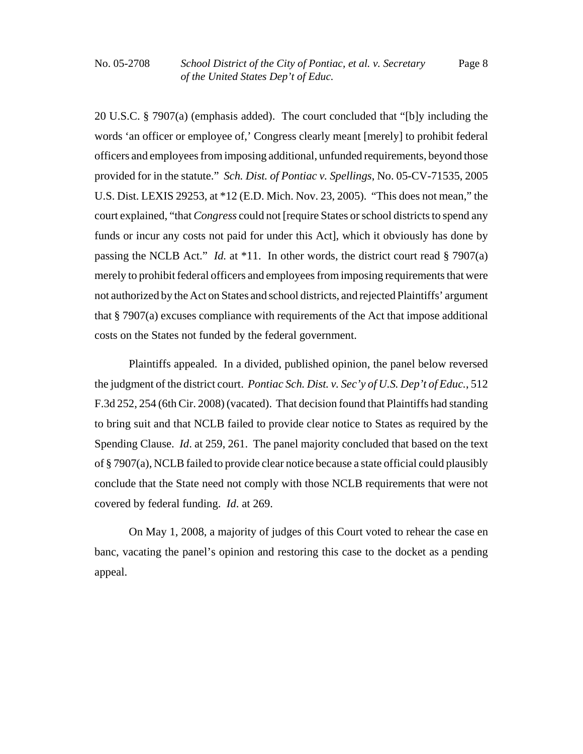20 U.S.C. § 7907(a) (emphasis added). The court concluded that "[b]y including the words 'an officer or employee of,' Congress clearly meant [merely] to prohibit federal officers and employees from imposing additional, unfunded requirements, beyond those provided for in the statute." *Sch. Dist. of Pontiac v. Spellings*, No. 05-CV-71535, 2005 U.S. Dist. LEXIS 29253, at *12 (E.D. Mich. Nov. 23, 2005). "This does not mean," the court explained, "that *Congress* could not [require States or school districts to spend any funds or incur any costs not paid for under this Act], which it obviously has done by passing the NCLB Act." *Id.* at *11. In other words, the district court read § 7907(a) merely to prohibit federal officers and employees from imposing requirements that were not authorized by the Act on States and school districts, and rejected Plaintiffs' argument that § 7907(a) excuses compliance with requirements of the Act that impose additional costs on the States not funded by the federal government.

Plaintiffs appealed. In a divided, published opinion, the panel below reversed the judgment of the district court. *Pontiac Sch. Dist. v. Sec'y of U.S. Dep't of Educ.*, 512 F.3d 252, 254 (6th Cir. 2008) (vacated). That decision found that Plaintiffs had standing to bring suit and that NCLB failed to provide clear notice to States as required by the Spending Clause. *Id*. at 259, 261. The panel majority concluded that based on the text of § 7907(a), NCLB failed to provide clear notice because a state official could plausibly conclude that the State need not comply with those NCLB requirements that were not covered by federal funding. *Id*. at 269.

On May 1, 2008, a majority of judges of this Court voted to rehear the case en banc, vacating the panel's opinion and restoring this case to the docket as a pending appeal.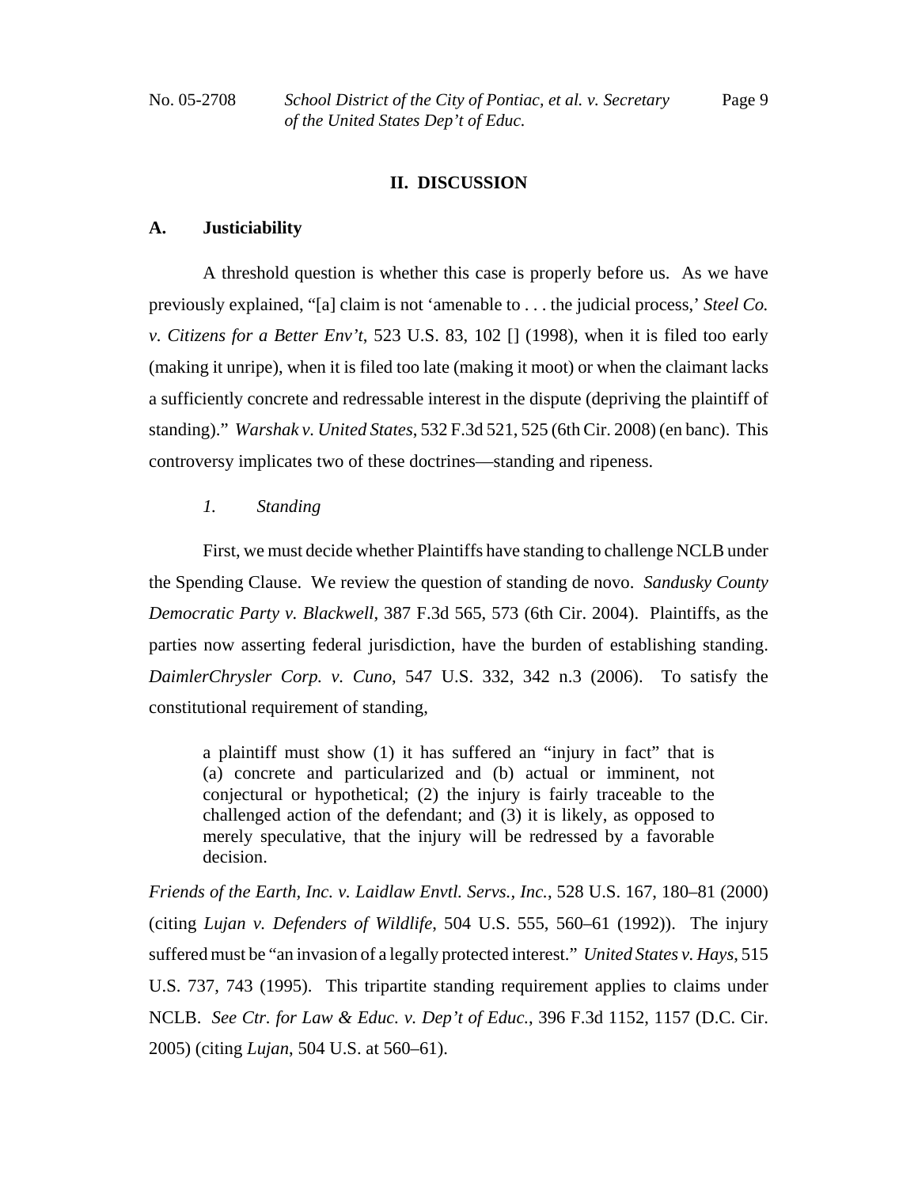## II. DISCUSSION

### A. Justiciability

A threshold question is whether this case is properly before us. As we have previously explained, "[a] claim is not 'amenable to . . . the judicial process,' *Steel Co. v. Citizens for a Better Env't*, 523 U.S. 83, 102 [] (1998), when it is filed too early (making it unripe), when it is filed too late (making it moot) or when the claimant lacks a sufficiently concrete and redressable interest in the dispute (depriving the plaintiff of standing)." *Warshak v. United States*, 532 F.3d 521, 525 (6th Cir. 2008) (en banc). This controversy implicates two of these doctrines—standing and ripeness.

#### *1. Standing*

First, we must decide whether Plaintiffs have standing to challenge NCLB under the Spending Clause. We review the question of standing de novo. *Sandusky County Democratic Party v. Blackwell*, 387 F.3d 565, 573 (6th Cir. 2004). Plaintiffs, as the parties now asserting federal jurisdiction, have the burden of establishing standing. *DaimlerChrysler Corp. v. Cuno*, 547 U.S. 332, 342 n.3 (2006). To satisfy the constitutional requirement of standing,

> a plaintiff must show (1) it has suffered an "injury in fact" that is (a) concrete and particularized and (b) actual or imminent, not conjectural or hypothetical; (2) the injury is fairly traceable to the challenged action of the defendant; and (3) it is likely, as opposed to merely speculative, that the injury will be redressed by a favorable decision.

*Friends of the Earth, Inc. v. Laidlaw Envtl. Servs., Inc.*, 528 U.S. 167, 180–81 (2000) (citing *Lujan v. Defenders of Wildlife*, 504 U.S. 555, 560–61 (1992)). The injury suffered must be "an invasion of a legally protected interest." *United States v. Hays*, 515 U.S. 737, 743 (1995). This tripartite standing requirement applies to claims under NCLB. *See Ctr. for Law & Educ. v. Dep't of Educ.*, 396 F.3d 1152, 1157 (D.C. Cir. 2005) (citing *Lujan*, 504 U.S. at 560–61).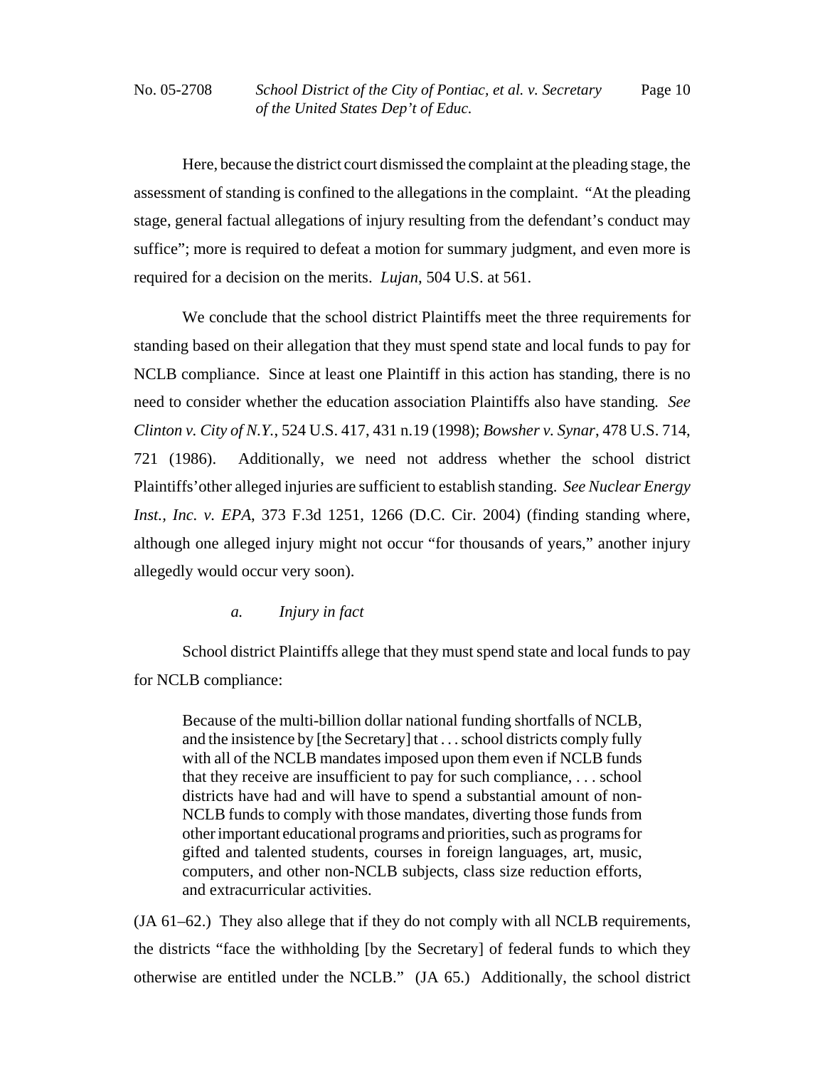Here, because the district court dismissed the complaint at the pleading stage, the assessment of standing is confined to the allegations in the complaint. "At the pleading stage, general factual allegations of injury resulting from the defendant's conduct may suffice"; more is required to defeat a motion for summary judgment, and even more is required for a decision on the merits. *Lujan*, 504 U.S. at 561.

We conclude that the school district Plaintiffs meet the three requirements for standing based on their allegation that they must spend state and local funds to pay for NCLB compliance. Since at least one Plaintiff in this action has standing, there is no need to consider whether the education association Plaintiffs also have standing. *See Clinton v. City of N.Y.*, 524 U.S. 417, 431 n.19 (1998); *Bowsher v. Synar*, 478 U.S. 714, 721 (1986). Additionally, we need not address whether the school district Plaintiffs' other alleged injuries are sufficient to establish standing. *See Nuclear Energy Inst., Inc. v. EPA*, 373 F.3d 1251, 1266 (D.C. Cir. 2004) (finding standing where, although one alleged injury might not occur "for thousands of years," another injury allegedly would occur very soon).

*a. Injury in fact*

School district Plaintiffs allege that they must spend state and local funds to pay for NCLB compliance:

> Because of the multi-billion dollar national funding shortfalls of NCLB, and the insistence by [the Secretary] that . . . school districts comply fully with all of the NCLB mandates imposed upon them even if NCLB funds that they receive are insufficient to pay for such compliance, . . . school districts have had and will have to spend a substantial amount of non-NCLB funds to comply with those mandates, diverting those funds from other important educational programs and priorities, such as programs for gifted and talented students, courses in foreign languages, art, music, computers, and other non-NCLB subjects, class size reduction efforts, and extracurricular activities.

(JA 61–62.) They also allege that if they do not comply with all NCLB requirements, the districts "face the withholding [by the Secretary] of federal funds to which they otherwise are entitled under the NCLB." (JA 65.) Additionally, the school district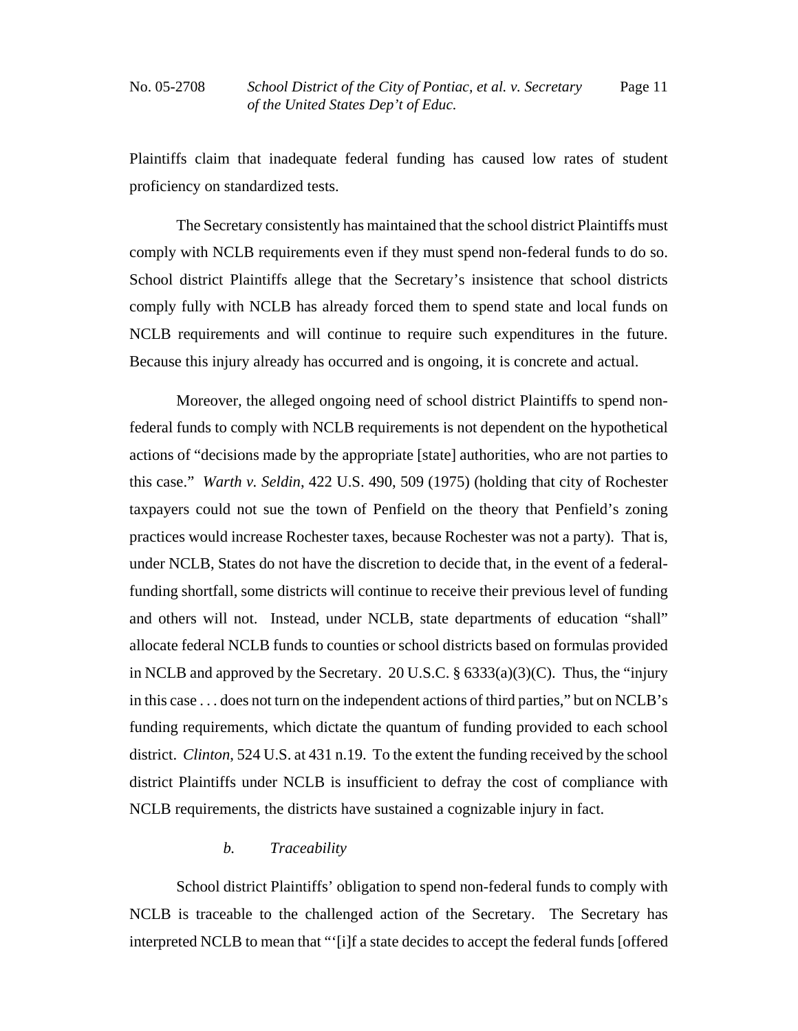Plaintiffs claim that inadequate federal funding has caused low rates of student proficiency on standardized tests.

The Secretary consistently has maintained that the school district Plaintiffs must comply with NCLB requirements even if they must spend non-federal funds to do so. School district Plaintiffs allege that the Secretary's insistence that school districts comply fully with NCLB has already forced them to spend state and local funds on NCLB requirements and will continue to require such expenditures in the future. Because this injury already has occurred and is ongoing, it is concrete and actual.

Moreover, the alleged ongoing need of school district Plaintiffs to spend non-federal funds to comply with NCLB requirements is not dependent on the hypothetical actions of "decisions made by the appropriate [state] authorities, who are not parties to this case." *Warth v. Seldin*, 422 U.S. 490, 509 (1975) (holding that city of Rochester taxpayers could not sue the town of Penfield on the theory that Penfield's zoning practices would increase Rochester taxes, because Rochester was not a party). That is, under NCLB, States do not have the discretion to decide that, in the event of a federal-funding shortfall, some districts will continue to receive their previous level of funding and others will not. Instead, under NCLB, state departments of education "shall" allocate federal NCLB funds to counties or school districts based on formulas provided in NCLB and approved by the Secretary. 20 U.S.C. § 6333(a)(3)(C). Thus, the "injury in this case . . . does not turn on the independent actions of third parties," but on NCLB's funding requirements, which dictate the quantum of funding provided to each school district. *Clinton*, 524 U.S. at 431 n.19. To the extent the funding received by the school district Plaintiffs under NCLB is insufficient to defray the cost of compliance with NCLB requirements, the districts have sustained a cognizable injury in fact.

*b. Traceability*

School district Plaintiffs' obligation to spend non-federal funds to comply with NCLB is traceable to the challenged action of the Secretary. The Secretary has interpreted NCLB to mean that "'[i]f a state decides to accept the federal funds [offered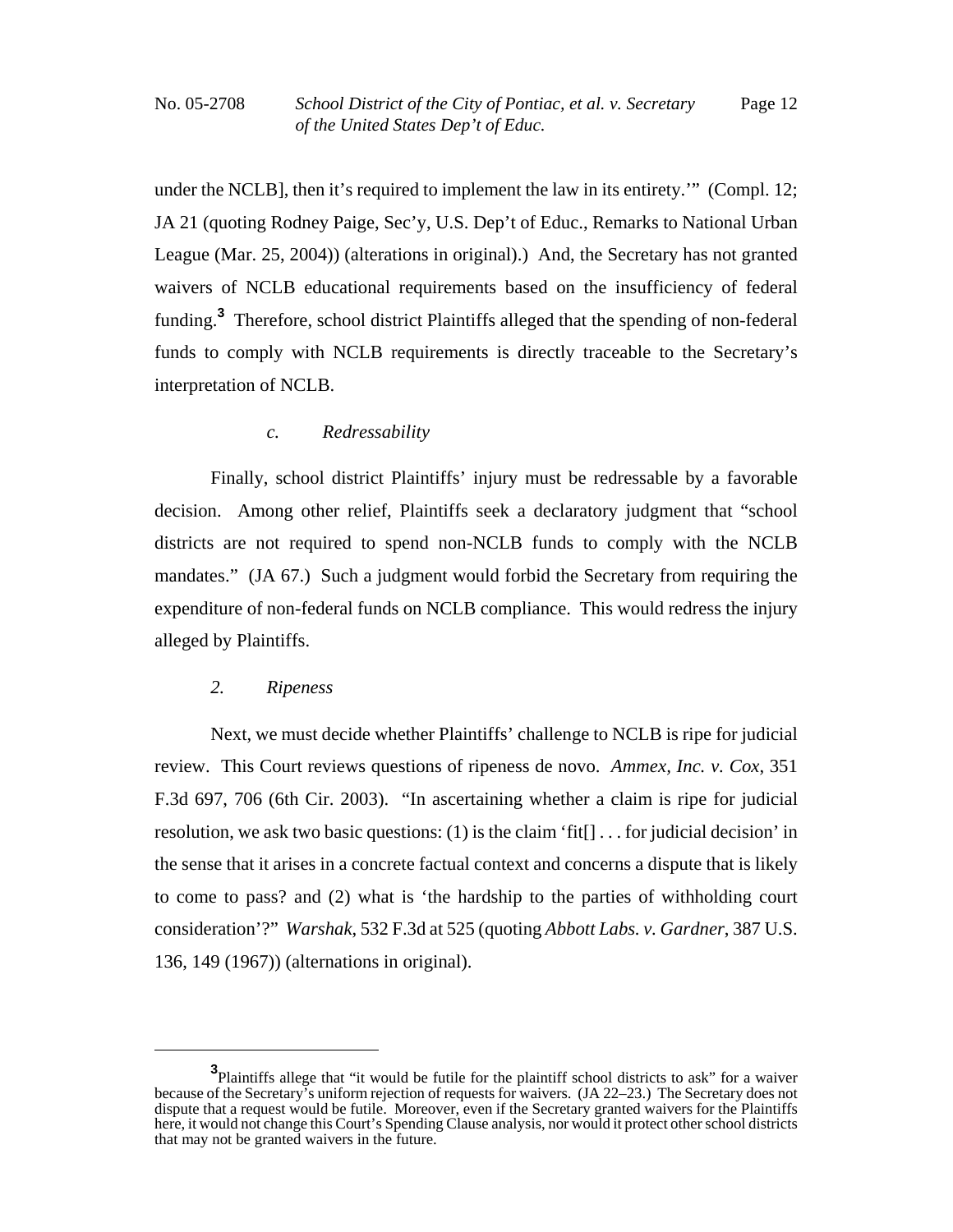under the NCLB], then it's required to implement the law in its entirety.'" (Compl. 12; JA 21 (quoting Rodney Paige, Sec'y, U.S. Dep't of Educ., Remarks to National Urban League (Mar. 25, 2004)) (alterations in original).) And, the Secretary has not granted waivers of NCLB educational requirements based on the insufficiency of federal funding.[3] Therefore, school district Plaintiffs alleged that the spending of non-federal funds to comply with NCLB requirements is directly traceable to the Secretary's interpretation of NCLB.

#### *c. Redressability*

Finally, school district Plaintiffs' injury must be redressable by a favorable decision. Among other relief, Plaintiffs seek a declaratory judgment that "school districts are not required to spend non-NCLB funds to comply with the NCLB mandates." (JA 67.) Such a judgment would forbid the Secretary from requiring the expenditure of non-federal funds on NCLB compliance. This would redress the injury alleged by Plaintiffs.

### *2. Ripeness*

Next, we must decide whether Plaintiffs' challenge to NCLB is ripe for judicial review. This Court reviews questions of ripeness de novo. *Ammex, Inc. v. Cox*, 351 F.3d 697, 706 (6th Cir. 2003). "In ascertaining whether a claim is ripe for judicial resolution, we ask two basic questions: (1) is the claim 'fit[] . . . for judicial decision' in the sense that it arises in a concrete factual context and concerns a dispute that is likely to come to pass? and (2) what is 'the hardship to the parties of withholding court consideration'?" *Warshak*, 532 F.3d at 525 (quoting *Abbott Labs. v. Gardner*, 387 U.S. 136, 149 (1967)) (alternations in original).

---

[3] Plaintiffs allege that "it would be futile for the plaintiff school districts to ask" for a waiver because of the Secretary's uniform rejection of requests for waivers. (JA 22–23.) The Secretary does not dispute that a request would be futile. Moreover, even if the Secretary granted waivers for the Plaintiffs here, it would not change this Court's Spending Clause analysis, nor would it protect other school districts that may not be granted waivers in the future.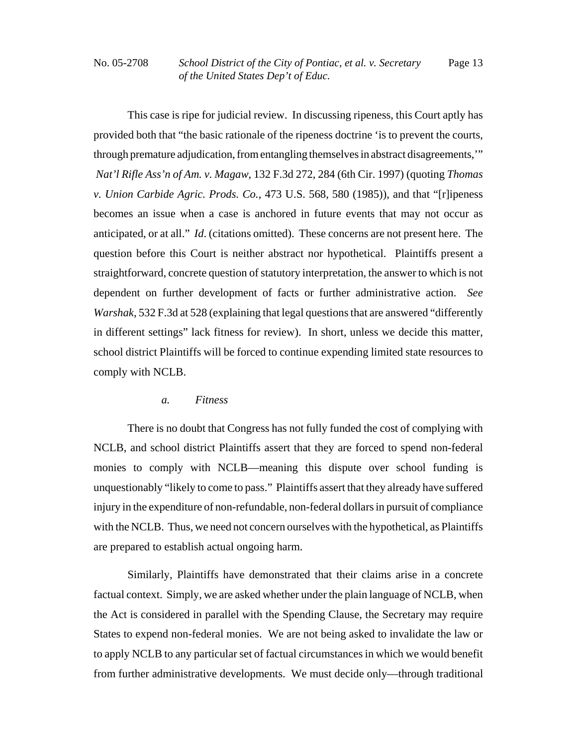This case is ripe for judicial review. In discussing ripeness, this Court aptly has provided both that "the basic rationale of the ripeness doctrine 'is to prevent the courts, through premature adjudication, from entangling themselves in abstract disagreements,'" *Nat'l Rifle Ass'n of Am. v. Magaw*, 132 F.3d 272, 284 (6th Cir. 1997) (quoting *Thomas v. Union Carbide Agric. Prods. Co.*, 473 U.S. 568, 580 (1985)), and that "[r]ipeness becomes an issue when a case is anchored in future events that may not occur as anticipated, or at all." *Id.* (citations omitted). These concerns are not present here. The question before this Court is neither abstract nor hypothetical. Plaintiffs present a straightforward, concrete question of statutory interpretation, the answer to which is not dependent on further development of facts or further administrative action. *See Warshak*, 532 F.3d at 528 (explaining that legal questions that are answered "differently in different settings" lack fitness for review). In short, unless we decide this matter, school district Plaintiffs will be forced to continue expending limited state resources to comply with NCLB.

*a. Fitness*

There is no doubt that Congress has not fully funded the cost of complying with NCLB, and school district Plaintiffs assert that they are forced to spend non-federal monies to comply with NCLB—meaning this dispute over school funding is unquestionably "likely to come to pass." Plaintiffs assert that they already have suffered injury in the expenditure of non-refundable, non-federal dollars in pursuit of compliance with the NCLB. Thus, we need not concern ourselves with the hypothetical, as Plaintiffs are prepared to establish actual ongoing harm.

Similarly, Plaintiffs have demonstrated that their claims arise in a concrete factual context. Simply, we are asked whether under the plain language of NCLB, when the Act is considered in parallel with the Spending Clause, the Secretary may require States to expend non-federal monies. We are not being asked to invalidate the law or to apply NCLB to any particular set of factual circumstances in which we would benefit from further administrative developments. We must decide only—through traditional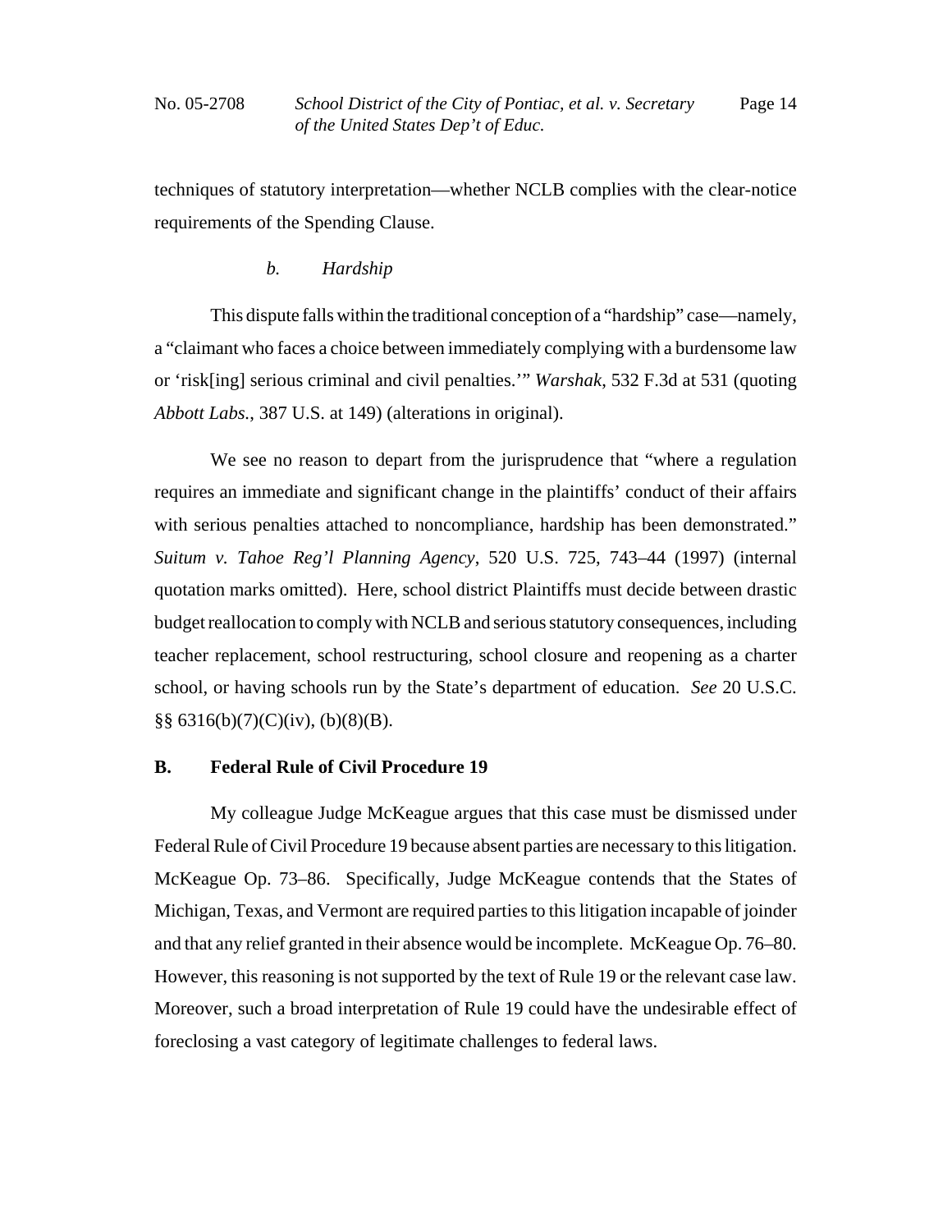techniques of statutory interpretation—whether NCLB complies with the clear-notice requirements of the Spending Clause.

#### *b. Hardship*

This dispute falls within the traditional conception of a "hardship" case—namely, a "claimant who faces a choice between immediately complying with a burdensome law or 'risk[ing] serious criminal and civil penalties.'" *Warshak*, 532 F.3d at 531 (quoting *Abbott Labs.*, 387 U.S. at 149) (alterations in original).

We see no reason to depart from the jurisprudence that "where a regulation requires an immediate and significant change in the plaintiffs' conduct of their affairs with serious penalties attached to noncompliance, hardship has been demonstrated." *Suitum v. Tahoe Reg'l Planning Agency*, 520 U.S. 725, 743–44 (1997) (internal quotation marks omitted). Here, school district Plaintiffs must decide between drastic budget reallocation to comply with NCLB and serious statutory consequences, including teacher replacement, school restructuring, school closure and reopening as a charter school, or having schools run by the State's department of education. *See* 20 U.S.C. §§ 6316(b)(7)(C)(iv), (b)(8)(B).

### **B. Federal Rule of Civil Procedure 19**

My colleague Judge McKeague argues that this case must be dismissed under Federal Rule of Civil Procedure 19 because absent parties are necessary to this litigation. McKeague Op. 73–86. Specifically, Judge McKeague contends that the States of Michigan, Texas, and Vermont are required parties to this litigation incapable of joinder and that any relief granted in their absence would be incomplete. McKeague Op. 76–80. However, this reasoning is not supported by the text of Rule 19 or the relevant case law. Moreover, such a broad interpretation of Rule 19 could have the undesirable effect of foreclosing a vast category of legitimate challenges to federal laws.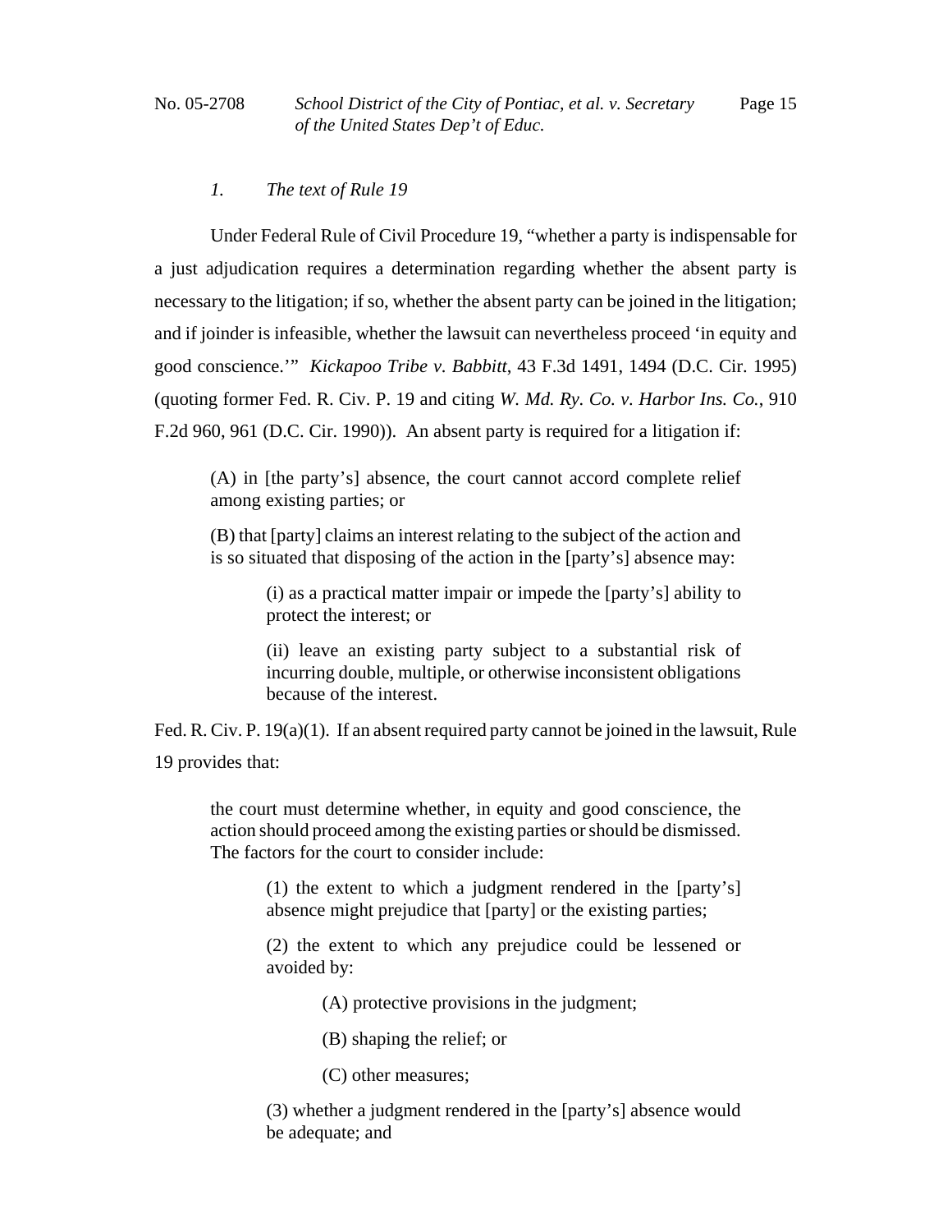### *1. The text of Rule 19*

Under Federal Rule of Civil Procedure 19, "whether a party is indispensable for a just adjudication requires a determination regarding whether the absent party is necessary to the litigation; if so, whether the absent party can be joined in the litigation; and if joinder is infeasible, whether the lawsuit can nevertheless proceed 'in equity and good conscience.'" *Kickapoo Tribe v. Babbitt*, 43 F.3d 1491, 1494 (D.C. Cir. 1995) (quoting former Fed. R. Civ. P. 19 and citing *W. Md. Ry. Co. v. Harbor Ins. Co.*, 910 F.2d 960, 961 (D.C. Cir. 1990)). An absent party is required for a litigation if:

> (A) in [the party's] absence, the court cannot accord complete relief among existing parties; or
>
> (B) that [party] claims an interest relating to the subject of the action and is so situated that disposing of the action in the [party's] absence may:
>
> > (i) as a practical matter impair or impede the [party's] ability to protect the interest; or
> >
> > (ii) leave an existing party subject to a substantial risk of incurring double, multiple, or otherwise inconsistent obligations because of the interest.

Fed. R. Civ. P. 19(a)(1). If an absent required party cannot be joined in the lawsuit, Rule 19 provides that:

> the court must determine whether, in equity and good conscience, the action should proceed among the existing parties or should be dismissed. The factors for the court to consider include:
>
> > (1) the extent to which a judgment rendered in the [party's] absence might prejudice that [party] or the existing parties;
> >
> > (2) the extent to which any prejudice could be lessened or avoided by:
> >
> > > (A) protective provisions in the judgment;
> > >
> > > (B) shaping the relief; or
> > >
> > > (C) other measures;
> >
> > (3) whether a judgment rendered in the [party's] absence would be adequate; and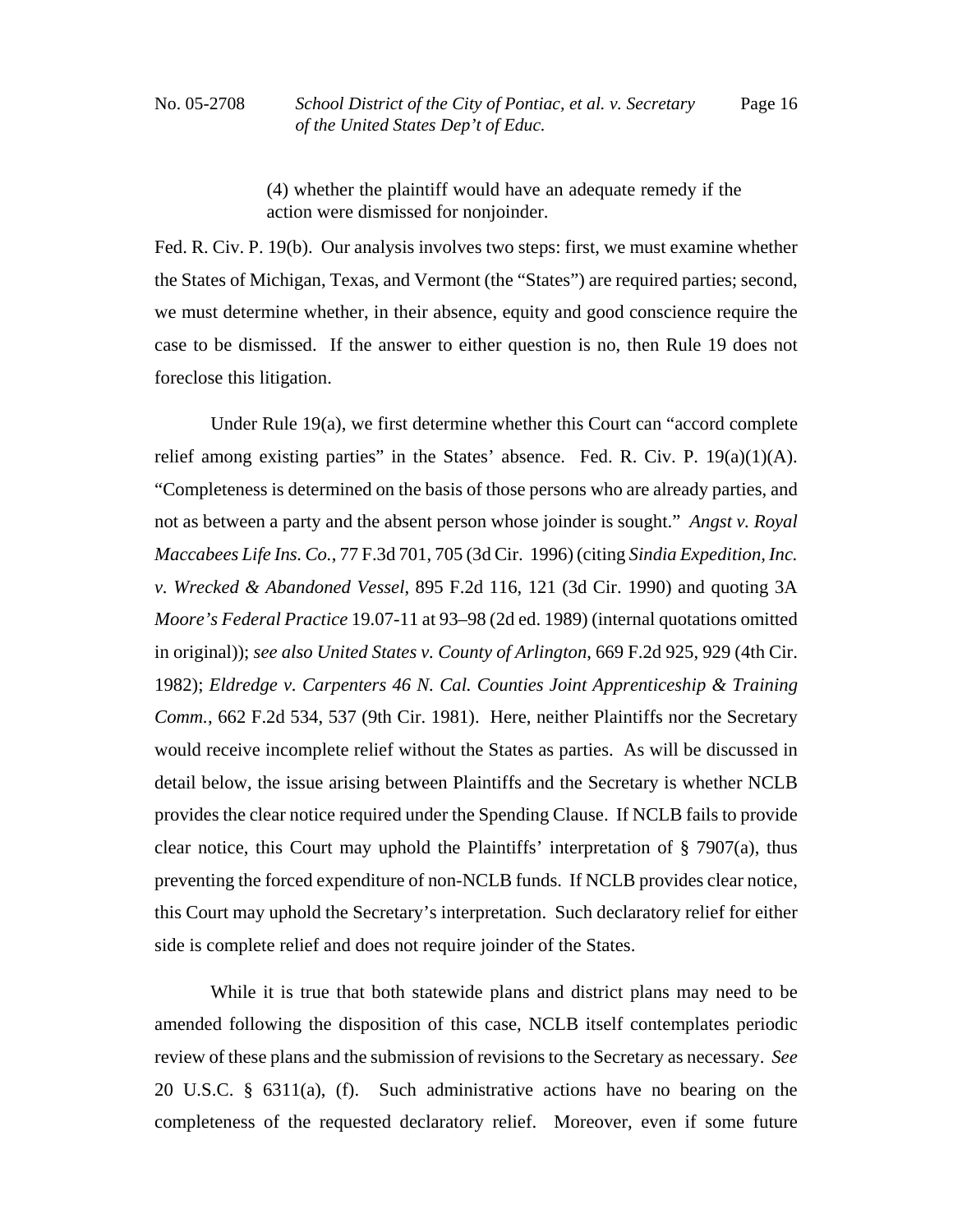> (4) whether the plaintiff would have an adequate remedy if the action were dismissed for nonjoinder.

Fed. R. Civ. P. 19(b). Our analysis involves two steps: first, we must examine whether the States of Michigan, Texas, and Vermont (the "States") are required parties; second, we must determine whether, in their absence, equity and good conscience require the case to be dismissed. If the answer to either question is no, then Rule 19 does not foreclose this litigation.

Under Rule 19(a), we first determine whether this Court can "accord complete relief among existing parties" in the States' absence. Fed. R. Civ. P. 19(a)(1)(A). "Completeness is determined on the basis of those persons who are already parties, and not as between a party and the absent person whose joinder is sought." *Angst v. Royal Maccabees Life Ins. Co.*, 77 F.3d 701, 705 (3d Cir. 1996) (citing *Sindia Expedition, Inc. v. Wrecked & Abandoned Vessel*, 895 F.2d 116, 121 (3d Cir. 1990) and quoting 3A *Moore's Federal Practice* 19.07-11 at 93–98 (2d ed. 1989) (internal quotations omitted in original)); *see also United States v. County of Arlington*, 669 F.2d 925, 929 (4th Cir. 1982); *Eldredge v. Carpenters 46 N. Cal. Counties Joint Apprenticeship & Training Comm.*, 662 F.2d 534, 537 (9th Cir. 1981). Here, neither Plaintiffs nor the Secretary would receive incomplete relief without the States as parties. As will be discussed in detail below, the issue arising between Plaintiffs and the Secretary is whether NCLB provides the clear notice required under the Spending Clause. If NCLB fails to provide clear notice, this Court may uphold the Plaintiffs' interpretation of § 7907(a), thus preventing the forced expenditure of non-NCLB funds. If NCLB provides clear notice, this Court may uphold the Secretary's interpretation. Such declaratory relief for either side is complete relief and does not require joinder of the States.

While it is true that both statewide plans and district plans may need to be amended following the disposition of this case, NCLB itself contemplates periodic review of these plans and the submission of revisions to the Secretary as necessary. *See* 20 U.S.C. § 6311(a), (f). Such administrative actions have no bearing on the completeness of the requested declaratory relief. Moreover, even if some future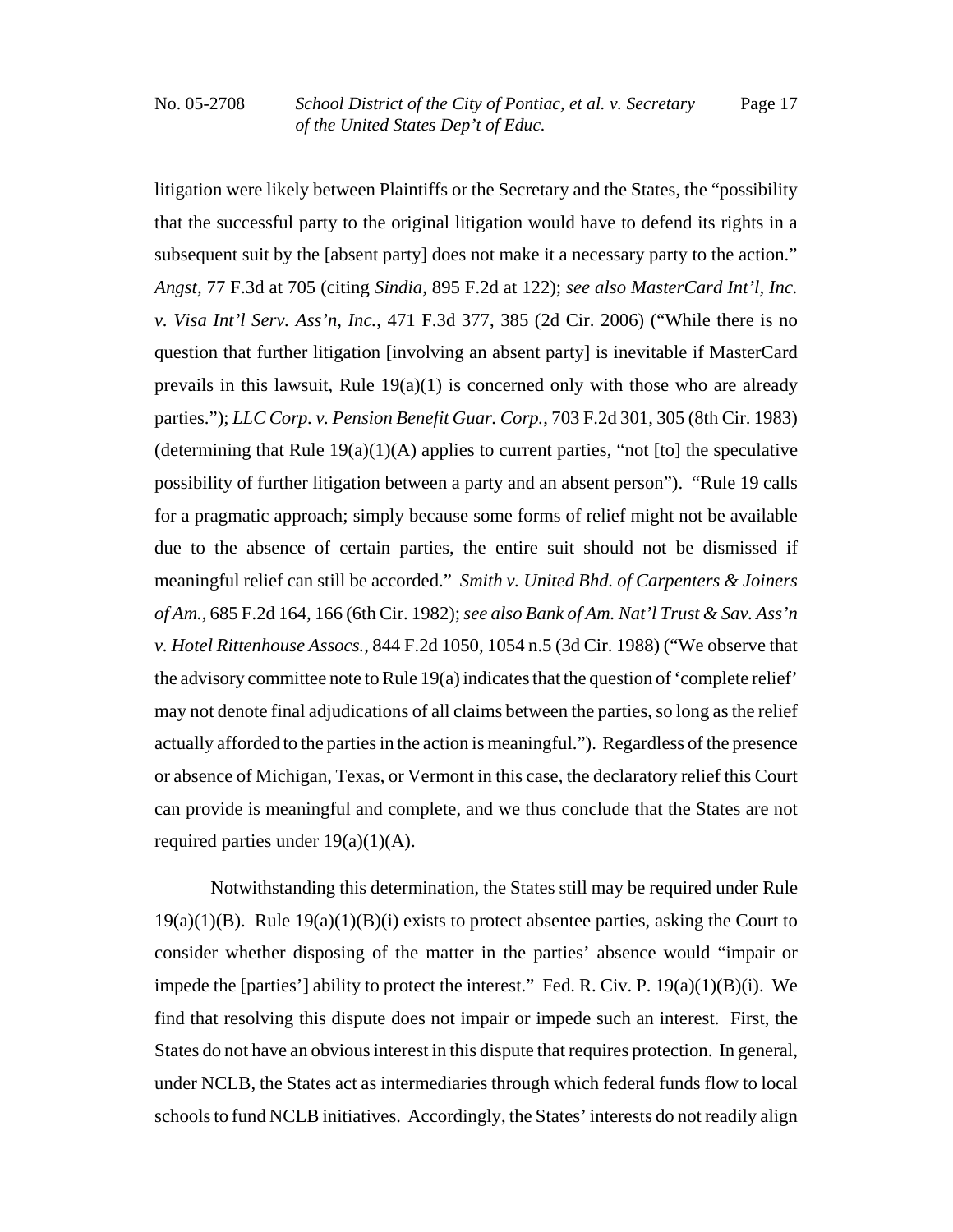litigation were likely between Plaintiffs or the Secretary and the States, the "possibility that the successful party to the original litigation would have to defend its rights in a subsequent suit by the [absent party] does not make it a necessary party to the action." *Angst*, 77 F.3d at 705 (citing *Sindia*, 895 F.2d at 122); *see also MasterCard Int'l, Inc. v. Visa Int'l Serv. Ass'n, Inc.*, 471 F.3d 377, 385 (2d Cir. 2006) ("While there is no question that further litigation [involving an absent party] is inevitable if MasterCard prevails in this lawsuit, Rule 19(a)(1) is concerned only with those who are already parties."); *LLC Corp. v. Pension Benefit Guar. Corp.*, 703 F.2d 301, 305 (8th Cir. 1983) (determining that Rule 19(a)(1)(A) applies to current parties, "not [to] the speculative possibility of further litigation between a party and an absent person"). "Rule 19 calls for a pragmatic approach; simply because some forms of relief might not be available due to the absence of certain parties, the entire suit should not be dismissed if meaningful relief can still be accorded." *Smith v. United Bhd. of Carpenters & Joiners of Am.*, 685 F.2d 164, 166 (6th Cir. 1982); *see also Bank of Am. Nat'l Trust & Sav. Ass'n v. Hotel Rittenhouse Assocs.*, 844 F.2d 1050, 1054 n.5 (3d Cir. 1988) ("We observe that the advisory committee note to Rule 19(a) indicates that the question of 'complete relief' may not denote final adjudications of all claims between the parties, so long as the relief actually afforded to the parties in the action is meaningful."). Regardless of the presence or absence of Michigan, Texas, or Vermont in this case, the declaratory relief this Court can provide is meaningful and complete, and we thus conclude that the States are not required parties under 19(a)(1)(A).

Notwithstanding this determination, the States still may be required under Rule 19(a)(1)(B). Rule 19(a)(1)(B)(i) exists to protect absentee parties, asking the Court to consider whether disposing of the matter in the parties' absence would "impair or impede the [parties'] ability to protect the interest." Fed. R. Civ. P. 19(a)(1)(B)(i). We find that resolving this dispute does not impair or impede such an interest. First, the States do not have an obvious interest in this dispute that requires protection. In general, under NCLB, the States act as intermediaries through which federal funds flow to local schools to fund NCLB initiatives. Accordingly, the States' interests do not readily align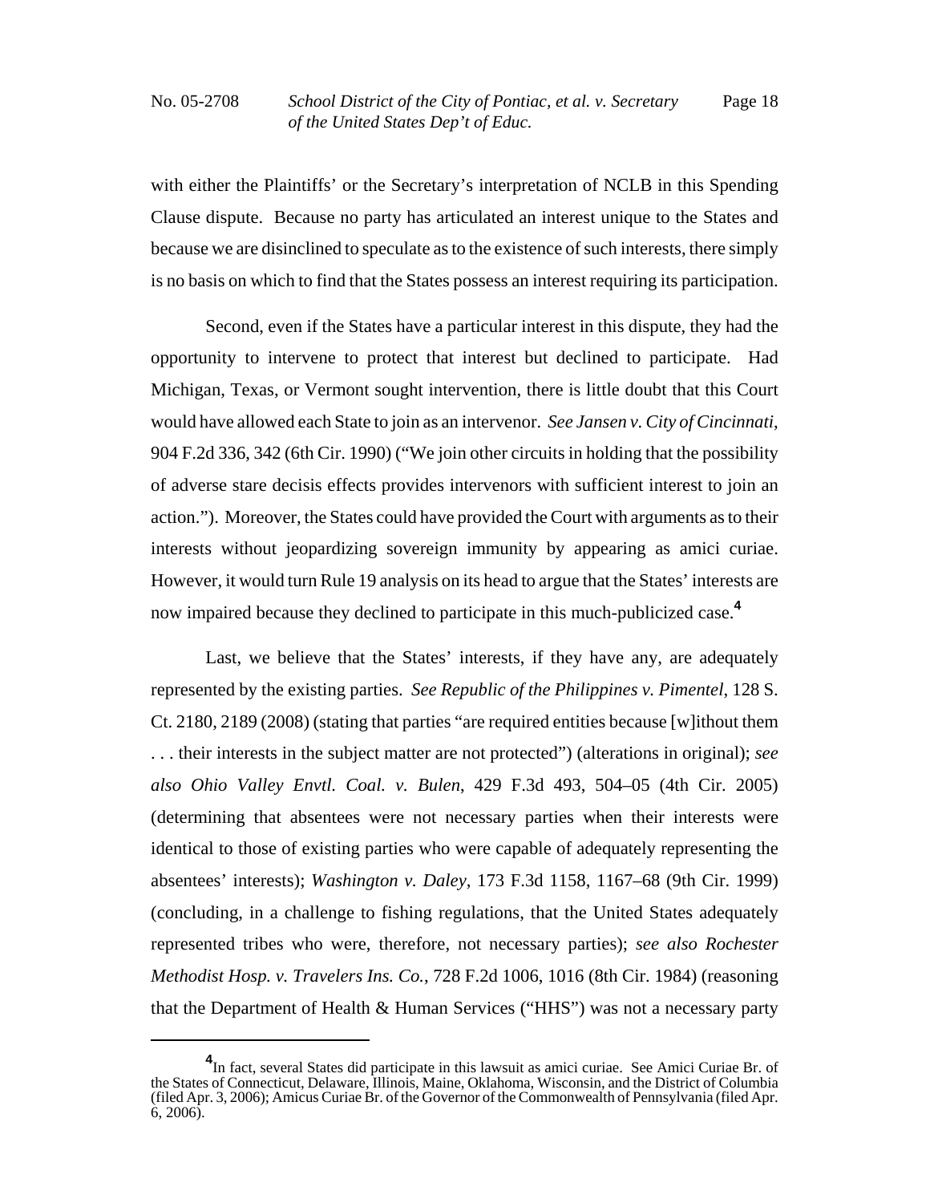with either the Plaintiffs' or the Secretary's interpretation of NCLB in this Spending Clause dispute. Because no party has articulated an interest unique to the States and because we are disinclined to speculate as to the existence of such interests, there simply is no basis on which to find that the States possess an interest requiring its participation.

Second, even if the States have a particular interest in this dispute, they had the opportunity to intervene to protect that interest but declined to participate. Had Michigan, Texas, or Vermont sought intervention, there is little doubt that this Court would have allowed each State to join as an intervenor. *See Jansen v. City of Cincinnati*, 904 F.2d 336, 342 (6th Cir. 1990) ("We join other circuits in holding that the possibility of adverse stare decisis effects provides intervenors with sufficient interest to join an action."). Moreover, the States could have provided the Court with arguments as to their interests without jeopardizing sovereign immunity by appearing as amici curiae. However, it would turn Rule 19 analysis on its head to argue that the States' interests are now impaired because they declined to participate in this much-publicized case.[4]

Last, we believe that the States' interests, if they have any, are adequately represented by the existing parties. *See Republic of the Philippines v. Pimentel*, 128 S. Ct. 2180, 2189 (2008) (stating that parties "are required entities because [w]ithout them . . . their interests in the subject matter are not protected") (alterations in original); *see also Ohio Valley Envtl. Coal. v. Bulen*, 429 F.3d 493, 504–05 (4th Cir. 2005) (determining that absentees were not necessary parties when their interests were identical to those of existing parties who were capable of adequately representing the absentees' interests); *Washington v. Daley*, 173 F.3d 1158, 1167–68 (9th Cir. 1999) (concluding, in a challenge to fishing regulations, that the United States adequately represented tribes who were, therefore, not necessary parties); *see also Rochester Methodist Hosp. v. Travelers Ins. Co.*, 728 F.2d 1006, 1016 (8th Cir. 1984) (reasoning that the Department of Health & Human Services ("HHS") was not a necessary party

---

[4] In fact, several States did participate in this lawsuit as amici curiae. See Amici Curiae Br. of the States of Connecticut, Delaware, Illinois, Maine, Oklahoma, Wisconsin, and the District of Columbia (filed Apr. 3, 2006); Amicus Curiae Br. of the Governor of the Commonwealth of Pennsylvania (filed Apr. 6, 2006).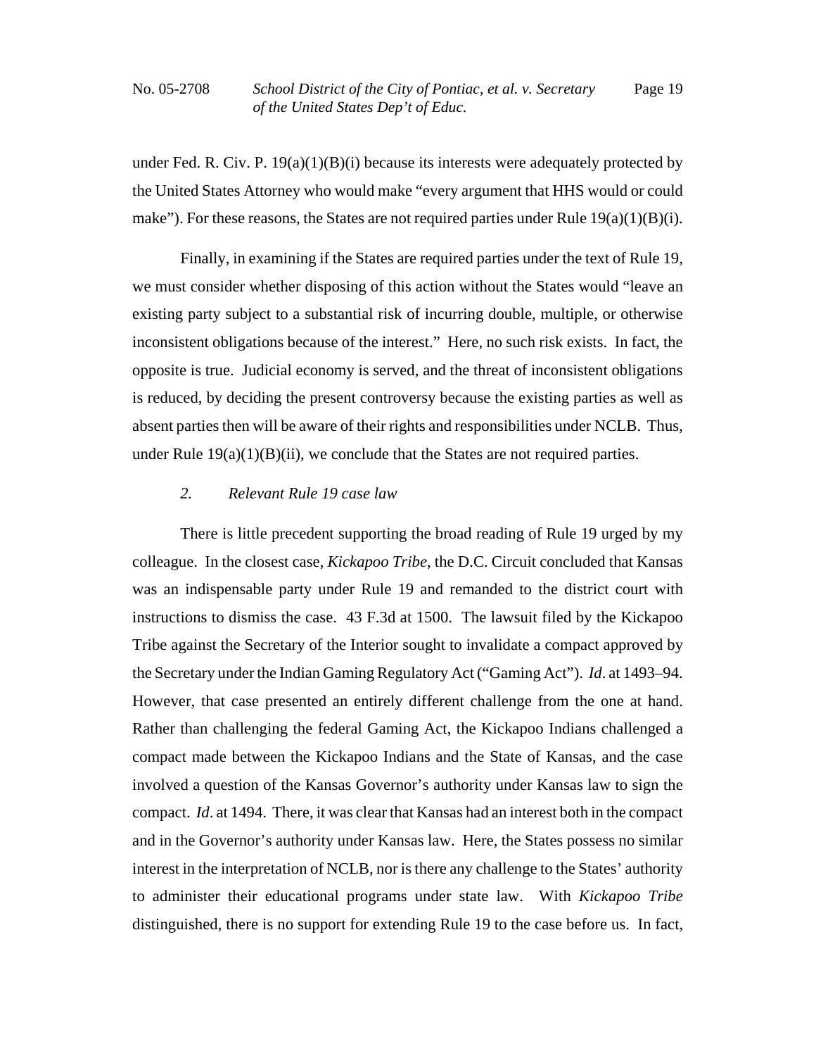under Fed. R. Civ. P. 19(a)(1)(B)(i) because its interests were adequately protected by the United States Attorney who would make "every argument that HHS would or could make"). For these reasons, the States are not required parties under Rule 19(a)(1)(B)(i).

Finally, in examining if the States are required parties under the text of Rule 19, we must consider whether disposing of this action without the States would "leave an existing party subject to a substantial risk of incurring double, multiple, or otherwise inconsistent obligations because of the interest." Here, no such risk exists. In fact, the opposite is true. Judicial economy is served, and the threat of inconsistent obligations is reduced, by deciding the present controversy because the existing parties as well as absent parties then will be aware of their rights and responsibilities under NCLB. Thus, under Rule 19(a)(1)(B)(ii), we conclude that the States are not required parties.

*2. Relevant Rule 19 case law*

There is little precedent supporting the broad reading of Rule 19 urged by my colleague. In the closest case, *Kickapoo Tribe*, the D.C. Circuit concluded that Kansas was an indispensable party under Rule 19 and remanded to the district court with instructions to dismiss the case. 43 F.3d at 1500. The lawsuit filed by the Kickapoo Tribe against the Secretary of the Interior sought to invalidate a compact approved by the Secretary under the Indian Gaming Regulatory Act ("Gaming Act"). *Id*. at 1493–94. However, that case presented an entirely different challenge from the one at hand. Rather than challenging the federal Gaming Act, the Kickapoo Indians challenged a compact made between the Kickapoo Indians and the State of Kansas, and the case involved a question of the Kansas Governor's authority under Kansas law to sign the compact. *Id*. at 1494. There, it was clear that Kansas had an interest both in the compact and in the Governor's authority under Kansas law. Here, the States possess no similar interest in the interpretation of NCLB, nor is there any challenge to the States' authority to administer their educational programs under state law. With *Kickapoo Tribe* distinguished, there is no support for extending Rule 19 to the case before us. In fact,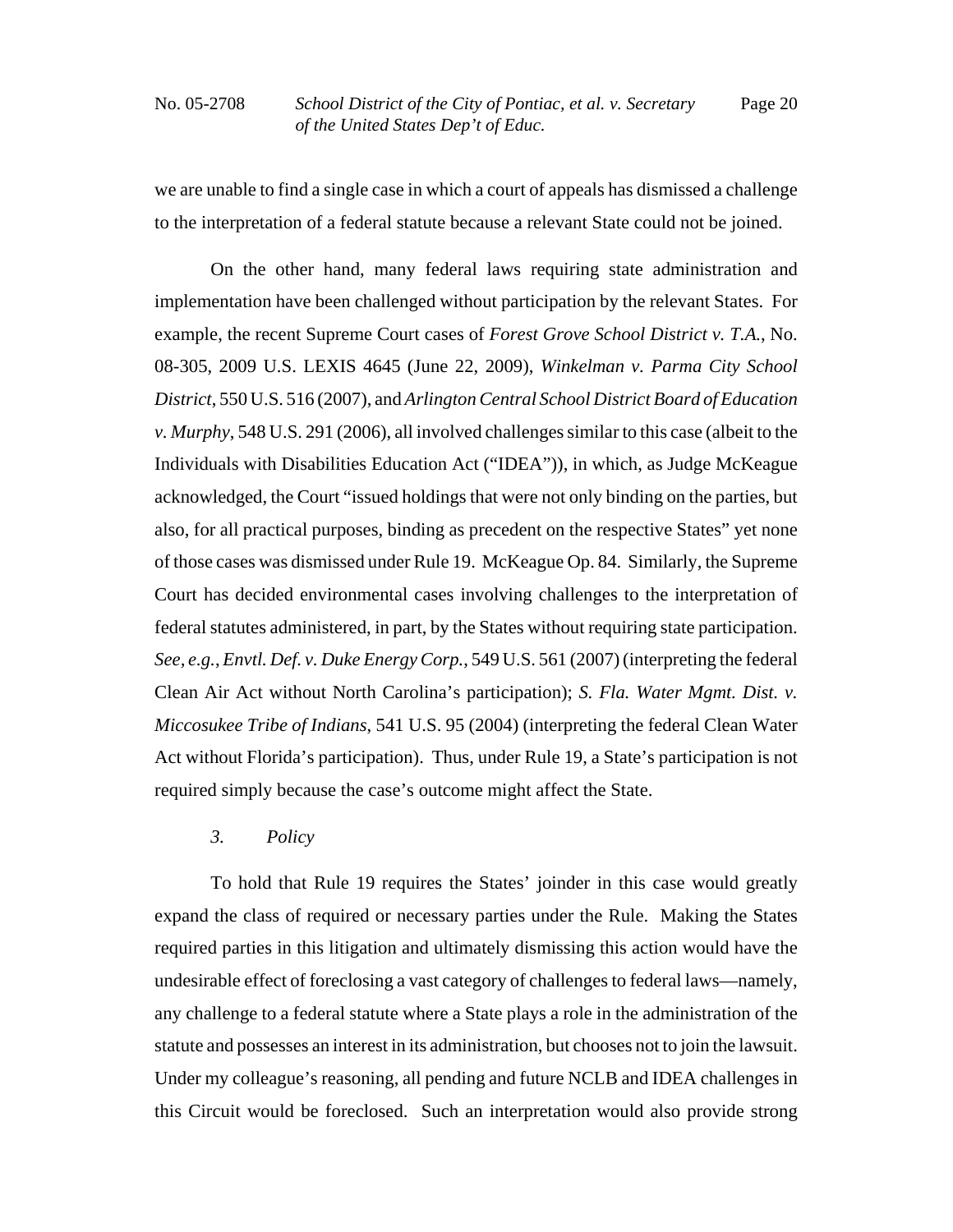we are unable to find a single case in which a court of appeals has dismissed a challenge to the interpretation of a federal statute because a relevant State could not be joined.

On the other hand, many federal laws requiring state administration and implementation have been challenged without participation by the relevant States. For example, the recent Supreme Court cases of *Forest Grove School District v. T.A.*, No. 08-305, 2009 U.S. LEXIS 4645 (June 22, 2009), *Winkelman v. Parma City School District*, 550 U.S. 516 (2007), and *Arlington Central School District Board of Education v. Murphy*, 548 U.S. 291 (2006), all involved challenges similar to this case (albeit to the Individuals with Disabilities Education Act ("IDEA")), in which, as Judge McKeague acknowledged, the Court "issued holdings that were not only binding on the parties, but also, for all practical purposes, binding as precedent on the respective States" yet none of those cases was dismissed under Rule 19. McKeague Op. 84. Similarly, the Supreme Court has decided environmental cases involving challenges to the interpretation of federal statutes administered, in part, by the States without requiring state participation. *See, e.g.*, *Envtl. Def. v. Duke Energy Corp.*, 549 U.S. 561 (2007) (interpreting the federal Clean Air Act without North Carolina's participation); *S. Fla. Water Mgmt. Dist. v. Miccosukee Tribe of Indians*, 541 U.S. 95 (2004) (interpreting the federal Clean Water Act without Florida's participation). Thus, under Rule 19, a State's participation is not required simply because the case's outcome might affect the State.

*3. Policy*

To hold that Rule 19 requires the States' joinder in this case would greatly expand the class of required or necessary parties under the Rule. Making the States required parties in this litigation and ultimately dismissing this action would have the undesirable effect of foreclosing a vast category of challenges to federal laws—namely, any challenge to a federal statute where a State plays a role in the administration of the statute and possesses an interest in its administration, but chooses not to join the lawsuit. Under my colleague's reasoning, all pending and future NCLB and IDEA challenges in this Circuit would be foreclosed. Such an interpretation would also provide strong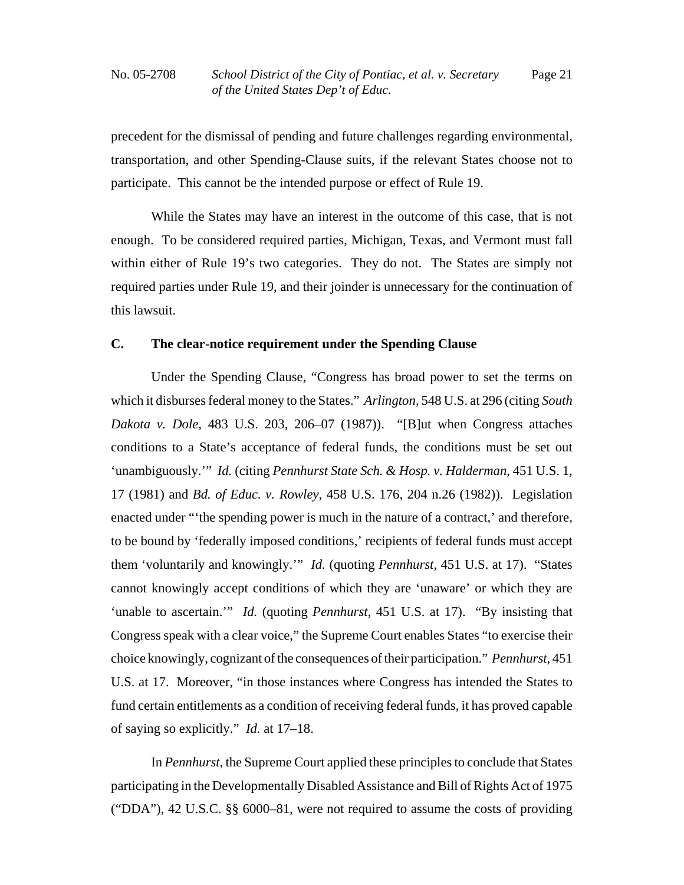precedent for the dismissal of pending and future challenges regarding environmental, transportation, and other Spending-Clause suits, if the relevant States choose not to participate. This cannot be the intended purpose or effect of Rule 19.

While the States may have an interest in the outcome of this case, that is not enough. To be considered required parties, Michigan, Texas, and Vermont must fall within either of Rule 19's two categories. They do not. The States are simply not required parties under Rule 19, and their joinder is unnecessary for the continuation of this lawsuit.

### C. The clear-notice requirement under the Spending Clause

Under the Spending Clause, "Congress has broad power to set the terms on which it disburses federal money to the States." *Arlington*, 548 U.S. at 296 (citing *South Dakota v. Dole*, 483 U.S. 203, 206–07 (1987)). "[B]ut when Congress attaches conditions to a State's acceptance of federal funds, the conditions must be set out 'unambiguously.'" *Id.* (citing *Pennhurst State Sch. & Hosp. v. Halderman*, 451 U.S. 1, 17 (1981) and *Bd. of Educ. v. Rowley*, 458 U.S. 176, 204 n.26 (1982)). Legislation enacted under "'the spending power is much in the nature of a contract,' and therefore, to be bound by 'federally imposed conditions,' recipients of federal funds must accept them 'voluntarily and knowingly.'" *Id.* (quoting *Pennhurst*, 451 U.S. at 17). "States cannot knowingly accept conditions of which they are 'unaware' or which they are 'unable to ascertain.'" *Id.* (quoting *Pennhurst*, 451 U.S. at 17). "By insisting that Congress speak with a clear voice," the Supreme Court enables States "to exercise their choice knowingly, cognizant of the consequences of their participation." *Pennhurst*, 451 U.S. at 17. Moreover, "in those instances where Congress has intended the States to fund certain entitlements as a condition of receiving federal funds, it has proved capable of saying so explicitly." *Id.* at 17–18.

In *Pennhurst*, the Supreme Court applied these principles to conclude that States participating in the Developmentally Disabled Assistance and Bill of Rights Act of 1975 ("DDA"), 42 U.S.C. §§ 6000–81, were not required to assume the costs of providing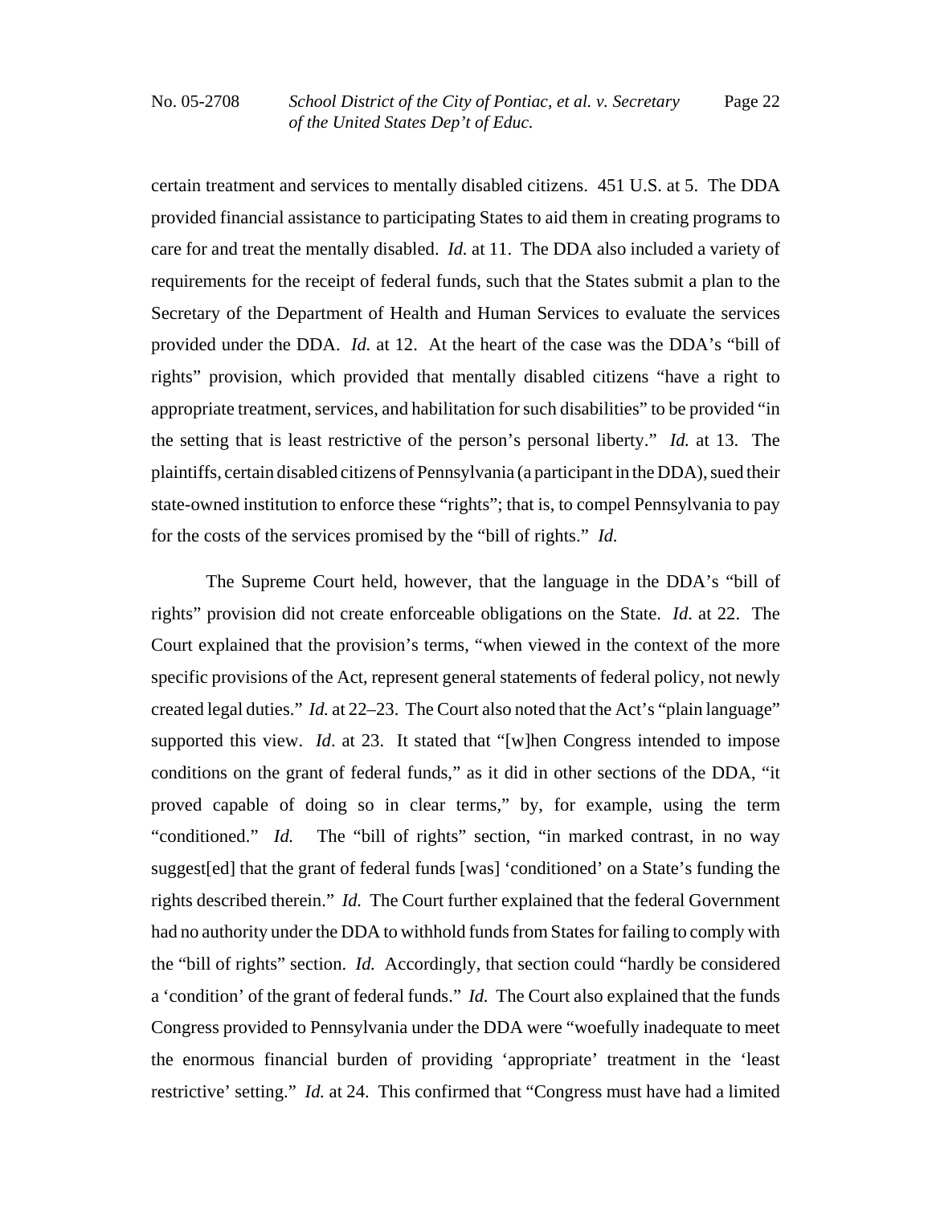certain treatment and services to mentally disabled citizens. 451 U.S. at 5. The DDA provided financial assistance to participating States to aid them in creating programs to care for and treat the mentally disabled. *Id.* at 11. The DDA also included a variety of requirements for the receipt of federal funds, such that the States submit a plan to the Secretary of the Department of Health and Human Services to evaluate the services provided under the DDA. *Id.* at 12. At the heart of the case was the DDA's "bill of rights" provision, which provided that mentally disabled citizens "have a right to appropriate treatment, services, and habilitation for such disabilities" to be provided "in the setting that is least restrictive of the person's personal liberty." *Id.* at 13. The plaintiffs, certain disabled citizens of Pennsylvania (a participant in the DDA), sued their state-owned institution to enforce these "rights"; that is, to compel Pennsylvania to pay for the costs of the services promised by the "bill of rights." *Id.*

The Supreme Court held, however, that the language in the DDA's "bill of rights" provision did not create enforceable obligations on the State. *Id.* at 22. The Court explained that the provision's terms, "when viewed in the context of the more specific provisions of the Act, represent general statements of federal policy, not newly created legal duties." *Id.* at 22–23. The Court also noted that the Act's "plain language" supported this view. *Id*. at 23. It stated that "[w]hen Congress intended to impose conditions on the grant of federal funds," as it did in other sections of the DDA, "it proved capable of doing so in clear terms," by, for example, using the term "conditioned." *Id.* The "bill of rights" section, "in marked contrast, in no way suggest[ed] that the grant of federal funds [was] 'conditioned' on a State's funding the rights described therein." *Id.* The Court further explained that the federal Government had no authority under the DDA to withhold funds from States for failing to comply with the "bill of rights" section. *Id.* Accordingly, that section could "hardly be considered a 'condition' of the grant of federal funds." *Id.* The Court also explained that the funds Congress provided to Pennsylvania under the DDA were "woefully inadequate to meet the enormous financial burden of providing 'appropriate' treatment in the 'least restrictive' setting." *Id.* at 24. This confirmed that "Congress must have had a limited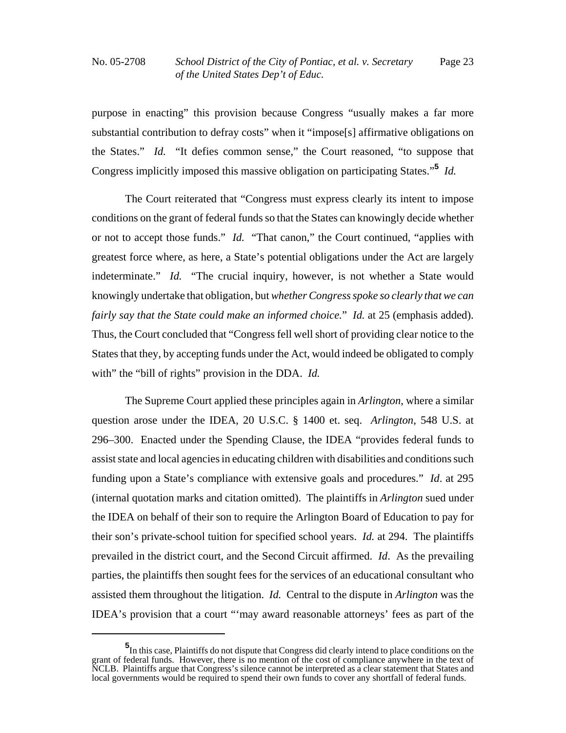purpose in enacting" this provision because Congress "usually makes a far more substantial contribution to defray costs" when it "impose[s] affirmative obligations on the States." *Id.* "It defies common sense," the Court reasoned, "to suppose that Congress implicitly imposed this massive obligation on participating States."[5] *Id.*

The Court reiterated that "Congress must express clearly its intent to impose conditions on the grant of federal funds so that the States can knowingly decide whether or not to accept those funds." *Id.* "That canon," the Court continued, "applies with greatest force where, as here, a State's potential obligations under the Act are largely indeterminate." *Id.* "The crucial inquiry, however, is not whether a State would knowingly undertake that obligation, but *whether Congress spoke so clearly that we can fairly say that the State could make an informed choice.*" *Id.* at 25 (emphasis added). Thus, the Court concluded that "Congress fell well short of providing clear notice to the States that they, by accepting funds under the Act, would indeed be obligated to comply with" the "bill of rights" provision in the DDA. *Id.*

The Supreme Court applied these principles again in *Arlington*, where a similar question arose under the IDEA, 20 U.S.C. § 1400 et. seq. *Arlington*, 548 U.S. at 296–300. Enacted under the Spending Clause, the IDEA "provides federal funds to assist state and local agencies in educating children with disabilities and conditions such funding upon a State's compliance with extensive goals and procedures." *Id*. at 295 (internal quotation marks and citation omitted). The plaintiffs in *Arlington* sued under the IDEA on behalf of their son to require the Arlington Board of Education to pay for their son's private-school tuition for specified school years. *Id.* at 294. The plaintiffs prevailed in the district court, and the Second Circuit affirmed. *Id*. As the prevailing parties, the plaintiffs then sought fees for the services of an educational consultant who assisted them throughout the litigation. *Id.* Central to the dispute in *Arlington* was the IDEA's provision that a court "'may award reasonable attorneys' fees as part of the

[5] In this case, Plaintiffs do not dispute that Congress did clearly intend to place conditions on the grant of federal funds. However, there is no mention of the cost of compliance anywhere in the text of NCLB. Plaintiffs argue that Congress's silence cannot be interpreted as a clear statement that States and local governments would be required to spend their own funds to cover any shortfall of federal funds.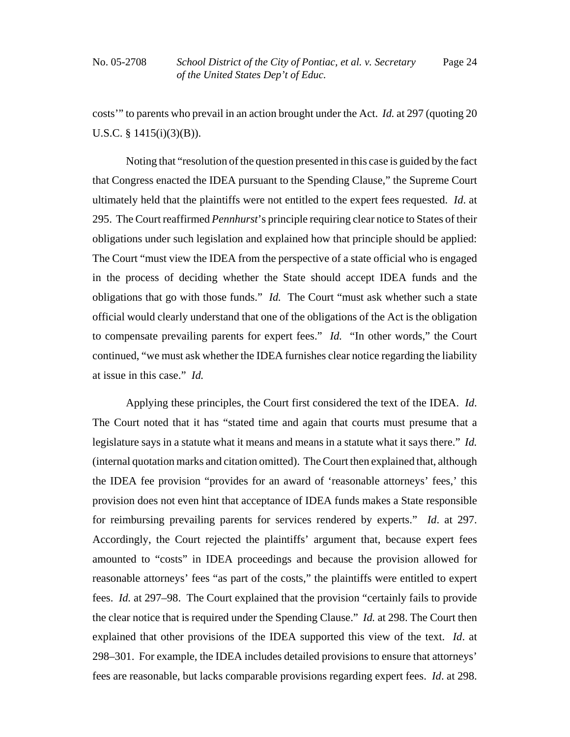costs'" to parents who prevail in an action brought under the Act. *Id.* at 297 (quoting 20 U.S.C. § 1415(i)(3)(B)).

Noting that "resolution of the question presented in this case is guided by the fact that Congress enacted the IDEA pursuant to the Spending Clause," the Supreme Court ultimately held that the plaintiffs were not entitled to the expert fees requested. *Id*. at 295. The Court reaffirmed *Pennhurst*'s principle requiring clear notice to States of their obligations under such legislation and explained how that principle should be applied: The Court "must view the IDEA from the perspective of a state official who is engaged in the process of deciding whether the State should accept IDEA funds and the obligations that go with those funds." *Id.* The Court "must ask whether such a state official would clearly understand that one of the obligations of the Act is the obligation to compensate prevailing parents for expert fees." *Id.* "In other words," the Court continued, "we must ask whether the IDEA furnishes clear notice regarding the liability at issue in this case." *Id.*

Applying these principles, the Court first considered the text of the IDEA. *Id*. The Court noted that it has "stated time and again that courts must presume that a legislature says in a statute what it means and means in a statute what it says there." *Id.* (internal quotation marks and citation omitted). The Court then explained that, although the IDEA fee provision "provides for an award of 'reasonable attorneys' fees,' this provision does not even hint that acceptance of IDEA funds makes a State responsible for reimbursing prevailing parents for services rendered by experts." *Id*. at 297. Accordingly, the Court rejected the plaintiffs' argument that, because expert fees amounted to "costs" in IDEA proceedings and because the provision allowed for reasonable attorneys' fees "as part of the costs," the plaintiffs were entitled to expert fees. *Id.* at 297–98. The Court explained that the provision "certainly fails to provide the clear notice that is required under the Spending Clause." *Id.* at 298. The Court then explained that other provisions of the IDEA supported this view of the text. *Id*. at 298–301. For example, the IDEA includes detailed provisions to ensure that attorneys' fees are reasonable, but lacks comparable provisions regarding expert fees. *Id*. at 298.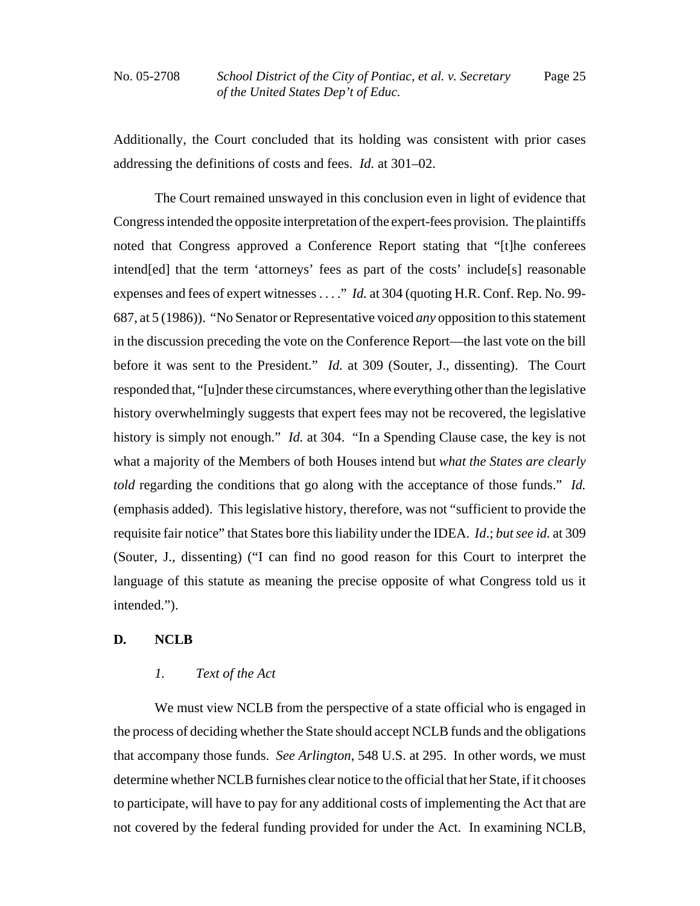Additionally, the Court concluded that its holding was consistent with prior cases addressing the definitions of costs and fees. *Id.* at 301–02.

The Court remained unswayed in this conclusion even in light of evidence that Congress intended the opposite interpretation of the expert-fees provision. The plaintiffs noted that Congress approved a Conference Report stating that "[t]he conferees intend[ed] that the term 'attorneys' fees as part of the costs' include[s] reasonable expenses and fees of expert witnesses . . . ." *Id.* at 304 (quoting H.R. Conf. Rep. No. 99-687, at 5 (1986)). "No Senator or Representative voiced *any* opposition to this statement in the discussion preceding the vote on the Conference Report—the last vote on the bill before it was sent to the President." *Id.* at 309 (Souter, J., dissenting). The Court responded that, "[u]nder these circumstances, where everything other than the legislative history overwhelmingly suggests that expert fees may not be recovered, the legislative history is simply not enough." *Id.* at 304. "In a Spending Clause case, the key is not what a majority of the Members of both Houses intend but *what the States are clearly told* regarding the conditions that go along with the acceptance of those funds." *Id.* (emphasis added). This legislative history, therefore, was not "sufficient to provide the requisite fair notice" that States bore this liability under the IDEA. *Id.*; *but see id.* at 309 (Souter, J., dissenting) ("I can find no good reason for this Court to interpret the language of this statute as meaning the precise opposite of what Congress told us it intended.").

## D. NCLB

### *1. Text of the Act*

We must view NCLB from the perspective of a state official who is engaged in the process of deciding whether the State should accept NCLB funds and the obligations that accompany those funds. *See Arlington*, 548 U.S. at 295. In other words, we must determine whether NCLB furnishes clear notice to the official that her State, if it chooses to participate, will have to pay for any additional costs of implementing the Act that are not covered by the federal funding provided for under the Act. In examining NCLB,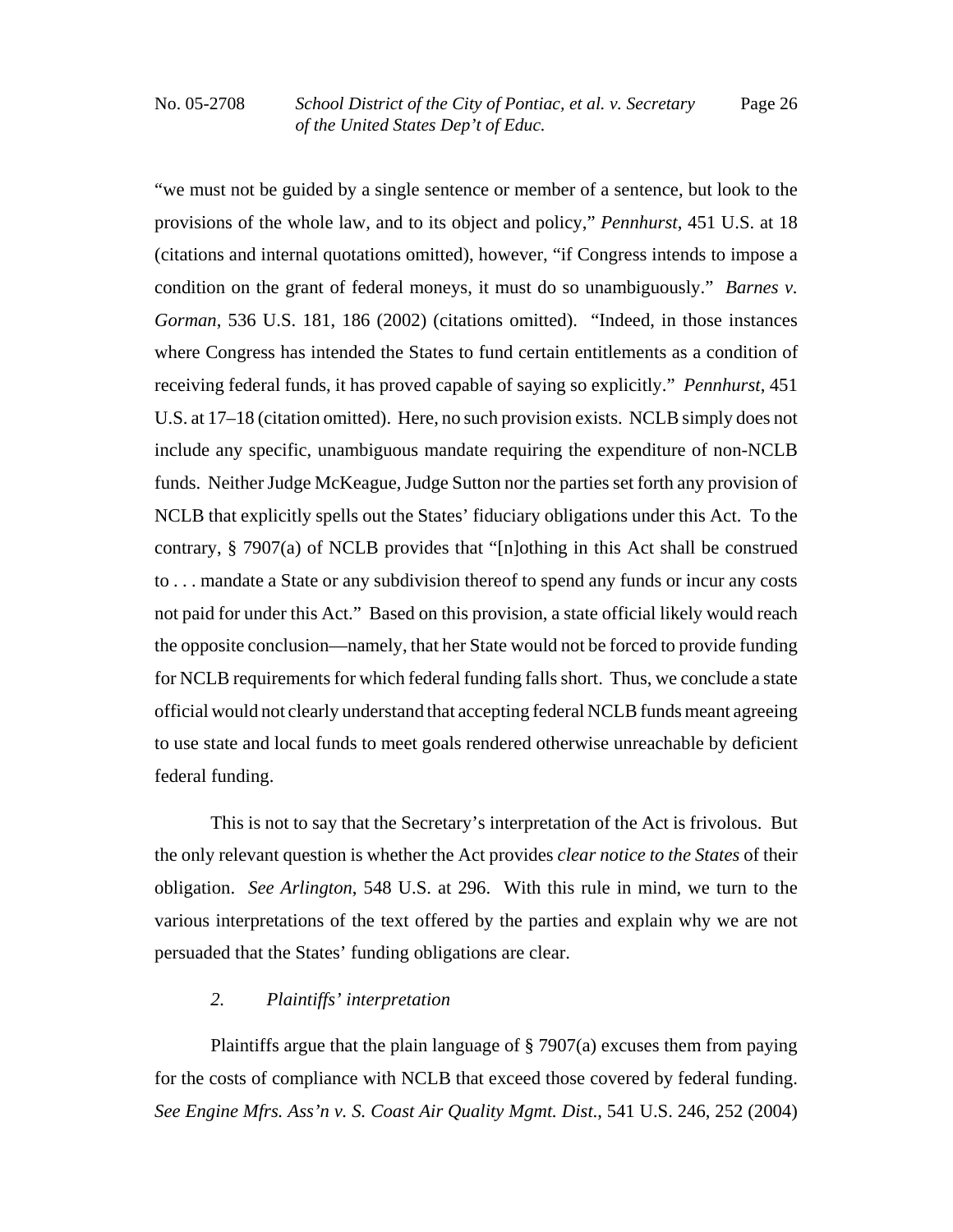"we must not be guided by a single sentence or member of a sentence, but look to the provisions of the whole law, and to its object and policy," *Pennhurst*, 451 U.S. at 18 (citations and internal quotations omitted), however, "if Congress intends to impose a condition on the grant of federal moneys, it must do so unambiguously." *Barnes v. Gorman*, 536 U.S. 181, 186 (2002) (citations omitted). "Indeed, in those instances where Congress has intended the States to fund certain entitlements as a condition of receiving federal funds, it has proved capable of saying so explicitly." *Pennhurst*, 451 U.S. at 17–18 (citation omitted). Here, no such provision exists. NCLB simply does not include any specific, unambiguous mandate requiring the expenditure of non-NCLB funds. Neither Judge McKeague, Judge Sutton nor the parties set forth any provision of NCLB that explicitly spells out the States' fiduciary obligations under this Act. To the contrary, § 7907(a) of NCLB provides that "[n]othing in this Act shall be construed to . . . mandate a State or any subdivision thereof to spend any funds or incur any costs not paid for under this Act." Based on this provision, a state official likely would reach the opposite conclusion—namely, that her State would not be forced to provide funding for NCLB requirements for which federal funding falls short. Thus, we conclude a state official would not clearly understand that accepting federal NCLB funds meant agreeing to use state and local funds to meet goals rendered otherwise unreachable by deficient federal funding.

This is not to say that the Secretary's interpretation of the Act is frivolous. But the only relevant question is whether the Act provides *clear notice to the States* of their obligation. *See Arlington*, 548 U.S. at 296. With this rule in mind, we turn to the various interpretations of the text offered by the parties and explain why we are not persuaded that the States' funding obligations are clear.

*2. Plaintiffs' interpretation*

Plaintiffs argue that the plain language of § 7907(a) excuses them from paying for the costs of compliance with NCLB that exceed those covered by federal funding. *See Engine Mfrs. Ass'n v. S. Coast Air Quality Mgmt. Dist.*, 541 U.S. 246, 252 (2004)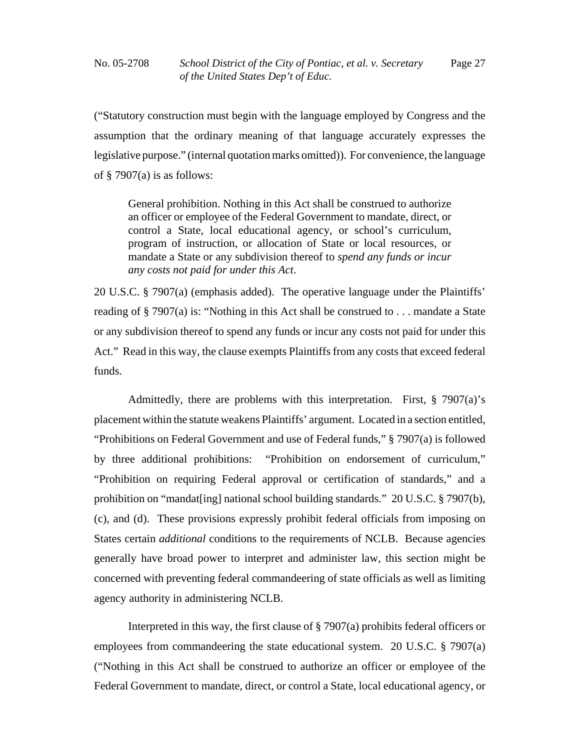("Statutory construction must begin with the language employed by Congress and the assumption that the ordinary meaning of that language accurately expresses the legislative purpose." (internal quotation marks omitted)). For convenience, the language of § 7907(a) is as follows:

> General prohibition. Nothing in this Act shall be construed to authorize an officer or employee of the Federal Government to mandate, direct, or control a State, local educational agency, or school's curriculum, program of instruction, or allocation of State or local resources, or mandate a State or any subdivision thereof to *spend any funds or incur any costs not paid for under this Act*.

20 U.S.C. § 7907(a) (emphasis added). The operative language under the Plaintiffs' reading of § 7907(a) is: "Nothing in this Act shall be construed to . . . mandate a State or any subdivision thereof to spend any funds or incur any costs not paid for under this Act." Read in this way, the clause exempts Plaintiffs from any costs that exceed federal funds.

Admittedly, there are problems with this interpretation. First, § 7907(a)'s placement within the statute weakens Plaintiffs' argument. Located in a section entitled, "Prohibitions on Federal Government and use of Federal funds," § 7907(a) is followed by three additional prohibitions: "Prohibition on endorsement of curriculum," "Prohibition on requiring Federal approval or certification of standards," and a prohibition on "mandat[ing] national school building standards." 20 U.S.C. § 7907(b), (c), and (d). These provisions expressly prohibit federal officials from imposing on States certain *additional* conditions to the requirements of NCLB. Because agencies generally have broad power to interpret and administer law, this section might be concerned with preventing federal commandeering of state officials as well as limiting agency authority in administering NCLB.

Interpreted in this way, the first clause of § 7907(a) prohibits federal officers or employees from commandeering the state educational system. 20 U.S.C. § 7907(a) ("Nothing in this Act shall be construed to authorize an officer or employee of the Federal Government to mandate, direct, or control a State, local educational agency, or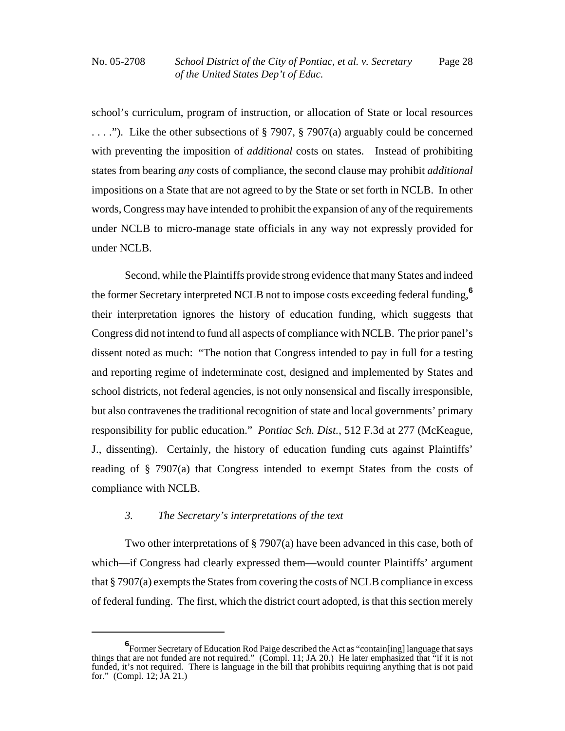school's curriculum, program of instruction, or allocation of State or local resources . . . ."). Like the other subsections of § 7907, § 7907(a) arguably could be concerned with preventing the imposition of *additional* costs on states. Instead of prohibiting states from bearing *any* costs of compliance, the second clause may prohibit *additional* impositions on a State that are not agreed to by the State or set forth in NCLB. In other words, Congress may have intended to prohibit the expansion of any of the requirements under NCLB to micro-manage state officials in any way not expressly provided for under NCLB.

Second, while the Plaintiffs provide strong evidence that many States and indeed the former Secretary interpreted NCLB not to impose costs exceeding federal funding,[6] their interpretation ignores the history of education funding, which suggests that Congress did not intend to fund all aspects of compliance with NCLB. The prior panel's dissent noted as much: "The notion that Congress intended to pay in full for a testing and reporting regime of indeterminate cost, designed and implemented by States and school districts, not federal agencies, is not only nonsensical and fiscally irresponsible, but also contravenes the traditional recognition of state and local governments' primary responsibility for public education." *Pontiac Sch. Dist.*, 512 F.3d at 277 (McKeague, J., dissenting). Certainly, the history of education funding cuts against Plaintiffs' reading of § 7907(a) that Congress intended to exempt States from the costs of compliance with NCLB.

### *3. The Secretary's interpretations of the text*

Two other interpretations of § 7907(a) have been advanced in this case, both of which—if Congress had clearly expressed them—would counter Plaintiffs' argument that § 7907(a) exempts the States from covering the costs of NCLB compliance in excess of federal funding. The first, which the district court adopted, is that this section merely

---

[6] Former Secretary of Education Rod Paige described the Act as "contain[ing] language that says things that are not funded are not required." (Compl. 11; JA 20.) He later emphasized that "if it is not funded, it's not required. There is language in the bill that prohibits requiring anything that is not paid for." (Compl. 12; JA 21.)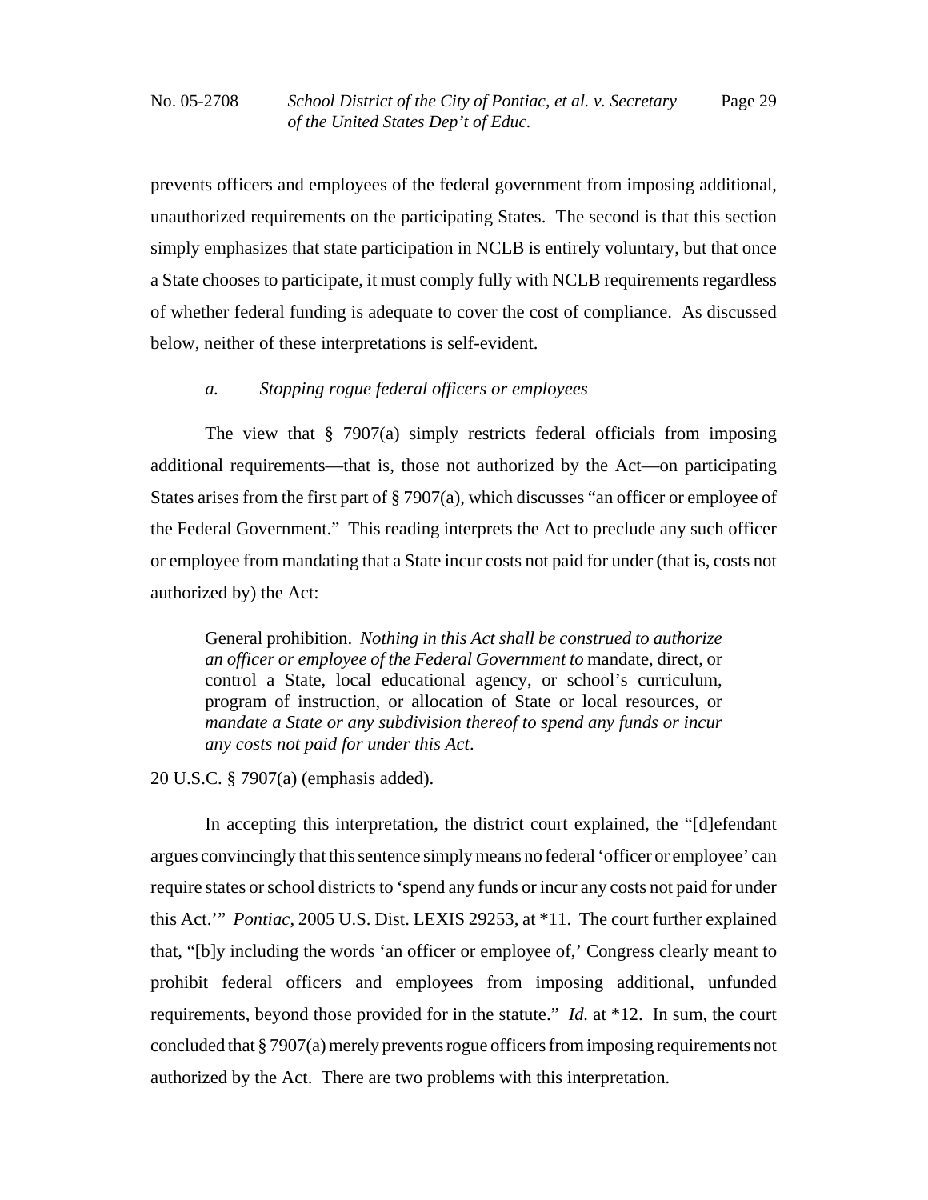prevents officers and employees of the federal government from imposing additional, unauthorized requirements on the participating States. The second is that this section simply emphasizes that state participation in NCLB is entirely voluntary, but that once a State chooses to participate, it must comply fully with NCLB requirements regardless of whether federal funding is adequate to cover the cost of compliance. As discussed below, neither of these interpretations is self-evident.

*a. Stopping rogue federal officers or employees*

The view that § 7907(a) simply restricts federal officials from imposing additional requirements—that is, those not authorized by the Act—on participating States arises from the first part of § 7907(a), which discusses "an officer or employee of the Federal Government." This reading interprets the Act to preclude any such officer or employee from mandating that a State incur costs not paid for under (that is, costs not authorized by) the Act:

> General prohibition. *Nothing in this Act shall be construed to authorize an officer or employee of the Federal Government to* mandate, direct, or control a State, local educational agency, or school's curriculum, program of instruction, or allocation of State or local resources, or *mandate a State or any subdivision thereof to spend any funds or incur any costs not paid for under this Act*.

20 U.S.C. § 7907(a) (emphasis added).

In accepting this interpretation, the district court explained, the "[d]efendant argues convincingly that this sentence simply means no federal 'officer or employee' can require states or school districts to 'spend any funds or incur any costs not paid for under this Act.'" *Pontiac*, 2005 U.S. Dist. LEXIS 29253, at *11. The court further explained that, "[b]y including the words 'an officer or employee of,' Congress clearly meant to prohibit federal officers and employees from imposing additional, unfunded requirements, beyond those provided for in the statute." *Id.* at *12. In sum, the court concluded that § 7907(a) merely prevents rogue officers from imposing requirements not authorized by the Act. There are two problems with this interpretation.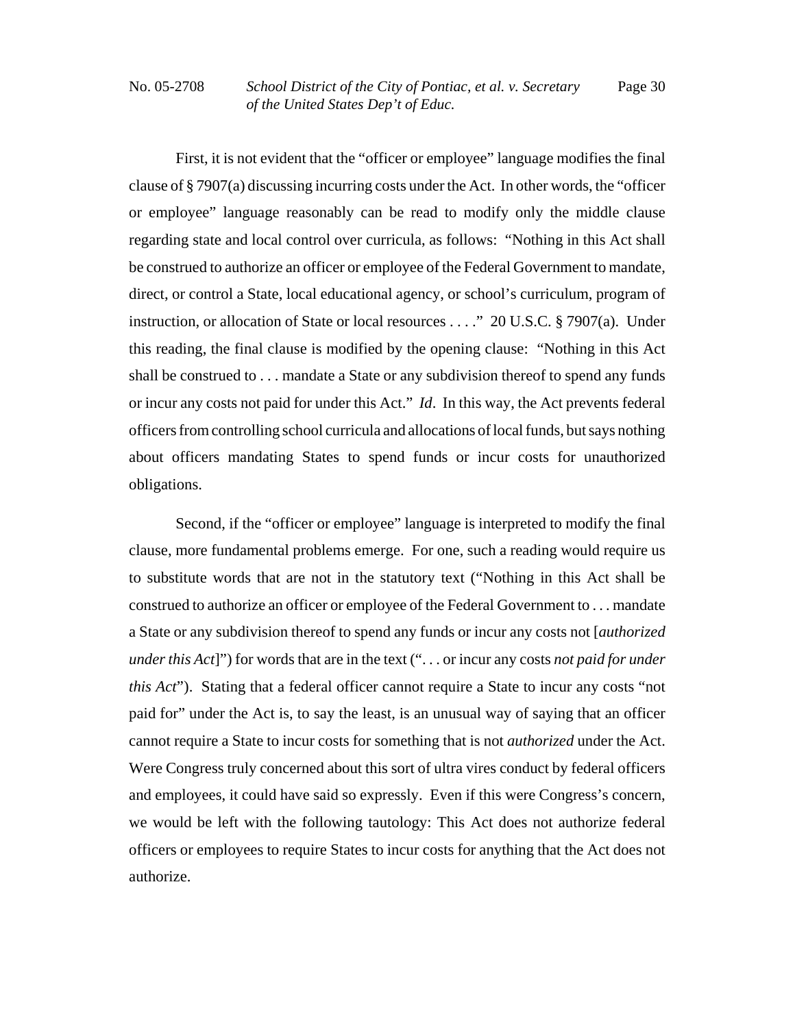First, it is not evident that the "officer or employee" language modifies the final clause of § 7907(a) discussing incurring costs under the Act. In other words, the "officer or employee" language reasonably can be read to modify only the middle clause regarding state and local control over curricula, as follows: "Nothing in this Act shall be construed to authorize an officer or employee of the Federal Government to mandate, direct, or control a State, local educational agency, or school's curriculum, program of instruction, or allocation of State or local resources . . . ." 20 U.S.C. § 7907(a). Under this reading, the final clause is modified by the opening clause: "Nothing in this Act shall be construed to . . . mandate a State or any subdivision thereof to spend any funds or incur any costs not paid for under this Act." *Id*. In this way, the Act prevents federal officers from controlling school curricula and allocations of local funds, but says nothing about officers mandating States to spend funds or incur costs for unauthorized obligations.

Second, if the "officer or employee" language is interpreted to modify the final clause, more fundamental problems emerge. For one, such a reading would require us to substitute words that are not in the statutory text ("Nothing in this Act shall be construed to authorize an officer or employee of the Federal Government to . . . mandate a State or any subdivision thereof to spend any funds or incur any costs not [*authorized under this Act*]") for words that are in the text (". . . or incur any costs *not paid for under this Act*"). Stating that a federal officer cannot require a State to incur any costs "not paid for" under the Act is, to say the least, is an unusual way of saying that an officer cannot require a State to incur costs for something that is not *authorized* under the Act. Were Congress truly concerned about this sort of ultra vires conduct by federal officers and employees, it could have said so expressly. Even if this were Congress's concern, we would be left with the following tautology: This Act does not authorize federal officers or employees to require States to incur costs for anything that the Act does not authorize.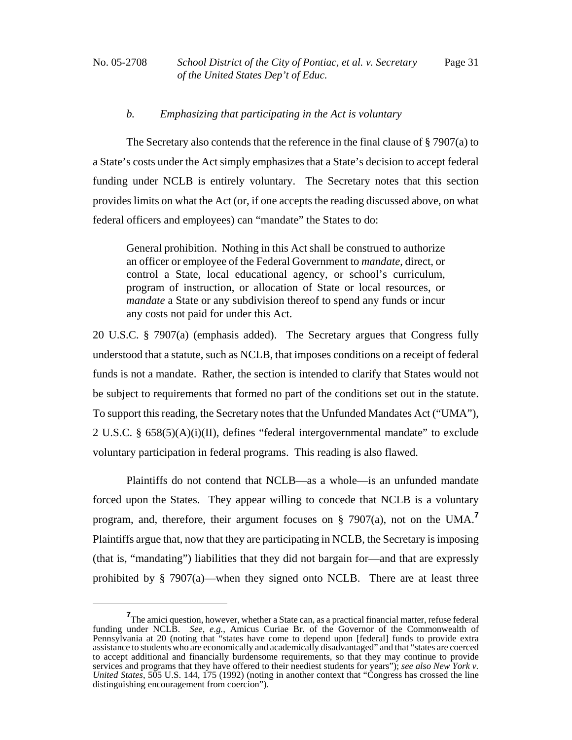### *b. Emphasizing that participating in the Act is voluntary*

The Secretary also contends that the reference in the final clause of § 7907(a) to a State's costs under the Act simply emphasizes that a State's decision to accept federal funding under NCLB is entirely voluntary. The Secretary notes that this section provides limits on what the Act (or, if one accepts the reading discussed above, on what federal officers and employees) can "mandate" the States to do:

> General prohibition. Nothing in this Act shall be construed to authorize an officer or employee of the Federal Government to *mandate*, direct, or control a State, local educational agency, or school's curriculum, program of instruction, or allocation of State or local resources, or *mandate* a State or any subdivision thereof to spend any funds or incur any costs not paid for under this Act.

20 U.S.C. § 7907(a) (emphasis added). The Secretary argues that Congress fully understood that a statute, such as NCLB, that imposes conditions on a receipt of federal funds is not a mandate. Rather, the section is intended to clarify that States would not be subject to requirements that formed no part of the conditions set out in the statute. To support this reading, the Secretary notes that the Unfunded Mandates Act ("UMA"), 2 U.S.C. § 658(5)(A)(i)(II), defines "federal intergovernmental mandate" to exclude voluntary participation in federal programs. This reading is also flawed.

Plaintiffs do not contend that NCLB—as a whole—is an unfunded mandate forced upon the States. They appear willing to concede that NCLB is a voluntary program, and, therefore, their argument focuses on § 7907(a), not on the UMA.[7] Plaintiffs argue that, now that they are participating in NCLB, the Secretary is imposing (that is, "mandating") liabilities that they did not bargain for—and that are expressly prohibited by § 7907(a)—when they signed onto NCLB. There are at least three

[7] The amici question, however, whether a State can, as a practical financial matter, refuse federal funding under NCLB. *See, e.g.*, Amicus Curiae Br. of the Governor of the Commonwealth of Pennsylvania at 20 (noting that "states have come to depend upon [federal] funds to provide extra assistance to students who are economically and academically disadvantaged" and that "states are coerced to accept additional and financially burdensome requirements, so that they may continue to provide services and programs that they have offered to their neediest students for years"); *see also New York v. United States*, 505 U.S. 144, 175 (1992) (noting in another context that "Congress has crossed the line distinguishing encouragement from coercion").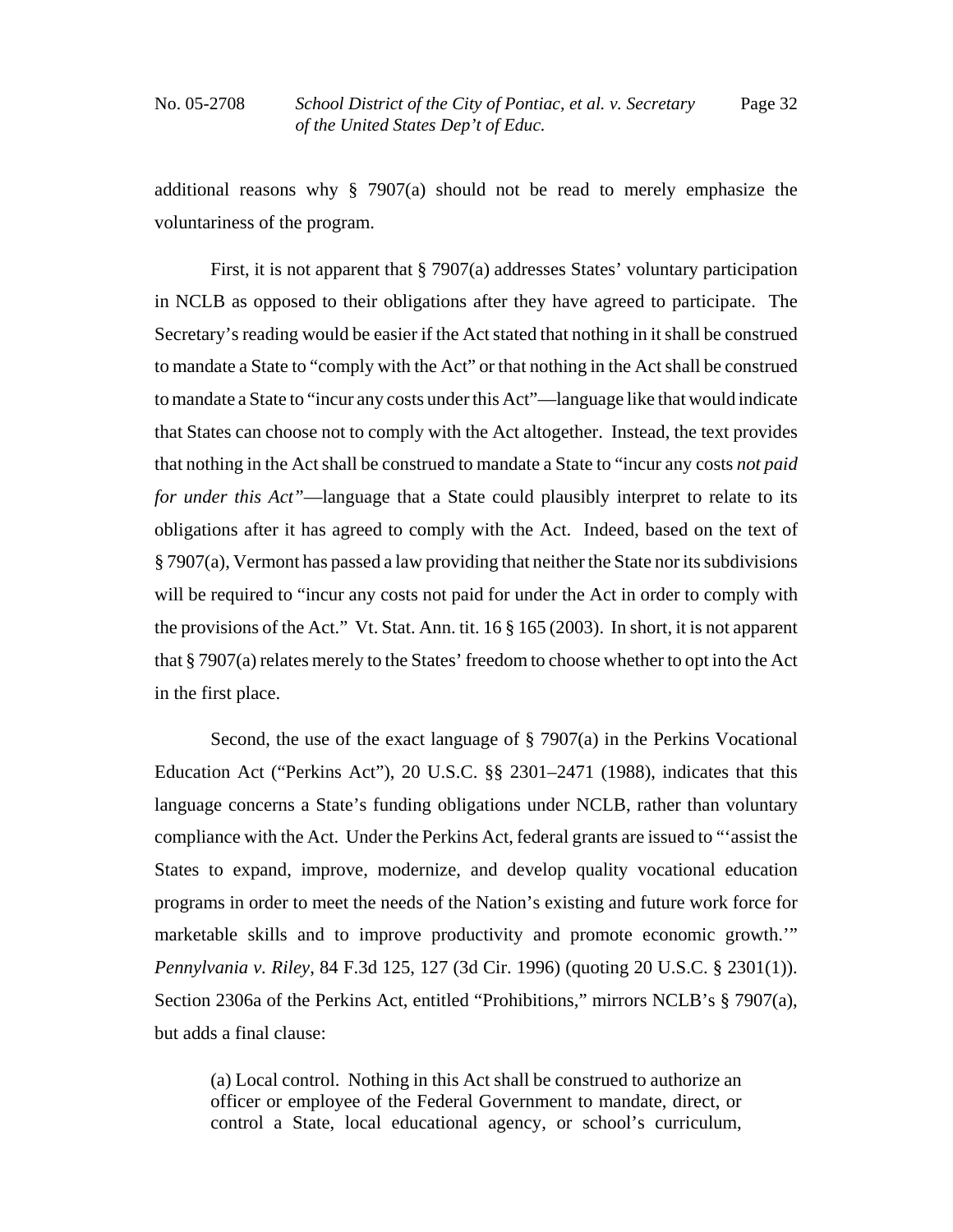additional reasons why § 7907(a) should not be read to merely emphasize the voluntariness of the program.

First, it is not apparent that § 7907(a) addresses States' voluntary participation in NCLB as opposed to their obligations after they have agreed to participate. The Secretary's reading would be easier if the Act stated that nothing in it shall be construed to mandate a State to "comply with the Act" or that nothing in the Act shall be construed to mandate a State to "incur any costs under this Act"—language like that would indicate that States can choose not to comply with the Act altogether. Instead, the text provides that nothing in the Act shall be construed to mandate a State to "incur any costs *not paid for under this Act"*—language that a State could plausibly interpret to relate to its obligations after it has agreed to comply with the Act. Indeed, based on the text of § 7907(a), Vermont has passed a law providing that neither the State nor its subdivisions will be required to "incur any costs not paid for under the Act in order to comply with the provisions of the Act." Vt. Stat. Ann. tit. 16 § 165 (2003). In short, it is not apparent that § 7907(a) relates merely to the States' freedom to choose whether to opt into the Act in the first place.

Second, the use of the exact language of § 7907(a) in the Perkins Vocational Education Act ("Perkins Act"), 20 U.S.C. §§ 2301–2471 (1988), indicates that this language concerns a State's funding obligations under NCLB, rather than voluntary compliance with the Act. Under the Perkins Act, federal grants are issued to "'assist the States to expand, improve, modernize, and develop quality vocational education programs in order to meet the needs of the Nation's existing and future work force for marketable skills and to improve productivity and promote economic growth.'" *Pennylvania v. Riley*, 84 F.3d 125, 127 (3d Cir. 1996) (quoting 20 U.S.C. § 2301(1)). Section 2306a of the Perkins Act, entitled "Prohibitions," mirrors NCLB's § 7907(a), but adds a final clause:

> (a) Local control. Nothing in this Act shall be construed to authorize an officer or employee of the Federal Government to mandate, direct, or control a State, local educational agency, or school's curriculum,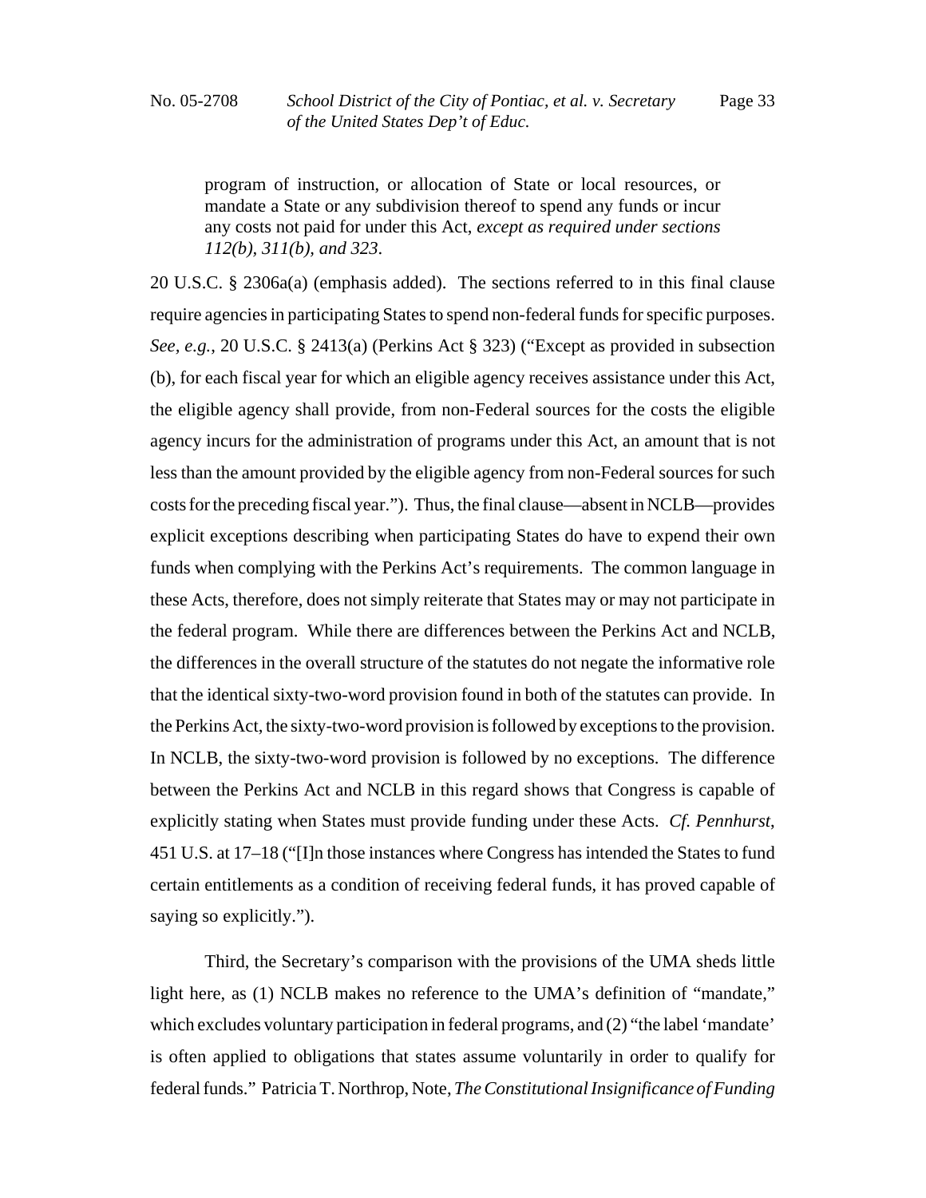> program of instruction, or allocation of State or local resources, or mandate a State or any subdivision thereof to spend any funds or incur any costs not paid for under this Act, *except as required under sections 112(b), 311(b), and 323*.

20 U.S.C. § 2306a(a) (emphasis added). The sections referred to in this final clause require agencies in participating States to spend non-federal funds for specific purposes. *See, e.g.*, 20 U.S.C. § 2413(a) (Perkins Act § 323) ("Except as provided in subsection (b), for each fiscal year for which an eligible agency receives assistance under this Act, the eligible agency shall provide, from non-Federal sources for the costs the eligible agency incurs for the administration of programs under this Act, an amount that is not less than the amount provided by the eligible agency from non-Federal sources for such costs for the preceding fiscal year."). Thus, the final clause—absent in NCLB—provides explicit exceptions describing when participating States do have to expend their own funds when complying with the Perkins Act's requirements. The common language in these Acts, therefore, does not simply reiterate that States may or may not participate in the federal program. While there are differences between the Perkins Act and NCLB, the differences in the overall structure of the statutes do not negate the informative role that the identical sixty-two-word provision found in both of the statutes can provide. In the Perkins Act, the sixty-two-word provision is followed by exceptions to the provision. In NCLB, the sixty-two-word provision is followed by no exceptions. The difference between the Perkins Act and NCLB in this regard shows that Congress is capable of explicitly stating when States must provide funding under these Acts. *Cf. Pennhurst*, 451 U.S. at 17–18 ("[I]n those instances where Congress has intended the States to fund certain entitlements as a condition of receiving federal funds, it has proved capable of saying so explicitly.").

Third, the Secretary's comparison with the provisions of the UMA sheds little light here, as (1) NCLB makes no reference to the UMA's definition of "mandate," which excludes voluntary participation in federal programs, and (2) "the label 'mandate' is often applied to obligations that states assume voluntarily in order to qualify for federal funds." Patricia T. Northrop, Note, *The Constitutional Insignificance of Funding*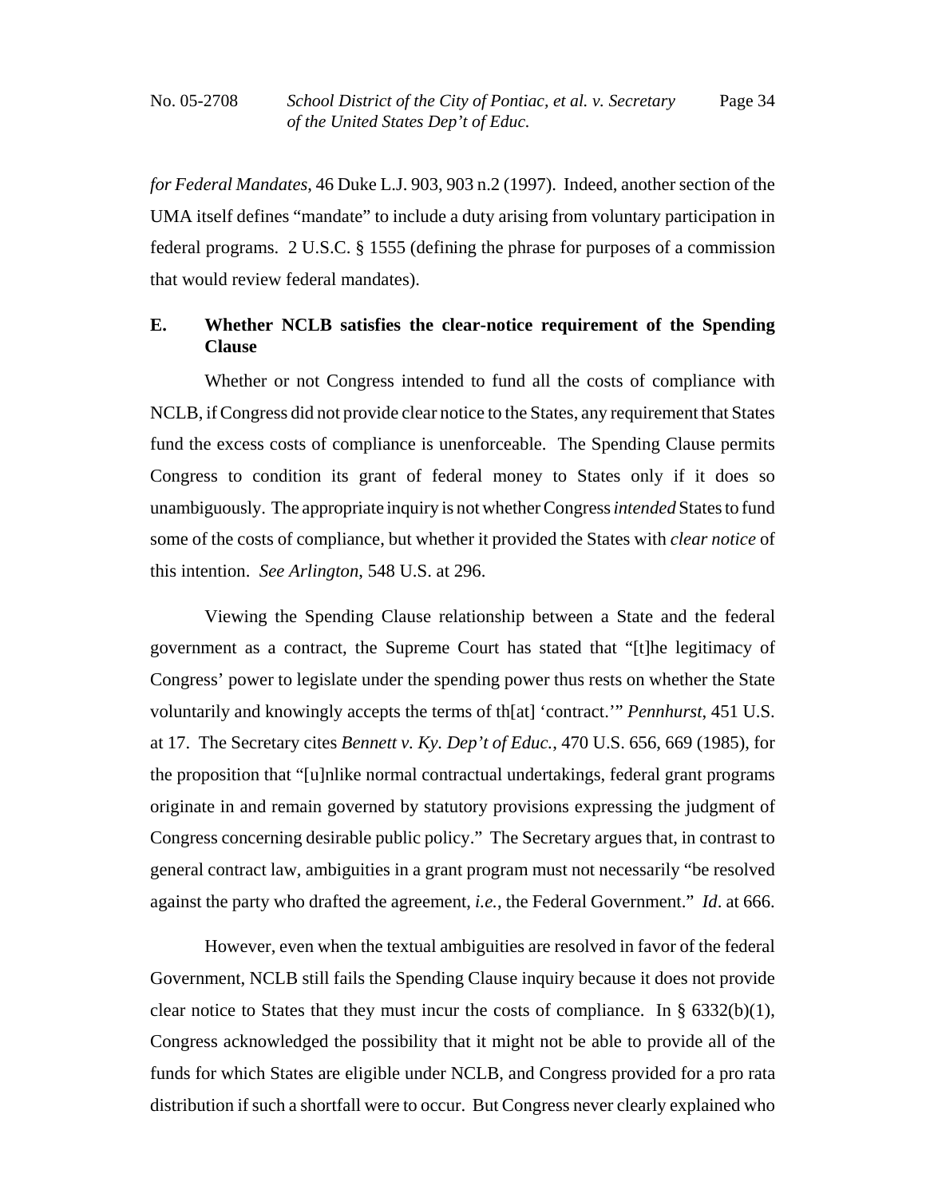*for Federal Mandates*, 46 Duke L.J. 903, 903 n.2 (1997). Indeed, another section of the UMA itself defines "mandate" to include a duty arising from voluntary participation in federal programs. 2 U.S.C. § 1555 (defining the phrase for purposes of a commission that would review federal mandates).

### E. Whether NCLB satisfies the clear-notice requirement of the Spending Clause

Whether or not Congress intended to fund all the costs of compliance with NCLB, if Congress did not provide clear notice to the States, any requirement that States fund the excess costs of compliance is unenforceable. The Spending Clause permits Congress to condition its grant of federal money to States only if it does so unambiguously. The appropriate inquiry is not whether Congress *intended* States to fund some of the costs of compliance, but whether it provided the States with *clear notice* of this intention. *See Arlington*, 548 U.S. at 296.

Viewing the Spending Clause relationship between a State and the federal government as a contract, the Supreme Court has stated that "[t]he legitimacy of Congress' power to legislate under the spending power thus rests on whether the State voluntarily and knowingly accepts the terms of th[at] 'contract.'" *Pennhurst*, 451 U.S. at 17. The Secretary cites *Bennett v. Ky. Dep't of Educ.*, 470 U.S. 656, 669 (1985), for the proposition that "[u]nlike normal contractual undertakings, federal grant programs originate in and remain governed by statutory provisions expressing the judgment of Congress concerning desirable public policy." The Secretary argues that, in contrast to general contract law, ambiguities in a grant program must not necessarily "be resolved against the party who drafted the agreement, *i.e.*, the Federal Government." *Id*. at 666.

However, even when the textual ambiguities are resolved in favor of the federal Government, NCLB still fails the Spending Clause inquiry because it does not provide clear notice to States that they must incur the costs of compliance. In § 6332(b)(1), Congress acknowledged the possibility that it might not be able to provide all of the funds for which States are eligible under NCLB, and Congress provided for a pro rata distribution if such a shortfall were to occur. But Congress never clearly explained who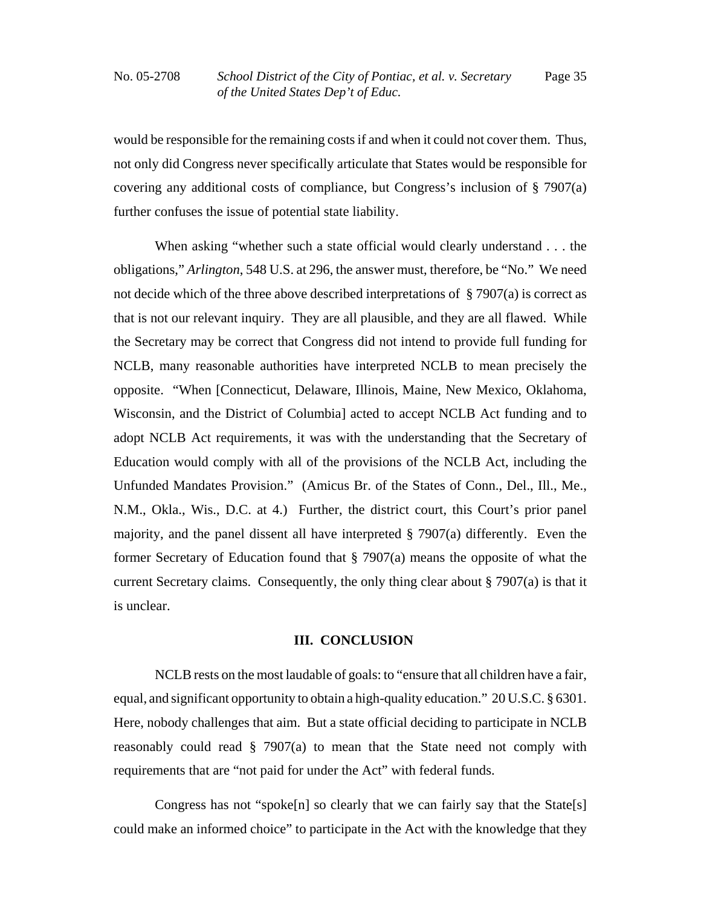would be responsible for the remaining costs if and when it could not cover them. Thus, not only did Congress never specifically articulate that States would be responsible for covering any additional costs of compliance, but Congress's inclusion of § 7907(a) further confuses the issue of potential state liability.

When asking "whether such a state official would clearly understand . . . the obligations," *Arlington*, 548 U.S. at 296, the answer must, therefore, be "No." We need not decide which of the three above described interpretations of § 7907(a) is correct as that is not our relevant inquiry. They are all plausible, and they are all flawed. While the Secretary may be correct that Congress did not intend to provide full funding for NCLB, many reasonable authorities have interpreted NCLB to mean precisely the opposite. "When [Connecticut, Delaware, Illinois, Maine, New Mexico, Oklahoma, Wisconsin, and the District of Columbia] acted to accept NCLB Act funding and to adopt NCLB Act requirements, it was with the understanding that the Secretary of Education would comply with all of the provisions of the NCLB Act, including the Unfunded Mandates Provision." (Amicus Br. of the States of Conn., Del., Ill., Me., N.M., Okla., Wis., D.C. at 4.) Further, the district court, this Court's prior panel majority, and the panel dissent all have interpreted § 7907(a) differently. Even the former Secretary of Education found that § 7907(a) means the opposite of what the current Secretary claims. Consequently, the only thing clear about § 7907(a) is that it is unclear.

## III. CONCLUSION

NCLB rests on the most laudable of goals: to "ensure that all children have a fair, equal, and significant opportunity to obtain a high-quality education." 20 U.S.C. § 6301. Here, nobody challenges that aim. But a state official deciding to participate in NCLB reasonably could read § 7907(a) to mean that the State need not comply with requirements that are "not paid for under the Act" with federal funds.

Congress has not "spoke[n] so clearly that we can fairly say that the State[s] could make an informed choice" to participate in the Act with the knowledge that they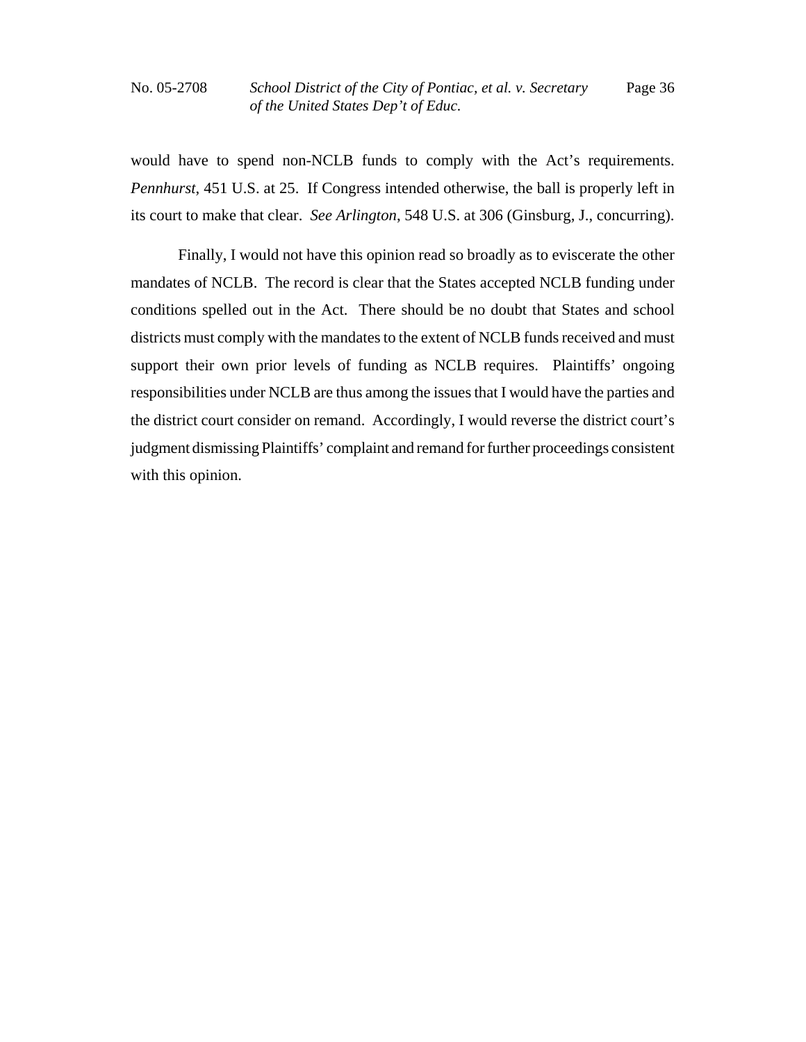would have to spend non-NCLB funds to comply with the Act's requirements. *Pennhurst*, 451 U.S. at 25. If Congress intended otherwise, the ball is properly left in its court to make that clear. *See Arlington*, 548 U.S. at 306 (Ginsburg, J., concurring).

Finally, I would not have this opinion read so broadly as to eviscerate the other mandates of NCLB. The record is clear that the States accepted NCLB funding under conditions spelled out in the Act. There should be no doubt that States and school districts must comply with the mandates to the extent of NCLB funds received and must support their own prior levels of funding as NCLB requires. Plaintiffs' ongoing responsibilities under NCLB are thus among the issues that I would have the parties and the district court consider on remand. Accordingly, I would reverse the district court's judgment dismissing Plaintiffs' complaint and remand for further proceedings consistent with this opinion.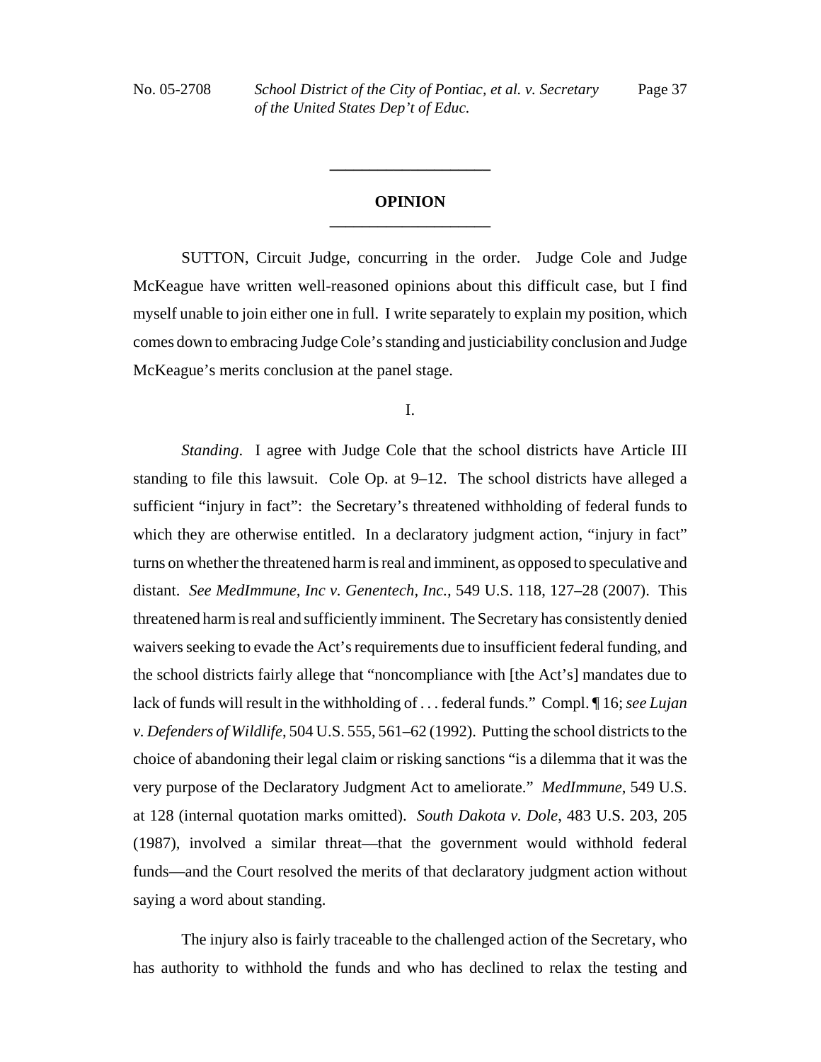## OPINION

SUTTON, Circuit Judge, concurring in the order. Judge Cole and Judge McKeague have written well-reasoned opinions about this difficult case, but I find myself unable to join either one in full. I write separately to explain my position, which comes down to embracing Judge Cole's standing and justiciability conclusion and Judge McKeague's merits conclusion at the panel stage.

I.

*Standing.* I agree with Judge Cole that the school districts have Article III standing to file this lawsuit. Cole Op. at 9–12. The school districts have alleged a sufficient "injury in fact": the Secretary's threatened withholding of federal funds to which they are otherwise entitled. In a declaratory judgment action, "injury in fact" turns on whether the threatened harm is real and imminent, as opposed to speculative and distant. *See MedImmune, Inc v. Genentech, Inc.,* 549 U.S. 118, 127–28 (2007). This threatened harm is real and sufficiently imminent. The Secretary has consistently denied waivers seeking to evade the Act's requirements due to insufficient federal funding, and the school districts fairly allege that "noncompliance with [the Act's] mandates due to lack of funds will result in the withholding of . . . federal funds." Compl. ¶ 16; *see Lujan v. Defenders of Wildlife*, 504 U.S. 555, 561–62 (1992). Putting the school districts to the choice of abandoning their legal claim or risking sanctions "is a dilemma that it was the very purpose of the Declaratory Judgment Act to ameliorate." *MedImmune*, 549 U.S. at 128 (internal quotation marks omitted). *South Dakota v. Dole*, 483 U.S. 203, 205 (1987), involved a similar threat—that the government would withhold federal funds—and the Court resolved the merits of that declaratory judgment action without saying a word about standing.

The injury also is fairly traceable to the challenged action of the Secretary, who has authority to withhold the funds and who has declined to relax the testing and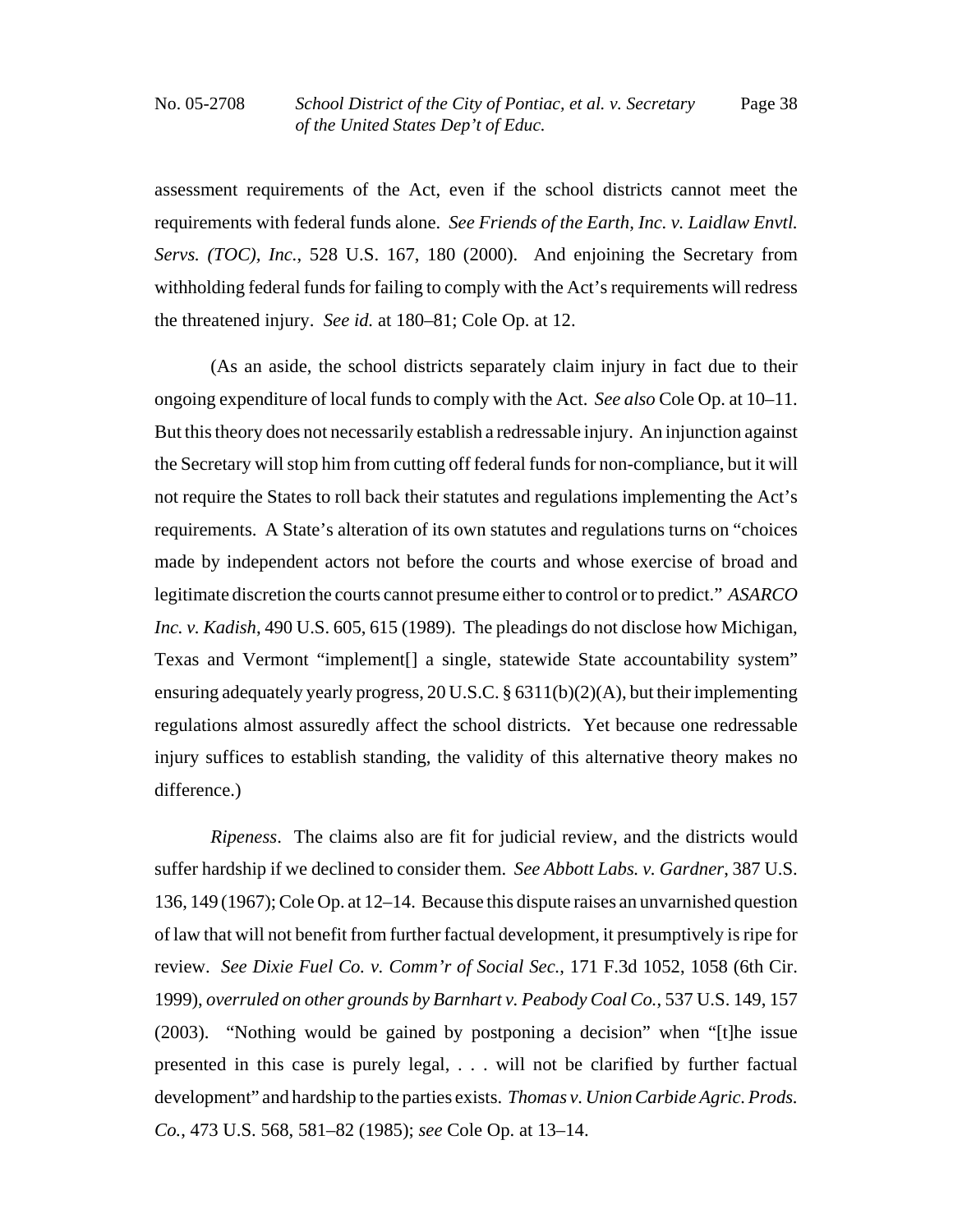assessment requirements of the Act, even if the school districts cannot meet the requirements with federal funds alone. *See Friends of the Earth, Inc. v. Laidlaw Envtl. Servs. (TOC), Inc.*, 528 U.S. 167, 180 (2000). And enjoining the Secretary from withholding federal funds for failing to comply with the Act's requirements will redress the threatened injury. *See id.* at 180–81; Cole Op. at 12.

(As an aside, the school districts separately claim injury in fact due to their ongoing expenditure of local funds to comply with the Act. *See also* Cole Op. at 10–11. But this theory does not necessarily establish a redressable injury. An injunction against the Secretary will stop him from cutting off federal funds for non-compliance, but it will not require the States to roll back their statutes and regulations implementing the Act's requirements. A State's alteration of its own statutes and regulations turns on "choices made by independent actors not before the courts and whose exercise of broad and legitimate discretion the courts cannot presume either to control or to predict." *ASARCO Inc. v. Kadish*, 490 U.S. 605, 615 (1989). The pleadings do not disclose how Michigan, Texas and Vermont "implement[] a single, statewide State accountability system" ensuring adequately yearly progress, 20 U.S.C. § 6311(b)(2)(A), but their implementing regulations almost assuredly affect the school districts. Yet because one redressable injury suffices to establish standing, the validity of this alternative theory makes no difference.)

*Ripeness*. The claims also are fit for judicial review, and the districts would suffer hardship if we declined to consider them. *See Abbott Labs. v. Gardner*, 387 U.S. 136, 149 (1967); Cole Op. at 12–14. Because this dispute raises an unvarnished question of law that will not benefit from further factual development, it presumptively is ripe for review. *See Dixie Fuel Co. v. Comm'r of Social Sec.*, 171 F.3d 1052, 1058 (6th Cir. 1999), *overruled on other grounds by Barnhart v. Peabody Coal Co.*, 537 U.S. 149, 157 (2003). "Nothing would be gained by postponing a decision" when "[t]he issue presented in this case is purely legal, . . . will not be clarified by further factual development" and hardship to the parties exists. *Thomas v. Union Carbide Agric. Prods. Co.*, 473 U.S. 568, 581–82 (1985); *see* Cole Op. at 13–14.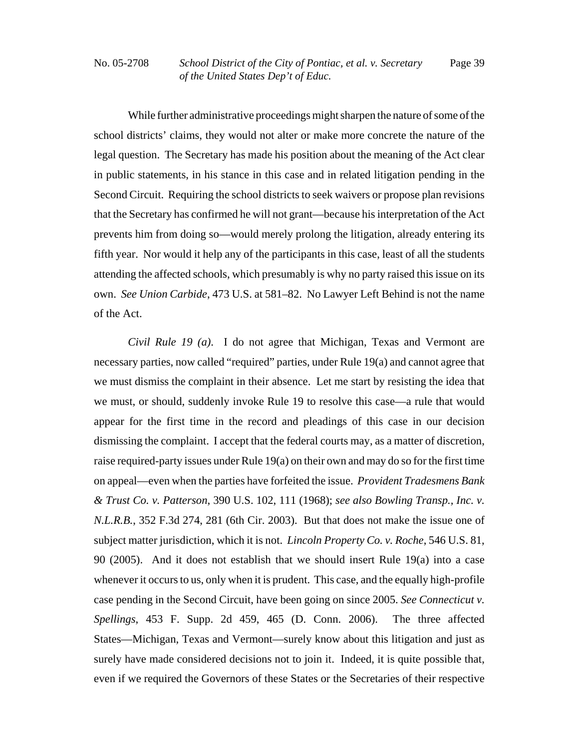While further administrative proceedings might sharpen the nature of some of the school districts' claims, they would not alter or make more concrete the nature of the legal question. The Secretary has made his position about the meaning of the Act clear in public statements, in his stance in this case and in related litigation pending in the Second Circuit. Requiring the school districts to seek waivers or propose plan revisions that the Secretary has confirmed he will not grant—because his interpretation of the Act prevents him from doing so—would merely prolong the litigation, already entering its fifth year. Nor would it help any of the participants in this case, least of all the students attending the affected schools, which presumably is why no party raised this issue on its own. *See Union Carbide*, 473 U.S. at 581–82. No Lawyer Left Behind is not the name of the Act.

*Civil Rule 19 (a).* I do not agree that Michigan, Texas and Vermont are necessary parties, now called "required" parties, under Rule 19(a) and cannot agree that we must dismiss the complaint in their absence. Let me start by resisting the idea that we must, or should, suddenly invoke Rule 19 to resolve this case—a rule that would appear for the first time in the record and pleadings of this case in our decision dismissing the complaint. I accept that the federal courts may, as a matter of discretion, raise required-party issues under Rule 19(a) on their own and may do so for the first time on appeal—even when the parties have forfeited the issue. *Provident Tradesmens Bank & Trust Co. v. Patterson*, 390 U.S. 102, 111 (1968); *see also Bowling Transp., Inc. v. N.L.R.B.*, 352 F.3d 274, 281 (6th Cir. 2003). But that does not make the issue one of subject matter jurisdiction, which it is not. *Lincoln Property Co. v. Roche*, 546 U.S. 81, 90 (2005). And it does not establish that we should insert Rule 19(a) into a case whenever it occurs to us, only when it is prudent. This case, and the equally high-profile case pending in the Second Circuit, have been going on since 2005. *See Connecticut v. Spellings*, 453 F. Supp. 2d 459, 465 (D. Conn. 2006). The three affected States—Michigan, Texas and Vermont—surely know about this litigation and just as surely have made considered decisions not to join it. Indeed, it is quite possible that, even if we required the Governors of these States or the Secretaries of their respective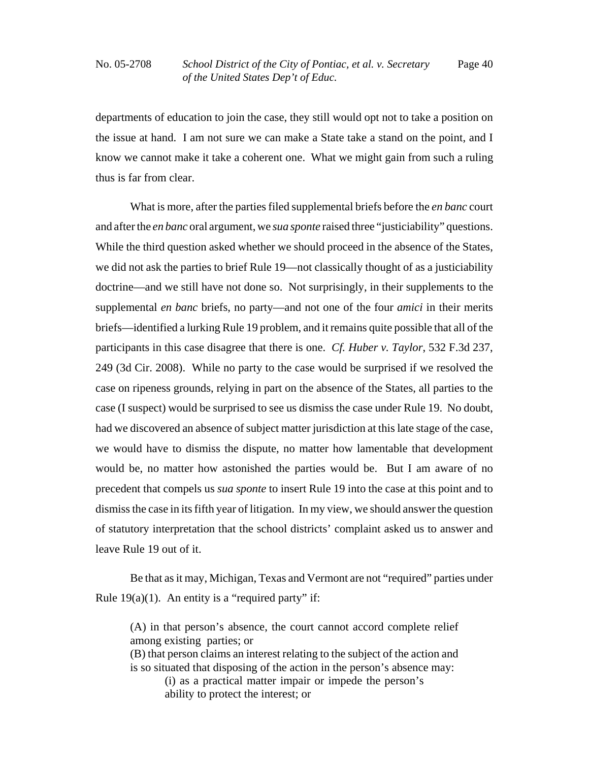departments of education to join the case, they still would opt not to take a position on the issue at hand. I am not sure we can make a State take a stand on the point, and I know we cannot make it take a coherent one. What we might gain from such a ruling thus is far from clear.

What is more, after the parties filed supplemental briefs before the *en banc* court and after the *en banc* oral argument, we *sua sponte* raised three "justiciability" questions. While the third question asked whether we should proceed in the absence of the States, we did not ask the parties to brief Rule 19—not classically thought of as a justiciability doctrine—and we still have not done so. Not surprisingly, in their supplements to the supplemental *en banc* briefs, no party—and not one of the four *amici* in their merits briefs—identified a lurking Rule 19 problem, and it remains quite possible that all of the participants in this case disagree that there is one. *Cf. Huber v. Taylor*, 532 F.3d 237, 249 (3d Cir. 2008). While no party to the case would be surprised if we resolved the case on ripeness grounds, relying in part on the absence of the States, all parties to the case (I suspect) would be surprised to see us dismiss the case under Rule 19. No doubt, had we discovered an absence of subject matter jurisdiction at this late stage of the case, we would have to dismiss the dispute, no matter how lamentable that development would be, no matter how astonished the parties would be. But I am aware of no precedent that compels us *sua sponte* to insert Rule 19 into the case at this point and to dismiss the case in its fifth year of litigation. In my view, we should answer the question of statutory interpretation that the school districts' complaint asked us to answer and leave Rule 19 out of it.

Be that as it may, Michigan, Texas and Vermont are not "required" parties under Rule 19(a)(1). An entity is a "required party" if:

> (A) in that person's absence, the court cannot accord complete relief among existing parties; or
> (B) that person claims an interest relating to the subject of the action and is so situated that disposing of the action in the person's absence may:
>> (i) as a practical matter impair or impede the person's ability to protect the interest; or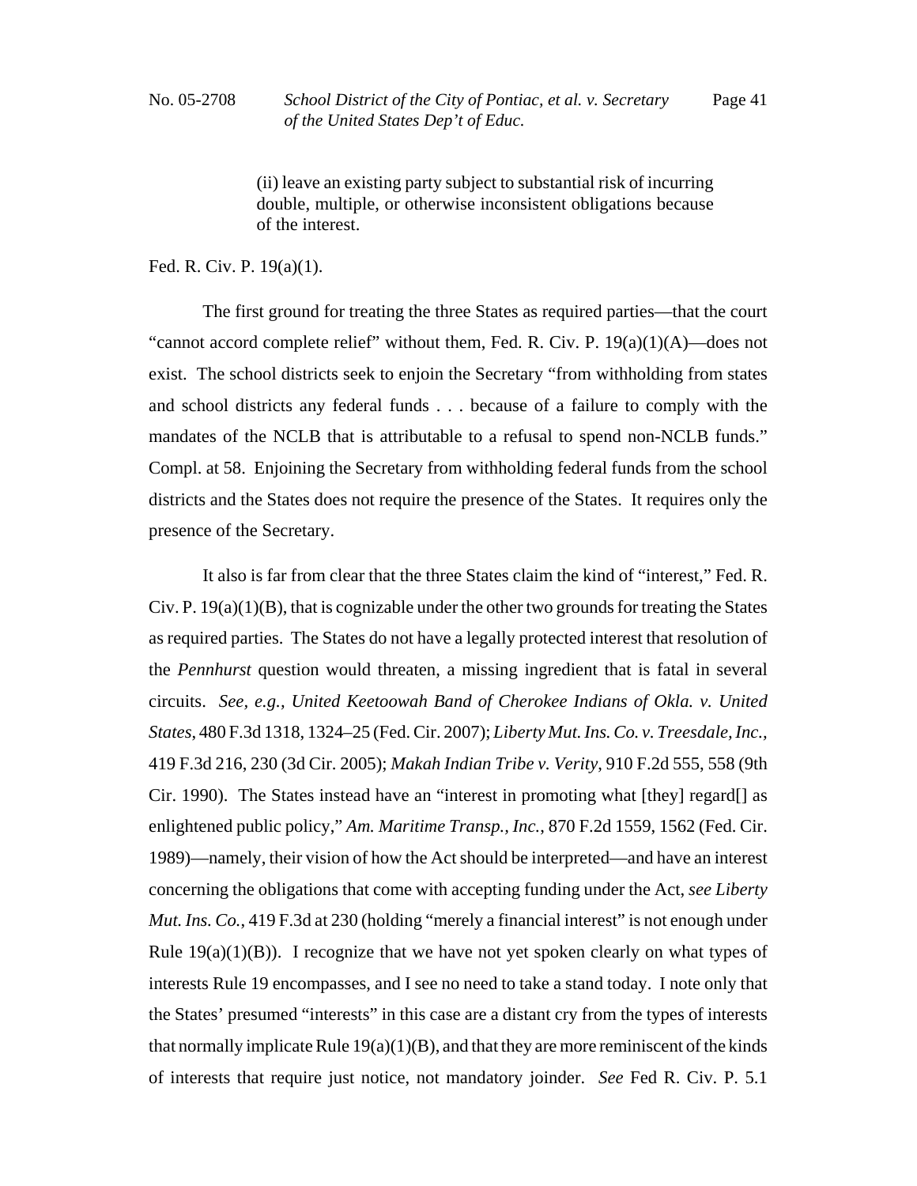> (ii) leave an existing party subject to substantial risk of incurring double, multiple, or otherwise inconsistent obligations because of the interest.

Fed. R. Civ. P. 19(a)(1).

The first ground for treating the three States as required parties—that the court "cannot accord complete relief" without them, Fed. R. Civ. P. 19(a)(1)(A)—does not exist. The school districts seek to enjoin the Secretary "from withholding from states and school districts any federal funds . . . because of a failure to comply with the mandates of the NCLB that is attributable to a refusal to spend non-NCLB funds." Compl. at 58. Enjoining the Secretary from withholding federal funds from the school districts and the States does not require the presence of the States. It requires only the presence of the Secretary.

It also is far from clear that the three States claim the kind of "interest," Fed. R. Civ. P. 19(a)(1)(B), that is cognizable under the other two grounds for treating the States as required parties. The States do not have a legally protected interest that resolution of the *Pennhurst* question would threaten, a missing ingredient that is fatal in several circuits. *See, e.g.*, *United Keetoowah Band of Cherokee Indians of Okla. v. United States*, 480 F.3d 1318, 1324–25 (Fed. Cir. 2007); *Liberty Mut. Ins. Co. v. Treesdale, Inc.*, 419 F.3d 216, 230 (3d Cir. 2005); *Makah Indian Tribe v. Verity*, 910 F.2d 555, 558 (9th Cir. 1990). The States instead have an "interest in promoting what [they] regard[] as enlightened public policy," *Am. Maritime Transp., Inc.*, 870 F.2d 1559, 1562 (Fed. Cir. 1989)—namely, their vision of how the Act should be interpreted—and have an interest concerning the obligations that come with accepting funding under the Act, *see Liberty Mut. Ins. Co.*, 419 F.3d at 230 (holding "merely a financial interest" is not enough under Rule 19(a)(1)(B)). I recognize that we have not yet spoken clearly on what types of interests Rule 19 encompasses, and I see no need to take a stand today. I note only that the States' presumed "interests" in this case are a distant cry from the types of interests that normally implicate Rule 19(a)(1)(B), and that they are more reminiscent of the kinds of interests that require just notice, not mandatory joinder. *See* Fed R. Civ. P. 5.1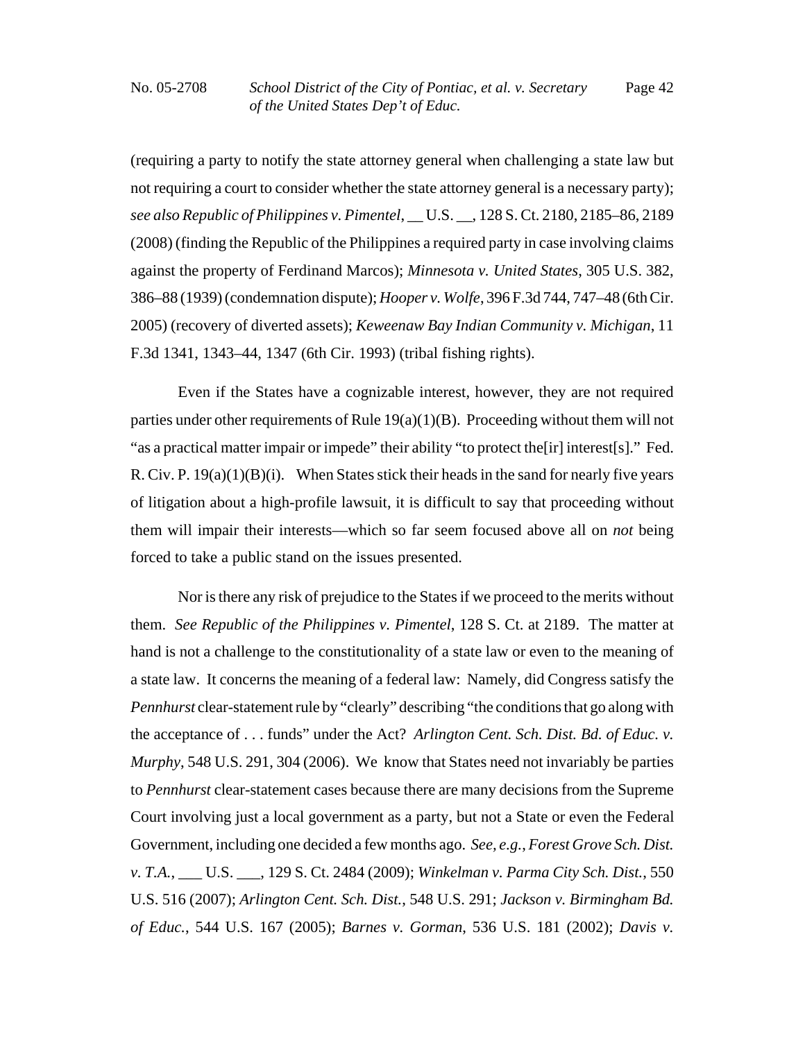(requiring a party to notify the state attorney general when challenging a state law but not requiring a court to consider whether the state attorney general is a necessary party); *see also Republic of Philippines v. Pimentel*, __ U.S. __, 128 S. Ct. 2180, 2185–86, 2189 (2008) (finding the Republic of the Philippines a required party in case involving claims against the property of Ferdinand Marcos); *Minnesota v. United States*, 305 U.S. 382, 386–88 (1939) (condemnation dispute); *Hooper v. Wolfe*, 396 F.3d 744, 747–48 (6th Cir. 2005) (recovery of diverted assets); *Keweenaw Bay Indian Community v. Michigan*, 11 F.3d 1341, 1343–44, 1347 (6th Cir. 1993) (tribal fishing rights).

Even if the States have a cognizable interest, however, they are not required parties under other requirements of Rule 19(a)(1)(B). Proceeding without them will not "as a practical matter impair or impede" their ability "to protect the[ir] interest[s]." Fed. R. Civ. P. 19(a)(1)(B)(i). When States stick their heads in the sand for nearly five years of litigation about a high-profile lawsuit, it is difficult to say that proceeding without them will impair their interests—which so far seem focused above all on *not* being forced to take a public stand on the issues presented.

Nor is there any risk of prejudice to the States if we proceed to the merits without them. *See Republic of the Philippines v. Pimentel*, 128 S. Ct. at 2189. The matter at hand is not a challenge to the constitutionality of a state law or even to the meaning of a state law. It concerns the meaning of a federal law: Namely, did Congress satisfy the *Pennhurst* clear-statement rule by "clearly" describing "the conditions that go along with the acceptance of . . . funds" under the Act? *Arlington Cent. Sch. Dist. Bd. of Educ. v. Murphy*, 548 U.S. 291, 304 (2006). We know that States need not invariably be parties to *Pennhurst* clear-statement cases because there are many decisions from the Supreme Court involving just a local government as a party, but not a State or even the Federal Government, including one decided a few months ago. *See, e.g.*, *Forest Grove Sch. Dist. v. T.A.*, ___ U.S. ___, 129 S. Ct. 2484 (2009); *Winkelman v. Parma City Sch. Dist.*, 550 U.S. 516 (2007); *Arlington Cent. Sch. Dist.*, 548 U.S. 291; *Jackson v. Birmingham Bd. of Educ.*, 544 U.S. 167 (2005); *Barnes v. Gorman*, 536 U.S. 181 (2002); *Davis v.*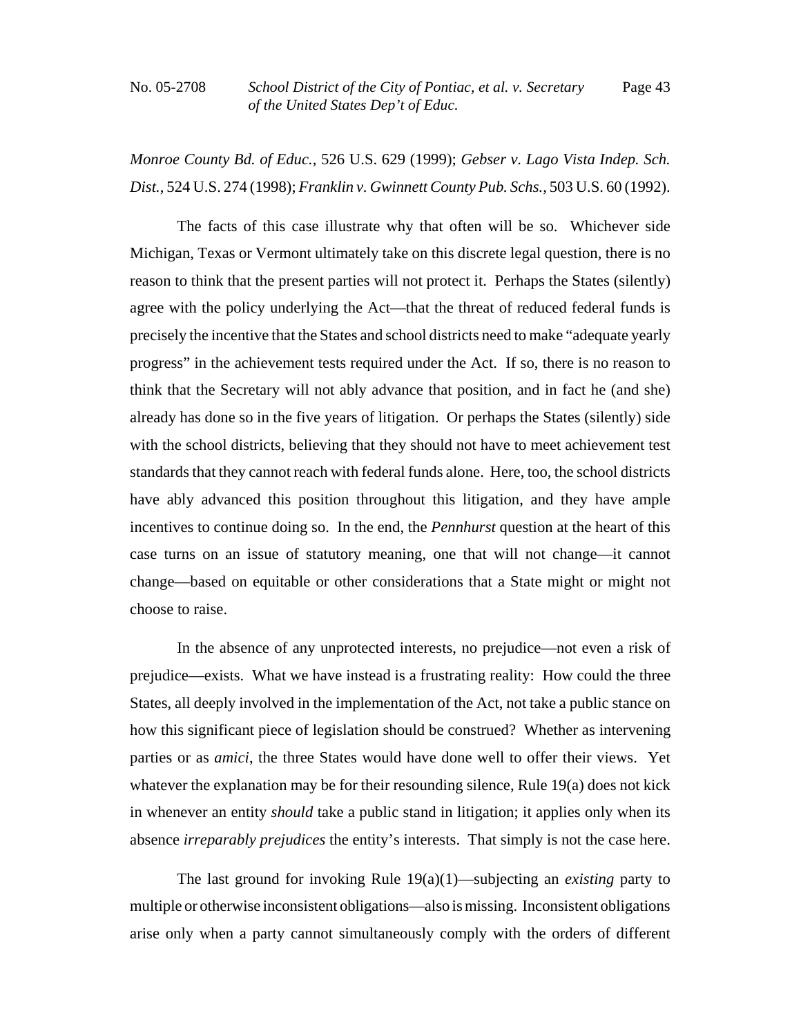*Monroe County Bd. of Educ.*, 526 U.S. 629 (1999); *Gebser v. Lago Vista Indep. Sch. Dist.*, 524 U.S. 274 (1998); *Franklin v. Gwinnett County Pub. Schs.*, 503 U.S. 60 (1992).

The facts of this case illustrate why that often will be so. Whichever side Michigan, Texas or Vermont ultimately take on this discrete legal question, there is no reason to think that the present parties will not protect it. Perhaps the States (silently) agree with the policy underlying the Act—that the threat of reduced federal funds is precisely the incentive that the States and school districts need to make "adequate yearly progress" in the achievement tests required under the Act. If so, there is no reason to think that the Secretary will not ably advance that position, and in fact he (and she) already has done so in the five years of litigation. Or perhaps the States (silently) side with the school districts, believing that they should not have to meet achievement test standards that they cannot reach with federal funds alone. Here, too, the school districts have ably advanced this position throughout this litigation, and they have ample incentives to continue doing so. In the end, the *Pennhurst* question at the heart of this case turns on an issue of statutory meaning, one that will not change—it cannot change—based on equitable or other considerations that a State might or might not choose to raise.

In the absence of any unprotected interests, no prejudice—not even a risk of prejudice—exists. What we have instead is a frustrating reality: How could the three States, all deeply involved in the implementation of the Act, not take a public stance on how this significant piece of legislation should be construed? Whether as intervening parties or as *amici*, the three States would have done well to offer their views. Yet whatever the explanation may be for their resounding silence, Rule 19(a) does not kick in whenever an entity *should* take a public stand in litigation; it applies only when its absence *irreparably prejudices* the entity's interests. That simply is not the case here.

The last ground for invoking Rule 19(a)(1)—subjecting an *existing* party to multiple or otherwise inconsistent obligations—also is missing. Inconsistent obligations arise only when a party cannot simultaneously comply with the orders of different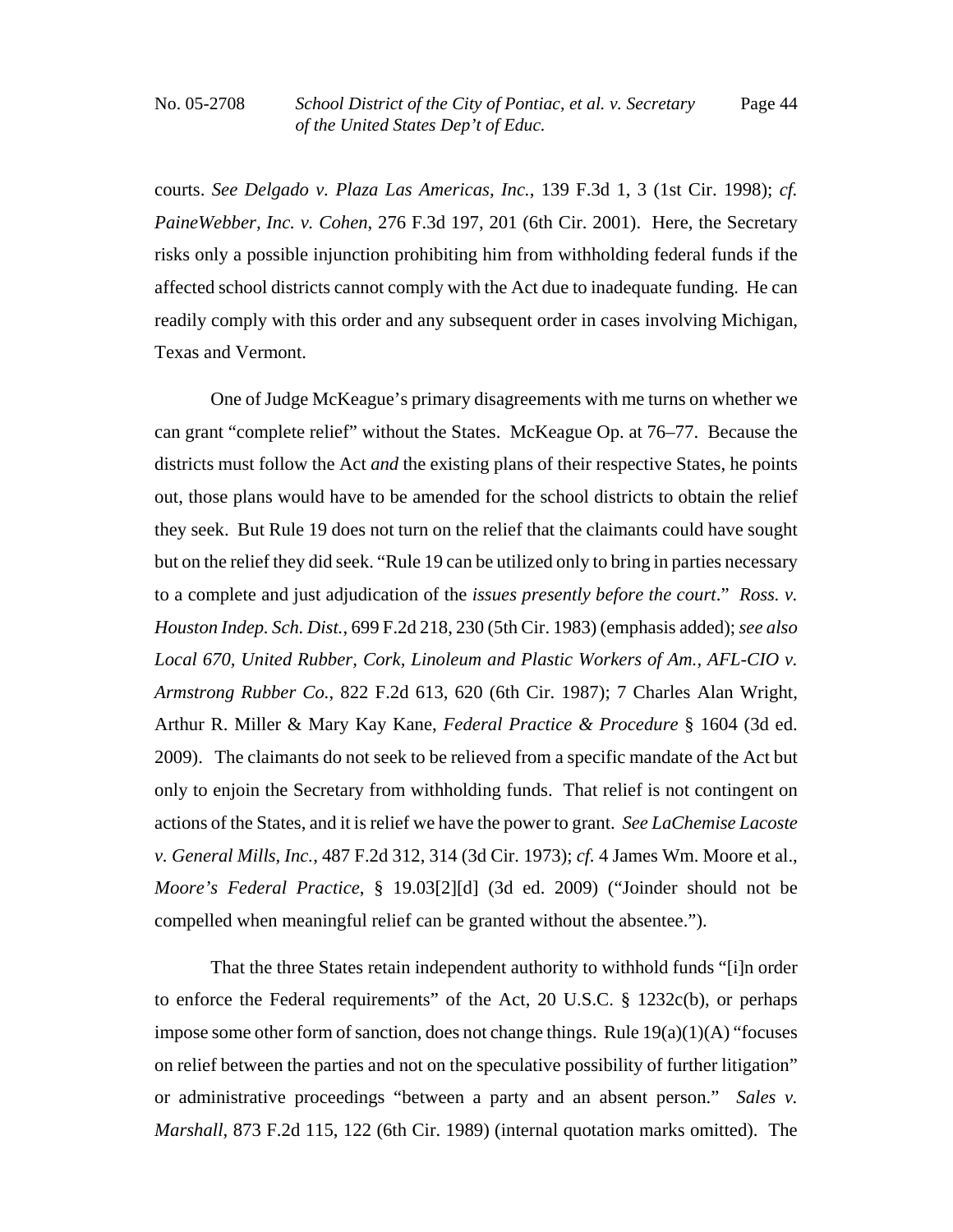courts. *See Delgado v. Plaza Las Americas, Inc.*, 139 F.3d 1, 3 (1st Cir. 1998); *cf. PaineWebber, Inc. v. Cohen*, 276 F.3d 197, 201 (6th Cir. 2001). Here, the Secretary risks only a possible injunction prohibiting him from withholding federal funds if the affected school districts cannot comply with the Act due to inadequate funding. He can readily comply with this order and any subsequent order in cases involving Michigan, Texas and Vermont.

One of Judge McKeague's primary disagreements with me turns on whether we can grant "complete relief" without the States. McKeague Op. at 76–77. Because the districts must follow the Act *and* the existing plans of their respective States, he points out, those plans would have to be amended for the school districts to obtain the relief they seek. But Rule 19 does not turn on the relief that the claimants could have sought but on the relief they did seek. "Rule 19 can be utilized only to bring in parties necessary to a complete and just adjudication of the *issues presently before the court*." *Ross. v. Houston Indep. Sch. Dist.*, 699 F.2d 218, 230 (5th Cir. 1983) (emphasis added); *see also Local 670, United Rubber, Cork, Linoleum and Plastic Workers of Am., AFL-CIO v. Armstrong Rubber Co.*, 822 F.2d 613, 620 (6th Cir. 1987); 7 Charles Alan Wright, Arthur R. Miller & Mary Kay Kane, *Federal Practice & Procedure* § 1604 (3d ed. 2009). The claimants do not seek to be relieved from a specific mandate of the Act but only to enjoin the Secretary from withholding funds. That relief is not contingent on actions of the States, and it is relief we have the power to grant. *See LaChemise Lacoste v. General Mills, Inc.*, 487 F.2d 312, 314 (3d Cir. 1973); *cf.* 4 James Wm. Moore et al., *Moore's Federal Practice*, § 19.03[2][d] (3d ed. 2009) ("Joinder should not be compelled when meaningful relief can be granted without the absentee.").

That the three States retain independent authority to withhold funds "[i]n order to enforce the Federal requirements" of the Act, 20 U.S.C. § 1232c(b), or perhaps impose some other form of sanction, does not change things. Rule 19(a)(1)(A) "focuses on relief between the parties and not on the speculative possibility of further litigation" or administrative proceedings "between a party and an absent person." *Sales v. Marshall*, 873 F.2d 115, 122 (6th Cir. 1989) (internal quotation marks omitted). The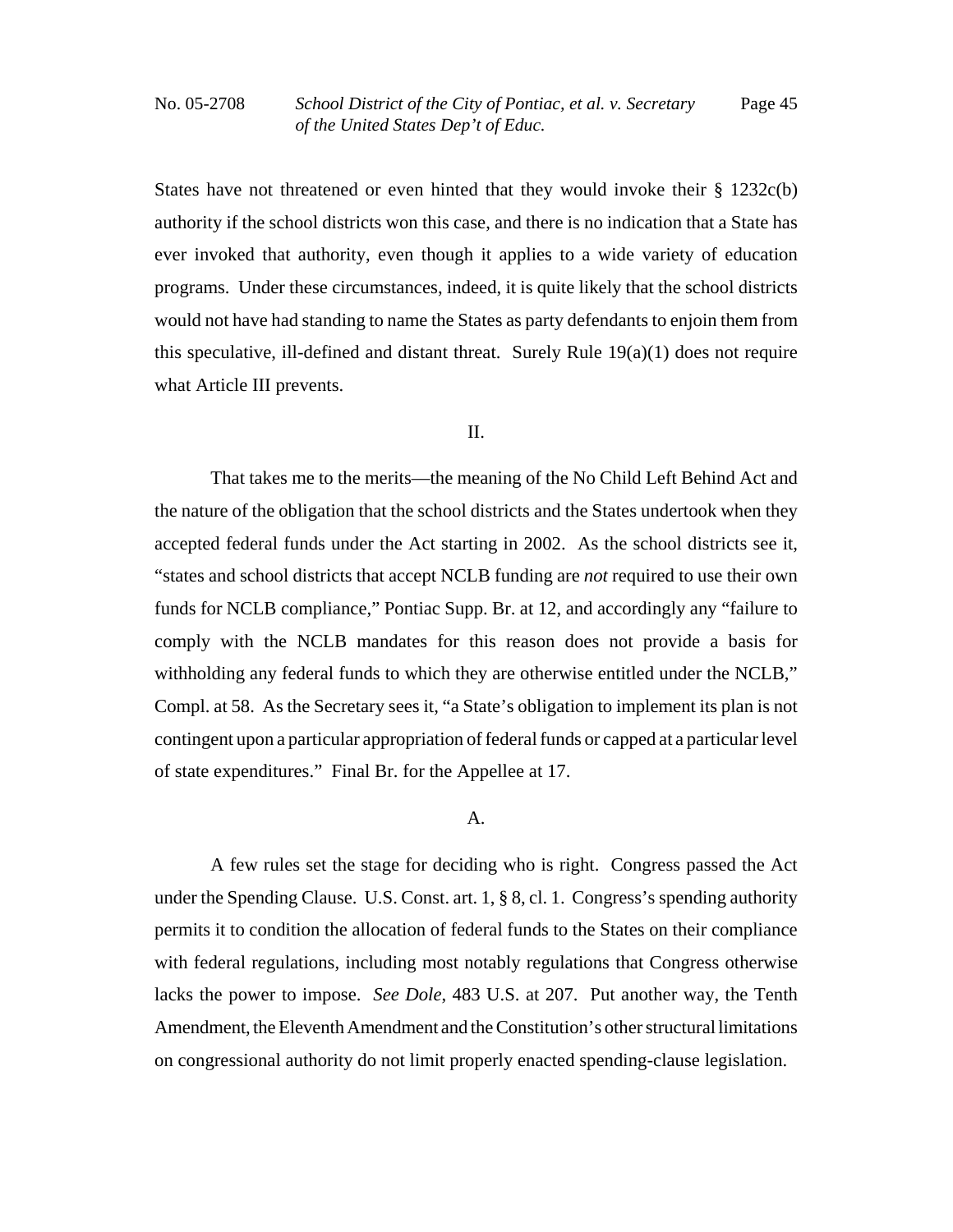States have not threatened or even hinted that they would invoke their § 1232c(b) authority if the school districts won this case, and there is no indication that a State has ever invoked that authority, even though it applies to a wide variety of education programs. Under these circumstances, indeed, it is quite likely that the school districts would not have had standing to name the States as party defendants to enjoin them from this speculative, ill-defined and distant threat. Surely Rule 19(a)(1) does not require what Article III prevents.

## II.

That takes me to the merits—the meaning of the No Child Left Behind Act and the nature of the obligation that the school districts and the States undertook when they accepted federal funds under the Act starting in 2002. As the school districts see it, "states and school districts that accept NCLB funding are *not* required to use their own funds for NCLB compliance," Pontiac Supp. Br. at 12, and accordingly any "failure to comply with the NCLB mandates for this reason does not provide a basis for withholding any federal funds to which they are otherwise entitled under the NCLB," Compl. at 58. As the Secretary sees it, "a State's obligation to implement its plan is not contingent upon a particular appropriation of federal funds or capped at a particular level of state expenditures." Final Br. for the Appellee at 17.

### A.

A few rules set the stage for deciding who is right. Congress passed the Act under the Spending Clause. U.S. Const. art. 1, § 8, cl. 1. Congress's spending authority permits it to condition the allocation of federal funds to the States on their compliance with federal regulations, including most notably regulations that Congress otherwise lacks the power to impose. *See Dole*, 483 U.S. at 207. Put another way, the Tenth Amendment, the Eleventh Amendment and the Constitution's other structural limitations on congressional authority do not limit properly enacted spending-clause legislation.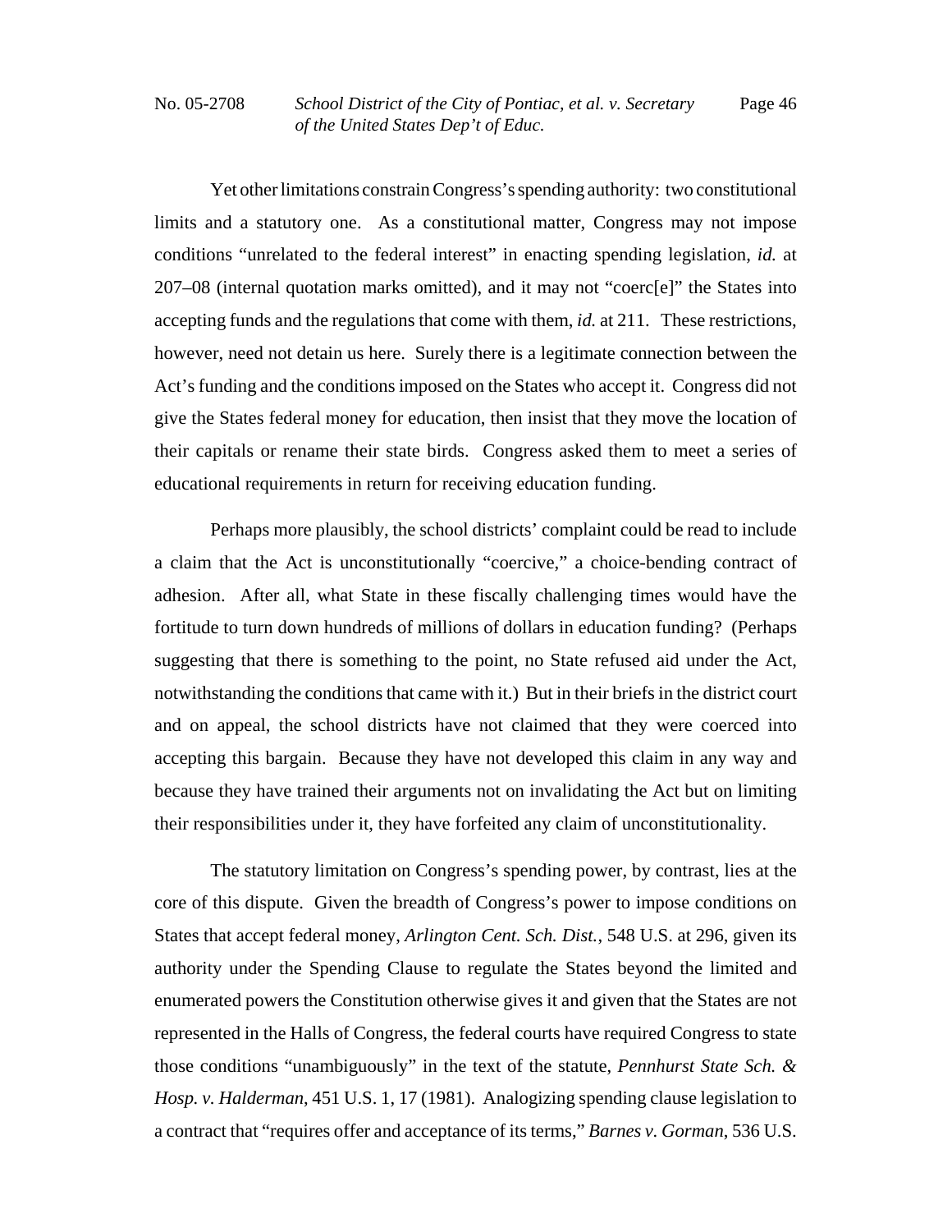Yet other limitations constrain Congress's spending authority: two constitutional limits and a statutory one. As a constitutional matter, Congress may not impose conditions "unrelated to the federal interest" in enacting spending legislation, *id.* at 207–08 (internal quotation marks omitted), and it may not "coerc[e]" the States into accepting funds and the regulations that come with them, *id.* at 211. These restrictions, however, need not detain us here. Surely there is a legitimate connection between the Act's funding and the conditions imposed on the States who accept it. Congress did not give the States federal money for education, then insist that they move the location of their capitals or rename their state birds. Congress asked them to meet a series of educational requirements in return for receiving education funding.

Perhaps more plausibly, the school districts' complaint could be read to include a claim that the Act is unconstitutionally "coercive," a choice-bending contract of adhesion. After all, what State in these fiscally challenging times would have the fortitude to turn down hundreds of millions of dollars in education funding? (Perhaps suggesting that there is something to the point, no State refused aid under the Act, notwithstanding the conditions that came with it.) But in their briefs in the district court and on appeal, the school districts have not claimed that they were coerced into accepting this bargain. Because they have not developed this claim in any way and because they have trained their arguments not on invalidating the Act but on limiting their responsibilities under it, they have forfeited any claim of unconstitutionality.

The statutory limitation on Congress's spending power, by contrast, lies at the core of this dispute. Given the breadth of Congress's power to impose conditions on States that accept federal money, *Arlington Cent. Sch. Dist.*, 548 U.S. at 296, given its authority under the Spending Clause to regulate the States beyond the limited and enumerated powers the Constitution otherwise gives it and given that the States are not represented in the Halls of Congress, the federal courts have required Congress to state those conditions "unambiguously" in the text of the statute, *Pennhurst State Sch. & Hosp. v. Halderman*, 451 U.S. 1, 17 (1981). Analogizing spending clause legislation to a contract that "requires offer and acceptance of its terms," *Barnes v. Gorman*, 536 U.S.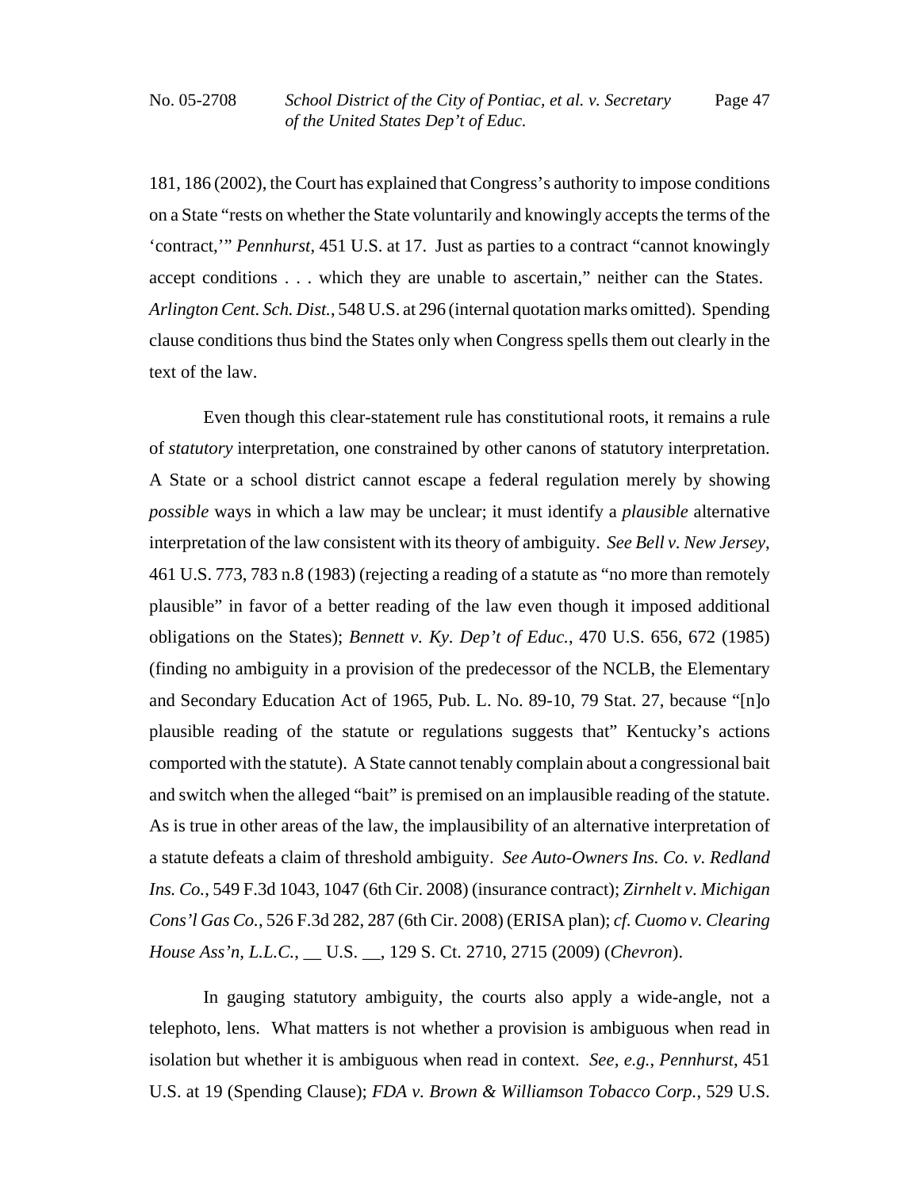181, 186 (2002), the Court has explained that Congress's authority to impose conditions on a State "rests on whether the State voluntarily and knowingly accepts the terms of the 'contract,'" *Pennhurst*, 451 U.S. at 17. Just as parties to a contract "cannot knowingly accept conditions . . . which they are unable to ascertain," neither can the States. *Arlington Cent. Sch. Dist.*, 548 U.S. at 296 (internal quotation marks omitted). Spending clause conditions thus bind the States only when Congress spells them out clearly in the text of the law.

Even though this clear-statement rule has constitutional roots, it remains a rule of *statutory* interpretation, one constrained by other canons of statutory interpretation. A State or a school district cannot escape a federal regulation merely by showing *possible* ways in which a law may be unclear; it must identify a *plausible* alternative interpretation of the law consistent with its theory of ambiguity. *See Bell v. New Jersey*, 461 U.S. 773, 783 n.8 (1983) (rejecting a reading of a statute as "no more than remotely plausible" in favor of a better reading of the law even though it imposed additional obligations on the States); *Bennett v. Ky. Dep't of Educ.*, 470 U.S. 656, 672 (1985) (finding no ambiguity in a provision of the predecessor of the NCLB, the Elementary and Secondary Education Act of 1965, Pub. L. No. 89-10, 79 Stat. 27, because "[n]o plausible reading of the statute or regulations suggests that" Kentucky's actions comported with the statute). A State cannot tenably complain about a congressional bait and switch when the alleged "bait" is premised on an implausible reading of the statute. As is true in other areas of the law, the implausibility of an alternative interpretation of a statute defeats a claim of threshold ambiguity. *See Auto-Owners Ins. Co. v. Redland Ins. Co.*, 549 F.3d 1043, 1047 (6th Cir. 2008) (insurance contract); *Zirnhelt v. Michigan Cons'l Gas Co.*, 526 F.3d 282, 287 (6th Cir. 2008) (ERISA plan); *cf. Cuomo v. Clearing House Ass'n, L.L.C.*, __ U.S. __, 129 S. Ct. 2710, 2715 (2009) (*Chevron*).

In gauging statutory ambiguity, the courts also apply a wide-angle, not a telephoto, lens. What matters is not whether a provision is ambiguous when read in isolation but whether it is ambiguous when read in context. *See, e.g.*, *Pennhurst*, 451 U.S. at 19 (Spending Clause); *FDA v. Brown & Williamson Tobacco Corp.*, 529 U.S.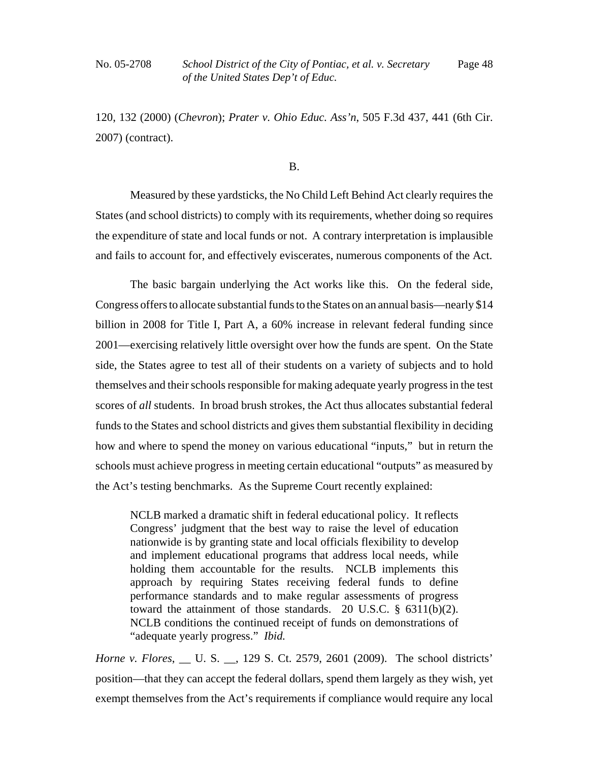120, 132 (2000) (*Chevron*); *Prater v. Ohio Educ. Ass'n*, 505 F.3d 437, 441 (6th Cir. 2007) (contract).

B.

Measured by these yardsticks, the No Child Left Behind Act clearly requires the States (and school districts) to comply with its requirements, whether doing so requires the expenditure of state and local funds or not. A contrary interpretation is implausible and fails to account for, and effectively eviscerates, numerous components of the Act.

The basic bargain underlying the Act works like this. On the federal side, Congress offers to allocate substantial funds to the States on an annual basis—nearly $14 billion in 2008 for Title I, Part A, a 60% increase in relevant federal funding since 2001—exercising relatively little oversight over how the funds are spent. On the State side, the States agree to test all of their students on a variety of subjects and to hold themselves and their schools responsible for making adequate yearly progress in the test scores of *all* students. In broad brush strokes, the Act thus allocates substantial federal funds to the States and school districts and gives them substantial flexibility in deciding how and where to spend the money on various educational "inputs," but in return the schools must achieve progress in meeting certain educational "outputs" as measured by the Act's testing benchmarks. As the Supreme Court recently explained:

> NCLB marked a dramatic shift in federal educational policy. It reflects Congress' judgment that the best way to raise the level of education nationwide is by granting state and local officials flexibility to develop and implement educational programs that address local needs, while holding them accountable for the results. NCLB implements this approach by requiring States receiving federal funds to define performance standards and to make regular assessments of progress toward the attainment of those standards. 20 U.S.C. § 6311(b)(2). NCLB conditions the continued receipt of funds on demonstrations of "adequate yearly progress." *Ibid.*

*Horne v. Flores*, __ U. S. __, 129 S. Ct. 2579, 2601 (2009). The school districts' position—that they can accept the federal dollars, spend them largely as they wish, yet exempt themselves from the Act's requirements if compliance would require any local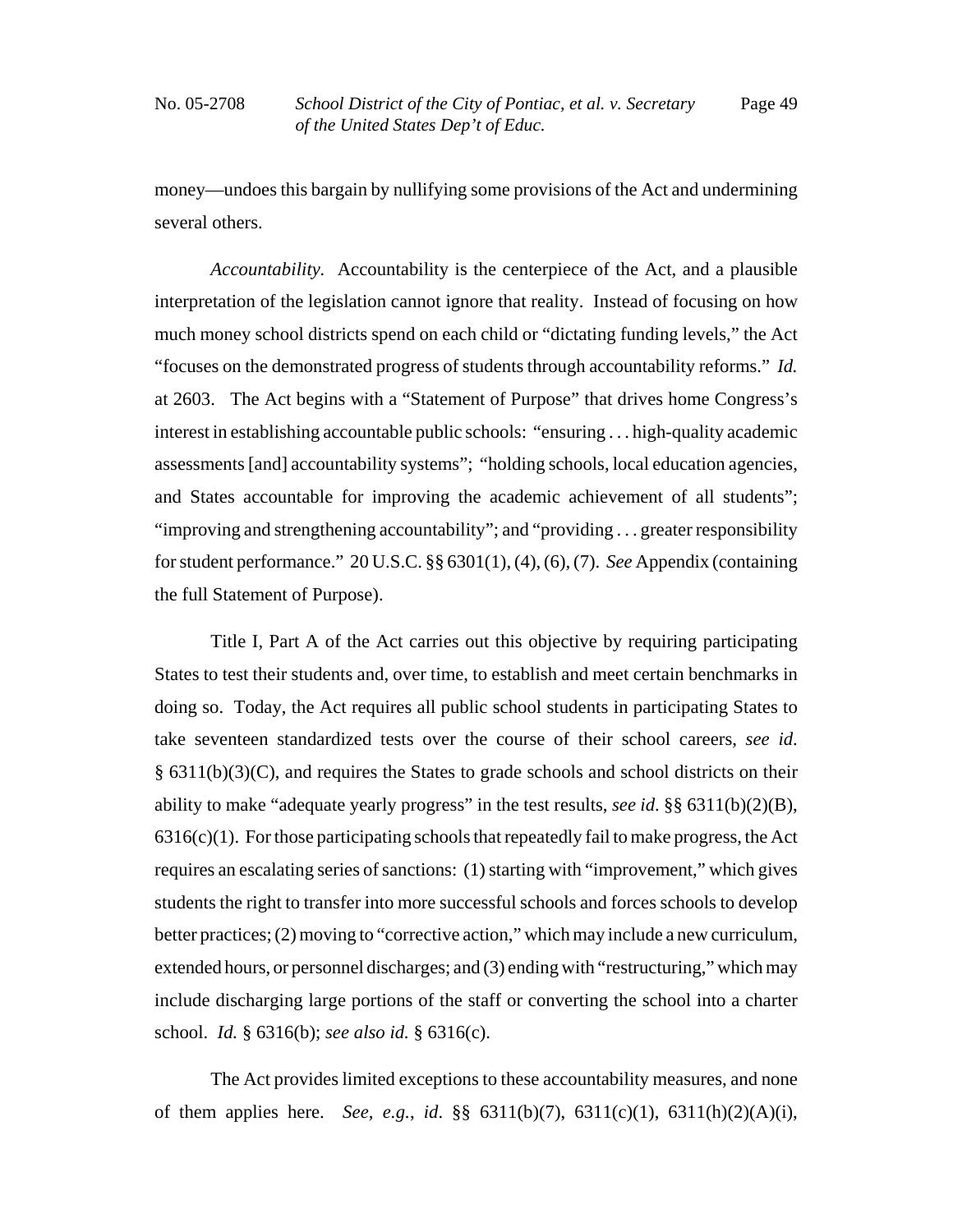money—undoes this bargain by nullifying some provisions of the Act and undermining several others.

*Accountability.* Accountability is the centerpiece of the Act, and a plausible interpretation of the legislation cannot ignore that reality. Instead of focusing on how much money school districts spend on each child or "dictating funding levels," the Act "focuses on the demonstrated progress of students through accountability reforms." *Id.* at 2603. The Act begins with a "Statement of Purpose" that drives home Congress's interest in establishing accountable public schools: "ensuring . . . high-quality academic assessments [and] accountability systems"; "holding schools, local education agencies, and States accountable for improving the academic achievement of all students"; "improving and strengthening accountability"; and "providing . . . greater responsibility for student performance." 20 U.S.C. §§ 6301(1), (4), (6), (7). *See* Appendix (containing the full Statement of Purpose).

Title I, Part A of the Act carries out this objective by requiring participating States to test their students and, over time, to establish and meet certain benchmarks in doing so. Today, the Act requires all public school students in participating States to take seventeen standardized tests over the course of their school careers, *see id.* § 6311(b)(3)(C), and requires the States to grade schools and school districts on their ability to make "adequate yearly progress" in the test results, *see id.* §§ 6311(b)(2)(B), 6316(c)(1). For those participating schools that repeatedly fail to make progress, the Act requires an escalating series of sanctions: (1) starting with "improvement," which gives students the right to transfer into more successful schools and forces schools to develop better practices; (2) moving to "corrective action," which may include a new curriculum, extended hours, or personnel discharges; and (3) ending with "restructuring," which may include discharging large portions of the staff or converting the school into a charter school. *Id.* § 6316(b); *see also id.* § 6316(c).

The Act provides limited exceptions to these accountability measures, and none of them applies here. *See, e.g.*, *id*. §§ 6311(b)(7), 6311(c)(1), 6311(h)(2)(A)(i),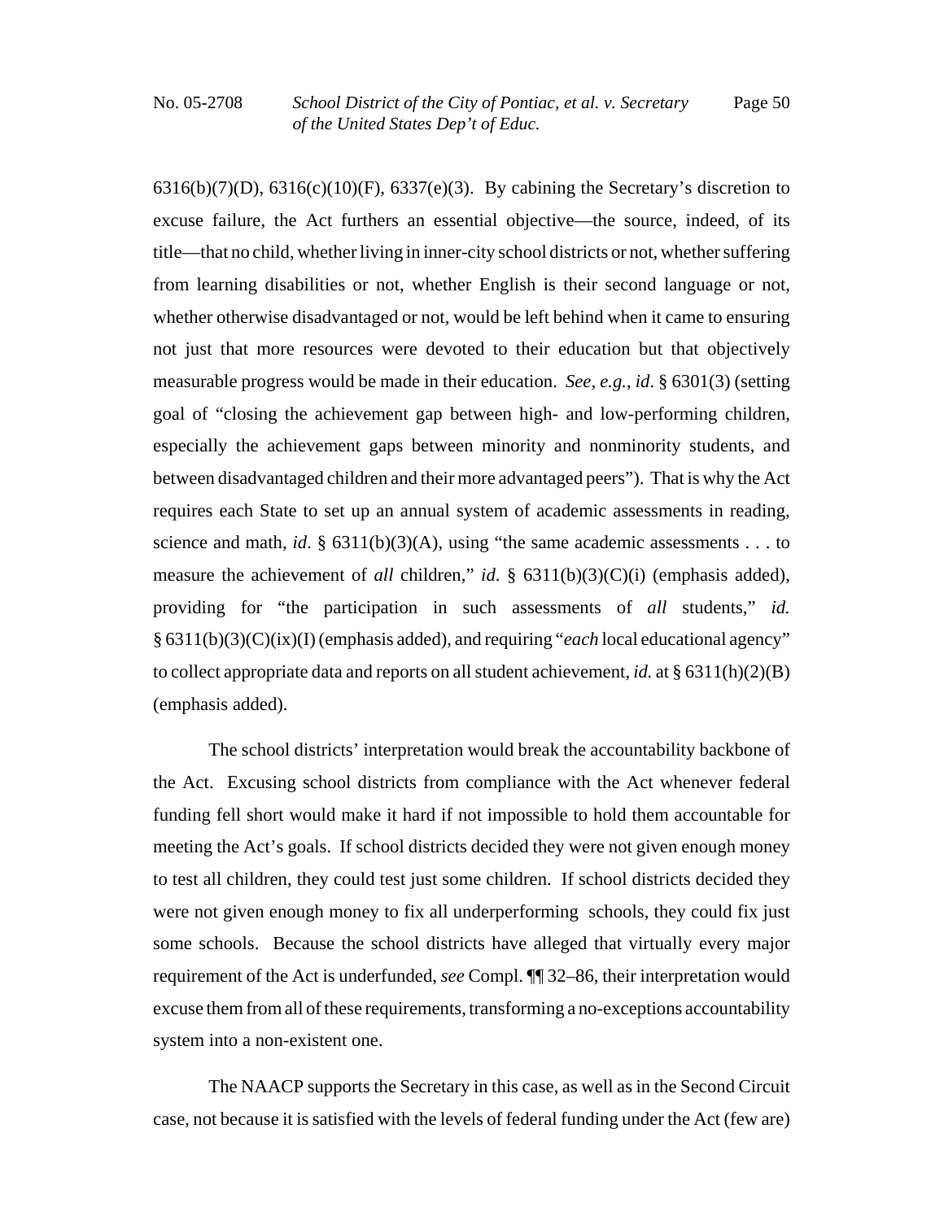6316(b)(7)(D), 6316(c)(10)(F), 6337(e)(3). By cabining the Secretary's discretion to excuse failure, the Act furthers an essential objective—the source, indeed, of its title—that no child, whether living in inner-city school districts or not, whether suffering from learning disabilities or not, whether English is their second language or not, whether otherwise disadvantaged or not, would be left behind when it came to ensuring not just that more resources were devoted to their education but that objectively measurable progress would be made in their education. *See, e.g.*, *id*. § 6301(3) (setting goal of "closing the achievement gap between high- and low-performing children, especially the achievement gaps between minority and nonminority students, and between disadvantaged children and their more advantaged peers"). That is why the Act requires each State to set up an annual system of academic assessments in reading, science and math, *id*. § 6311(b)(3)(A), using "the same academic assessments . . . to measure the achievement of *all* children," *id*. § 6311(b)(3)(C)(i) (emphasis added), providing for "the participation in such assessments of *all* students," *id.* § 6311(b)(3)(C)(ix)(I) (emphasis added), and requiring "*each* local educational agency" to collect appropriate data and reports on all student achievement, *id.* at § 6311(h)(2)(B) (emphasis added).

The school districts' interpretation would break the accountability backbone of the Act. Excusing school districts from compliance with the Act whenever federal funding fell short would make it hard if not impossible to hold them accountable for meeting the Act's goals. If school districts decided they were not given enough money to test all children, they could test just some children. If school districts decided they were not given enough money to fix all underperforming schools, they could fix just some schools. Because the school districts have alleged that virtually every major requirement of the Act is underfunded, *see* Compl. ¶¶ 32–86, their interpretation would excuse them from all of these requirements, transforming a no-exceptions accountability system into a non-existent one.

The NAACP supports the Secretary in this case, as well as in the Second Circuit case, not because it is satisfied with the levels of federal funding under the Act (few are)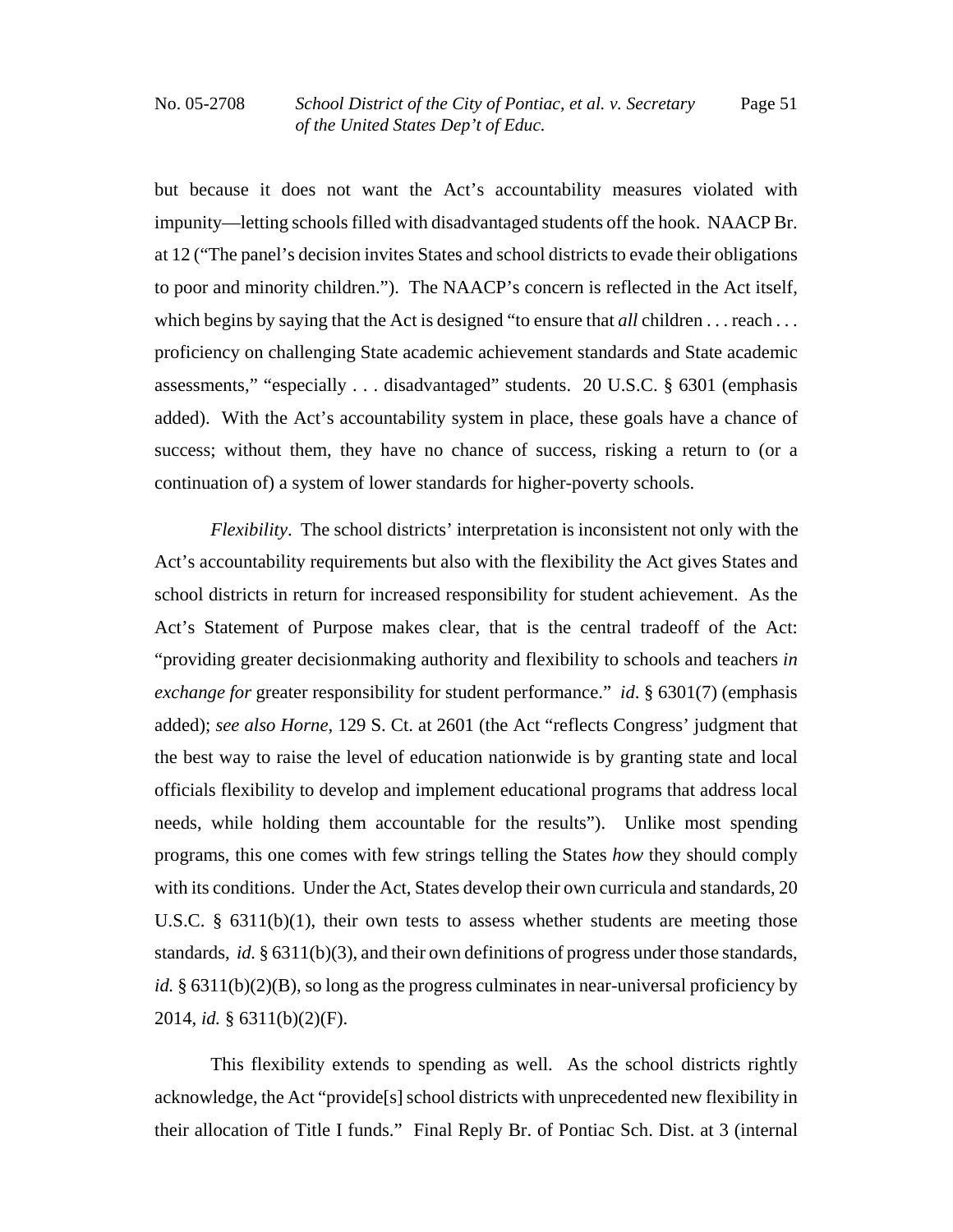but because it does not want the Act's accountability measures violated with impunity—letting schools filled with disadvantaged students off the hook. NAACP Br. at 12 ("The panel's decision invites States and school districts to evade their obligations to poor and minority children."). The NAACP's concern is reflected in the Act itself, which begins by saying that the Act is designed "to ensure that *all* children . . . reach . . . proficiency on challenging State academic achievement standards and State academic assessments," "especially . . . disadvantaged" students. 20 U.S.C. § 6301 (emphasis added). With the Act's accountability system in place, these goals have a chance of success; without them, they have no chance of success, risking a return to (or a continuation of) a system of lower standards for higher-poverty schools.

*Flexibility*. The school districts' interpretation is inconsistent not only with the Act's accountability requirements but also with the flexibility the Act gives States and school districts in return for increased responsibility for student achievement. As the Act's Statement of Purpose makes clear, that is the central tradeoff of the Act: "providing greater decisionmaking authority and flexibility to schools and teachers *in exchange for* greater responsibility for student performance." *id*. § 6301(7) (emphasis added); *see also Horne*, 129 S. Ct. at 2601 (the Act "reflects Congress' judgment that the best way to raise the level of education nationwide is by granting state and local officials flexibility to develop and implement educational programs that address local needs, while holding them accountable for the results"). Unlike most spending programs, this one comes with few strings telling the States *how* they should comply with its conditions. Under the Act, States develop their own curricula and standards, 20 U.S.C. § 6311(b)(1), their own tests to assess whether students are meeting those standards, *id.* § 6311(b)(3), and their own definitions of progress under those standards, *id.* § 6311(b)(2)(B), so long as the progress culminates in near-universal proficiency by 2014, *id.* § 6311(b)(2)(F).

This flexibility extends to spending as well. As the school districts rightly acknowledge, the Act "provide[s] school districts with unprecedented new flexibility in their allocation of Title I funds." Final Reply Br. of Pontiac Sch. Dist. at 3 (internal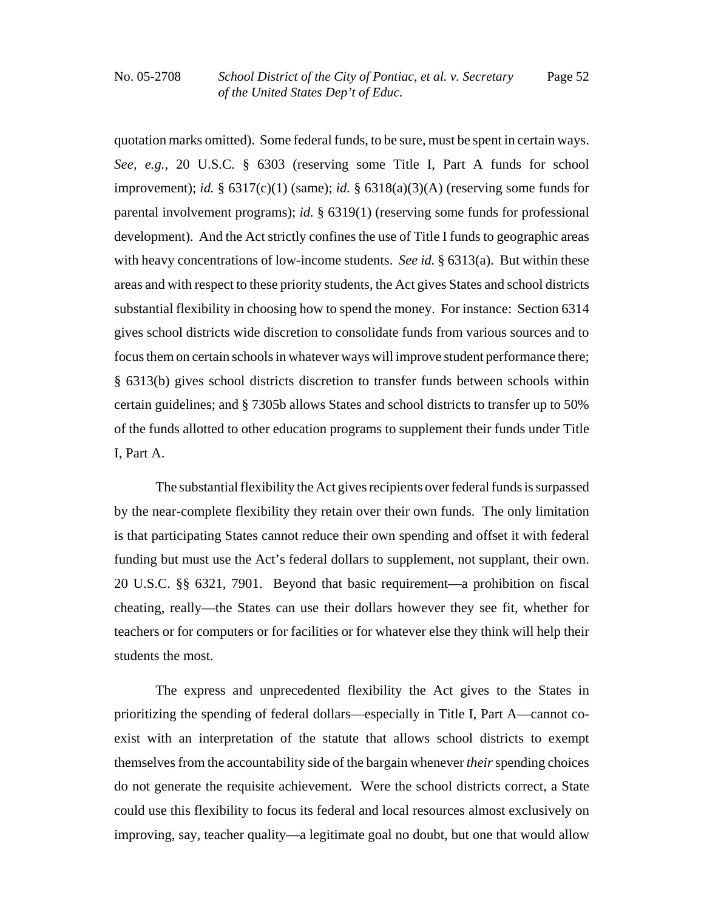quotation marks omitted). Some federal funds, to be sure, must be spent in certain ways. *See, e.g.*, 20 U.S.C. § 6303 (reserving some Title I, Part A funds for school improvement); *id.* § 6317(c)(1) (same); *id.* § 6318(a)(3)(A) (reserving some funds for parental involvement programs); *id.* § 6319(1) (reserving some funds for professional development). And the Act strictly confines the use of Title I funds to geographic areas with heavy concentrations of low-income students. *See id.* § 6313(a). But within these areas and with respect to these priority students, the Act gives States and school districts substantial flexibility in choosing how to spend the money. For instance: Section 6314 gives school districts wide discretion to consolidate funds from various sources and to focus them on certain schools in whatever ways will improve student performance there; § 6313(b) gives school districts discretion to transfer funds between schools within certain guidelines; and § 7305b allows States and school districts to transfer up to 50% of the funds allotted to other education programs to supplement their funds under Title I, Part A.

The substantial flexibility the Act gives recipients over federal funds is surpassed by the near-complete flexibility they retain over their own funds. The only limitation is that participating States cannot reduce their own spending and offset it with federal funding but must use the Act's federal dollars to supplement, not supplant, their own. 20 U.S.C. §§ 6321, 7901. Beyond that basic requirement—a prohibition on fiscal cheating, really—the States can use their dollars however they see fit, whether for teachers or for computers or for facilities or for whatever else they think will help their students the most.

The express and unprecedented flexibility the Act gives to the States in prioritizing the spending of federal dollars—especially in Title I, Part A—cannot co-exist with an interpretation of the statute that allows school districts to exempt themselves from the accountability side of the bargain whenever *their* spending choices do not generate the requisite achievement. Were the school districts correct, a State could use this flexibility to focus its federal and local resources almost exclusively on improving, say, teacher quality—a legitimate goal no doubt, but one that would allow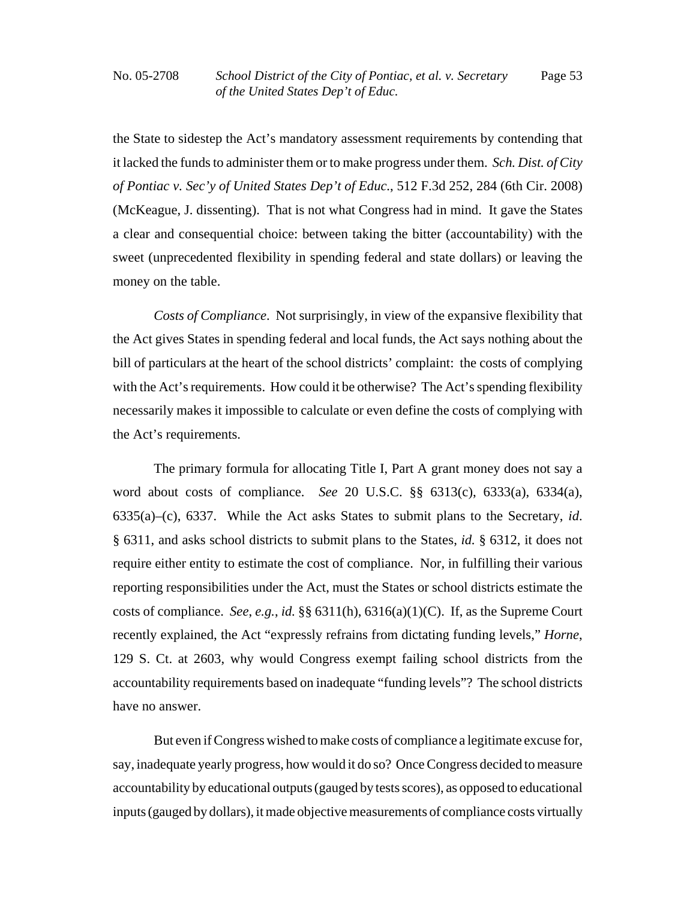the State to sidestep the Act's mandatory assessment requirements by contending that it lacked the funds to administer them or to make progress under them. *Sch. Dist. of City of Pontiac v. Sec'y of United States Dep't of Educ.*, 512 F.3d 252, 284 (6th Cir. 2008) (McKeague, J. dissenting). That is not what Congress had in mind. It gave the States a clear and consequential choice: between taking the bitter (accountability) with the sweet (unprecedented flexibility in spending federal and state dollars) or leaving the money on the table.

*Costs of Compliance*. Not surprisingly, in view of the expansive flexibility that the Act gives States in spending federal and local funds, the Act says nothing about the bill of particulars at the heart of the school districts' complaint: the costs of complying with the Act's requirements. How could it be otherwise? The Act's spending flexibility necessarily makes it impossible to calculate or even define the costs of complying with the Act's requirements.

The primary formula for allocating Title I, Part A grant money does not say a word about costs of compliance. *See* 20 U.S.C. §§ 6313(c), 6333(a), 6334(a), 6335(a)–(c), 6337. While the Act asks States to submit plans to the Secretary, *id.* § 6311, and asks school districts to submit plans to the States, *id.* § 6312, it does not require either entity to estimate the cost of compliance. Nor, in fulfilling their various reporting responsibilities under the Act, must the States or school districts estimate the costs of compliance. *See, e.g.*, *id.* §§ 6311(h), 6316(a)(1)(C). If, as the Supreme Court recently explained, the Act "expressly refrains from dictating funding levels," *Horne*, 129 S. Ct. at 2603, why would Congress exempt failing school districts from the accountability requirements based on inadequate "funding levels"? The school districts have no answer.

But even if Congress wished to make costs of compliance a legitimate excuse for, say, inadequate yearly progress, how would it do so? Once Congress decided to measure accountability by educational outputs (gauged by tests scores), as opposed to educational inputs (gauged by dollars), it made objective measurements of compliance costs virtually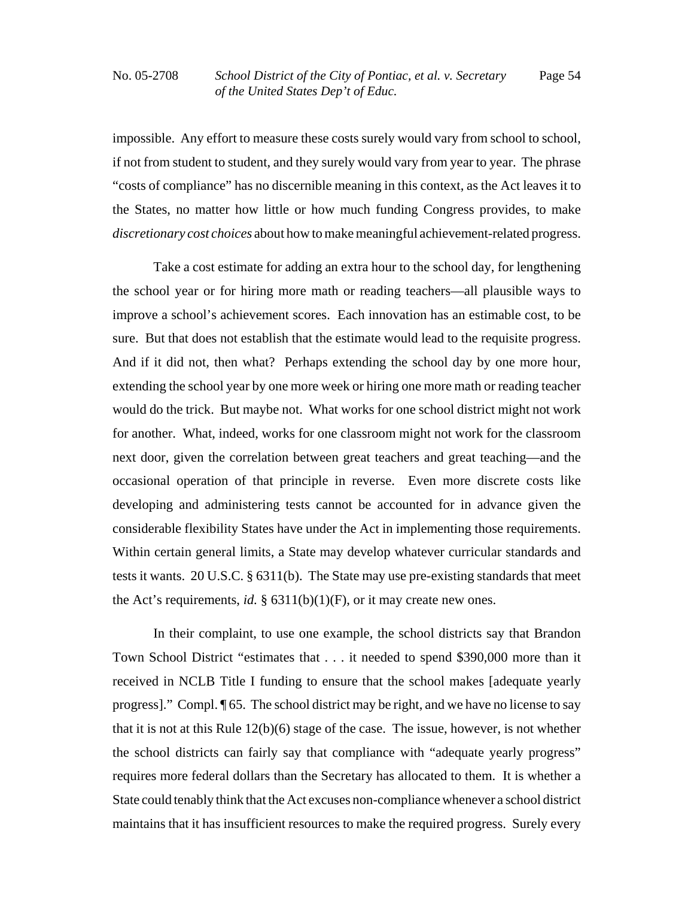impossible. Any effort to measure these costs surely would vary from school to school, if not from student to student, and they surely would vary from year to year. The phrase "costs of compliance" has no discernible meaning in this context, as the Act leaves it to the States, no matter how little or how much funding Congress provides, to make *discretionary cost choices* about how to make meaningful achievement-related progress.

Take a cost estimate for adding an extra hour to the school day, for lengthening the school year or for hiring more math or reading teachers—all plausible ways to improve a school's achievement scores. Each innovation has an estimable cost, to be sure. But that does not establish that the estimate would lead to the requisite progress. And if it did not, then what? Perhaps extending the school day by one more hour, extending the school year by one more week or hiring one more math or reading teacher would do the trick. But maybe not. What works for one school district might not work for another. What, indeed, works for one classroom might not work for the classroom next door, given the correlation between great teachers and great teaching—and the occasional operation of that principle in reverse. Even more discrete costs like developing and administering tests cannot be accounted for in advance given the considerable flexibility States have under the Act in implementing those requirements. Within certain general limits, a State may develop whatever curricular standards and tests it wants. 20 U.S.C. § 6311(b). The State may use pre-existing standards that meet the Act's requirements, *id.* § 6311(b)(1)(F), or it may create new ones.

In their complaint, to use one example, the school districts say that Brandon Town School District "estimates that . . . it needed to spend $390,000 more than it received in NCLB Title I funding to ensure that the school makes [adequate yearly progress]." Compl. ¶ 65. The school district may be right, and we have no license to say that it is not at this Rule 12(b)(6) stage of the case. The issue, however, is not whether the school districts can fairly say that compliance with "adequate yearly progress" requires more federal dollars than the Secretary has allocated to them. It is whether a State could tenably think that the Act excuses non-compliance whenever a school district maintains that it has insufficient resources to make the required progress. Surely every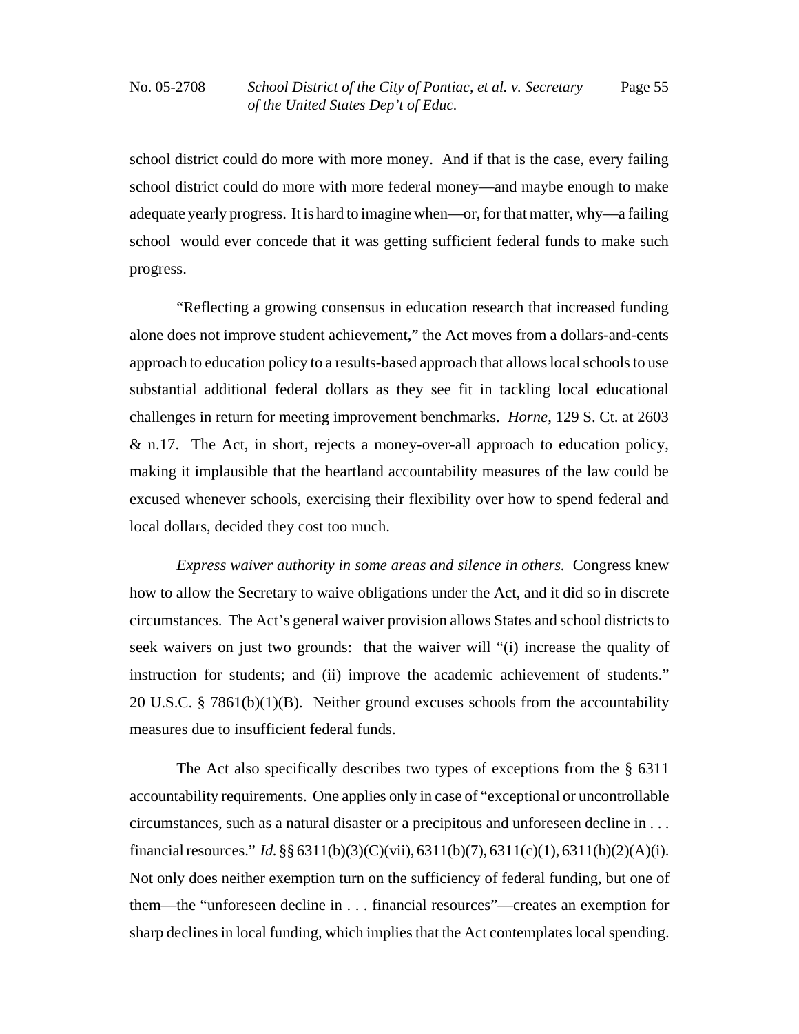school district could do more with more money. And if that is the case, every failing school district could do more with more federal money—and maybe enough to make adequate yearly progress. It is hard to imagine when—or, for that matter, why—a failing school would ever concede that it was getting sufficient federal funds to make such progress.

"Reflecting a growing consensus in education research that increased funding alone does not improve student achievement," the Act moves from a dollars-and-cents approach to education policy to a results-based approach that allows local schools to use substantial additional federal dollars as they see fit in tackling local educational challenges in return for meeting improvement benchmarks. *Horne*, 129 S. Ct. at 2603 & n.17. The Act, in short, rejects a money-over-all approach to education policy, making it implausible that the heartland accountability measures of the law could be excused whenever schools, exercising their flexibility over how to spend federal and local dollars, decided they cost too much.

*Express waiver authority in some areas and silence in others.* Congress knew how to allow the Secretary to waive obligations under the Act, and it did so in discrete circumstances. The Act's general waiver provision allows States and school districts to seek waivers on just two grounds: that the waiver will "(i) increase the quality of instruction for students; and (ii) improve the academic achievement of students." 20 U.S.C. § 7861(b)(1)(B). Neither ground excuses schools from the accountability measures due to insufficient federal funds.

The Act also specifically describes two types of exceptions from the § 6311 accountability requirements. One applies only in case of "exceptional or uncontrollable circumstances, such as a natural disaster or a precipitous and unforeseen decline in . . . financial resources." *Id.* §§ 6311(b)(3)(C)(vii), 6311(b)(7), 6311(c)(1), 6311(h)(2)(A)(i). Not only does neither exemption turn on the sufficiency of federal funding, but one of them—the "unforeseen decline in . . . financial resources"—creates an exemption for sharp declines in local funding, which implies that the Act contemplates local spending.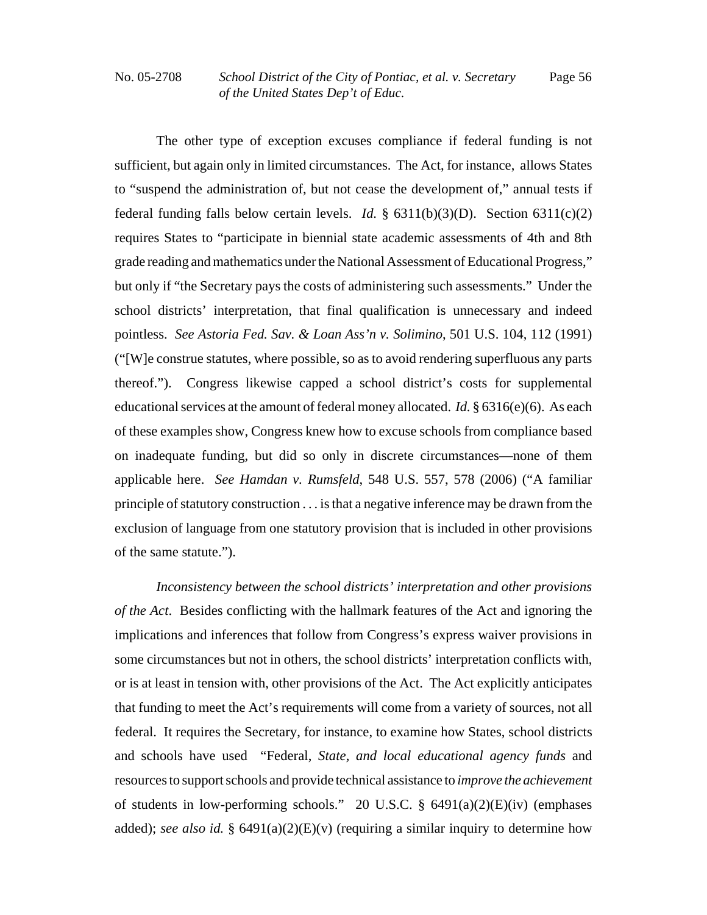The other type of exception excuses compliance if federal funding is not sufficient, but again only in limited circumstances. The Act, for instance, allows States to "suspend the administration of, but not cease the development of," annual tests if federal funding falls below certain levels. *Id.* § 6311(b)(3)(D). Section 6311(c)(2) requires States to "participate in biennial state academic assessments of 4th and 8th grade reading and mathematics under the National Assessment of Educational Progress," but only if "the Secretary pays the costs of administering such assessments." Under the school districts' interpretation, that final qualification is unnecessary and indeed pointless. *See Astoria Fed. Sav. & Loan Ass'n v. Solimino*, 501 U.S. 104, 112 (1991) ("[W]e construe statutes, where possible, so as to avoid rendering superfluous any parts thereof."). Congress likewise capped a school district's costs for supplemental educational services at the amount of federal money allocated. *Id.* § 6316(e)(6). As each of these examples show, Congress knew how to excuse schools from compliance based on inadequate funding, but did so only in discrete circumstances—none of them applicable here. *See Hamdan v. Rumsfeld*, 548 U.S. 557, 578 (2006) ("A familiar principle of statutory construction . . . is that a negative inference may be drawn from the exclusion of language from one statutory provision that is included in other provisions of the same statute.").

*Inconsistency between the school districts' interpretation and other provisions of the Act*. Besides conflicting with the hallmark features of the Act and ignoring the implications and inferences that follow from Congress's express waiver provisions in some circumstances but not in others, the school districts' interpretation conflicts with, or is at least in tension with, other provisions of the Act. The Act explicitly anticipates that funding to meet the Act's requirements will come from a variety of sources, not all federal. It requires the Secretary, for instance, to examine how States, school districts and schools have used "Federal, *State, and local educational agency funds* and resources to support schools and provide technical assistance to *improve the achievement* of students in low-performing schools." 20 U.S.C. § 6491(a)(2)(E)(iv) (emphases added); *see also id.* § 6491(a)(2)(E)(v) (requiring a similar inquiry to determine how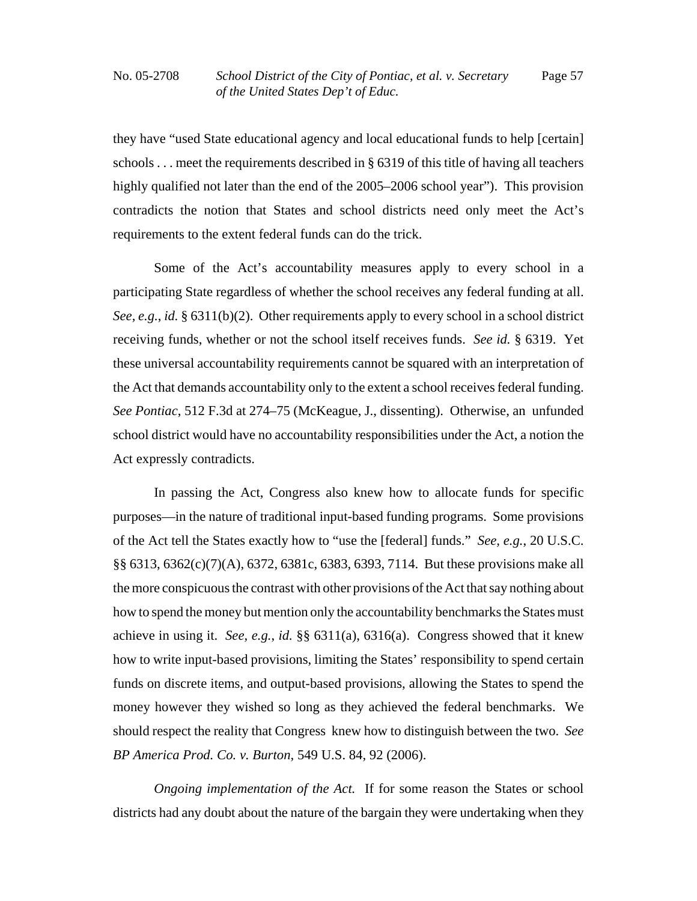they have "used State educational agency and local educational funds to help [certain] schools . . . meet the requirements described in § 6319 of this title of having all teachers highly qualified not later than the end of the 2005–2006 school year"). This provision contradicts the notion that States and school districts need only meet the Act's requirements to the extent federal funds can do the trick.

Some of the Act's accountability measures apply to every school in a participating State regardless of whether the school receives any federal funding at all. *See, e.g.*, *id.* § 6311(b)(2). Other requirements apply to every school in a school district receiving funds, whether or not the school itself receives funds. *See id.* § 6319. Yet these universal accountability requirements cannot be squared with an interpretation of the Act that demands accountability only to the extent a school receives federal funding. *See Pontiac*, 512 F.3d at 274–75 (McKeague, J., dissenting). Otherwise, an unfunded school district would have no accountability responsibilities under the Act, a notion the Act expressly contradicts.

In passing the Act, Congress also knew how to allocate funds for specific purposes—in the nature of traditional input-based funding programs. Some provisions of the Act tell the States exactly how to "use the [federal] funds." *See, e.g.*, 20 U.S.C. §§ 6313, 6362(c)(7)(A), 6372, 6381c, 6383, 6393, 7114. But these provisions make all the more conspicuous the contrast with other provisions of the Act that say nothing about how to spend the money but mention only the accountability benchmarks the States must achieve in using it. *See, e.g.*, *id.* §§ 6311(a), 6316(a). Congress showed that it knew how to write input-based provisions, limiting the States' responsibility to spend certain funds on discrete items, and output-based provisions, allowing the States to spend the money however they wished so long as they achieved the federal benchmarks. We should respect the reality that Congress knew how to distinguish between the two. *See BP America Prod. Co. v. Burton*, 549 U.S. 84, 92 (2006).

*Ongoing implementation of the Act.* If for some reason the States or school districts had any doubt about the nature of the bargain they were undertaking when they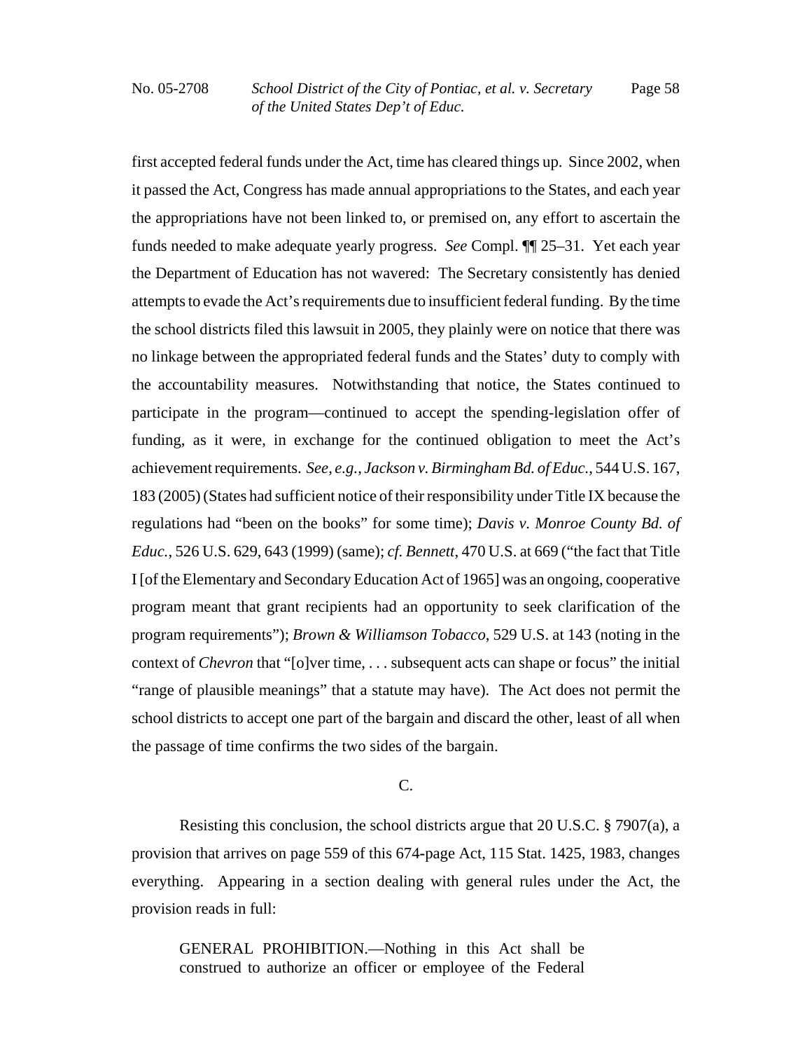first accepted federal funds under the Act, time has cleared things up. Since 2002, when it passed the Act, Congress has made annual appropriations to the States, and each year the appropriations have not been linked to, or premised on, any effort to ascertain the funds needed to make adequate yearly progress. *See* Compl. ¶¶ 25–31. Yet each year the Department of Education has not wavered: The Secretary consistently has denied attempts to evade the Act's requirements due to insufficient federal funding. By the time the school districts filed this lawsuit in 2005, they plainly were on notice that there was no linkage between the appropriated federal funds and the States' duty to comply with the accountability measures. Notwithstanding that notice, the States continued to participate in the program—continued to accept the spending-legislation offer of funding, as it were, in exchange for the continued obligation to meet the Act's achievement requirements. *See, e.g.*, *Jackson v. Birmingham Bd. of Educ.*, 544 U.S. 167, 183 (2005) (States had sufficient notice of their responsibility under Title IX because the regulations had "been on the books" for some time); *Davis v. Monroe County Bd. of Educ.*, 526 U.S. 629, 643 (1999) (same); *cf. Bennett*, 470 U.S. at 669 ("the fact that Title I [of the Elementary and Secondary Education Act of 1965] was an ongoing, cooperative program meant that grant recipients had an opportunity to seek clarification of the program requirements"); *Brown & Williamson Tobacco*, 529 U.S. at 143 (noting in the context of *Chevron* that "[o]ver time, . . . subsequent acts can shape or focus" the initial "range of plausible meanings" that a statute may have). The Act does not permit the school districts to accept one part of the bargain and discard the other, least of all when the passage of time confirms the two sides of the bargain.

C.

Resisting this conclusion, the school districts argue that 20 U.S.C. § 7907(a), a provision that arrives on page 559 of this 674-page Act, 115 Stat. 1425, 1983, changes everything. Appearing in a section dealing with general rules under the Act, the provision reads in full:

> GENERAL PROHIBITION.—Nothing in this Act shall be construed to authorize an officer or employee of the Federal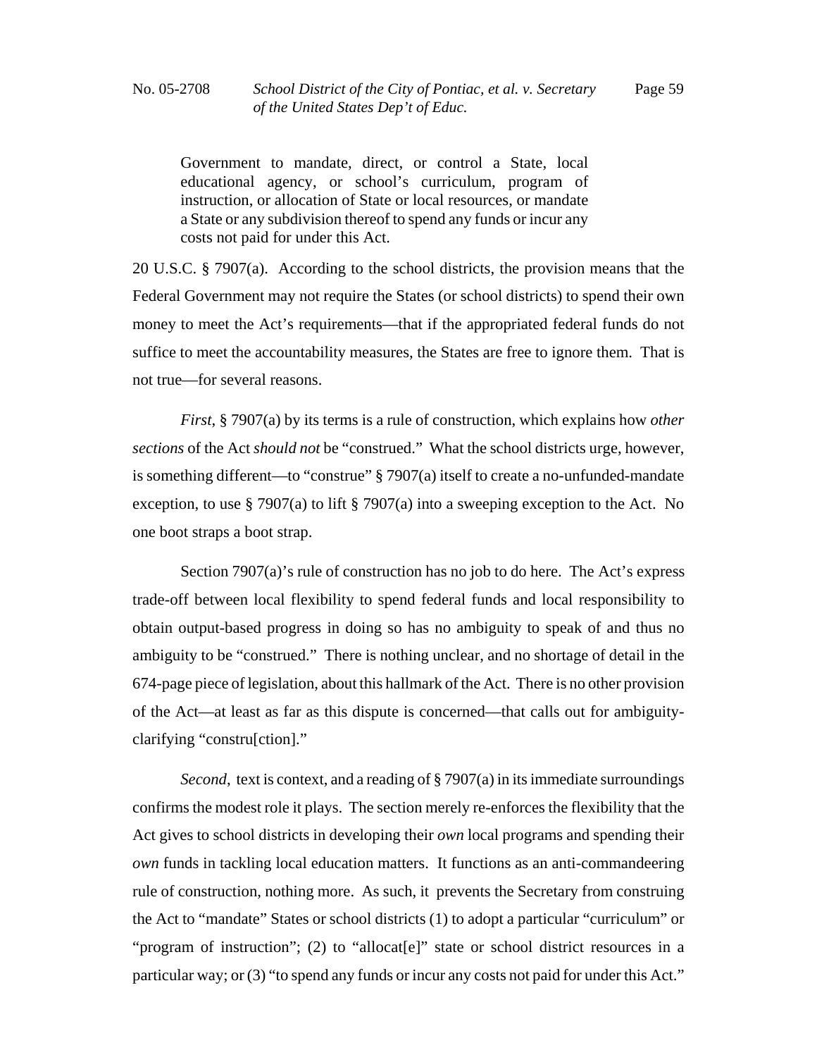> Government to mandate, direct, or control a State, local educational agency, or school's curriculum, program of instruction, or allocation of State or local resources, or mandate a State or any subdivision thereof to spend any funds or incur any costs not paid for under this Act.

20 U.S.C. § 7907(a). According to the school districts, the provision means that the Federal Government may not require the States (or school districts) to spend their own money to meet the Act's requirements—that if the appropriated federal funds do not suffice to meet the accountability measures, the States are free to ignore them. That is not true—for several reasons.

*First*, § 7907(a) by its terms is a rule of construction, which explains how *other sections* of the Act *should not* be "construed." What the school districts urge, however, is something different—to "construe" § 7907(a) itself to create a no-unfunded-mandate exception, to use § 7907(a) to lift § 7907(a) into a sweeping exception to the Act. No one boot straps a boot strap.

Section 7907(a)'s rule of construction has no job to do here. The Act's express trade-off between local flexibility to spend federal funds and local responsibility to obtain output-based progress in doing so has no ambiguity to speak of and thus no ambiguity to be "construed." There is nothing unclear, and no shortage of detail in the 674-page piece of legislation, about this hallmark of the Act. There is no other provision of the Act—at least as far as this dispute is concerned—that calls out for ambiguity-clarifying "constru[ction]."

*Second*, text is context, and a reading of § 7907(a) in its immediate surroundings confirms the modest role it plays. The section merely re-enforces the flexibility that the Act gives to school districts in developing their *own* local programs and spending their *own* funds in tackling local education matters. It functions as an anti-commandeering rule of construction, nothing more. As such, it prevents the Secretary from construing the Act to "mandate" States or school districts (1) to adopt a particular "curriculum" or "program of instruction"; (2) to "allocat[e]" state or school district resources in a particular way; or (3) "to spend any funds or incur any costs not paid for under this Act."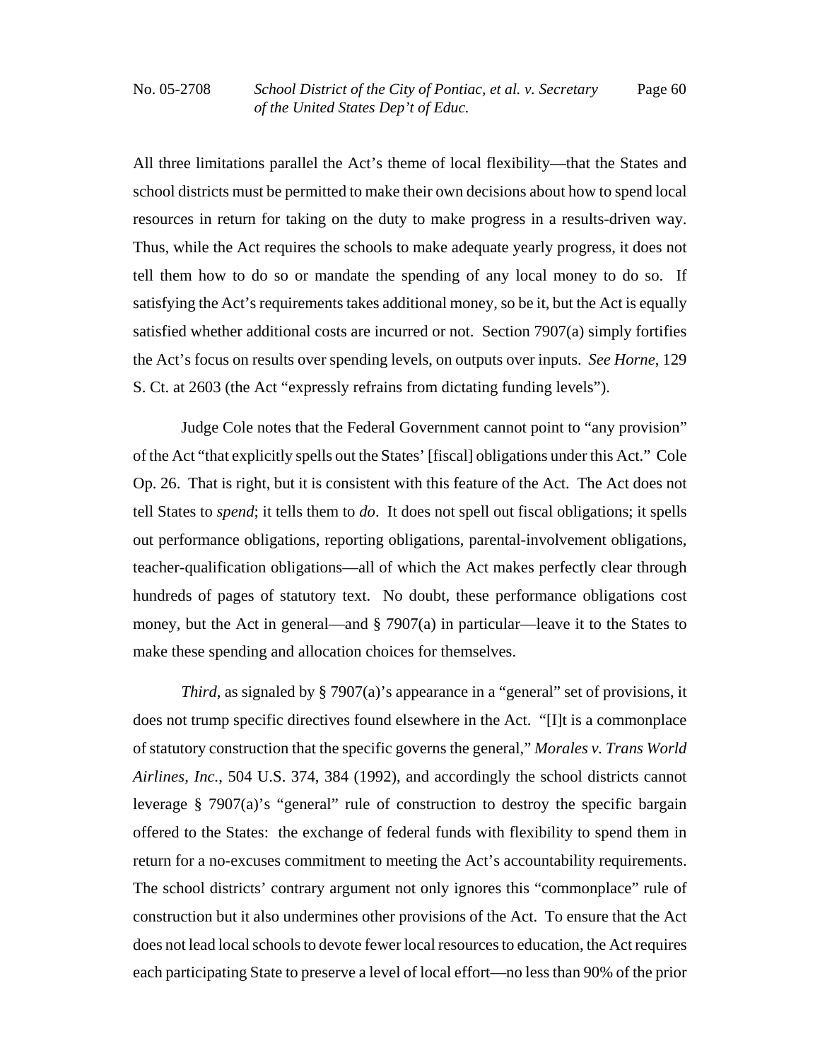All three limitations parallel the Act's theme of local flexibility—that the States and school districts must be permitted to make their own decisions about how to spend local resources in return for taking on the duty to make progress in a results-driven way. Thus, while the Act requires the schools to make adequate yearly progress, it does not tell them how to do so or mandate the spending of any local money to do so. If satisfying the Act's requirements takes additional money, so be it, but the Act is equally satisfied whether additional costs are incurred or not. Section 7907(a) simply fortifies the Act's focus on results over spending levels, on outputs over inputs. *See Horne*, 129 S. Ct. at 2603 (the Act "expressly refrains from dictating funding levels").

Judge Cole notes that the Federal Government cannot point to "any provision" of the Act "that explicitly spells out the States' [fiscal] obligations under this Act." Cole Op. 26. That is right, but it is consistent with this feature of the Act. The Act does not tell States to *spend*; it tells them to *do*. It does not spell out fiscal obligations; it spells out performance obligations, reporting obligations, parental-involvement obligations, teacher-qualification obligations—all of which the Act makes perfectly clear through hundreds of pages of statutory text. No doubt, these performance obligations cost money, but the Act in general—and § 7907(a) in particular—leave it to the States to make these spending and allocation choices for themselves.

*Third*, as signaled by § 7907(a)'s appearance in a "general" set of provisions, it does not trump specific directives found elsewhere in the Act. "[I]t is a commonplace of statutory construction that the specific governs the general," *Morales v. Trans World Airlines, Inc.*, 504 U.S. 374, 384 (1992), and accordingly the school districts cannot leverage § 7907(a)'s "general" rule of construction to destroy the specific bargain offered to the States: the exchange of federal funds with flexibility to spend them in return for a no-excuses commitment to meeting the Act's accountability requirements. The school districts' contrary argument not only ignores this "commonplace" rule of construction but it also undermines other provisions of the Act. To ensure that the Act does not lead local schools to devote fewer local resources to education, the Act requires each participating State to preserve a level of local effort—no less than 90% of the prior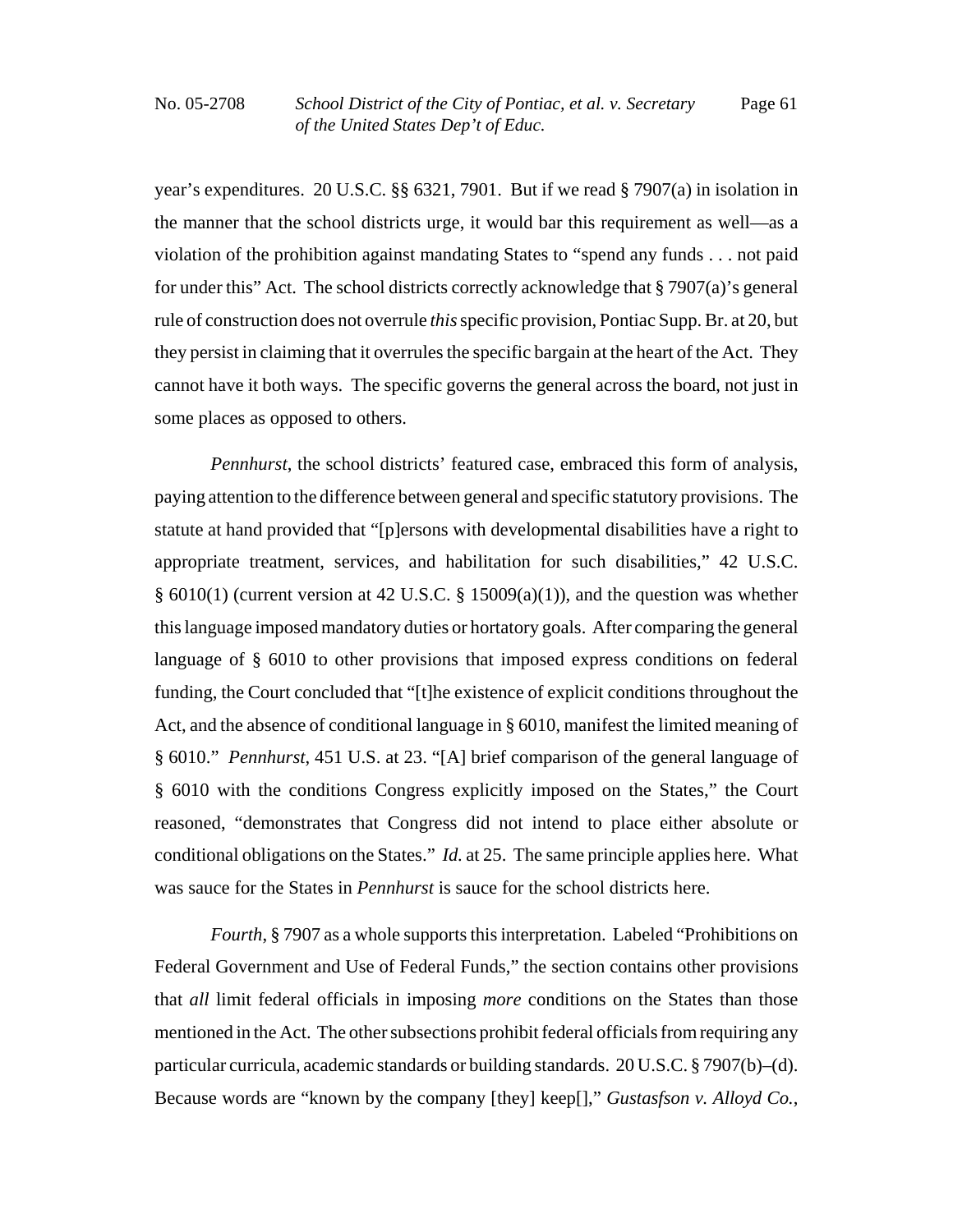year's expenditures. 20 U.S.C. §§ 6321, 7901. But if we read § 7907(a) in isolation in the manner that the school districts urge, it would bar this requirement as well—as a violation of the prohibition against mandating States to "spend any funds . . . not paid for under this" Act. The school districts correctly acknowledge that § 7907(a)'s general rule of construction does not overrule *this* specific provision, Pontiac Supp. Br. at 20, but they persist in claiming that it overrules the specific bargain at the heart of the Act. They cannot have it both ways. The specific governs the general across the board, not just in some places as opposed to others.

*Pennhurst*, the school districts' featured case, embraced this form of analysis, paying attention to the difference between general and specific statutory provisions. The statute at hand provided that "[p]ersons with developmental disabilities have a right to appropriate treatment, services, and habilitation for such disabilities," 42 U.S.C. § 6010(1) (current version at 42 U.S.C. § 15009(a)(1)), and the question was whether this language imposed mandatory duties or hortatory goals. After comparing the general language of § 6010 to other provisions that imposed express conditions on federal funding, the Court concluded that "[t]he existence of explicit conditions throughout the Act, and the absence of conditional language in § 6010, manifest the limited meaning of § 6010." *Pennhurst*, 451 U.S. at 23. "[A] brief comparison of the general language of § 6010 with the conditions Congress explicitly imposed on the States," the Court reasoned, "demonstrates that Congress did not intend to place either absolute or conditional obligations on the States." *Id.* at 25. The same principle applies here. What was sauce for the States in *Pennhurst* is sauce for the school districts here.

*Fourth*, § 7907 as a whole supports this interpretation. Labeled "Prohibitions on Federal Government and Use of Federal Funds," the section contains other provisions that *all* limit federal officials in imposing *more* conditions on the States than those mentioned in the Act. The other subsections prohibit federal officials from requiring any particular curricula, academic standards or building standards. 20 U.S.C. § 7907(b)–(d). Because words are "known by the company [they] keep[]," *Gustasfson v. Alloyd Co.*,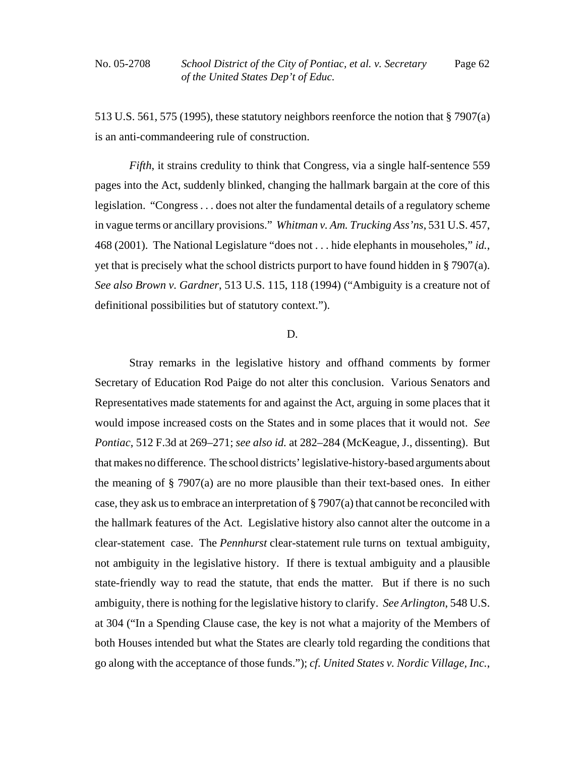513 U.S. 561, 575 (1995), these statutory neighbors reenforce the notion that § 7907(a) is an anti-commandeering rule of construction.

*Fifth*, it strains credulity to think that Congress, via a single half-sentence 559 pages into the Act, suddenly blinked, changing the hallmark bargain at the core of this legislation. "Congress . . . does not alter the fundamental details of a regulatory scheme in vague terms or ancillary provisions." *Whitman v. Am. Trucking Ass'ns*, 531 U.S. 457, 468 (2001). The National Legislature "does not . . . hide elephants in mouseholes," *id.*, yet that is precisely what the school districts purport to have found hidden in § 7907(a). *See also Brown v. Gardner*, 513 U.S. 115, 118 (1994) ("Ambiguity is a creature not of definitional possibilities but of statutory context.").

D.

Stray remarks in the legislative history and offhand comments by former Secretary of Education Rod Paige do not alter this conclusion. Various Senators and Representatives made statements for and against the Act, arguing in some places that it would impose increased costs on the States and in some places that it would not. *See Pontiac*, 512 F.3d at 269–271; *see also id.* at 282–284 (McKeague, J., dissenting). But that makes no difference. The school districts' legislative-history-based arguments about the meaning of § 7907(a) are no more plausible than their text-based ones. In either case, they ask us to embrace an interpretation of § 7907(a) that cannot be reconciled with the hallmark features of the Act. Legislative history also cannot alter the outcome in a clear-statement case. The *Pennhurst* clear-statement rule turns on textual ambiguity, not ambiguity in the legislative history. If there is textual ambiguity and a plausible state-friendly way to read the statute, that ends the matter. But if there is no such ambiguity, there is nothing for the legislative history to clarify. *See Arlington*, 548 U.S. at 304 ("In a Spending Clause case, the key is not what a majority of the Members of both Houses intended but what the States are clearly told regarding the conditions that go along with the acceptance of those funds."); *cf. United States v. Nordic Village, Inc.*,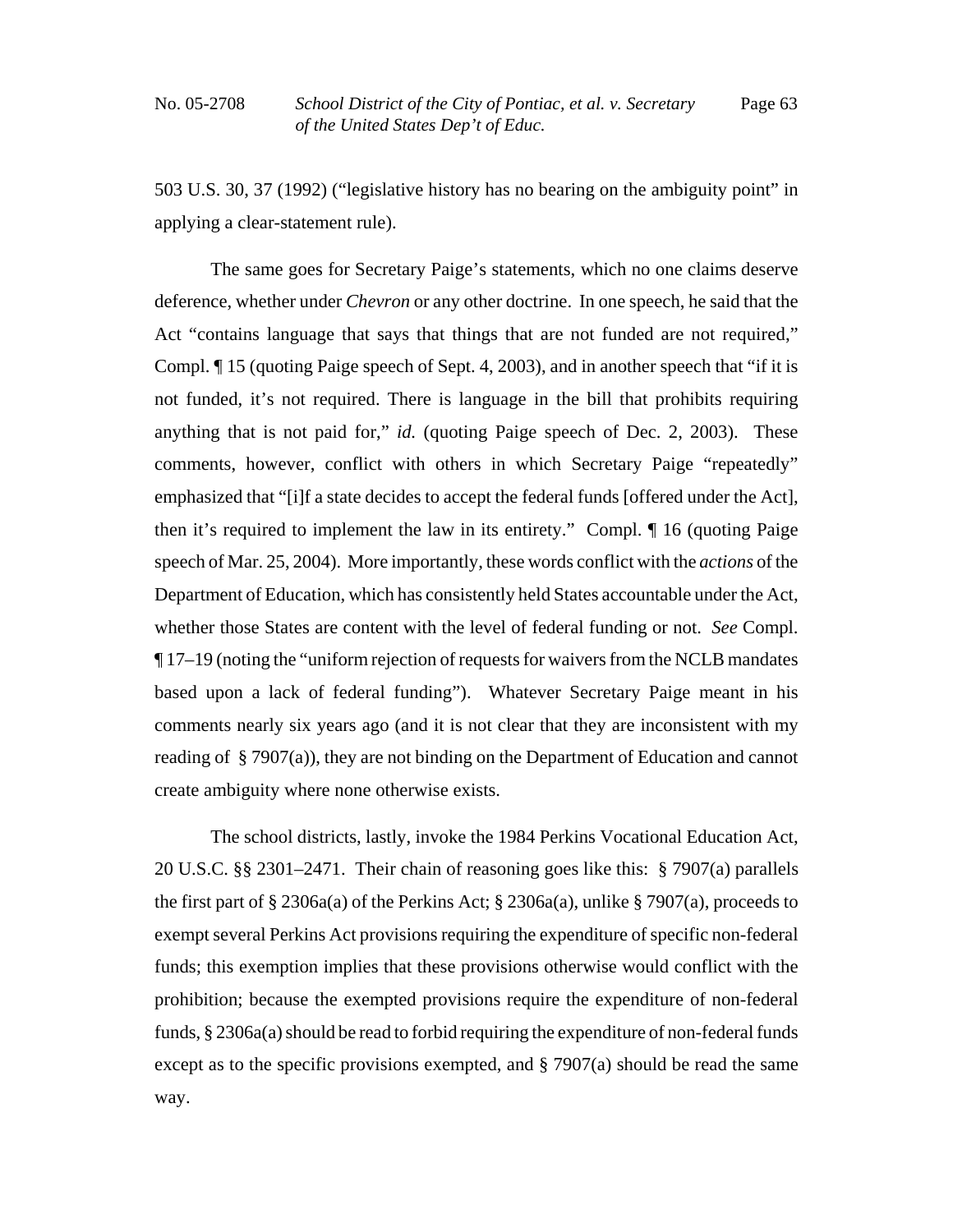503 U.S. 30, 37 (1992) ("legislative history has no bearing on the ambiguity point" in applying a clear-statement rule).

The same goes for Secretary Paige's statements, which no one claims deserve deference, whether under *Chevron* or any other doctrine. In one speech, he said that the Act "contains language that says that things that are not funded are not required," Compl. ¶ 15 (quoting Paige speech of Sept. 4, 2003), and in another speech that "if it is not funded, it's not required. There is language in the bill that prohibits requiring anything that is not paid for," *id.* (quoting Paige speech of Dec. 2, 2003). These comments, however, conflict with others in which Secretary Paige "repeatedly" emphasized that "[i]f a state decides to accept the federal funds [offered under the Act], then it's required to implement the law in its entirety." Compl. ¶ 16 (quoting Paige speech of Mar. 25, 2004). More importantly, these words conflict with the *actions* of the Department of Education, which has consistently held States accountable under the Act, whether those States are content with the level of federal funding or not. *See* Compl. ¶ 17–19 (noting the "uniform rejection of requests for waivers from the NCLB mandates based upon a lack of federal funding"). Whatever Secretary Paige meant in his comments nearly six years ago (and it is not clear that they are inconsistent with my reading of § 7907(a)), they are not binding on the Department of Education and cannot create ambiguity where none otherwise exists.

The school districts, lastly, invoke the 1984 Perkins Vocational Education Act, 20 U.S.C. §§ 2301–2471. Their chain of reasoning goes like this: § 7907(a) parallels the first part of § 2306a(a) of the Perkins Act; § 2306a(a), unlike § 7907(a), proceeds to exempt several Perkins Act provisions requiring the expenditure of specific non-federal funds; this exemption implies that these provisions otherwise would conflict with the prohibition; because the exempted provisions require the expenditure of non-federal funds, § 2306a(a) should be read to forbid requiring the expenditure of non-federal funds except as to the specific provisions exempted, and § 7907(a) should be read the same way.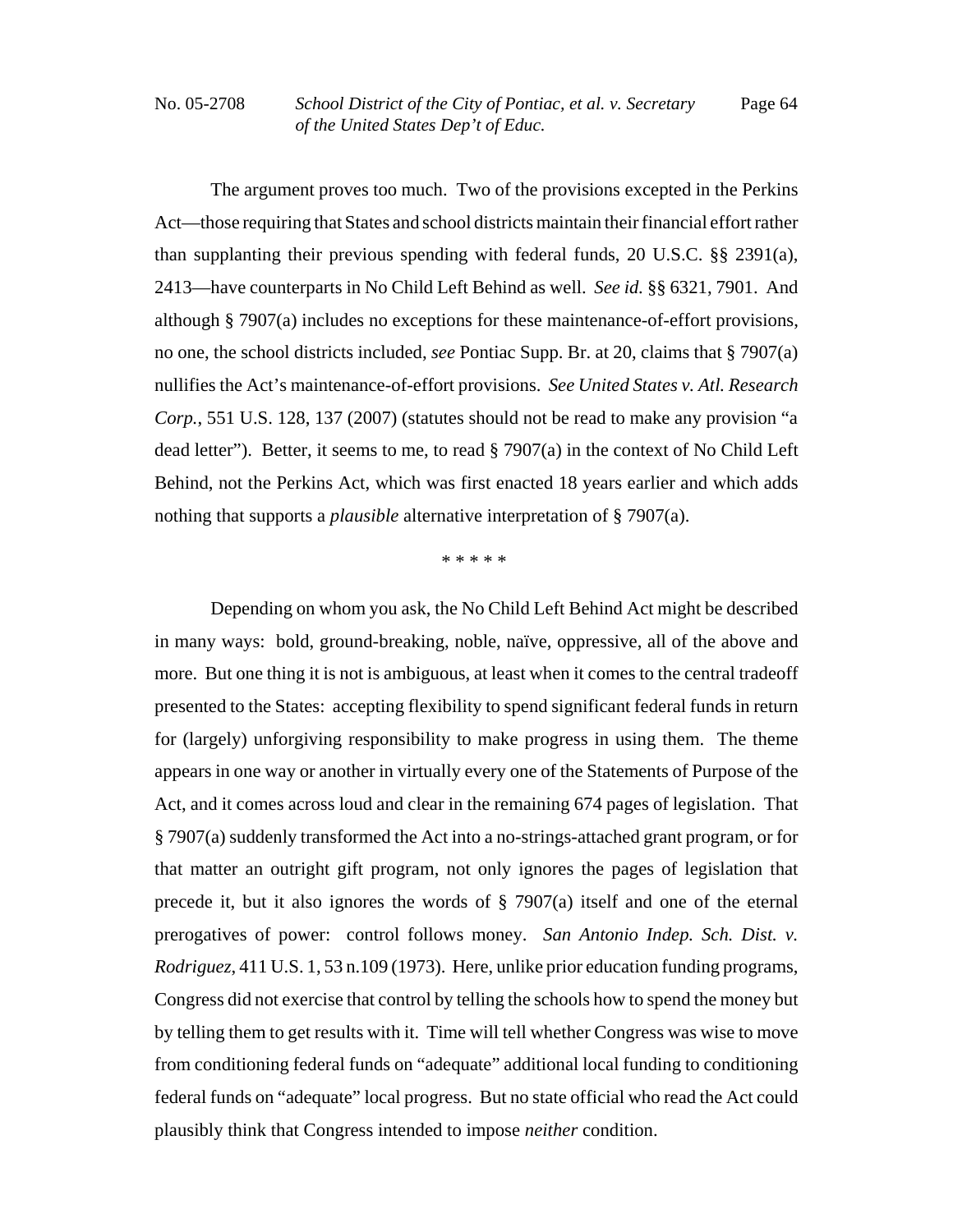The argument proves too much. Two of the provisions excepted in the Perkins Act—those requiring that States and school districts maintain their financial effort rather than supplanting their previous spending with federal funds, 20 U.S.C. §§ 2391(a), 2413—have counterparts in No Child Left Behind as well. *See id.* §§ 6321, 7901. And although § 7907(a) includes no exceptions for these maintenance-of-effort provisions, no one, the school districts included, *see* Pontiac Supp. Br. at 20, claims that § 7907(a) nullifies the Act's maintenance-of-effort provisions. *See United States v. Atl. Research Corp.*, 551 U.S. 128, 137 (2007) (statutes should not be read to make any provision "a dead letter"). Better, it seems to me, to read § 7907(a) in the context of No Child Left Behind, not the Perkins Act, which was first enacted 18 years earlier and which adds nothing that supports a *plausible* alternative interpretation of § 7907(a).

* * * * *

Depending on whom you ask, the No Child Left Behind Act might be described in many ways: bold, ground-breaking, noble, naïve, oppressive, all of the above and more. But one thing it is not is ambiguous, at least when it comes to the central tradeoff presented to the States: accepting flexibility to spend significant federal funds in return for (largely) unforgiving responsibility to make progress in using them. The theme appears in one way or another in virtually every one of the Statements of Purpose of the Act, and it comes across loud and clear in the remaining 674 pages of legislation. That § 7907(a) suddenly transformed the Act into a no-strings-attached grant program, or for that matter an outright gift program, not only ignores the pages of legislation that precede it, but it also ignores the words of § 7907(a) itself and one of the eternal prerogatives of power: control follows money. *San Antonio Indep. Sch. Dist. v. Rodriguez*, 411 U.S. 1, 53 n.109 (1973). Here, unlike prior education funding programs, Congress did not exercise that control by telling the schools how to spend the money but by telling them to get results with it. Time will tell whether Congress was wise to move from conditioning federal funds on "adequate" additional local funding to conditioning federal funds on "adequate" local progress. But no state official who read the Act could plausibly think that Congress intended to impose *neither* condition.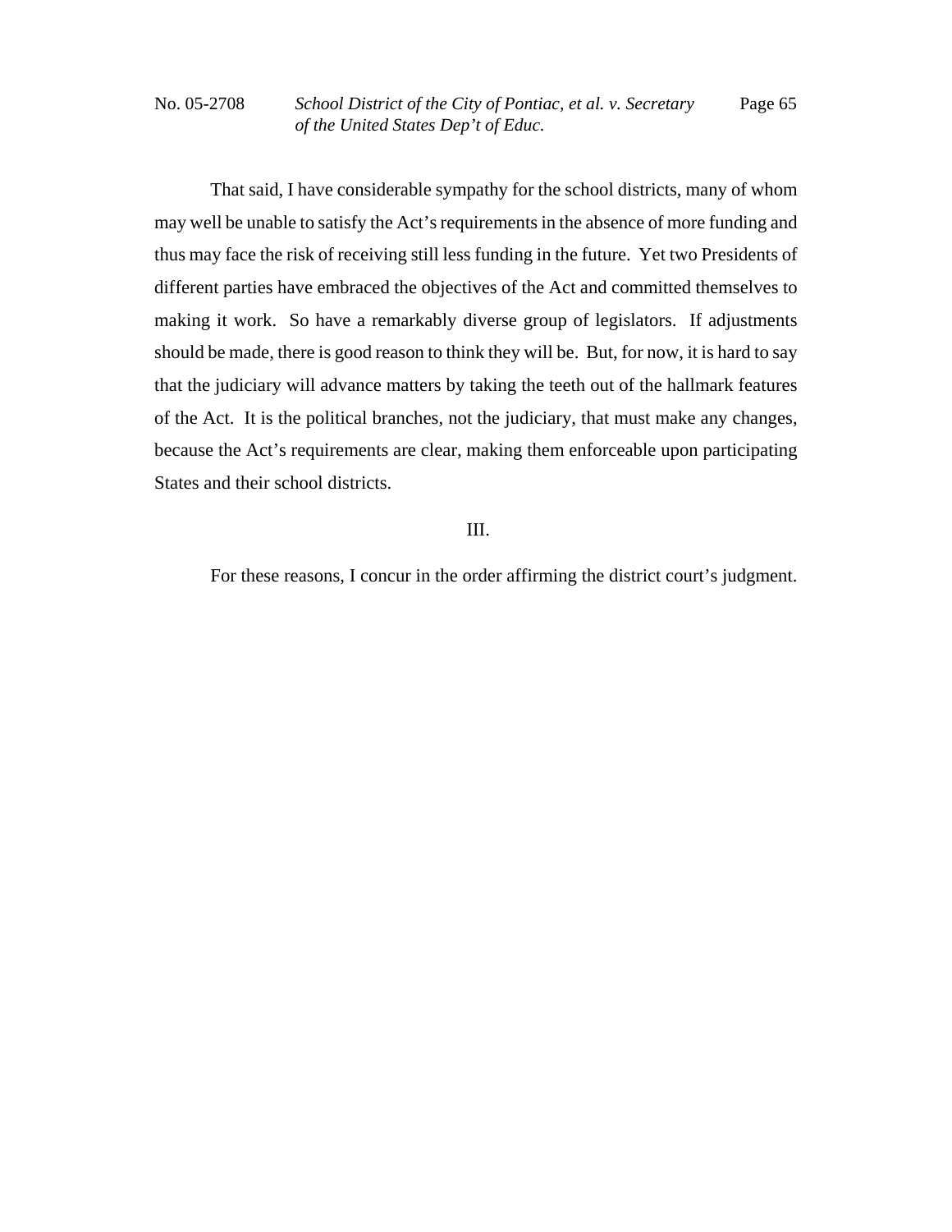That said, I have considerable sympathy for the school districts, many of whom may well be unable to satisfy the Act's requirements in the absence of more funding and thus may face the risk of receiving still less funding in the future. Yet two Presidents of different parties have embraced the objectives of the Act and committed themselves to making it work. So have a remarkably diverse group of legislators. If adjustments should be made, there is good reason to think they will be. But, for now, it is hard to say that the judiciary will advance matters by taking the teeth out of the hallmark features of the Act. It is the political branches, not the judiciary, that must make any changes, because the Act's requirements are clear, making them enforceable upon participating States and their school districts.

III.

For these reasons, I concur in the order affirming the district court's judgment.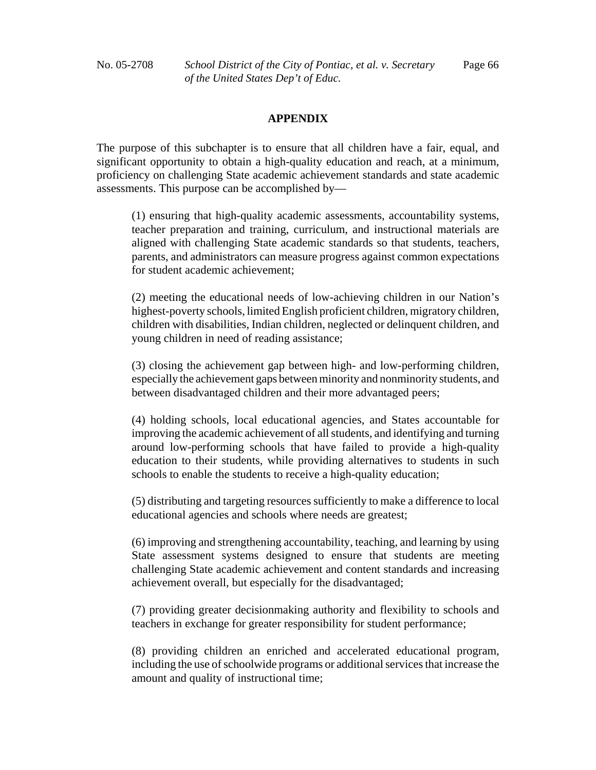## APPENDIX

The purpose of this subchapter is to ensure that all children have a fair, equal, and significant opportunity to obtain a high-quality education and reach, at a minimum, proficiency on challenging State academic achievement standards and state academic assessments. This purpose can be accomplished by—

> (1) ensuring that high-quality academic assessments, accountability systems, teacher preparation and training, curriculum, and instructional materials are aligned with challenging State academic standards so that students, teachers, parents, and administrators can measure progress against common expectations for student academic achievement;
>
> (2) meeting the educational needs of low-achieving children in our Nation's highest-poverty schools, limited English proficient children, migratory children, children with disabilities, Indian children, neglected or delinquent children, and young children in need of reading assistance;
>
> (3) closing the achievement gap between high- and low-performing children, especially the achievement gaps between minority and nonminority students, and between disadvantaged children and their more advantaged peers;
>
> (4) holding schools, local educational agencies, and States accountable for improving the academic achievement of all students, and identifying and turning around low-performing schools that have failed to provide a high-quality education to their students, while providing alternatives to students in such schools to enable the students to receive a high-quality education;
>
> (5) distributing and targeting resources sufficiently to make a difference to local educational agencies and schools where needs are greatest;
>
> (6) improving and strengthening accountability, teaching, and learning by using State assessment systems designed to ensure that students are meeting challenging State academic achievement and content standards and increasing achievement overall, but especially for the disadvantaged;
>
> (7) providing greater decisionmaking authority and flexibility to schools and teachers in exchange for greater responsibility for student performance;
>
> (8) providing children an enriched and accelerated educational program, including the use of schoolwide programs or additional services that increase the amount and quality of instructional time;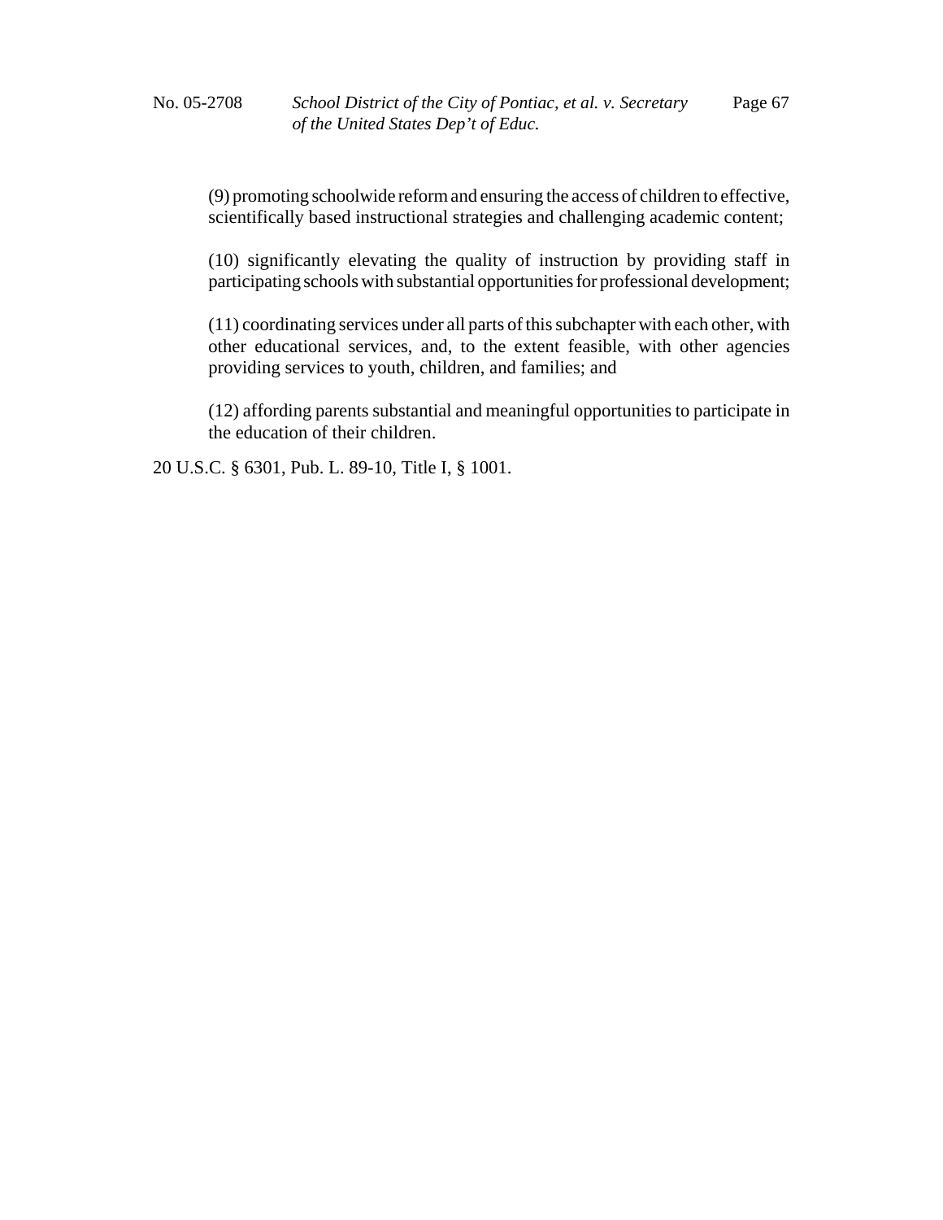(9) promoting schoolwide reform and ensuring the access of children to effective, scientifically based instructional strategies and challenging academic content;

(10) significantly elevating the quality of instruction by providing staff in participating schools with substantial opportunities for professional development;

(11) coordinating services under all parts of this subchapter with each other, with other educational services, and, to the extent feasible, with other agencies providing services to youth, children, and families; and

(12) affording parents substantial and meaningful opportunities to participate in the education of their children.

20 U.S.C. § 6301, Pub. L. 89-10, Title I, § 1001.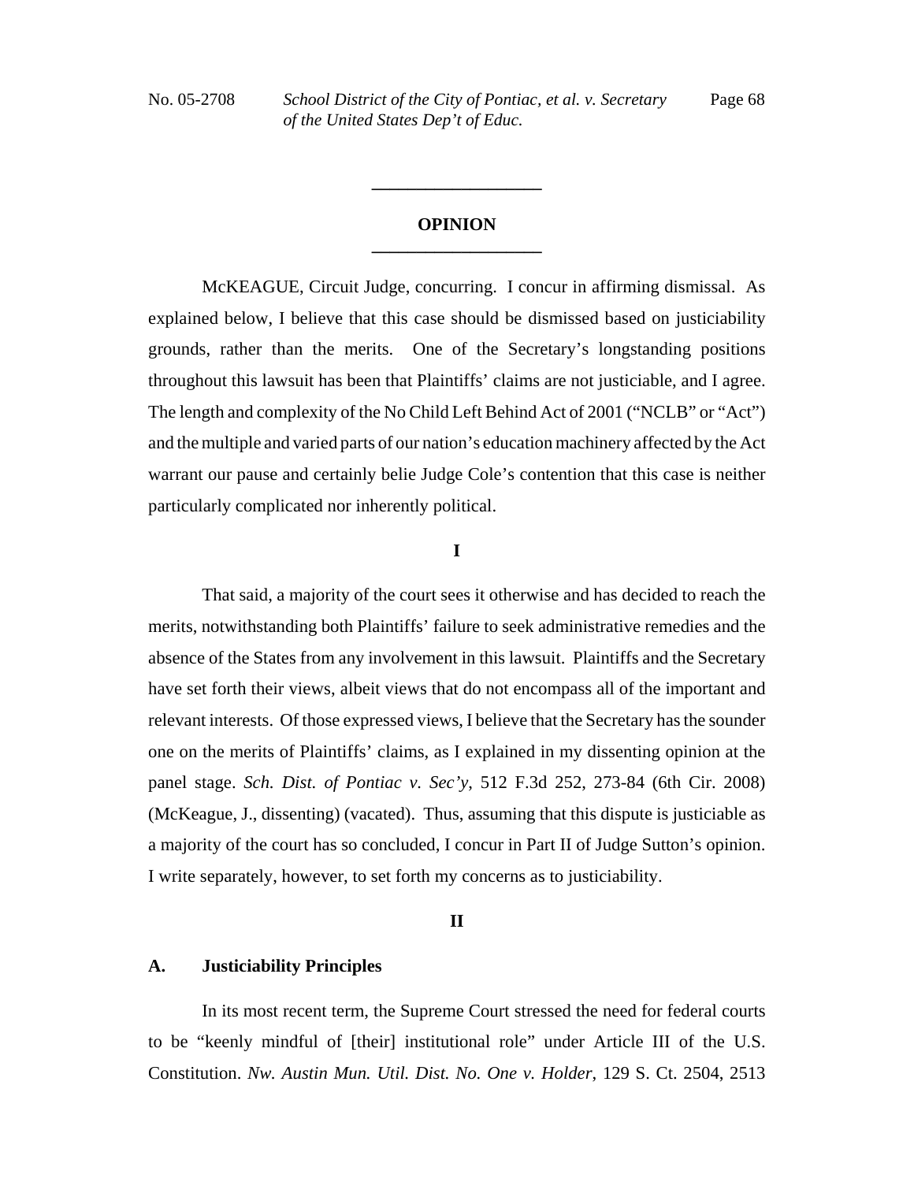## OPINION

McKEAGUE, Circuit Judge, concurring. I concur in affirming dismissal. As explained below, I believe that this case should be dismissed based on justiciability grounds, rather than the merits. One of the Secretary's longstanding positions throughout this lawsuit has been that Plaintiffs' claims are not justiciable, and I agree. The length and complexity of the No Child Left Behind Act of 2001 ("NCLB" or "Act") and the multiple and varied parts of our nation's education machinery affected by the Act warrant our pause and certainly belie Judge Cole's contention that this case is neither particularly complicated nor inherently political.

### I

That said, a majority of the court sees it otherwise and has decided to reach the merits, notwithstanding both Plaintiffs' failure to seek administrative remedies and the absence of the States from any involvement in this lawsuit. Plaintiffs and the Secretary have set forth their views, albeit views that do not encompass all of the important and relevant interests. Of those expressed views, I believe that the Secretary has the sounder one on the merits of Plaintiffs' claims, as I explained in my dissenting opinion at the panel stage. *Sch. Dist. of Pontiac v. Sec'y*, 512 F.3d 252, 273-84 (6th Cir. 2008) (McKeague, J., dissenting) (vacated). Thus, assuming that this dispute is justiciable as a majority of the court has so concluded, I concur in Part II of Judge Sutton's opinion. I write separately, however, to set forth my concerns as to justiciability.

### II

#### A. Justiciability Principles

In its most recent term, the Supreme Court stressed the need for federal courts to be "keenly mindful of [their] institutional role" under Article III of the U.S. Constitution. *Nw. Austin Mun. Util. Dist. No. One v. Holder*, 129 S. Ct. 2504, 2513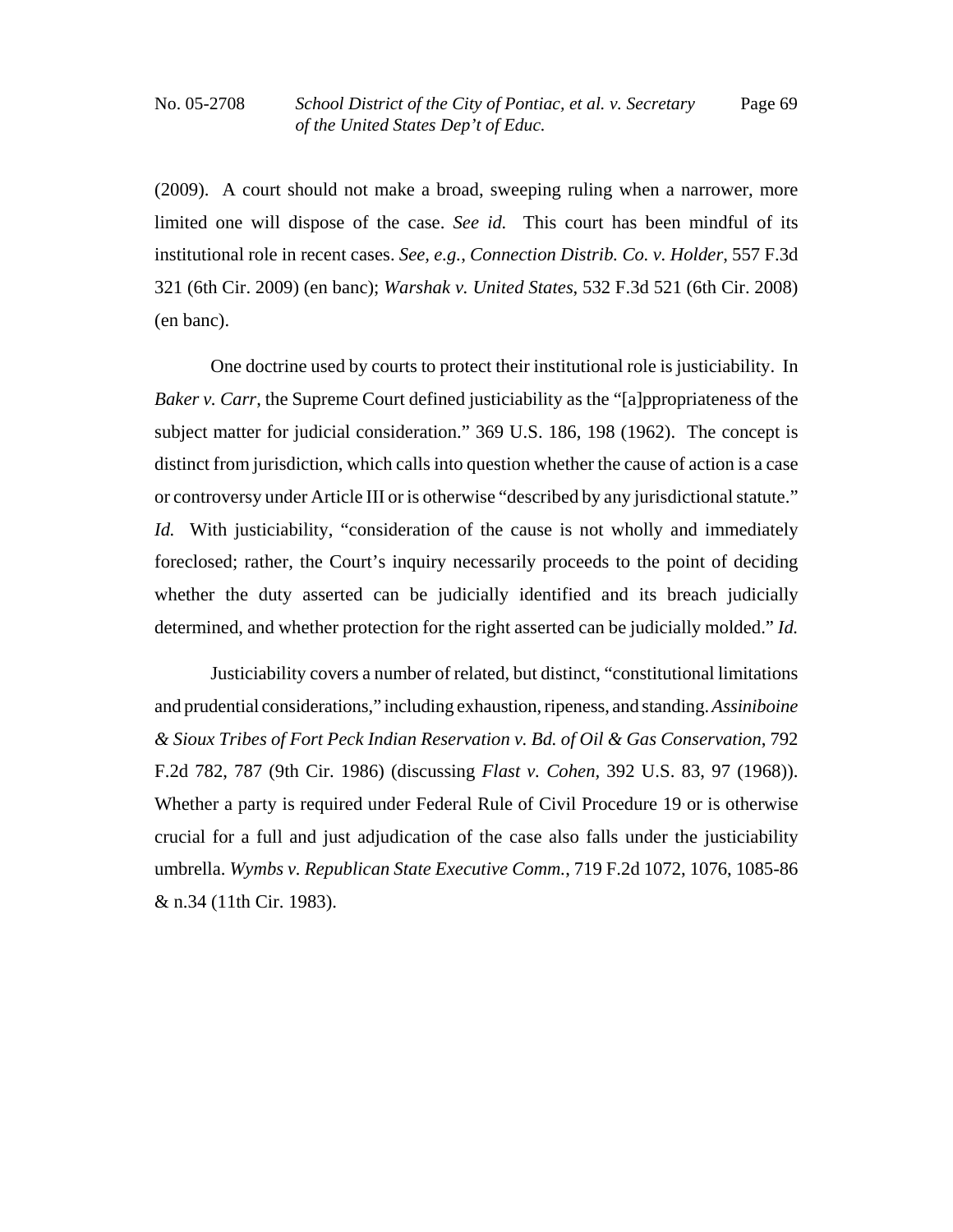(2009). A court should not make a broad, sweeping ruling when a narrower, more limited one will dispose of the case. *See id.* This court has been mindful of its institutional role in recent cases. *See, e.g.*, *Connection Distrib. Co. v. Holder*, 557 F.3d 321 (6th Cir. 2009) (en banc); *Warshak v. United States*, 532 F.3d 521 (6th Cir. 2008) (en banc).

One doctrine used by courts to protect their institutional role is justiciability. In *Baker v. Carr*, the Supreme Court defined justiciability as the "[a]ppropriateness of the subject matter for judicial consideration." 369 U.S. 186, 198 (1962). The concept is distinct from jurisdiction, which calls into question whether the cause of action is a case or controversy under Article III or is otherwise "described by any jurisdictional statute." *Id.* With justiciability, "consideration of the cause is not wholly and immediately foreclosed; rather, the Court's inquiry necessarily proceeds to the point of deciding whether the duty asserted can be judicially identified and its breach judicially determined, and whether protection for the right asserted can be judicially molded." *Id.*

Justiciability covers a number of related, but distinct, "constitutional limitations and prudential considerations," including exhaustion, ripeness, and standing. *Assiniboine & Sioux Tribes of Fort Peck Indian Reservation v. Bd. of Oil & Gas Conservation*, 792 F.2d 782, 787 (9th Cir. 1986) (discussing *Flast v. Cohen*, 392 U.S. 83, 97 (1968)). Whether a party is required under Federal Rule of Civil Procedure 19 or is otherwise crucial for a full and just adjudication of the case also falls under the justiciability umbrella. *Wymbs v. Republican State Executive Comm.*, 719 F.2d 1072, 1076, 1085-86 & n.34 (11th Cir. 1983).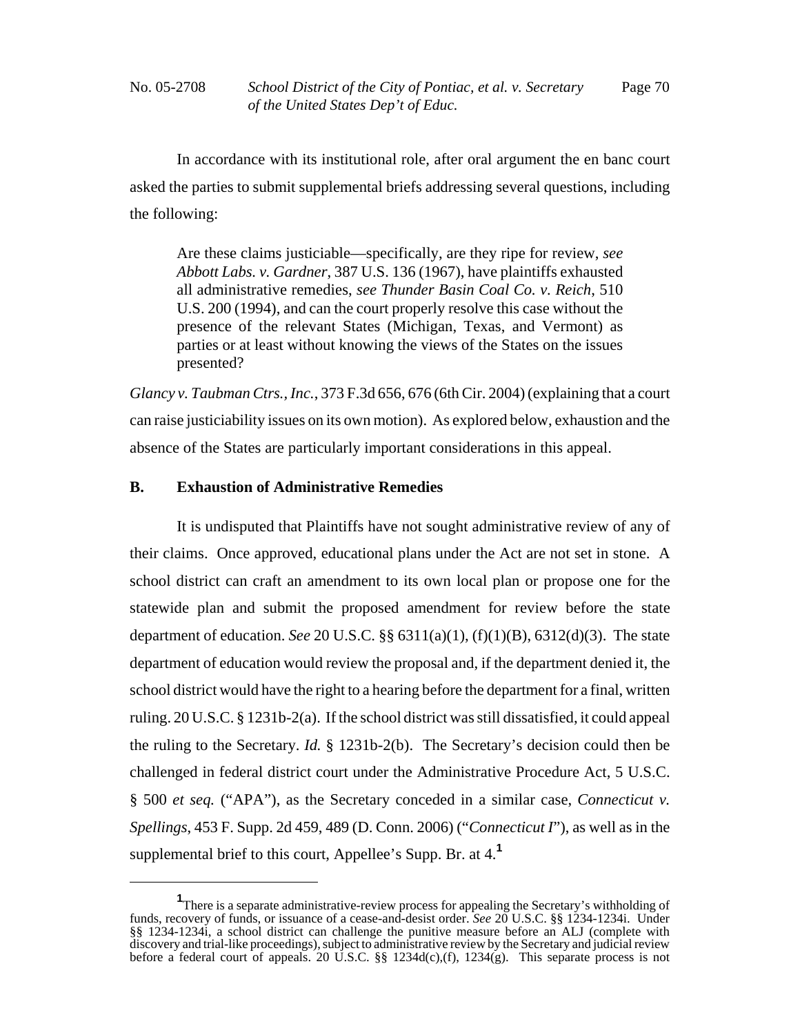In accordance with its institutional role, after oral argument the en banc court asked the parties to submit supplemental briefs addressing several questions, including the following:

> Are these claims justiciable—specifically, are they ripe for review, *see Abbott Labs. v. Gardner*, 387 U.S. 136 (1967), have plaintiffs exhausted all administrative remedies, *see Thunder Basin Coal Co. v. Reich*, 510 U.S. 200 (1994), and can the court properly resolve this case without the presence of the relevant States (Michigan, Texas, and Vermont) as parties or at least without knowing the views of the States on the issues presented?

*Glancy v. Taubman Ctrs., Inc.*, 373 F.3d 656, 676 (6th Cir. 2004) (explaining that a court can raise justiciability issues on its own motion). As explored below, exhaustion and the absence of the States are particularly important considerations in this appeal.

## B. Exhaustion of Administrative Remedies

It is undisputed that Plaintiffs have not sought administrative review of any of their claims. Once approved, educational plans under the Act are not set in stone. A school district can craft an amendment to its own local plan or propose one for the statewide plan and submit the proposed amendment for review before the state department of education. *See* 20 U.S.C. §§ 6311(a)(1), (f)(1)(B), 6312(d)(3). The state department of education would review the proposal and, if the department denied it, the school district would have the right to a hearing before the department for a final, written ruling. 20 U.S.C. § 1231b-2(a). If the school district was still dissatisfied, it could appeal the ruling to the Secretary. *Id.* § 1231b-2(b). The Secretary's decision could then be challenged in federal district court under the Administrative Procedure Act, 5 U.S.C. § 500 *et seq.* ("APA"), as the Secretary conceded in a similar case, *Connecticut v. Spellings*, 453 F. Supp. 2d 459, 489 (D. Conn. 2006) ("*Connecticut I*"), as well as in the supplemental brief to this court, Appellee's Supp. Br. at 4.[1]

[1] There is a separate administrative-review process for appealing the Secretary's withholding of funds, recovery of funds, or issuance of a cease-and-desist order. *See* 20 U.S.C. §§ 1234-1234i. Under §§ 1234-1234i, a school district can challenge the punitive measure before an ALJ (complete with discovery and trial-like proceedings), subject to administrative review by the Secretary and judicial review before a federal court of appeals. 20 U.S.C. §§ 1234d(c),(f), 1234(g). This separate process is not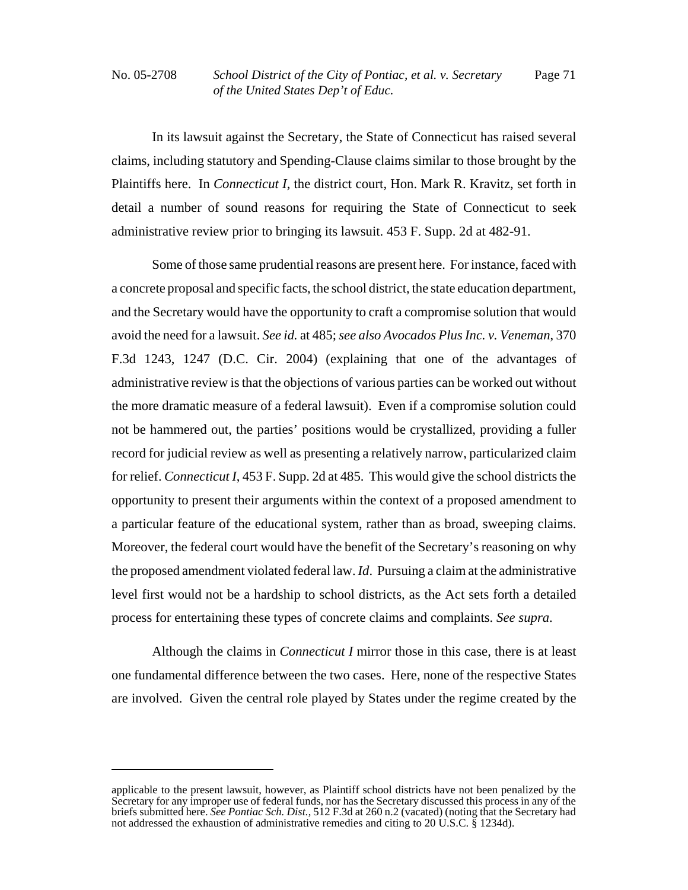In its lawsuit against the Secretary, the State of Connecticut has raised several claims, including statutory and Spending-Clause claims similar to those brought by the Plaintiffs here. In *Connecticut I*, the district court, Hon. Mark R. Kravitz, set forth in detail a number of sound reasons for requiring the State of Connecticut to seek administrative review prior to bringing its lawsuit. 453 F. Supp. 2d at 482-91.

Some of those same prudential reasons are present here. For instance, faced with a concrete proposal and specific facts, the school district, the state education department, and the Secretary would have the opportunity to craft a compromise solution that would avoid the need for a lawsuit. *See id.* at 485; *see also Avocados Plus Inc. v. Veneman*, 370 F.3d 1243, 1247 (D.C. Cir. 2004) (explaining that one of the advantages of administrative review is that the objections of various parties can be worked out without the more dramatic measure of a federal lawsuit). Even if a compromise solution could not be hammered out, the parties' positions would be crystallized, providing a fuller record for judicial review as well as presenting a relatively narrow, particularized claim for relief. *Connecticut I*, 453 F. Supp. 2d at 485. This would give the school districts the opportunity to present their arguments within the context of a proposed amendment to a particular feature of the educational system, rather than as broad, sweeping claims. Moreover, the federal court would have the benefit of the Secretary's reasoning on why the proposed amendment violated federal law. *Id*. Pursuing a claim at the administrative level first would not be a hardship to school districts, as the Act sets forth a detailed process for entertaining these types of concrete claims and complaints. *See supra*.

Although the claims in *Connecticut I* mirror those in this case, there is at least one fundamental difference between the two cases. Here, none of the respective States are involved. Given the central role played by States under the regime created by the

---

applicable to the present lawsuit, however, as Plaintiff school districts have not been penalized by the Secretary for any improper use of federal funds, nor has the Secretary discussed this process in any of the briefs submitted here. *See Pontiac Sch. Dist.*, 512 F.3d at 260 n.2 (vacated) (noting that the Secretary had not addressed the exhaustion of administrative remedies and citing to 20 U.S.C. § 1234d).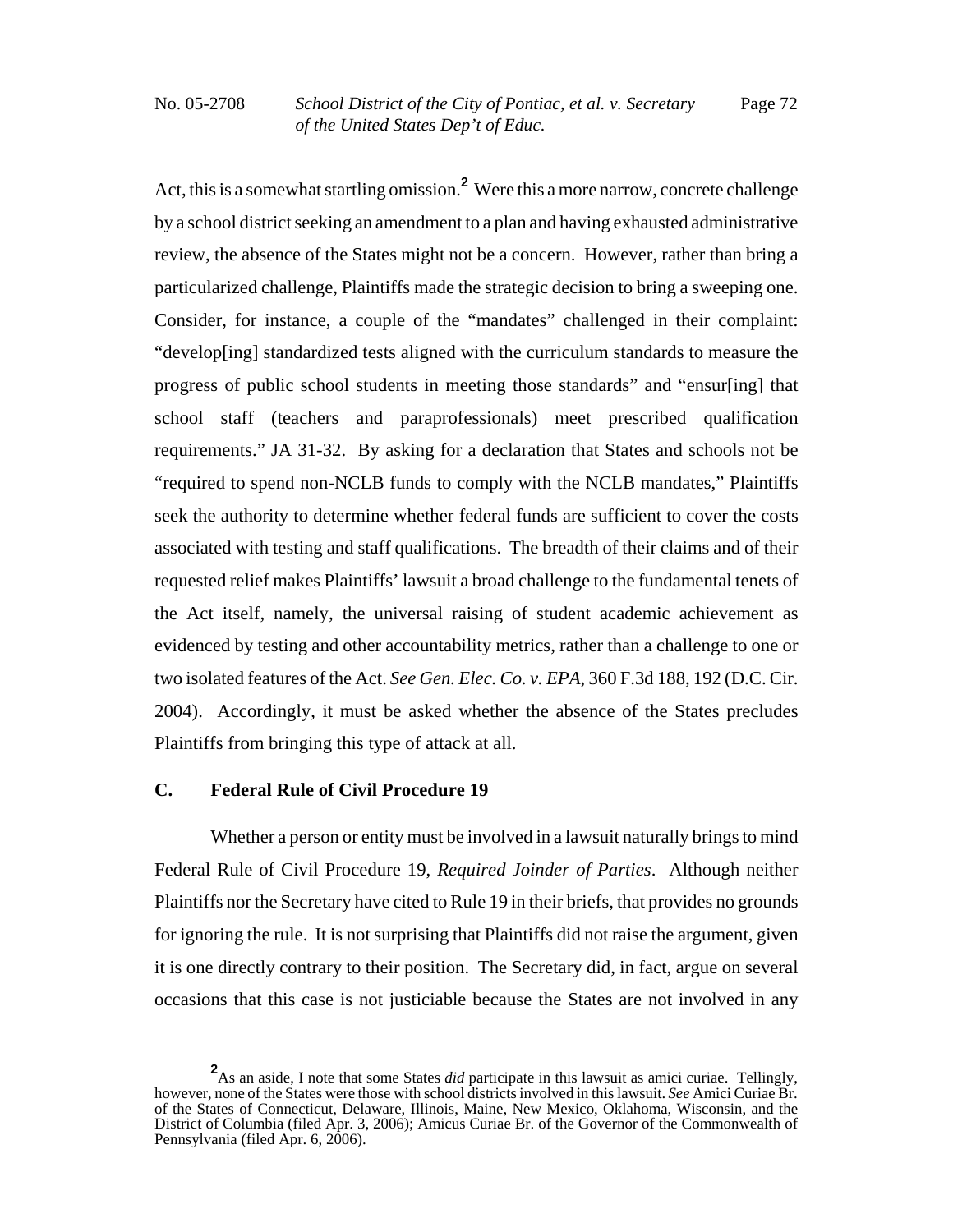Act, this is a somewhat startling omission.[2] Were this a more narrow, concrete challenge by a school district seeking an amendment to a plan and having exhausted administrative review, the absence of the States might not be a concern. However, rather than bring a particularized challenge, Plaintiffs made the strategic decision to bring a sweeping one. Consider, for instance, a couple of the "mandates" challenged in their complaint: "develop[ing] standardized tests aligned with the curriculum standards to measure the progress of public school students in meeting those standards" and "ensur[ing] that school staff (teachers and paraprofessionals) meet prescribed qualification requirements." JA 31-32. By asking for a declaration that States and schools not be "required to spend non-NCLB funds to comply with the NCLB mandates," Plaintiffs seek the authority to determine whether federal funds are sufficient to cover the costs associated with testing and staff qualifications. The breadth of their claims and of their requested relief makes Plaintiffs' lawsuit a broad challenge to the fundamental tenets of the Act itself, namely, the universal raising of student academic achievement as evidenced by testing and other accountability metrics, rather than a challenge to one or two isolated features of the Act. *See Gen. Elec. Co. v. EPA*, 360 F.3d 188, 192 (D.C. Cir. 2004). Accordingly, it must be asked whether the absence of the States precludes Plaintiffs from bringing this type of attack at all.

### C. Federal Rule of Civil Procedure 19

Whether a person or entity must be involved in a lawsuit naturally brings to mind Federal Rule of Civil Procedure 19, *Required Joinder of Parties*. Although neither Plaintiffs nor the Secretary have cited to Rule 19 in their briefs, that provides no grounds for ignoring the rule. It is not surprising that Plaintiffs did not raise the argument, given it is one directly contrary to their position. The Secretary did, in fact, argue on several occasions that this case is not justiciable because the States are not involved in any

---

[2] As an aside, I note that some States *did* participate in this lawsuit as amici curiae. Tellingly, however, none of the States were those with school districts involved in this lawsuit. *See* Amici Curiae Br. of the States of Connecticut, Delaware, Illinois, Maine, New Mexico, Oklahoma, Wisconsin, and the District of Columbia (filed Apr. 3, 2006); Amicus Curiae Br. of the Governor of the Commonwealth of Pennsylvania (filed Apr. 6, 2006).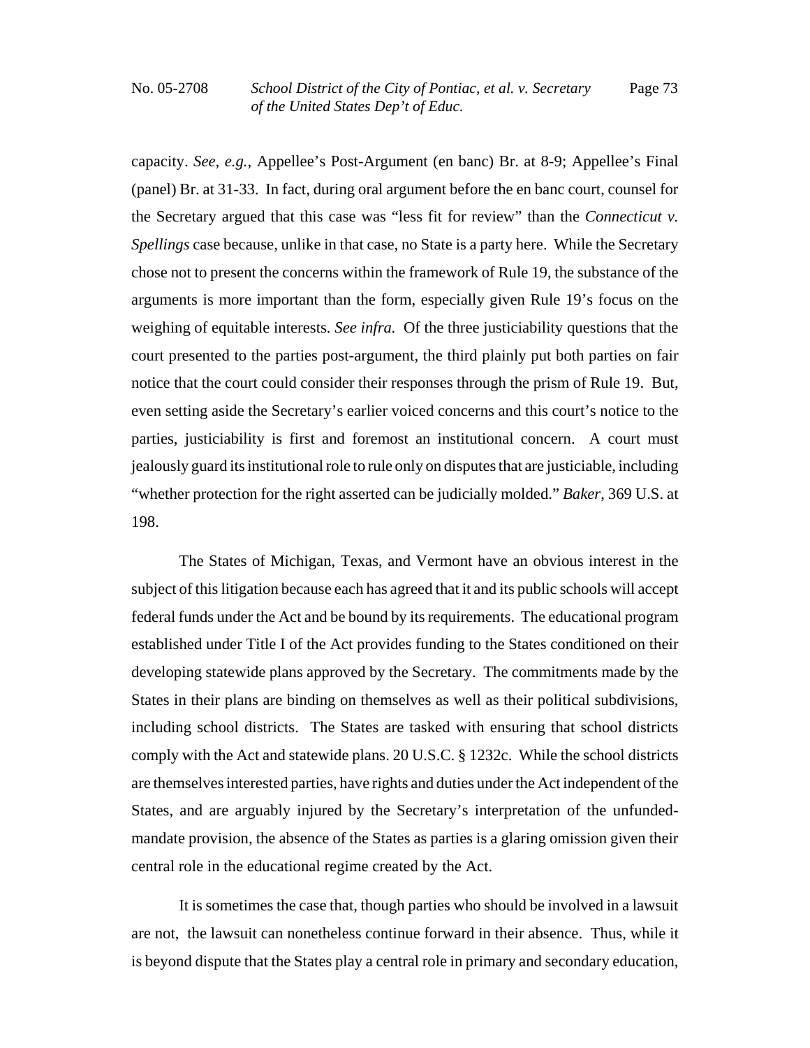capacity. *See, e.g.*, Appellee's Post-Argument (en banc) Br. at 8-9; Appellee's Final (panel) Br. at 31-33. In fact, during oral argument before the en banc court, counsel for the Secretary argued that this case was "less fit for review" than the *Connecticut v. Spellings* case because, unlike in that case, no State is a party here. While the Secretary chose not to present the concerns within the framework of Rule 19, the substance of the arguments is more important than the form, especially given Rule 19's focus on the weighing of equitable interests. *See infra.* Of the three justiciability questions that the court presented to the parties post-argument, the third plainly put both parties on fair notice that the court could consider their responses through the prism of Rule 19. But, even setting aside the Secretary's earlier voiced concerns and this court's notice to the parties, justiciability is first and foremost an institutional concern. A court must jealously guard its institutional role to rule only on disputes that are justiciable, including "whether protection for the right asserted can be judicially molded." *Baker*, 369 U.S. at 198.

The States of Michigan, Texas, and Vermont have an obvious interest in the subject of this litigation because each has agreed that it and its public schools will accept federal funds under the Act and be bound by its requirements. The educational program established under Title I of the Act provides funding to the States conditioned on their developing statewide plans approved by the Secretary. The commitments made by the States in their plans are binding on themselves as well as their political subdivisions, including school districts. The States are tasked with ensuring that school districts comply with the Act and statewide plans. 20 U.S.C. § 1232c. While the school districts are themselves interested parties, have rights and duties under the Act independent of the States, and are arguably injured by the Secretary's interpretation of the unfunded-mandate provision, the absence of the States as parties is a glaring omission given their central role in the educational regime created by the Act.

It is sometimes the case that, though parties who should be involved in a lawsuit are not, the lawsuit can nonetheless continue forward in their absence. Thus, while it is beyond dispute that the States play a central role in primary and secondary education,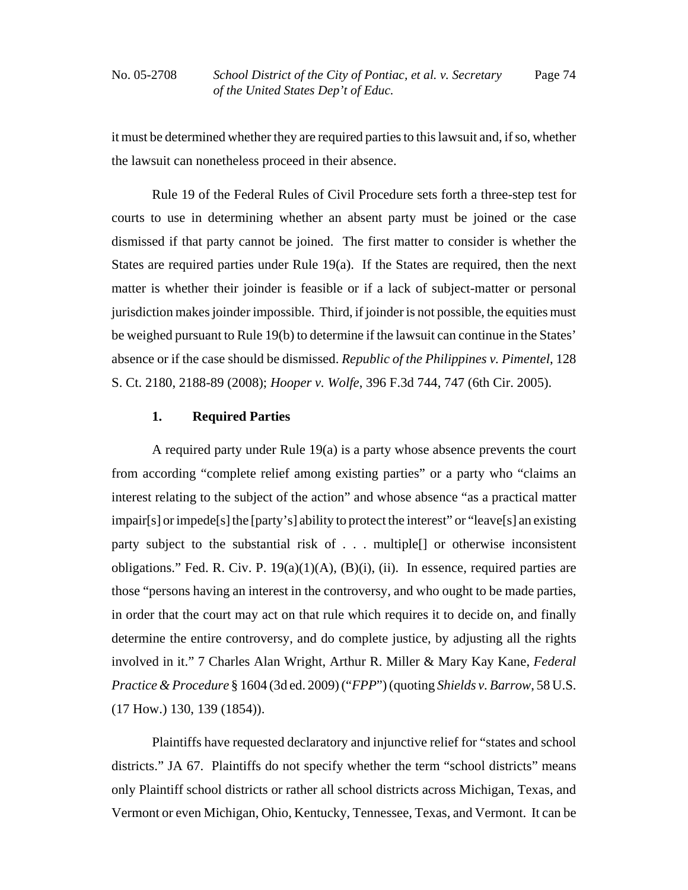it must be determined whether they are required parties to this lawsuit and, if so, whether the lawsuit can nonetheless proceed in their absence.

Rule 19 of the Federal Rules of Civil Procedure sets forth a three-step test for courts to use in determining whether an absent party must be joined or the case dismissed if that party cannot be joined. The first matter to consider is whether the States are required parties under Rule 19(a). If the States are required, then the next matter is whether their joinder is feasible or if a lack of subject-matter or personal jurisdiction makes joinder impossible. Third, if joinder is not possible, the equities must be weighed pursuant to Rule 19(b) to determine if the lawsuit can continue in the States' absence or if the case should be dismissed. *Republic of the Philippines v. Pimentel*, 128 S. Ct. 2180, 2188-89 (2008); *Hooper v. Wolfe*, 396 F.3d 744, 747 (6th Cir. 2005).

**1. Required Parties**

A required party under Rule 19(a) is a party whose absence prevents the court from according "complete relief among existing parties" or a party who "claims an interest relating to the subject of the action" and whose absence "as a practical matter impair[s] or impede[s] the [party's] ability to protect the interest" or "leave[s] an existing party subject to the substantial risk of . . . multiple[] or otherwise inconsistent obligations." Fed. R. Civ. P. 19(a)(1)(A), (B)(i), (ii). In essence, required parties are those "persons having an interest in the controversy, and who ought to be made parties, in order that the court may act on that rule which requires it to decide on, and finally determine the entire controversy, and do complete justice, by adjusting all the rights involved in it." 7 Charles Alan Wright, Arthur R. Miller & Mary Kay Kane, *Federal Practice & Procedure* § 1604 (3d ed. 2009) ("*FPP*") (quoting *Shields v. Barrow*, 58 U.S. (17 How.) 130, 139 (1854)).

Plaintiffs have requested declaratory and injunctive relief for "states and school districts." JA 67. Plaintiffs do not specify whether the term "school districts" means only Plaintiff school districts or rather all school districts across Michigan, Texas, and Vermont or even Michigan, Ohio, Kentucky, Tennessee, Texas, and Vermont. It can be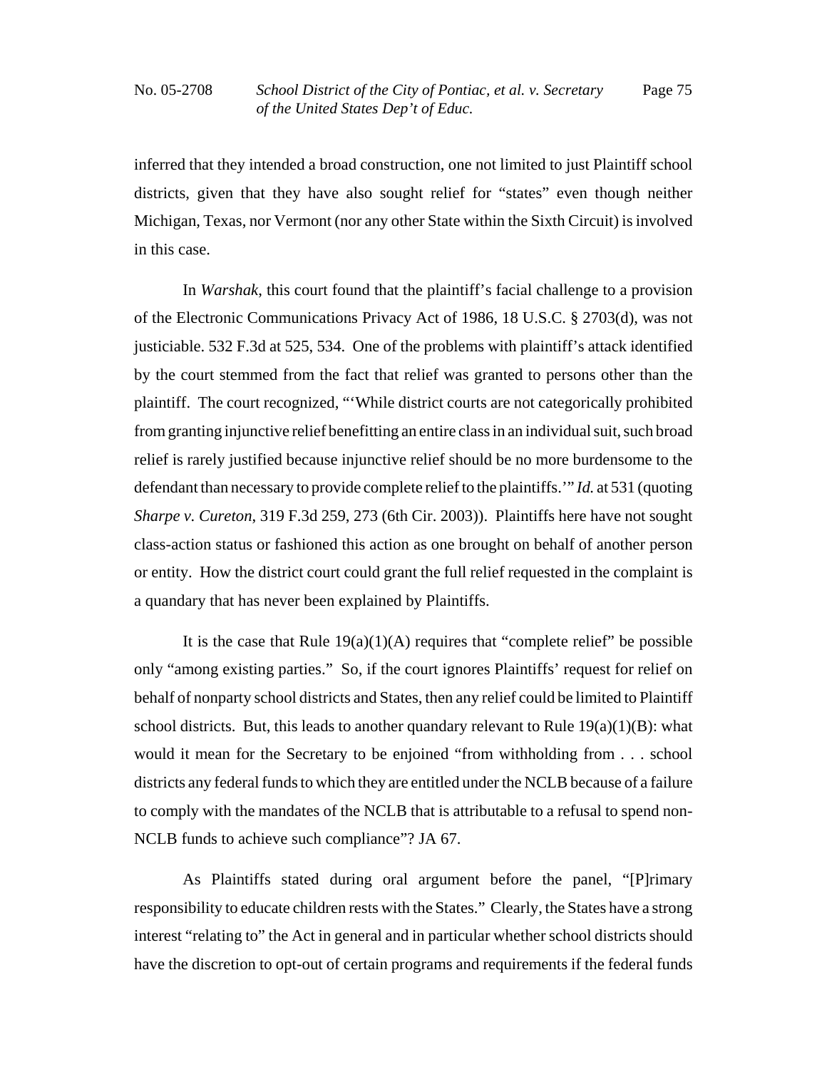inferred that they intended a broad construction, one not limited to just Plaintiff school districts, given that they have also sought relief for "states" even though neither Michigan, Texas, nor Vermont (nor any other State within the Sixth Circuit) is involved in this case.

In *Warshak*, this court found that the plaintiff's facial challenge to a provision of the Electronic Communications Privacy Act of 1986, 18 U.S.C. § 2703(d), was not justiciable. 532 F.3d at 525, 534. One of the problems with plaintiff's attack identified by the court stemmed from the fact that relief was granted to persons other than the plaintiff. The court recognized, "'While district courts are not categorically prohibited from granting injunctive relief benefitting an entire class in an individual suit, such broad relief is rarely justified because injunctive relief should be no more burdensome to the defendant than necessary to provide complete relief to the plaintiffs.'" *Id.* at 531 (quoting *Sharpe v. Cureton*, 319 F.3d 259, 273 (6th Cir. 2003)). Plaintiffs here have not sought class-action status or fashioned this action as one brought on behalf of another person or entity. How the district court could grant the full relief requested in the complaint is a quandary that has never been explained by Plaintiffs.

It is the case that Rule 19(a)(1)(A) requires that "complete relief" be possible only "among existing parties." So, if the court ignores Plaintiffs' request for relief on behalf of nonparty school districts and States, then any relief could be limited to Plaintiff school districts. But, this leads to another quandary relevant to Rule 19(a)(1)(B): what would it mean for the Secretary to be enjoined "from withholding from . . . school districts any federal funds to which they are entitled under the NCLB because of a failure to comply with the mandates of the NCLB that is attributable to a refusal to spend non-NCLB funds to achieve such compliance"? JA 67.

As Plaintiffs stated during oral argument before the panel, "[P]rimary responsibility to educate children rests with the States." Clearly, the States have a strong interest "relating to" the Act in general and in particular whether school districts should have the discretion to opt-out of certain programs and requirements if the federal funds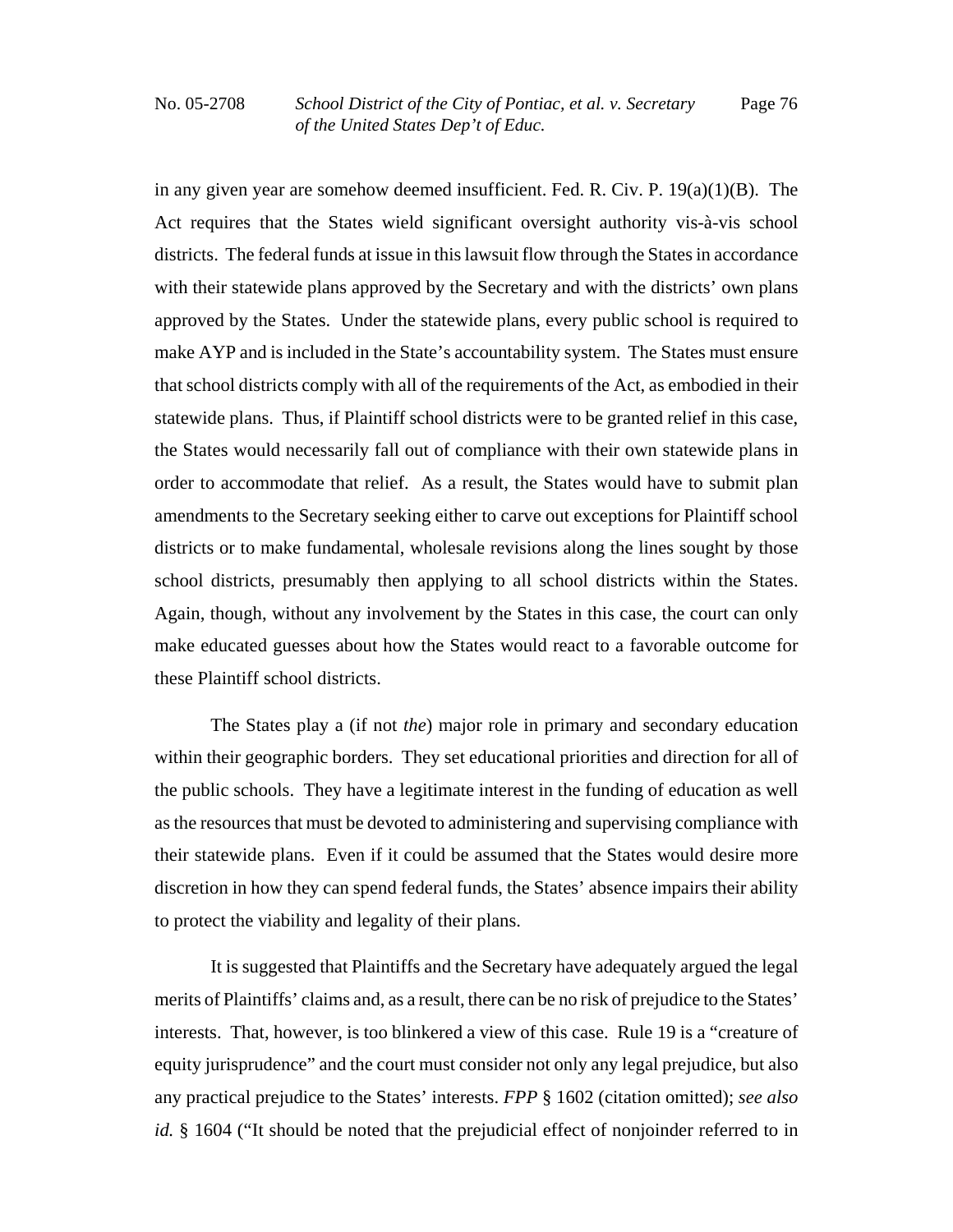in any given year are somehow deemed insufficient. Fed. R. Civ. P. 19(a)(1)(B). The Act requires that the States wield significant oversight authority vis-à-vis school districts. The federal funds at issue in this lawsuit flow through the States in accordance with their statewide plans approved by the Secretary and with the districts' own plans approved by the States. Under the statewide plans, every public school is required to make AYP and is included in the State's accountability system. The States must ensure that school districts comply with all of the requirements of the Act, as embodied in their statewide plans. Thus, if Plaintiff school districts were to be granted relief in this case, the States would necessarily fall out of compliance with their own statewide plans in order to accommodate that relief. As a result, the States would have to submit plan amendments to the Secretary seeking either to carve out exceptions for Plaintiff school districts or to make fundamental, wholesale revisions along the lines sought by those school districts, presumably then applying to all school districts within the States. Again, though, without any involvement by the States in this case, the court can only make educated guesses about how the States would react to a favorable outcome for these Plaintiff school districts.

The States play a (if not *the*) major role in primary and secondary education within their geographic borders. They set educational priorities and direction for all of the public schools. They have a legitimate interest in the funding of education as well as the resources that must be devoted to administering and supervising compliance with their statewide plans. Even if it could be assumed that the States would desire more discretion in how they can spend federal funds, the States' absence impairs their ability to protect the viability and legality of their plans.

It is suggested that Plaintiffs and the Secretary have adequately argued the legal merits of Plaintiffs' claims and, as a result, there can be no risk of prejudice to the States' interests. That, however, is too blinkered a view of this case. Rule 19 is a "creature of equity jurisprudence" and the court must consider not only any legal prejudice, but also any practical prejudice to the States' interests. *FPP* § 1602 (citation omitted); *see also id.* § 1604 ("It should be noted that the prejudicial effect of nonjoinder referred to in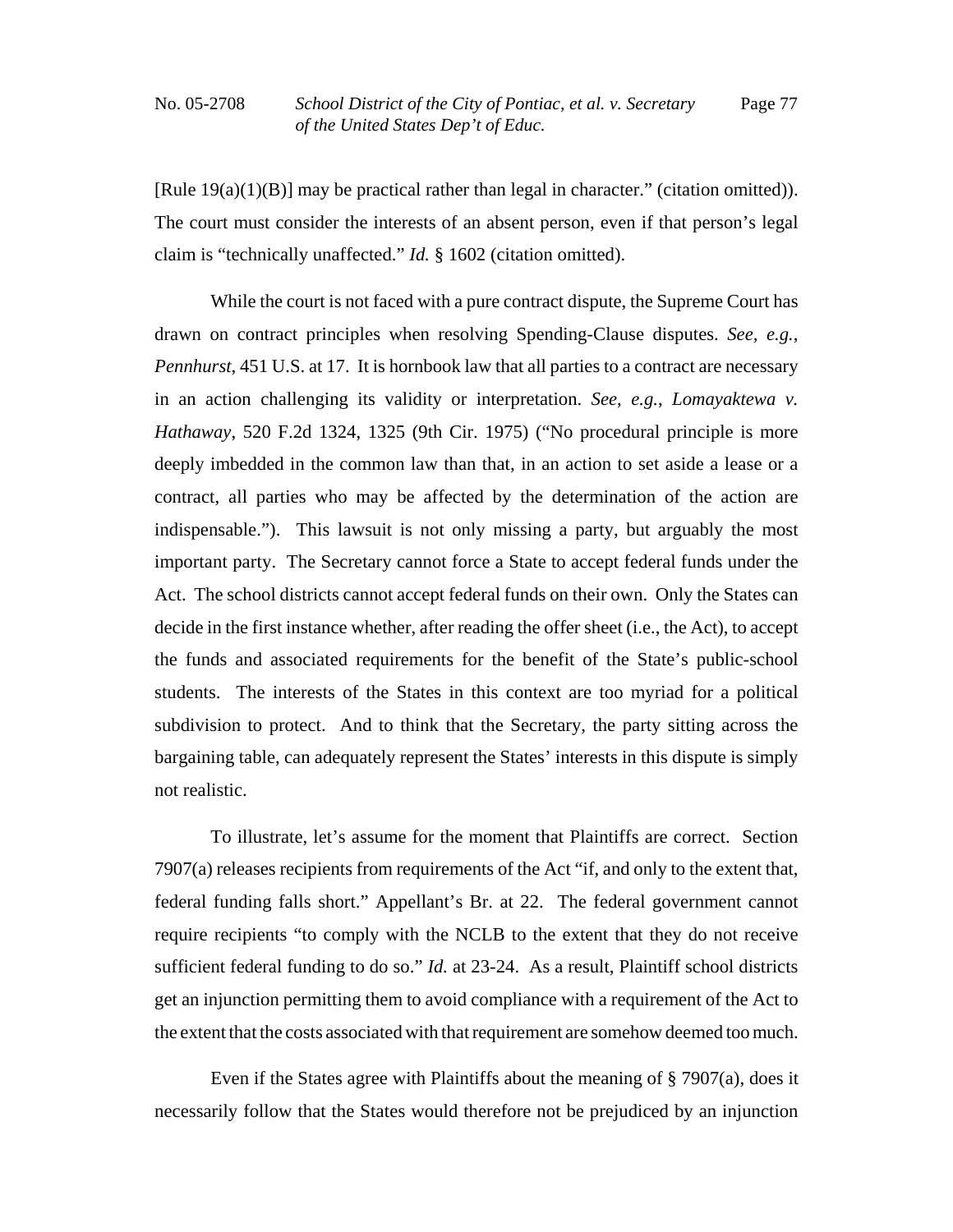[Rule 19(a)(1)(B)] may be practical rather than legal in character." (citation omitted)). The court must consider the interests of an absent person, even if that person's legal claim is "technically unaffected." *Id.* § 1602 (citation omitted).

While the court is not faced with a pure contract dispute, the Supreme Court has drawn on contract principles when resolving Spending-Clause disputes. *See, e.g.*, *Pennhurst*, 451 U.S. at 17. It is hornbook law that all parties to a contract are necessary in an action challenging its validity or interpretation. *See, e.g.*, *Lomayaktewa v. Hathaway*, 520 F.2d 1324, 1325 (9th Cir. 1975) ("No procedural principle is more deeply imbedded in the common law than that, in an action to set aside a lease or a contract, all parties who may be affected by the determination of the action are indispensable."). This lawsuit is not only missing a party, but arguably the most important party. The Secretary cannot force a State to accept federal funds under the Act. The school districts cannot accept federal funds on their own. Only the States can decide in the first instance whether, after reading the offer sheet (i.e., the Act), to accept the funds and associated requirements for the benefit of the State's public-school students. The interests of the States in this context are too myriad for a political subdivision to protect. And to think that the Secretary, the party sitting across the bargaining table, can adequately represent the States' interests in this dispute is simply not realistic.

To illustrate, let's assume for the moment that Plaintiffs are correct. Section 7907(a) releases recipients from requirements of the Act "if, and only to the extent that, federal funding falls short." Appellant's Br. at 22. The federal government cannot require recipients "to comply with the NCLB to the extent that they do not receive sufficient federal funding to do so." *Id.* at 23-24. As a result, Plaintiff school districts get an injunction permitting them to avoid compliance with a requirement of the Act to the extent that the costs associated with that requirement are somehow deemed too much.

Even if the States agree with Plaintiffs about the meaning of § 7907(a), does it necessarily follow that the States would therefore not be prejudiced by an injunction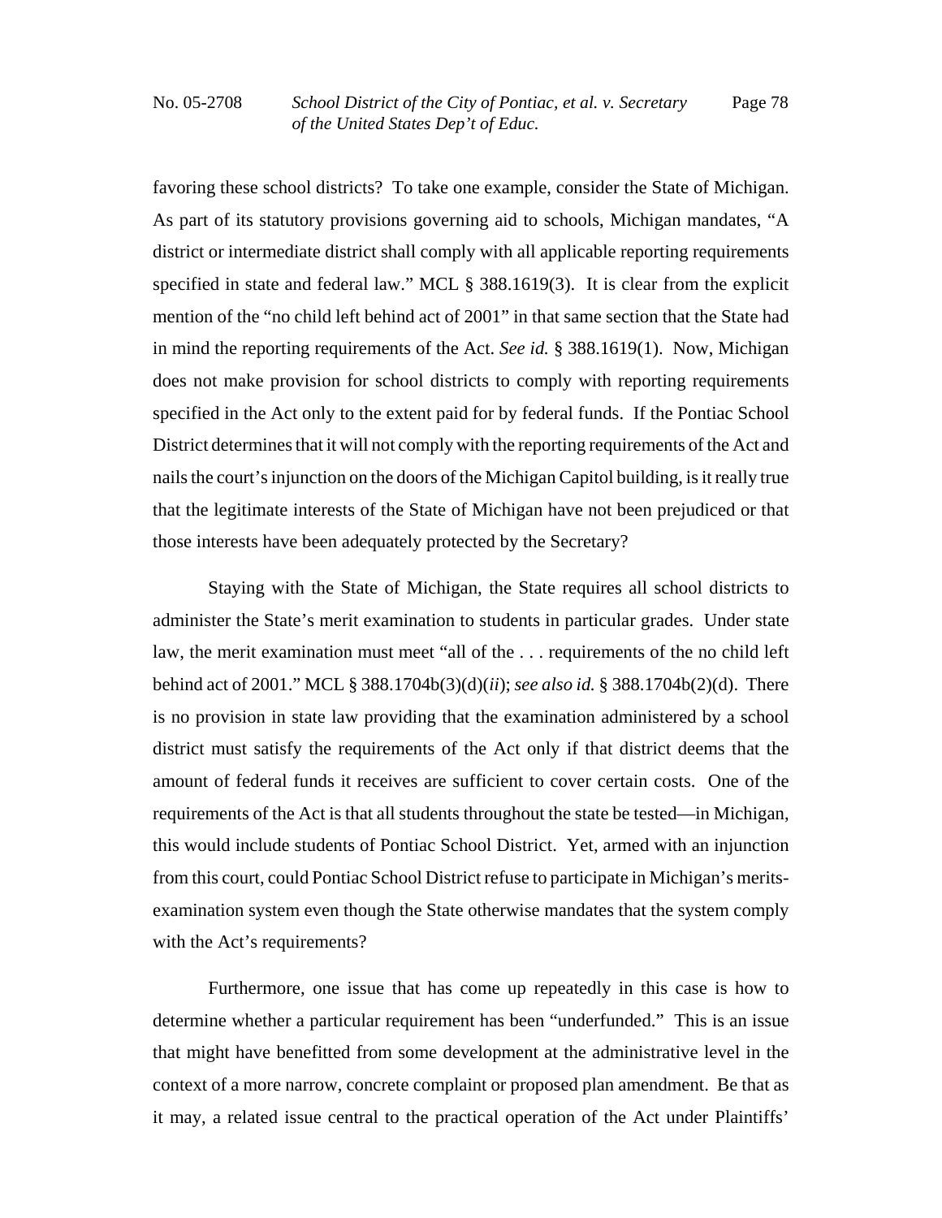favoring these school districts? To take one example, consider the State of Michigan. As part of its statutory provisions governing aid to schools, Michigan mandates, "A district or intermediate district shall comply with all applicable reporting requirements specified in state and federal law." MCL § 388.1619(3). It is clear from the explicit mention of the "no child left behind act of 2001" in that same section that the State had in mind the reporting requirements of the Act. *See id.* § 388.1619(1). Now, Michigan does not make provision for school districts to comply with reporting requirements specified in the Act only to the extent paid for by federal funds. If the Pontiac School District determines that it will not comply with the reporting requirements of the Act and nails the court's injunction on the doors of the Michigan Capitol building, is it really true that the legitimate interests of the State of Michigan have not been prejudiced or that those interests have been adequately protected by the Secretary?

Staying with the State of Michigan, the State requires all school districts to administer the State's merit examination to students in particular grades. Under state law, the merit examination must meet "all of the . . . requirements of the no child left behind act of 2001." MCL § 388.1704b(3)(d)(*ii*); *see also id.* § 388.1704b(2)(d). There is no provision in state law providing that the examination administered by a school district must satisfy the requirements of the Act only if that district deems that the amount of federal funds it receives are sufficient to cover certain costs. One of the requirements of the Act is that all students throughout the state be tested—in Michigan, this would include students of Pontiac School District. Yet, armed with an injunction from this court, could Pontiac School District refuse to participate in Michigan's merits-examination system even though the State otherwise mandates that the system comply with the Act's requirements?

Furthermore, one issue that has come up repeatedly in this case is how to determine whether a particular requirement has been "underfunded." This is an issue that might have benefitted from some development at the administrative level in the context of a more narrow, concrete complaint or proposed plan amendment. Be that as it may, a related issue central to the practical operation of the Act under Plaintiffs'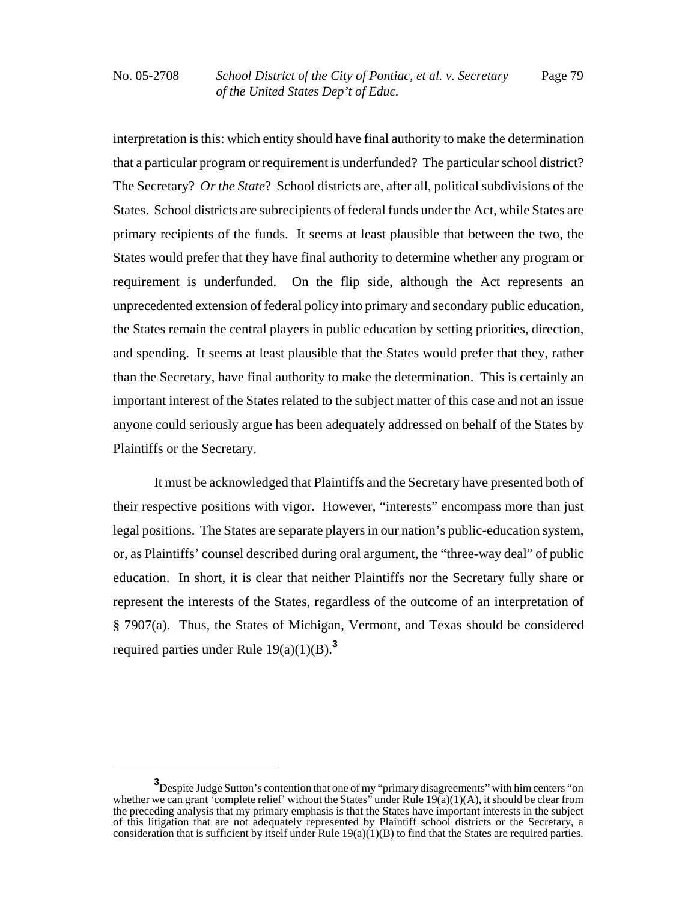interpretation is this: which entity should have final authority to make the determination that a particular program or requirement is underfunded? The particular school district? The Secretary? *Or the State*? School districts are, after all, political subdivisions of the States. School districts are subrecipients of federal funds under the Act, while States are primary recipients of the funds. It seems at least plausible that between the two, the States would prefer that they have final authority to determine whether any program or requirement is underfunded. On the flip side, although the Act represents an unprecedented extension of federal policy into primary and secondary public education, the States remain the central players in public education by setting priorities, direction, and spending. It seems at least plausible that the States would prefer that they, rather than the Secretary, have final authority to make the determination. This is certainly an important interest of the States related to the subject matter of this case and not an issue anyone could seriously argue has been adequately addressed on behalf of the States by Plaintiffs or the Secretary.

It must be acknowledged that Plaintiffs and the Secretary have presented both of their respective positions with vigor. However, "interests" encompass more than just legal positions. The States are separate players in our nation's public-education system, or, as Plaintiffs' counsel described during oral argument, the "three-way deal" of public education. In short, it is clear that neither Plaintiffs nor the Secretary fully share or represent the interests of the States, regardless of the outcome of an interpretation of § 7907(a). Thus, the States of Michigan, Vermont, and Texas should be considered required parties under Rule 19(a)(1)(B).[3]

---

[3]Despite Judge Sutton's contention that one of my "primary disagreements" with him centers "on whether we can grant 'complete relief' without the States" under Rule 19(a)(1)(A), it should be clear from the preceding analysis that my primary emphasis is that the States have important interests in the subject of this litigation that are not adequately represented by Plaintiff school districts or the Secretary, a consideration that is sufficient by itself under Rule 19(a)(1)(B) to find that the States are required parties.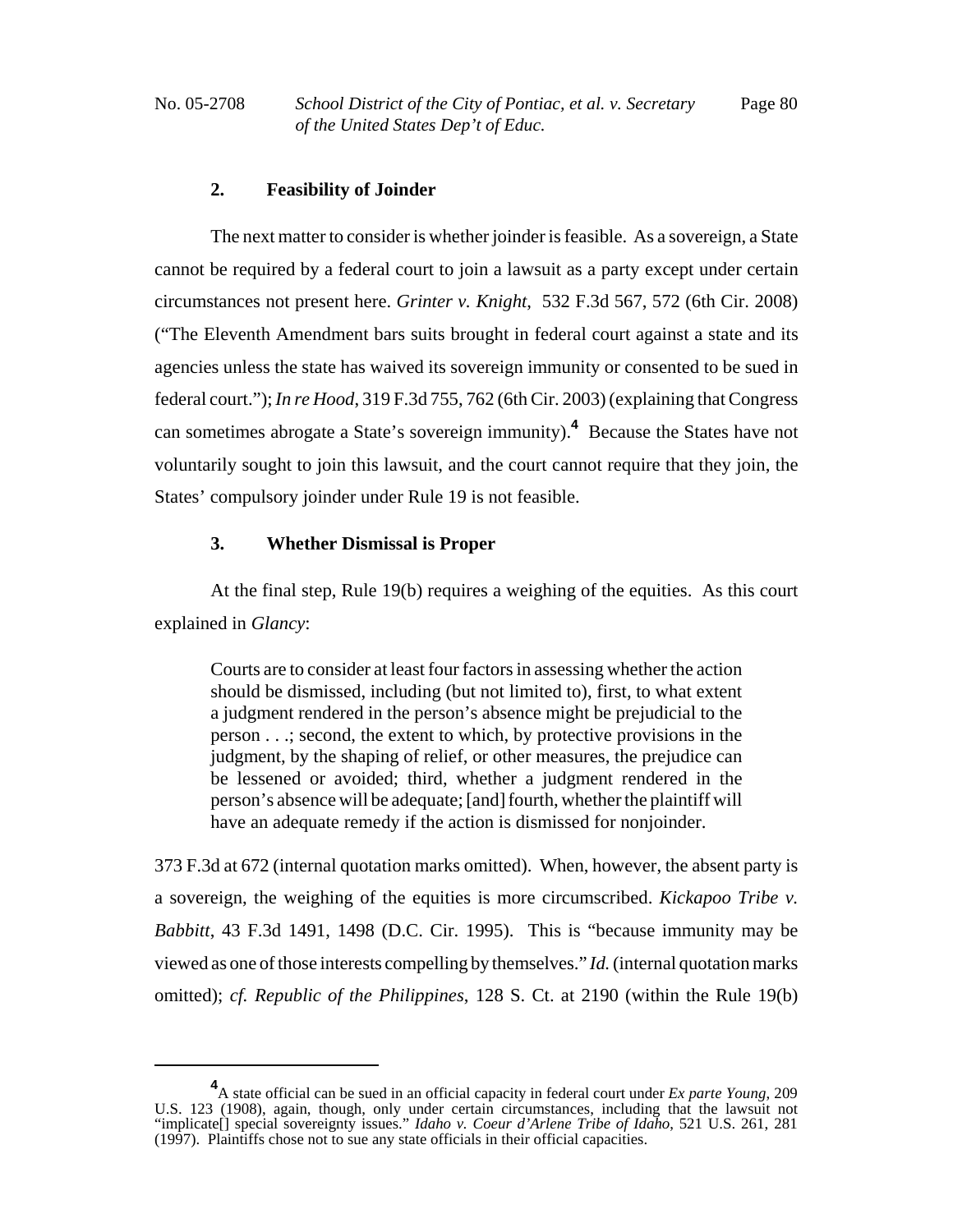### 2. Feasibility of Joinder

The next matter to consider is whether joinder is feasible. As a sovereign, a State cannot be required by a federal court to join a lawsuit as a party except under certain circumstances not present here. *Grinter v. Knight*, 532 F.3d 567, 572 (6th Cir. 2008) ("The Eleventh Amendment bars suits brought in federal court against a state and its agencies unless the state has waived its sovereign immunity or consented to be sued in federal court."); *In re Hood*, 319 F.3d 755, 762 (6th Cir. 2003) (explaining that Congress can sometimes abrogate a State's sovereign immunity).[4] Because the States have not voluntarily sought to join this lawsuit, and the court cannot require that they join, the States' compulsory joinder under Rule 19 is not feasible.

### 3. Whether Dismissal is Proper

At the final step, Rule 19(b) requires a weighing of the equities. As this court explained in *Glancy*:

> Courts are to consider at least four factors in assessing whether the action should be dismissed, including (but not limited to), first, to what extent a judgment rendered in the person's absence might be prejudicial to the person . . .; second, the extent to which, by protective provisions in the judgment, by the shaping of relief, or other measures, the prejudice can be lessened or avoided; third, whether a judgment rendered in the person's absence will be adequate; [and] fourth, whether the plaintiff will have an adequate remedy if the action is dismissed for nonjoinder.

373 F.3d at 672 (internal quotation marks omitted). When, however, the absent party is a sovereign, the weighing of the equities is more circumscribed. *Kickapoo Tribe v. Babbitt*, 43 F.3d 1491, 1498 (D.C. Cir. 1995). This is "because immunity may be viewed as one of those interests compelling by themselves." *Id.* (internal quotation marks omitted); *cf. Republic of the Philippines*, 128 S. Ct. at 2190 (within the Rule 19(b)

---

[4] A state official can be sued in an official capacity in federal court under *Ex parte Young*, 209 U.S. 123 (1908), again, though, only under certain circumstances, including that the lawsuit not "implicate[] special sovereignty issues." *Idaho v. Coeur d'Arlene Tribe of Idaho*, 521 U.S. 261, 281 (1997). Plaintiffs chose not to sue any state officials in their official capacities.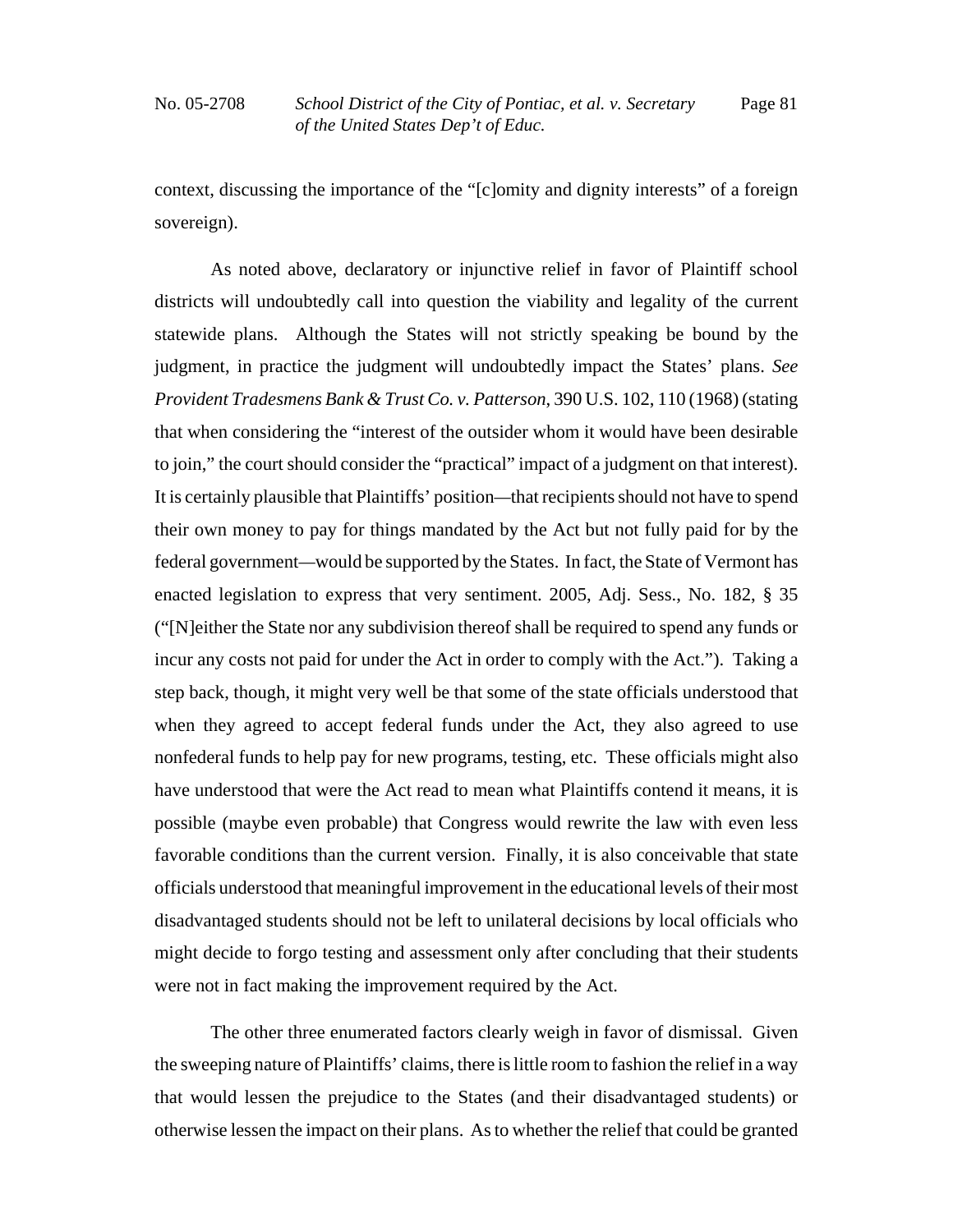context, discussing the importance of the "[c]omity and dignity interests" of a foreign sovereign).

As noted above, declaratory or injunctive relief in favor of Plaintiff school districts will undoubtedly call into question the viability and legality of the current statewide plans. Although the States will not strictly speaking be bound by the judgment, in practice the judgment will undoubtedly impact the States' plans. *See Provident Tradesmens Bank & Trust Co. v. Patterson*, 390 U.S. 102, 110 (1968) (stating that when considering the "interest of the outsider whom it would have been desirable to join," the court should consider the "practical" impact of a judgment on that interest). It is certainly plausible that Plaintiffs' position—that recipients should not have to spend their own money to pay for things mandated by the Act but not fully paid for by the federal government—would be supported by the States. In fact, the State of Vermont has enacted legislation to express that very sentiment. 2005, Adj. Sess., No. 182, § 35 ("[N]either the State nor any subdivision thereof shall be required to spend any funds or incur any costs not paid for under the Act in order to comply with the Act."). Taking a step back, though, it might very well be that some of the state officials understood that when they agreed to accept federal funds under the Act, they also agreed to use nonfederal funds to help pay for new programs, testing, etc. These officials might also have understood that were the Act read to mean what Plaintiffs contend it means, it is possible (maybe even probable) that Congress would rewrite the law with even less favorable conditions than the current version. Finally, it is also conceivable that state officials understood that meaningful improvement in the educational levels of their most disadvantaged students should not be left to unilateral decisions by local officials who might decide to forgo testing and assessment only after concluding that their students were not in fact making the improvement required by the Act.

The other three enumerated factors clearly weigh in favor of dismissal. Given the sweeping nature of Plaintiffs' claims, there is little room to fashion the relief in a way that would lessen the prejudice to the States (and their disadvantaged students) or otherwise lessen the impact on their plans. As to whether the relief that could be granted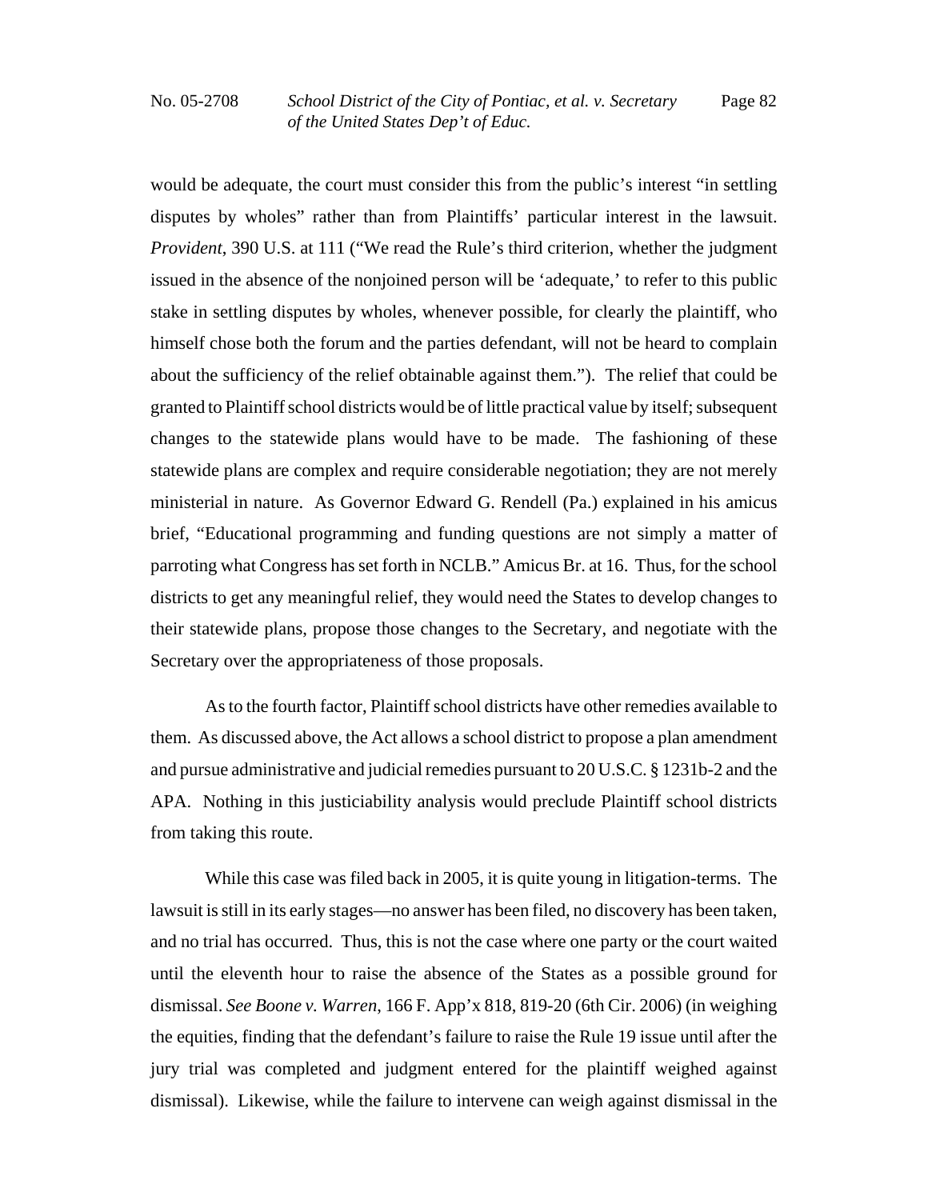would be adequate, the court must consider this from the public's interest "in settling disputes by wholes" rather than from Plaintiffs' particular interest in the lawsuit. *Provident*, 390 U.S. at 111 ("We read the Rule's third criterion, whether the judgment issued in the absence of the nonjoined person will be 'adequate,' to refer to this public stake in settling disputes by wholes, whenever possible, for clearly the plaintiff, who himself chose both the forum and the parties defendant, will not be heard to complain about the sufficiency of the relief obtainable against them."). The relief that could be granted to Plaintiff school districts would be of little practical value by itself; subsequent changes to the statewide plans would have to be made. The fashioning of these statewide plans are complex and require considerable negotiation; they are not merely ministerial in nature. As Governor Edward G. Rendell (Pa.) explained in his amicus brief, "Educational programming and funding questions are not simply a matter of parroting what Congress has set forth in NCLB." Amicus Br. at 16. Thus, for the school districts to get any meaningful relief, they would need the States to develop changes to their statewide plans, propose those changes to the Secretary, and negotiate with the Secretary over the appropriateness of those proposals.

As to the fourth factor, Plaintiff school districts have other remedies available to them. As discussed above, the Act allows a school district to propose a plan amendment and pursue administrative and judicial remedies pursuant to 20 U.S.C. § 1231b-2 and the APA. Nothing in this justiciability analysis would preclude Plaintiff school districts from taking this route.

While this case was filed back in 2005, it is quite young in litigation-terms. The lawsuit is still in its early stages—no answer has been filed, no discovery has been taken, and no trial has occurred. Thus, this is not the case where one party or the court waited until the eleventh hour to raise the absence of the States as a possible ground for dismissal. *See Boone v. Warren*, 166 F. App'x 818, 819-20 (6th Cir. 2006) (in weighing the equities, finding that the defendant's failure to raise the Rule 19 issue until after the jury trial was completed and judgment entered for the plaintiff weighed against dismissal). Likewise, while the failure to intervene can weigh against dismissal in the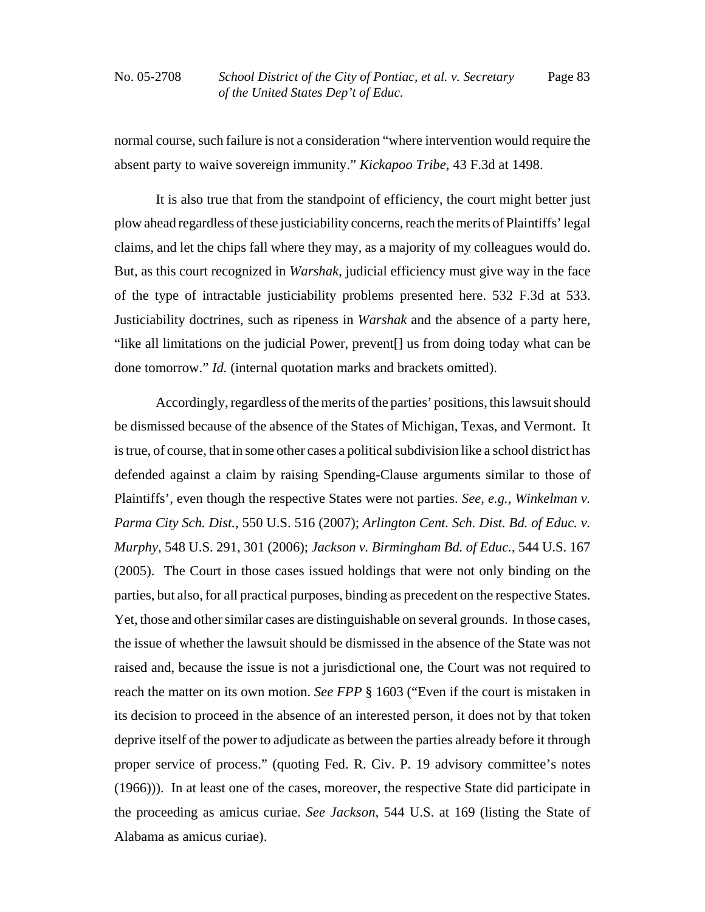normal course, such failure is not a consideration "where intervention would require the absent party to waive sovereign immunity." *Kickapoo Tribe*, 43 F.3d at 1498.

It is also true that from the standpoint of efficiency, the court might better just plow ahead regardless of these justiciability concerns, reach the merits of Plaintiffs' legal claims, and let the chips fall where they may, as a majority of my colleagues would do. But, as this court recognized in *Warshak*, judicial efficiency must give way in the face of the type of intractable justiciability problems presented here. 532 F.3d at 533. Justiciability doctrines, such as ripeness in *Warshak* and the absence of a party here, "like all limitations on the judicial Power, prevent[] us from doing today what can be done tomorrow." *Id.* (internal quotation marks and brackets omitted).

Accordingly, regardless of the merits of the parties' positions, this lawsuit should be dismissed because of the absence of the States of Michigan, Texas, and Vermont. It is true, of course, that in some other cases a political subdivision like a school district has defended against a claim by raising Spending-Clause arguments similar to those of Plaintiffs', even though the respective States were not parties. *See, e.g.*, *Winkelman v. Parma City Sch. Dist.*, 550 U.S. 516 (2007); *Arlington Cent. Sch. Dist. Bd. of Educ. v. Murphy*, 548 U.S. 291, 301 (2006); *Jackson v. Birmingham Bd. of Educ.*, 544 U.S. 167 (2005). The Court in those cases issued holdings that were not only binding on the parties, but also, for all practical purposes, binding as precedent on the respective States. Yet, those and other similar cases are distinguishable on several grounds. In those cases, the issue of whether the lawsuit should be dismissed in the absence of the State was not raised and, because the issue is not a jurisdictional one, the Court was not required to reach the matter on its own motion. *See FPP* § 1603 ("Even if the court is mistaken in its decision to proceed in the absence of an interested person, it does not by that token deprive itself of the power to adjudicate as between the parties already before it through proper service of process." (quoting Fed. R. Civ. P. 19 advisory committee's notes (1966))). In at least one of the cases, moreover, the respective State did participate in the proceeding as amicus curiae. *See Jackson*, 544 U.S. at 169 (listing the State of Alabama as amicus curiae).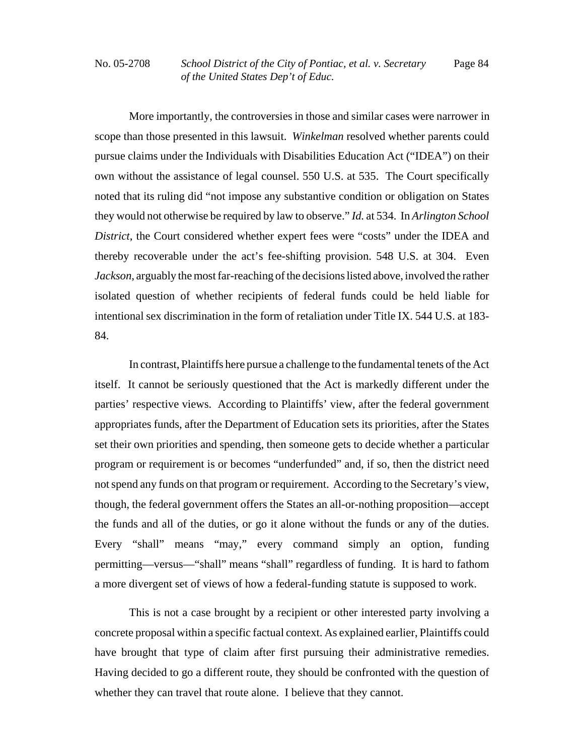More importantly, the controversies in those and similar cases were narrower in scope than those presented in this lawsuit. *Winkelman* resolved whether parents could pursue claims under the Individuals with Disabilities Education Act ("IDEA") on their own without the assistance of legal counsel. 550 U.S. at 535. The Court specifically noted that its ruling did "not impose any substantive condition or obligation on States they would not otherwise be required by law to observe." *Id.* at 534. In *Arlington School District*, the Court considered whether expert fees were "costs" under the IDEA and thereby recoverable under the act's fee-shifting provision. 548 U.S. at 304. Even *Jackson*, arguably the most far-reaching of the decisions listed above, involved the rather isolated question of whether recipients of federal funds could be held liable for intentional sex discrimination in the form of retaliation under Title IX. 544 U.S. at 183-84.

In contrast, Plaintiffs here pursue a challenge to the fundamental tenets of the Act itself. It cannot be seriously questioned that the Act is markedly different under the parties' respective views. According to Plaintiffs' view, after the federal government appropriates funds, after the Department of Education sets its priorities, after the States set their own priorities and spending, then someone gets to decide whether a particular program or requirement is or becomes "underfunded" and, if so, then the district need not spend any funds on that program or requirement. According to the Secretary's view, though, the federal government offers the States an all-or-nothing proposition—accept the funds and all of the duties, or go it alone without the funds or any of the duties. Every "shall" means "may," every command simply an option, funding permitting—versus—"shall" means "shall" regardless of funding. It is hard to fathom a more divergent set of views of how a federal-funding statute is supposed to work.

This is not a case brought by a recipient or other interested party involving a concrete proposal within a specific factual context. As explained earlier, Plaintiffs could have brought that type of claim after first pursuing their administrative remedies. Having decided to go a different route, they should be confronted with the question of whether they can travel that route alone. I believe that they cannot.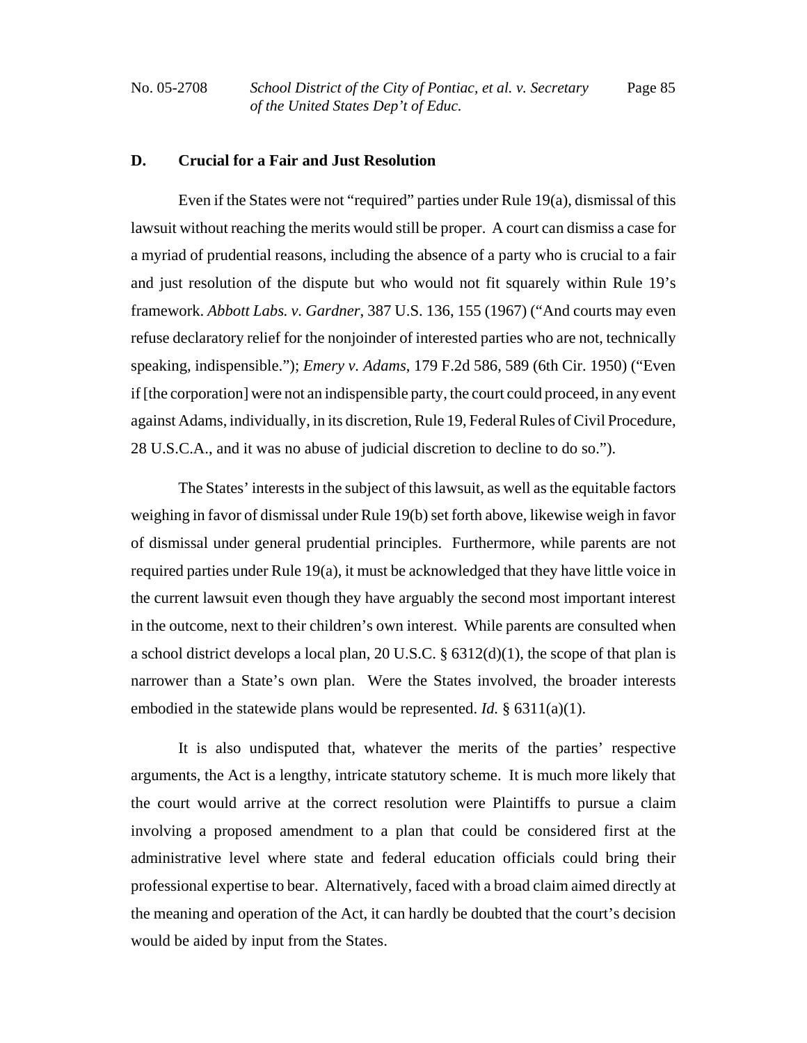### D. Crucial for a Fair and Just Resolution

Even if the States were not "required" parties under Rule 19(a), dismissal of this lawsuit without reaching the merits would still be proper. A court can dismiss a case for a myriad of prudential reasons, including the absence of a party who is crucial to a fair and just resolution of the dispute but who would not fit squarely within Rule 19's framework. *Abbott Labs. v. Gardner*, 387 U.S. 136, 155 (1967) ("And courts may even refuse declaratory relief for the nonjoinder of interested parties who are not, technically speaking, indispensible."); *Emery v. Adams*, 179 F.2d 586, 589 (6th Cir. 1950) ("Even if [the corporation] were not an indispensible party, the court could proceed, in any event against Adams, individually, in its discretion, Rule 19, Federal Rules of Civil Procedure, 28 U.S.C.A., and it was no abuse of judicial discretion to decline to do so.").

The States' interests in the subject of this lawsuit, as well as the equitable factors weighing in favor of dismissal under Rule 19(b) set forth above, likewise weigh in favor of dismissal under general prudential principles. Furthermore, while parents are not required parties under Rule 19(a), it must be acknowledged that they have little voice in the current lawsuit even though they have arguably the second most important interest in the outcome, next to their children's own interest. While parents are consulted when a school district develops a local plan, 20 U.S.C. § 6312(d)(1), the scope of that plan is narrower than a State's own plan. Were the States involved, the broader interests embodied in the statewide plans would be represented. *Id.* § 6311(a)(1).

It is also undisputed that, whatever the merits of the parties' respective arguments, the Act is a lengthy, intricate statutory scheme. It is much more likely that the court would arrive at the correct resolution were Plaintiffs to pursue a claim involving a proposed amendment to a plan that could be considered first at the administrative level where state and federal education officials could bring their professional expertise to bear. Alternatively, faced with a broad claim aimed directly at the meaning and operation of the Act, it can hardly be doubted that the court's decision would be aided by input from the States.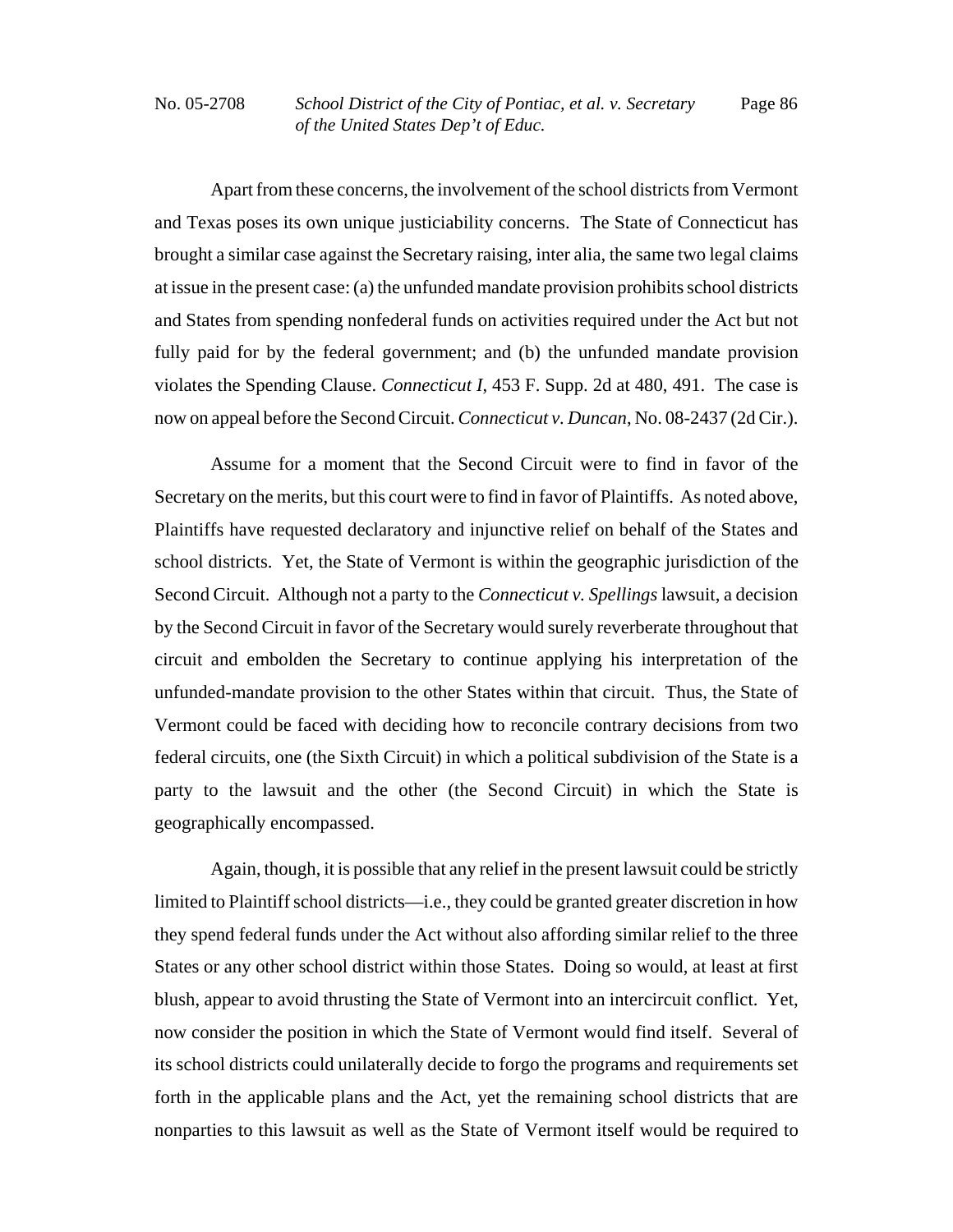Apart from these concerns, the involvement of the school districts from Vermont and Texas poses its own unique justiciability concerns. The State of Connecticut has brought a similar case against the Secretary raising, inter alia, the same two legal claims at issue in the present case: (a) the unfunded mandate provision prohibits school districts and States from spending nonfederal funds on activities required under the Act but not fully paid for by the federal government; and (b) the unfunded mandate provision violates the Spending Clause. *Connecticut I*, 453 F. Supp. 2d at 480, 491. The case is now on appeal before the Second Circuit. *Connecticut v. Duncan*, No. 08-2437 (2d Cir.).

Assume for a moment that the Second Circuit were to find in favor of the Secretary on the merits, but this court were to find in favor of Plaintiffs. As noted above, Plaintiffs have requested declaratory and injunctive relief on behalf of the States and school districts. Yet, the State of Vermont is within the geographic jurisdiction of the Second Circuit. Although not a party to the *Connecticut v. Spellings* lawsuit, a decision by the Second Circuit in favor of the Secretary would surely reverberate throughout that circuit and embolden the Secretary to continue applying his interpretation of the unfunded-mandate provision to the other States within that circuit. Thus, the State of Vermont could be faced with deciding how to reconcile contrary decisions from two federal circuits, one (the Sixth Circuit) in which a political subdivision of the State is a party to the lawsuit and the other (the Second Circuit) in which the State is geographically encompassed.

Again, though, it is possible that any relief in the present lawsuit could be strictly limited to Plaintiff school districts—i.e., they could be granted greater discretion in how they spend federal funds under the Act without also affording similar relief to the three States or any other school district within those States. Doing so would, at least at first blush, appear to avoid thrusting the State of Vermont into an intercircuit conflict. Yet, now consider the position in which the State of Vermont would find itself. Several of its school districts could unilaterally decide to forgo the programs and requirements set forth in the applicable plans and the Act, yet the remaining school districts that are nonparties to this lawsuit as well as the State of Vermont itself would be required to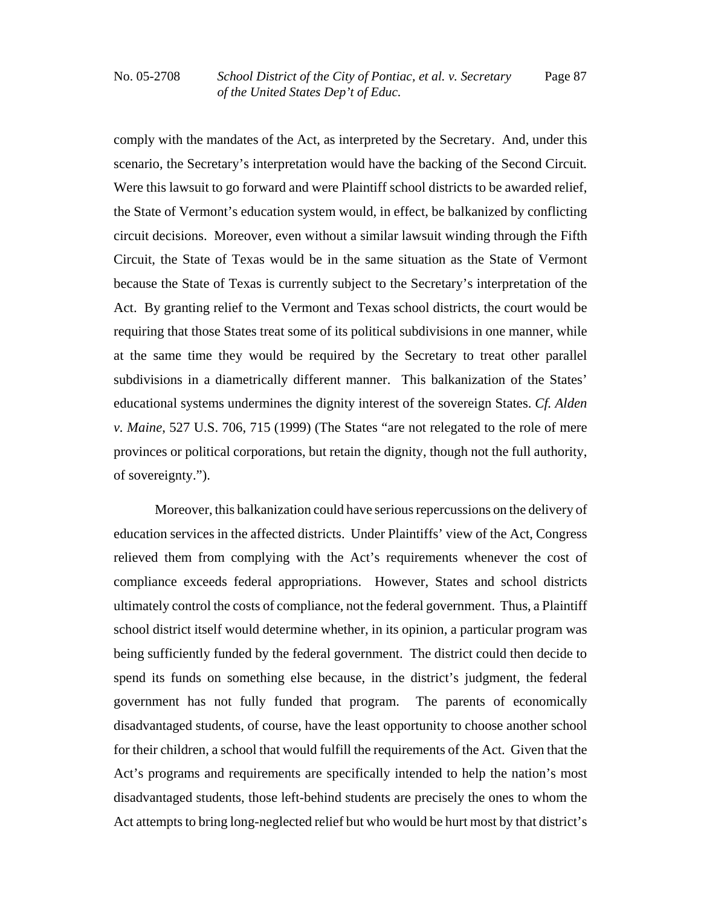comply with the mandates of the Act, as interpreted by the Secretary. And, under this scenario, the Secretary's interpretation would have the backing of the Second Circuit. Were this lawsuit to go forward and were Plaintiff school districts to be awarded relief, the State of Vermont's education system would, in effect, be balkanized by conflicting circuit decisions. Moreover, even without a similar lawsuit winding through the Fifth Circuit, the State of Texas would be in the same situation as the State of Vermont because the State of Texas is currently subject to the Secretary's interpretation of the Act. By granting relief to the Vermont and Texas school districts, the court would be requiring that those States treat some of its political subdivisions in one manner, while at the same time they would be required by the Secretary to treat other parallel subdivisions in a diametrically different manner. This balkanization of the States' educational systems undermines the dignity interest of the sovereign States. *Cf. Alden v. Maine*, 527 U.S. 706, 715 (1999) (The States "are not relegated to the role of mere provinces or political corporations, but retain the dignity, though not the full authority, of sovereignty.").

Moreover, this balkanization could have serious repercussions on the delivery of education services in the affected districts. Under Plaintiffs' view of the Act, Congress relieved them from complying with the Act's requirements whenever the cost of compliance exceeds federal appropriations. However, States and school districts ultimately control the costs of compliance, not the federal government. Thus, a Plaintiff school district itself would determine whether, in its opinion, a particular program was being sufficiently funded by the federal government. The district could then decide to spend its funds on something else because, in the district's judgment, the federal government has not fully funded that program. The parents of economically disadvantaged students, of course, have the least opportunity to choose another school for their children, a school that would fulfill the requirements of the Act. Given that the Act's programs and requirements are specifically intended to help the nation's most disadvantaged students, those left-behind students are precisely the ones to whom the Act attempts to bring long-neglected relief but who would be hurt most by that district's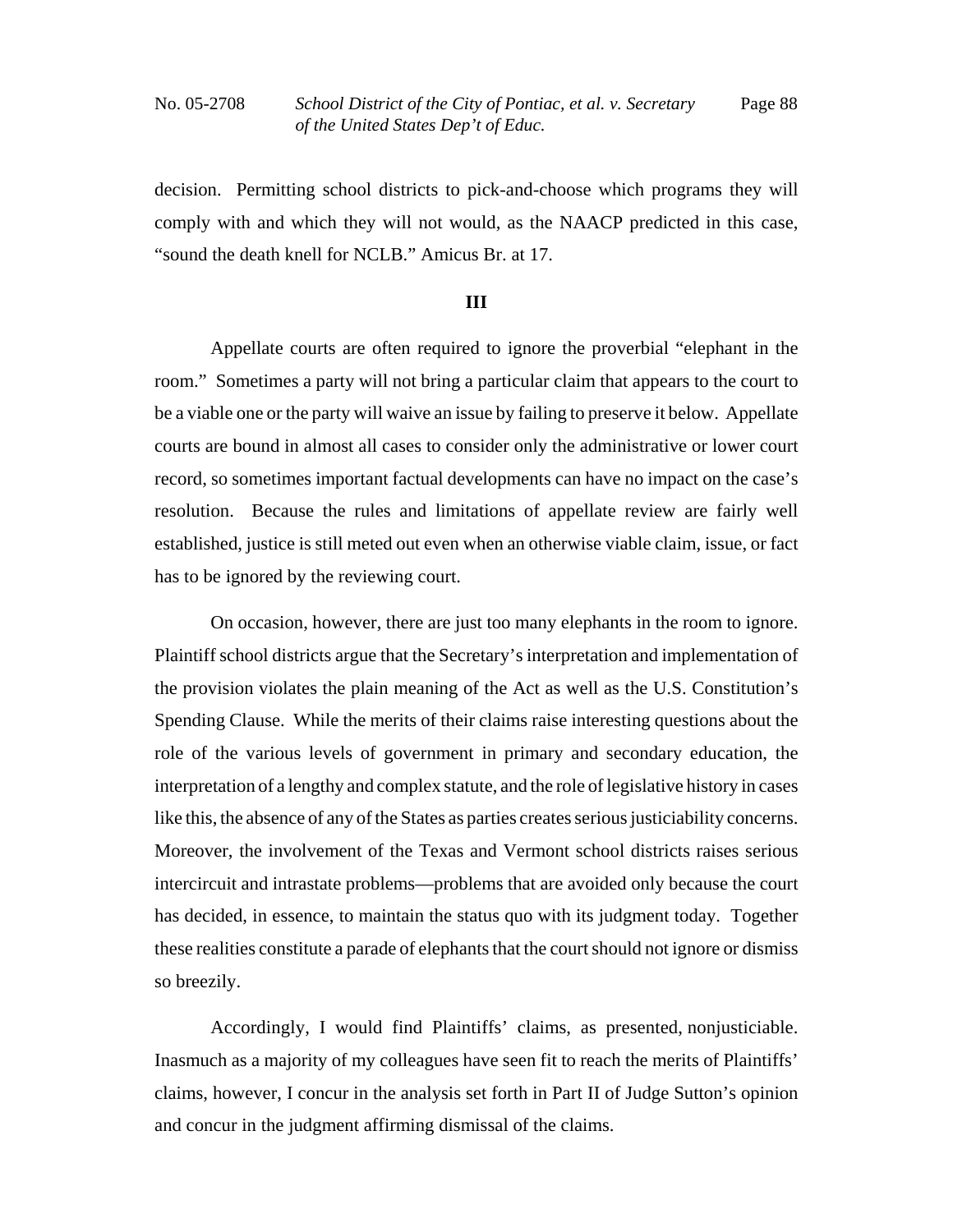decision. Permitting school districts to pick-and-choose which programs they will comply with and which they will not would, as the NAACP predicted in this case, "sound the death knell for NCLB." Amicus Br. at 17.

## III

Appellate courts are often required to ignore the proverbial "elephant in the room." Sometimes a party will not bring a particular claim that appears to the court to be a viable one or the party will waive an issue by failing to preserve it below. Appellate courts are bound in almost all cases to consider only the administrative or lower court record, so sometimes important factual developments can have no impact on the case's resolution. Because the rules and limitations of appellate review are fairly well established, justice is still meted out even when an otherwise viable claim, issue, or fact has to be ignored by the reviewing court.

On occasion, however, there are just too many elephants in the room to ignore. Plaintiff school districts argue that the Secretary's interpretation and implementation of the provision violates the plain meaning of the Act as well as the U.S. Constitution's Spending Clause. While the merits of their claims raise interesting questions about the role of the various levels of government in primary and secondary education, the interpretation of a lengthy and complex statute, and the role of legislative history in cases like this, the absence of any of the States as parties creates serious justiciability concerns. Moreover, the involvement of the Texas and Vermont school districts raises serious intercircuit and intrastate problems—problems that are avoided only because the court has decided, in essence, to maintain the status quo with its judgment today. Together these realities constitute a parade of elephants that the court should not ignore or dismiss so breezily.

Accordingly, I would find Plaintiffs' claims, as presented, nonjusticiable. Inasmuch as a majority of my colleagues have seen fit to reach the merits of Plaintiffs' claims, however, I concur in the analysis set forth in Part II of Judge Sutton's opinion and concur in the judgment affirming dismissal of the claims.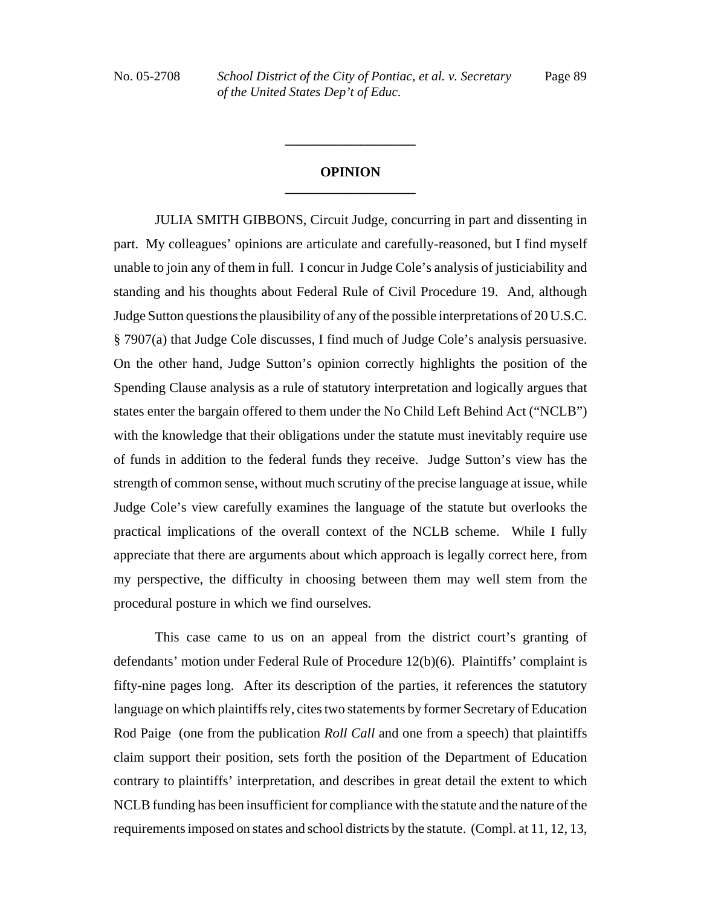## OPINION

JULIA SMITH GIBBONS, Circuit Judge, concurring in part and dissenting in part. My colleagues' opinions are articulate and carefully-reasoned, but I find myself unable to join any of them in full. I concur in Judge Cole's analysis of justiciability and standing and his thoughts about Federal Rule of Civil Procedure 19. And, although Judge Sutton questions the plausibility of any of the possible interpretations of 20 U.S.C. § 7907(a) that Judge Cole discusses, I find much of Judge Cole's analysis persuasive. On the other hand, Judge Sutton's opinion correctly highlights the position of the Spending Clause analysis as a rule of statutory interpretation and logically argues that states enter the bargain offered to them under the No Child Left Behind Act ("NCLB") with the knowledge that their obligations under the statute must inevitably require use of funds in addition to the federal funds they receive. Judge Sutton's view has the strength of common sense, without much scrutiny of the precise language at issue, while Judge Cole's view carefully examines the language of the statute but overlooks the practical implications of the overall context of the NCLB scheme. While I fully appreciate that there are arguments about which approach is legally correct here, from my perspective, the difficulty in choosing between them may well stem from the procedural posture in which we find ourselves.

This case came to us on an appeal from the district court's granting of defendants' motion under Federal Rule of Procedure 12(b)(6). Plaintiffs' complaint is fifty-nine pages long. After its description of the parties, it references the statutory language on which plaintiffs rely, cites two statements by former Secretary of Education Rod Paige (one from the publication *Roll Call* and one from a speech) that plaintiffs claim support their position, sets forth the position of the Department of Education contrary to plaintiffs' interpretation, and describes in great detail the extent to which NCLB funding has been insufficient for compliance with the statute and the nature of the requirements imposed on states and school districts by the statute. (Compl. at 11, 12, 13,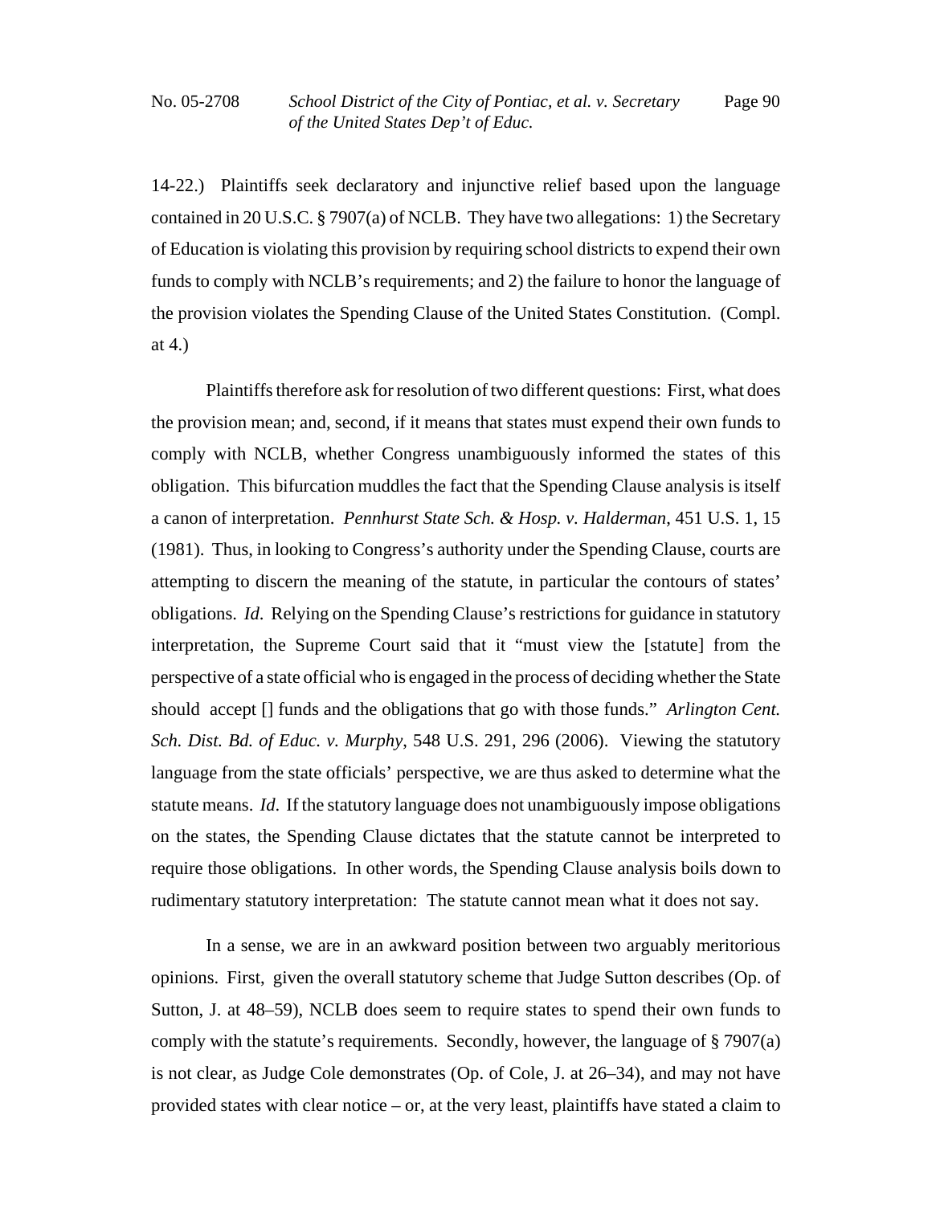14-22.) Plaintiffs seek declaratory and injunctive relief based upon the language contained in 20 U.S.C. § 7907(a) of NCLB. They have two allegations: 1) the Secretary of Education is violating this provision by requiring school districts to expend their own funds to comply with NCLB's requirements; and 2) the failure to honor the language of the provision violates the Spending Clause of the United States Constitution. (Compl. at 4.)

Plaintiffs therefore ask for resolution of two different questions: First, what does the provision mean; and, second, if it means that states must expend their own funds to comply with NCLB, whether Congress unambiguously informed the states of this obligation. This bifurcation muddles the fact that the Spending Clause analysis is itself a canon of interpretation. *Pennhurst State Sch. & Hosp. v. Halderman*, 451 U.S. 1, 15 (1981). Thus, in looking to Congress's authority under the Spending Clause, courts are attempting to discern the meaning of the statute, in particular the contours of states' obligations. *Id*. Relying on the Spending Clause's restrictions for guidance in statutory interpretation, the Supreme Court said that it "must view the [statute] from the perspective of a state official who is engaged in the process of deciding whether the State should accept [] funds and the obligations that go with those funds." *Arlington Cent. Sch. Dist. Bd. of Educ. v. Murphy*, 548 U.S. 291, 296 (2006). Viewing the statutory language from the state officials' perspective, we are thus asked to determine what the statute means. *Id*. If the statutory language does not unambiguously impose obligations on the states, the Spending Clause dictates that the statute cannot be interpreted to require those obligations. In other words, the Spending Clause analysis boils down to rudimentary statutory interpretation: The statute cannot mean what it does not say.

In a sense, we are in an awkward position between two arguably meritorious opinions. First, given the overall statutory scheme that Judge Sutton describes (Op. of Sutton, J. at 48–59), NCLB does seem to require states to spend their own funds to comply with the statute's requirements. Secondly, however, the language of § 7907(a) is not clear, as Judge Cole demonstrates (Op. of Cole, J. at 26–34), and may not have provided states with clear notice – or, at the very least, plaintiffs have stated a claim to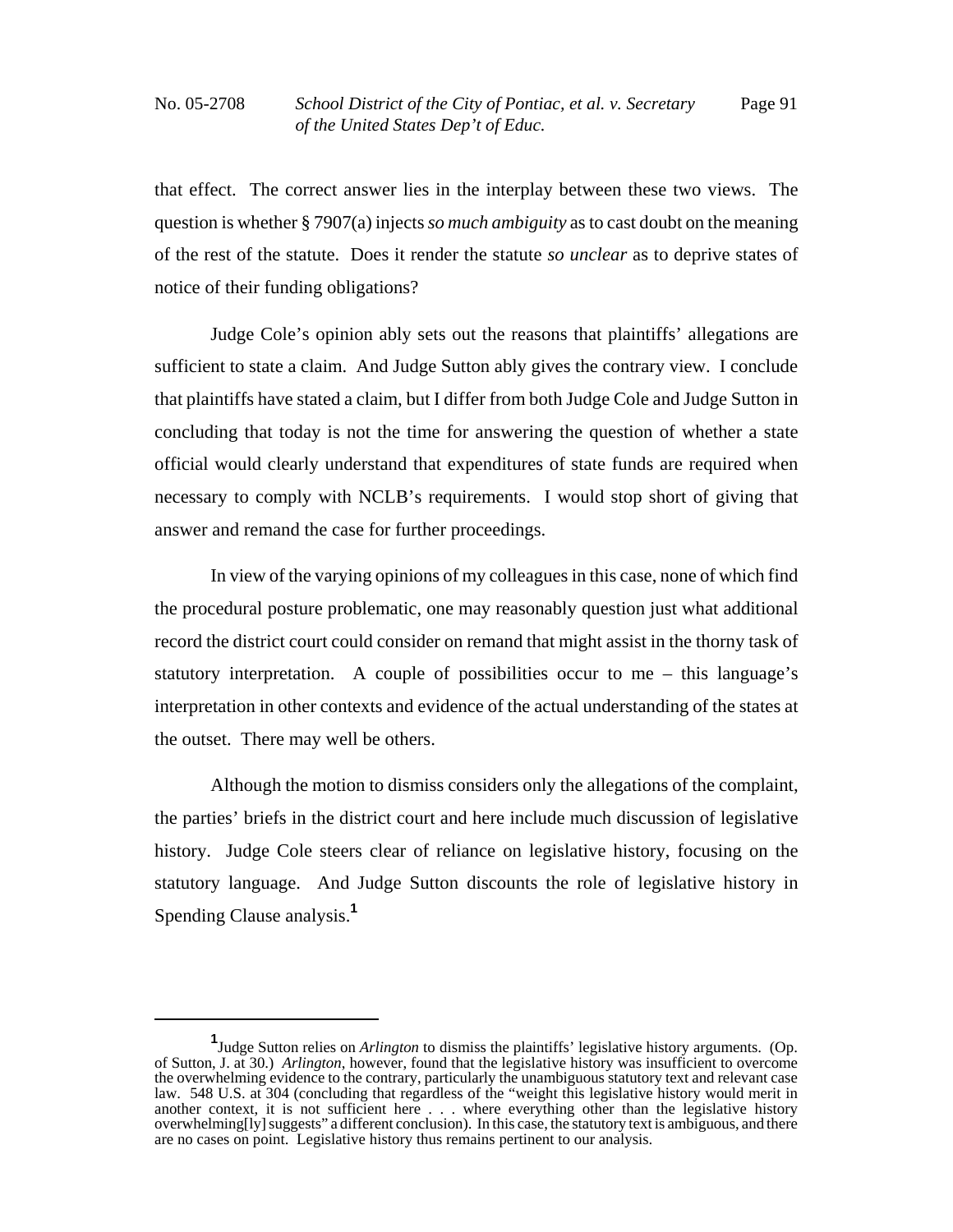that effect. The correct answer lies in the interplay between these two views. The question is whether § 7907(a) injects *so much ambiguity* as to cast doubt on the meaning of the rest of the statute. Does it render the statute *so unclear* as to deprive states of notice of their funding obligations?

Judge Cole's opinion ably sets out the reasons that plaintiffs' allegations are sufficient to state a claim. And Judge Sutton ably gives the contrary view. I conclude that plaintiffs have stated a claim, but I differ from both Judge Cole and Judge Sutton in concluding that today is not the time for answering the question of whether a state official would clearly understand that expenditures of state funds are required when necessary to comply with NCLB's requirements. I would stop short of giving that answer and remand the case for further proceedings.

In view of the varying opinions of my colleagues in this case, none of which find the procedural posture problematic, one may reasonably question just what additional record the district court could consider on remand that might assist in the thorny task of statutory interpretation. A couple of possibilities occur to me – this language's interpretation in other contexts and evidence of the actual understanding of the states at the outset. There may well be others.

Although the motion to dismiss considers only the allegations of the complaint, the parties' briefs in the district court and here include much discussion of legislative history. Judge Cole steers clear of reliance on legislative history, focusing on the statutory language. And Judge Sutton discounts the role of legislative history in Spending Clause analysis.[1]

---

[1] Judge Sutton relies on *Arlington* to dismiss the plaintiffs' legislative history arguments. (Op. of Sutton, J. at 30.) *Arlington*, however, found that the legislative history was insufficient to overcome the overwhelming evidence to the contrary, particularly the unambiguous statutory text and relevant case law. 548 U.S. at 304 (concluding that regardless of the "weight this legislative history would merit in another context, it is not sufficient here . . . where everything other than the legislative history overwhelming[ly] suggests" a different conclusion). In this case, the statutory text is ambiguous, and there are no cases on point. Legislative history thus remains pertinent to our analysis.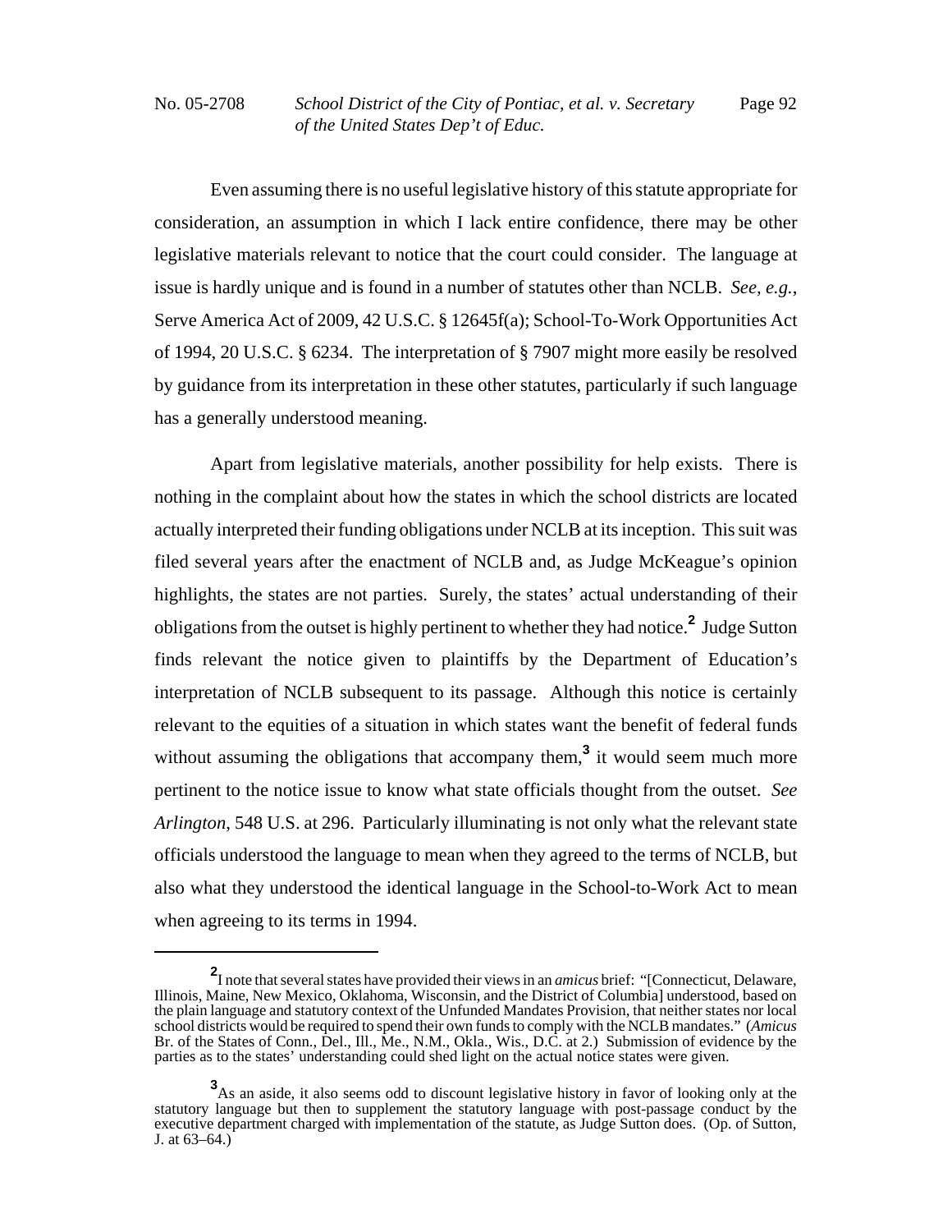Even assuming there is no useful legislative history of this statute appropriate for consideration, an assumption in which I lack entire confidence, there may be other legislative materials relevant to notice that the court could consider. The language at issue is hardly unique and is found in a number of statutes other than NCLB. *See, e.g.*, Serve America Act of 2009, 42 U.S.C. § 12645f(a); School-To-Work Opportunities Act of 1994, 20 U.S.C. § 6234. The interpretation of § 7907 might more easily be resolved by guidance from its interpretation in these other statutes, particularly if such language has a generally understood meaning.

Apart from legislative materials, another possibility for help exists. There is nothing in the complaint about how the states in which the school districts are located actually interpreted their funding obligations under NCLB at its inception. This suit was filed several years after the enactment of NCLB and, as Judge McKeague's opinion highlights, the states are not parties. Surely, the states' actual understanding of their obligations from the outset is highly pertinent to whether they had notice.[2] Judge Sutton finds relevant the notice given to plaintiffs by the Department of Education's interpretation of NCLB subsequent to its passage. Although this notice is certainly relevant to the equities of a situation in which states want the benefit of federal funds without assuming the obligations that accompany them,[3] it would seem much more pertinent to the notice issue to know what state officials thought from the outset. *See Arlington*, 548 U.S. at 296. Particularly illuminating is not only what the relevant state officials understood the language to mean when they agreed to the terms of NCLB, but also what they understood the identical language in the School-to-Work Act to mean when agreeing to its terms in 1994.

---

[2] I note that several states have provided their views in an *amicus* brief: "[Connecticut, Delaware, Illinois, Maine, New Mexico, Oklahoma, Wisconsin, and the District of Columbia] understood, based on the plain language and statutory context of the Unfunded Mandates Provision, that neither states nor local school districts would be required to spend their own funds to comply with the NCLB mandates." (*Amicus* Br. of the States of Conn., Del., Ill., Me., N.M., Okla., Wis., D.C. at 2.) Submission of evidence by the parties as to the states' understanding could shed light on the actual notice states were given.

[3] As an aside, it also seems odd to discount legislative history in favor of looking only at the statutory language but then to supplement the statutory language with post-passage conduct by the executive department charged with implementation of the statute, as Judge Sutton does. (Op. of Sutton, J. at 63–64.)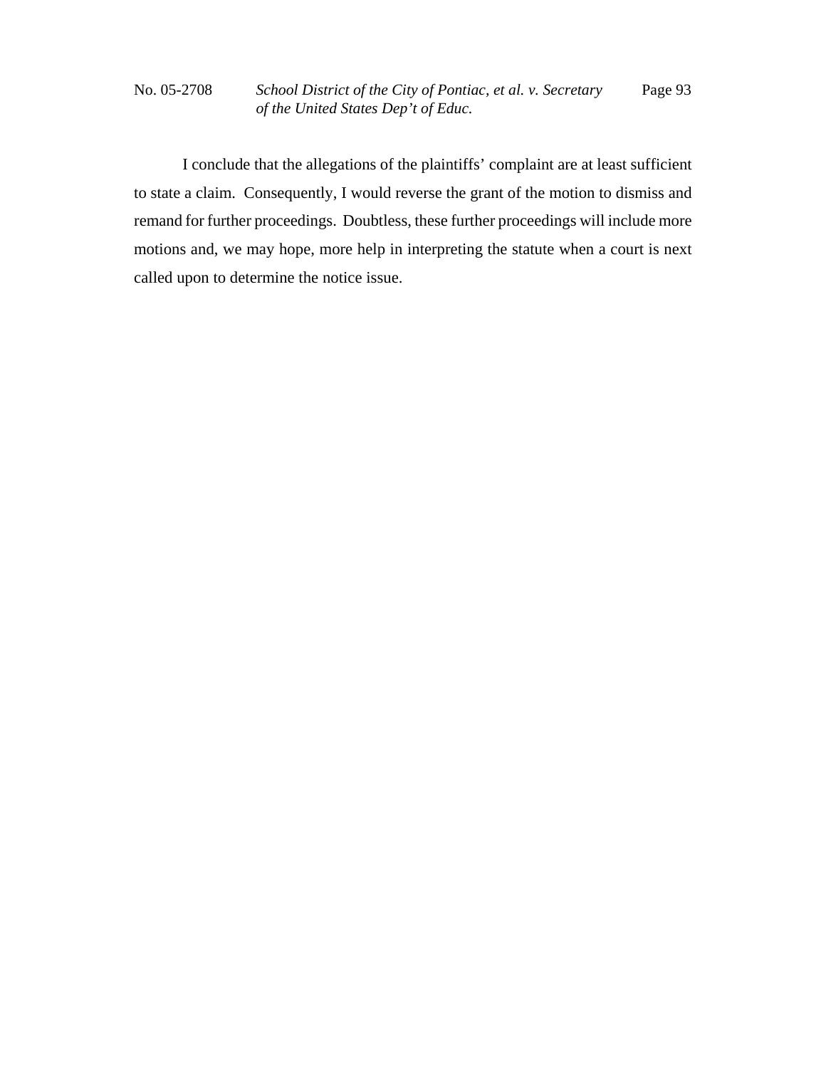I conclude that the allegations of the plaintiffs' complaint are at least sufficient to state a claim. Consequently, I would reverse the grant of the motion to dismiss and remand for further proceedings. Doubtless, these further proceedings will include more motions and, we may hope, more help in interpreting the statute when a court is next called upon to determine the notice issue.